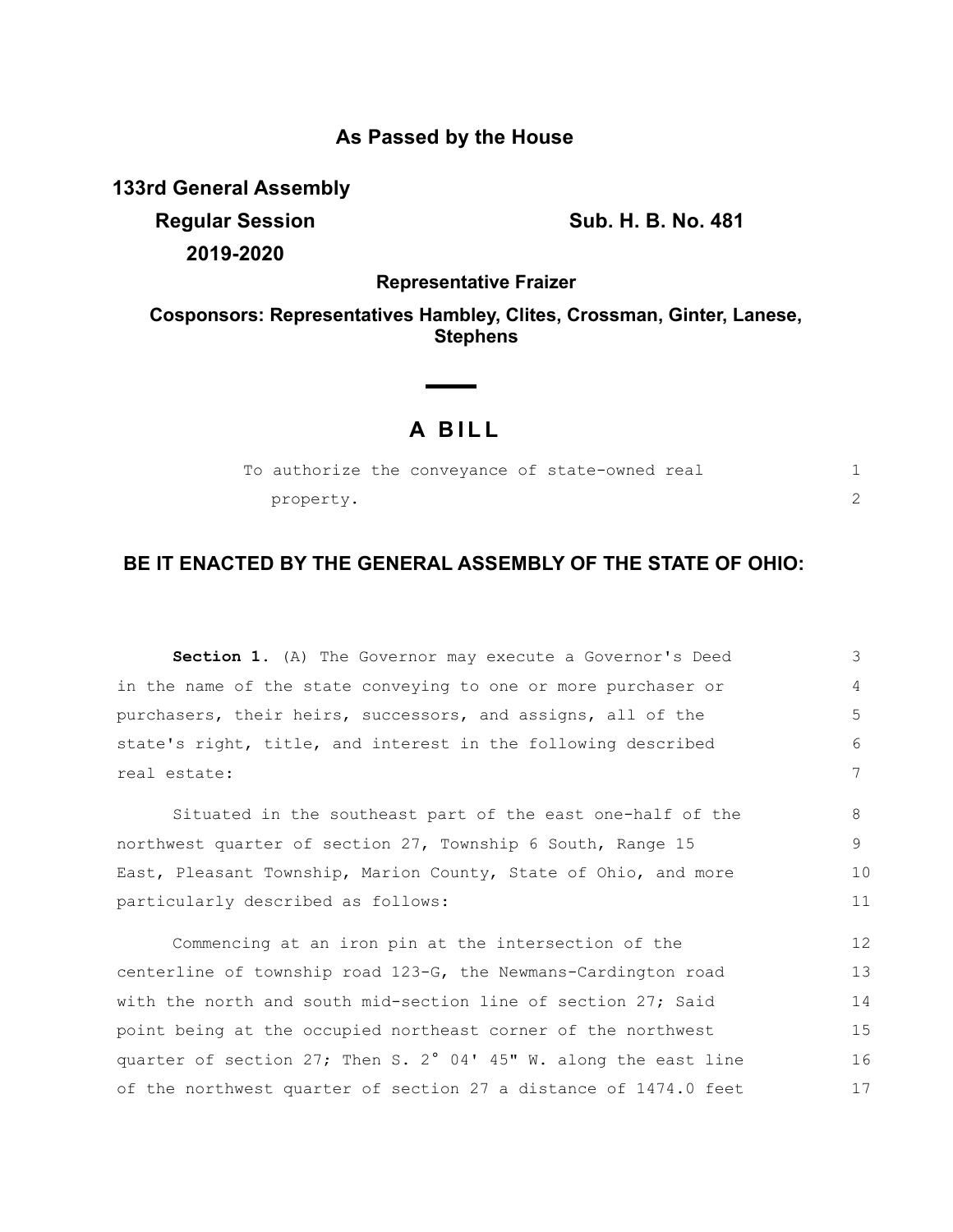**As Passed by the House**

**133rd General Assembly**

**Regular Session**

**2019-2020**

**Sub. H. B. No. 481**

**Representative Fraizer**

**Cosponsors: Representatives Hambley, Clites, Crossman, Ginter, Lanese, Stephens**

# A BILL

To authorize the conveyance of state-owned real property.

## BE IT ENACTED BY THE GENERAL ASSEMBLY OF THE STATE OF OHIO:

**Section 1.** (A) The Governor may execute a Governor's Deed in the name of the state conveying to one or more purchaser or purchasers, their heirs, successors, and assigns, all of the state's right, title, and interest in the following described real estate:

Situated in the southeast part of the east one-half of the northwest quarter of section 27, Township 6 South, Range 15 East, Pleasant Township, Marion County, State of Ohio, and more particularly described as follows:

Commencing at an iron pin at the intersection of the centerline of township road 123-G, the Newmans-Cardington road with the north and south mid-section line of section 27; Said point being at the occupied northeast corner of the northwest quarter of section 27; Then S. 2° 04' 45" W. along the east line of the northwest quarter of section 27 a distance of 1474.0 feet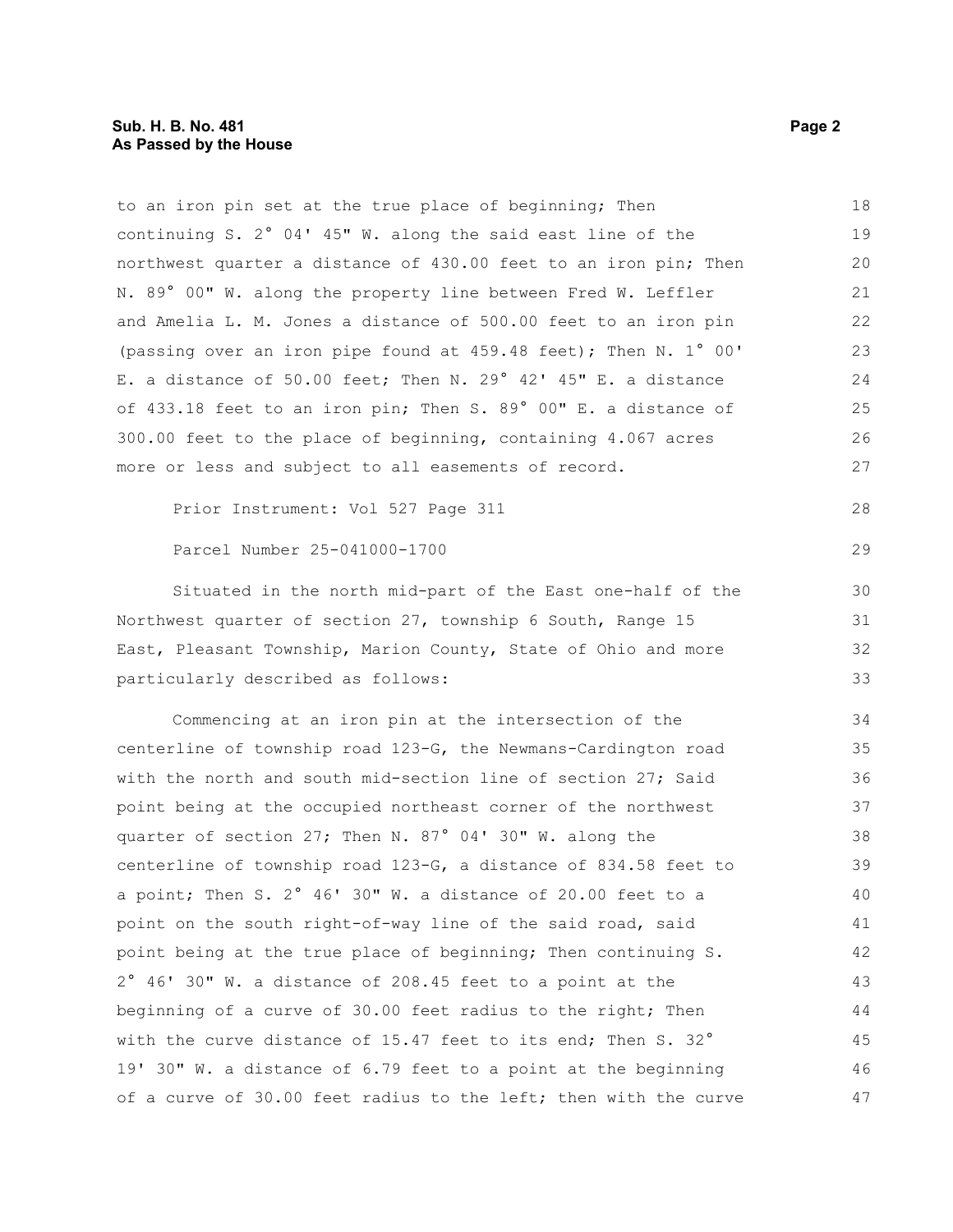to an iron pin set at the true place of beginning; Then continuing S. 2° 04' 45" W. along the said east line of the northwest quarter a distance of 430.00 feet to an iron pin; Then N. 89° 00" W. along the property line between Fred W. Leffler and Amelia L. M. Jones a distance of 500.00 feet to an iron pin (passing over an iron pipe found at 459.48 feet); Then N. 1° 00' E. a distance of 50.00 feet; Then N. 29° 42' 45" E. a distance of 433.18 feet to an iron pin; Then S. 89° 00" E. a distance of 300.00 feet to the place of beginning, containing 4.067 acres more or less and subject to all easements of record.

Prior Instrument: Vol 527 Page 311

Parcel Number 25-041000-1700

Situated in the north mid-part of the East one-half of the Northwest quarter of section 27, township 6 South, Range 15 East, Pleasant Township, Marion County, State of Ohio and more particularly described as follows:

Commencing at an iron pin at the intersection of the centerline of township road 123-G, the Newmans-Cardington road with the north and south mid-section line of section 27; Said point being at the occupied northeast corner of the northwest quarter of section 27; Then N. 87° 04' 30" W. along the centerline of township road 123-G, a distance of 834.58 feet to a point; Then S. 2° 46' 30" W. a distance of 20.00 feet to a point on the south right-of-way line of the said road, said point being at the true place of beginning; Then continuing S. 2° 46' 30" W. a distance of 208.45 feet to a point at the beginning of a curve of 30.00 feet radius to the right; Then with the curve distance of 15.47 feet to its end; Then S. 32° 19' 30" W. a distance of 6.79 feet to a point at the beginning of a curve of 30.00 feet radius to the left; then with the curve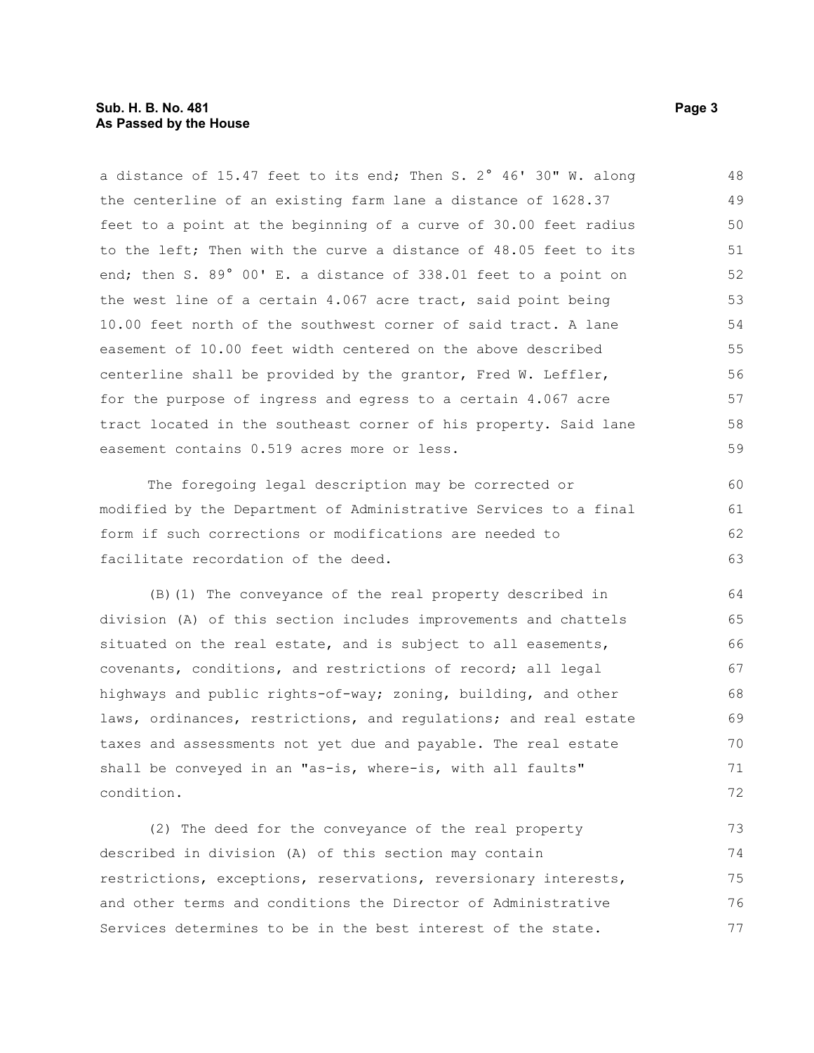a distance of 15.47 feet to its end; Then S. 2° 46' 30" W. along the centerline of an existing farm lane a distance of 1628.37 feet to a point at the beginning of a curve of 30.00 feet radius to the left; Then with the curve a distance of 48.05 feet to its end; then S. 89° 00' E. a distance of 338.01 feet to a point on the west line of a certain 4.067 acre tract, said point being 10.00 feet north of the southwest corner of said tract. A lane easement of 10.00 feet width centered on the above described centerline shall be provided by the grantor, Fred W. Leffler, for the purpose of ingress and egress to a certain 4.067 acre tract located in the southeast corner of his property. Said lane easement contains 0.519 acres more or less.

The foregoing legal description may be corrected or modified by the Department of Administrative Services to a final form if such corrections or modifications are needed to facilitate recordation of the deed.

(B)(1) The conveyance of the real property described in division (A) of this section includes improvements and chattels situated on the real estate, and is subject to all easements, covenants, conditions, and restrictions of record; all legal highways and public rights-of-way; zoning, building, and other laws, ordinances, restrictions, and regulations; and real estate taxes and assessments not yet due and payable. The real estate shall be conveyed in an "as-is, where-is, with all faults" condition.

(2) The deed for the conveyance of the real property described in division (A) of this section may contain restrictions, exceptions, reservations, reversionary interests, and other terms and conditions the Director of Administrative Services determines to be in the best interest of the state.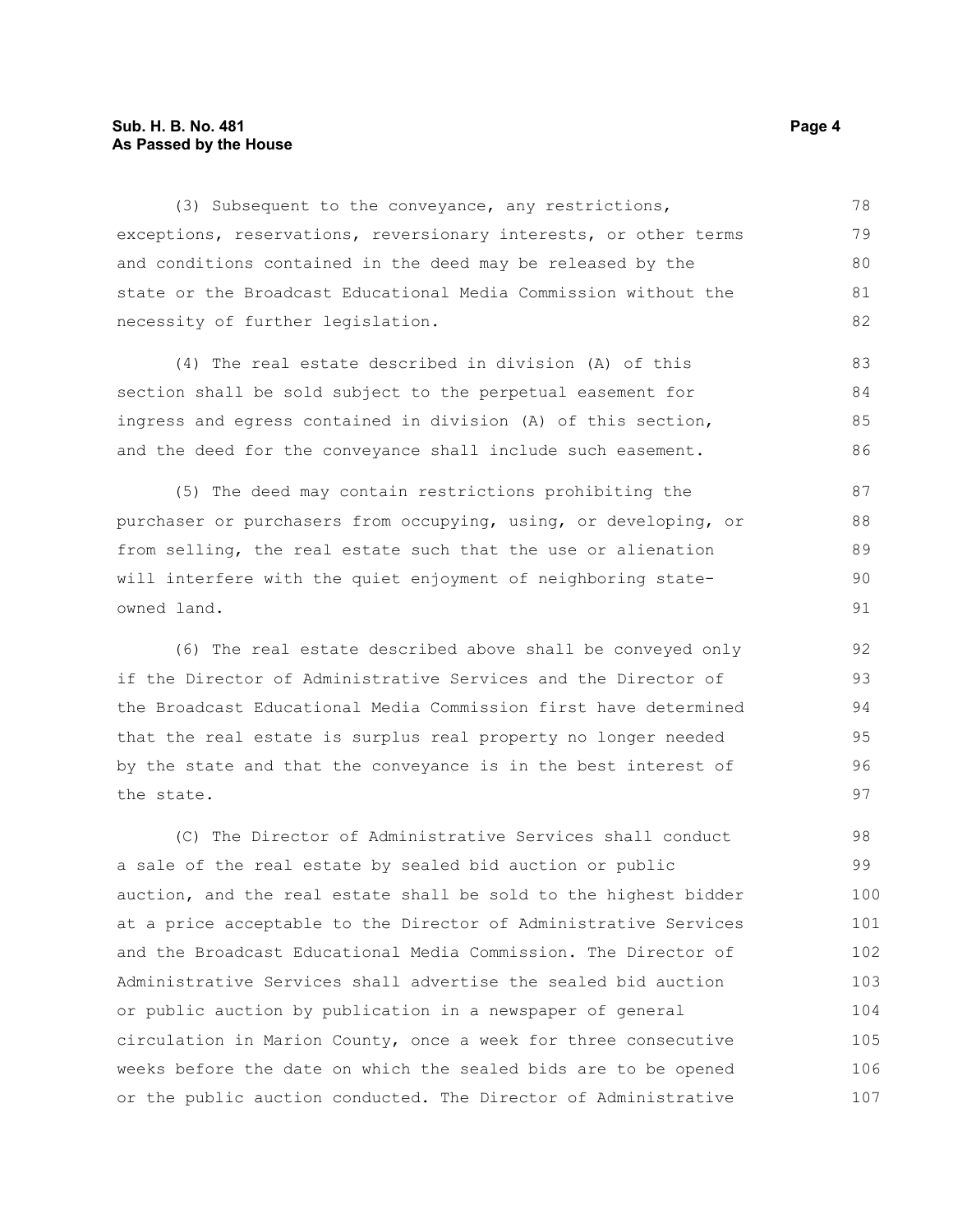(3) Subsequent to the conveyance, any restrictions, exceptions, reservations, reversionary interests, or other terms and conditions contained in the deed may be released by the state or the Broadcast Educational Media Commission without the necessity of further legislation.

(4) The real estate described in division (A) of this section shall be sold subject to the perpetual easement for ingress and egress contained in division (A) of this section, and the deed for the conveyance shall include such easement.

(5) The deed may contain restrictions prohibiting the purchaser or purchasers from occupying, using, or developing, or from selling, the real estate such that the use or alienation will interfere with the quiet enjoyment of neighboring state-owned land.

(6) The real estate described above shall be conveyed only if the Director of Administrative Services and the Director of the Broadcast Educational Media Commission first have determined that the real estate is surplus real property no longer needed by the state and that the conveyance is in the best interest of the state.

(C) The Director of Administrative Services shall conduct a sale of the real estate by sealed bid auction or public auction, and the real estate shall be sold to the highest bidder at a price acceptable to the Director of Administrative Services and the Broadcast Educational Media Commission. The Director of Administrative Services shall advertise the sealed bid auction or public auction by publication in a newspaper of general circulation in Marion County, once a week for three consecutive weeks before the date on which the sealed bids are to be opened or the public auction conducted. The Director of Administrative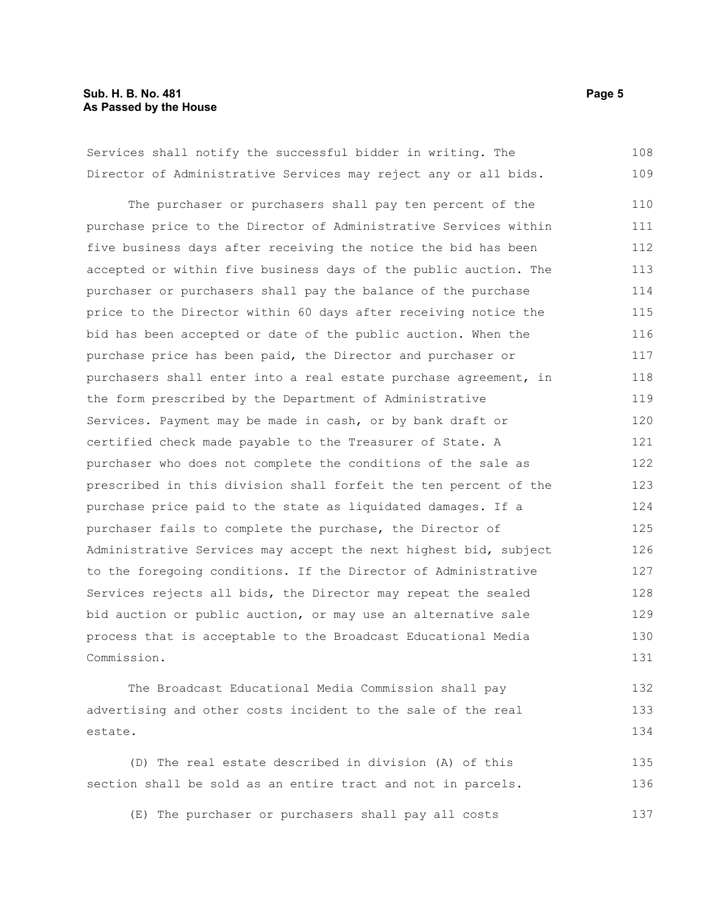Services shall notify the successful bidder in writing. The Director of Administrative Services may reject any or all bids.

The purchaser or purchasers shall pay ten percent of the purchase price to the Director of Administrative Services within five business days after receiving the notice the bid has been accepted or within five business days of the public auction. The purchaser or purchasers shall pay the balance of the purchase price to the Director within 60 days after receiving notice the bid has been accepted or date of the public auction. When the purchase price has been paid, the Director and purchaser or purchasers shall enter into a real estate purchase agreement, in the form prescribed by the Department of Administrative Services. Payment may be made in cash, or by bank draft or certified check made payable to the Treasurer of State. A purchaser who does not complete the conditions of the sale as prescribed in this division shall forfeit the ten percent of the purchase price paid to the state as liquidated damages. If a purchaser fails to complete the purchase, the Director of Administrative Services may accept the next highest bid, subject to the foregoing conditions. If the Director of Administrative Services rejects all bids, the Director may repeat the sealed bid auction or public auction, or may use an alternative sale process that is acceptable to the Broadcast Educational Media Commission.

The Broadcast Educational Media Commission shall pay advertising and other costs incident to the sale of the real estate.

(D) The real estate described in division (A) of this section shall be sold as an entire tract and not in parcels.

(E) The purchaser or purchasers shall pay all costs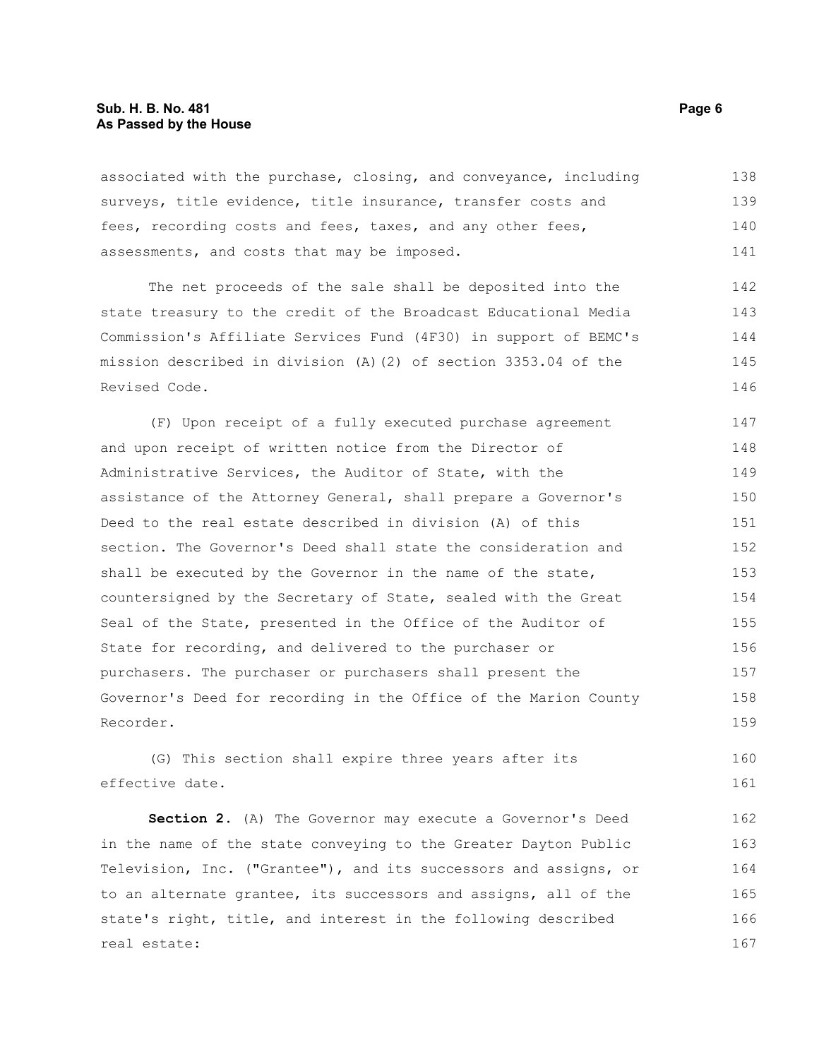associated with the purchase, closing, and conveyance, including surveys, title evidence, title insurance, transfer costs and fees, recording costs and fees, taxes, and any other fees, assessments, and costs that may be imposed.

The net proceeds of the sale shall be deposited into the state treasury to the credit of the Broadcast Educational Media Commission's Affiliate Services Fund (4F30) in support of BEMC's mission described in division (A)(2) of section 3353.04 of the Revised Code.

(F) Upon receipt of a fully executed purchase agreement and upon receipt of written notice from the Director of Administrative Services, the Auditor of State, with the assistance of the Attorney General, shall prepare a Governor's Deed to the real estate described in division (A) of this section. The Governor's Deed shall state the consideration and shall be executed by the Governor in the name of the state, countersigned by the Secretary of State, sealed with the Great Seal of the State, presented in the Office of the Auditor of State for recording, and delivered to the purchaser or purchasers. The purchaser or purchasers shall present the Governor's Deed for recording in the Office of the Marion County Recorder.

(G) This section shall expire three years after its effective date.

**Section 2.** (A) The Governor may execute a Governor's Deed in the name of the state conveying to the Greater Dayton Public Television, Inc. ("Grantee"), and its successors and assigns, or to an alternate grantee, its successors and assigns, all of the state's right, title, and interest in the following described real estate: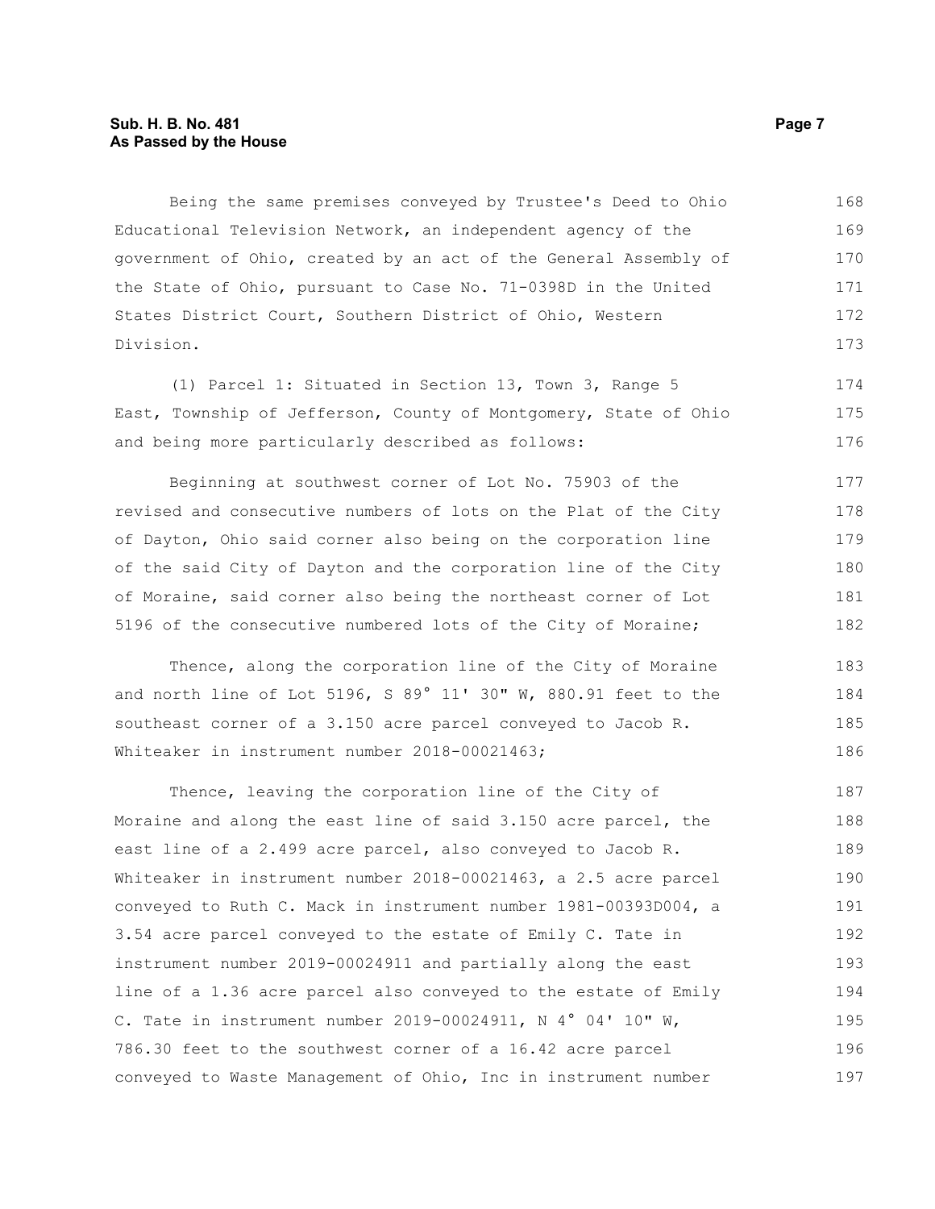Being the same premises conveyed by Trustee's Deed to Ohio Educational Television Network, an independent agency of the government of Ohio, created by an act of the General Assembly of the State of Ohio, pursuant to Case No. 71-0398D in the United States District Court, Southern District of Ohio, Western Division.

(1) Parcel 1: Situated in Section 13, Town 3, Range 5 East, Township of Jefferson, County of Montgomery, State of Ohio and being more particularly described as follows:

Beginning at southwest corner of Lot No. 75903 of the revised and consecutive numbers of lots on the Plat of the City of Dayton, Ohio said corner also being on the corporation line of the said City of Dayton and the corporation line of the City of Moraine, said corner also being the northeast corner of Lot 5196 of the consecutive numbered lots of the City of Moraine;

Thence, along the corporation line of the City of Moraine and north line of Lot 5196, S 89° 11' 30" W, 880.91 feet to the southeast corner of a 3.150 acre parcel conveyed to Jacob R. Whiteaker in instrument number 2018-00021463;

Thence, leaving the corporation line of the City of Moraine and along the east line of said 3.150 acre parcel, the east line of a 2.499 acre parcel, also conveyed to Jacob R. Whiteaker in instrument number 2018-00021463, a 2.5 acre parcel conveyed to Ruth C. Mack in instrument number 1981-00393D004, a 3.54 acre parcel conveyed to the estate of Emily C. Tate in instrument number 2019-00024911 and partially along the east line of a 1.36 acre parcel also conveyed to the estate of Emily C. Tate in instrument number 2019-00024911, N 4° 04' 10" W, 786.30 feet to the southwest corner of a 16.42 acre parcel conveyed to Waste Management of Ohio, Inc in instrument number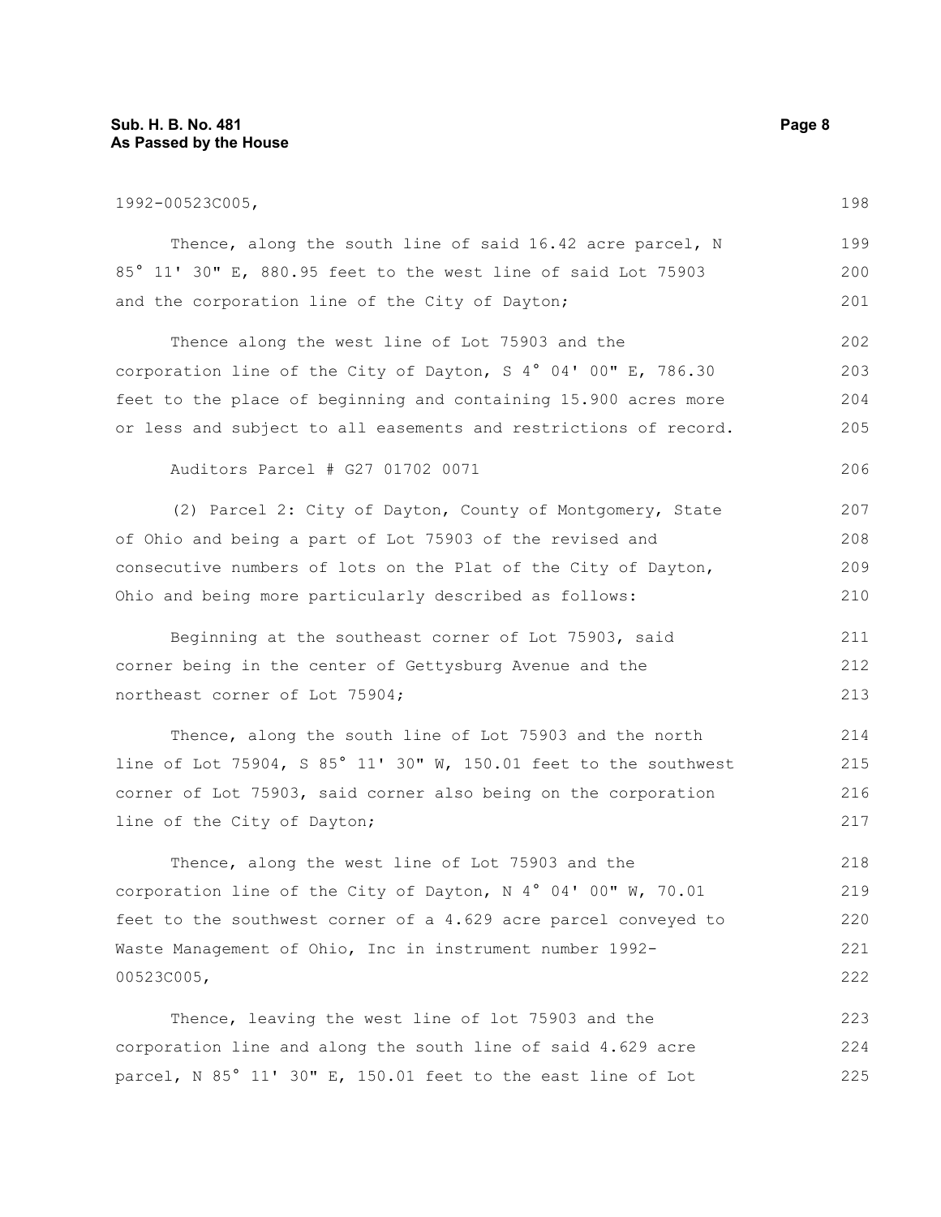1992-00523C005,

Thence, along the south line of said 16.42 acre parcel, N 85° 11' 30" E, 880.95 feet to the west line of said Lot 75903 and the corporation line of the City of Dayton;

Thence along the west line of Lot 75903 and the corporation line of the City of Dayton, S 4° 04' 00" E, 786.30 feet to the place of beginning and containing 15.900 acres more or less and subject to all easements and restrictions of record.

Auditors Parcel # G27 01702 0071

(2) Parcel 2: City of Dayton, County of Montgomery, State of Ohio and being a part of Lot 75903 of the revised and consecutive numbers of lots on the Plat of the City of Dayton, Ohio and being more particularly described as follows:

Beginning at the southeast corner of Lot 75903, said corner being in the center of Gettysburg Avenue and the northeast corner of Lot 75904;

Thence, along the south line of Lot 75903 and the north line of Lot 75904, S 85° 11' 30" W, 150.01 feet to the southwest corner of Lot 75903, said corner also being on the corporation line of the City of Dayton;

Thence, along the west line of Lot 75903 and the corporation line of the City of Dayton, N 4° 04' 00" W, 70.01 feet to the southwest corner of a 4.629 acre parcel conveyed to Waste Management of Ohio, Inc in instrument number 1992-00523C005,

Thence, leaving the west line of lot 75903 and the corporation line and along the south line of said 4.629 acre parcel, N 85° 11' 30" E, 150.01 feet to the east line of Lot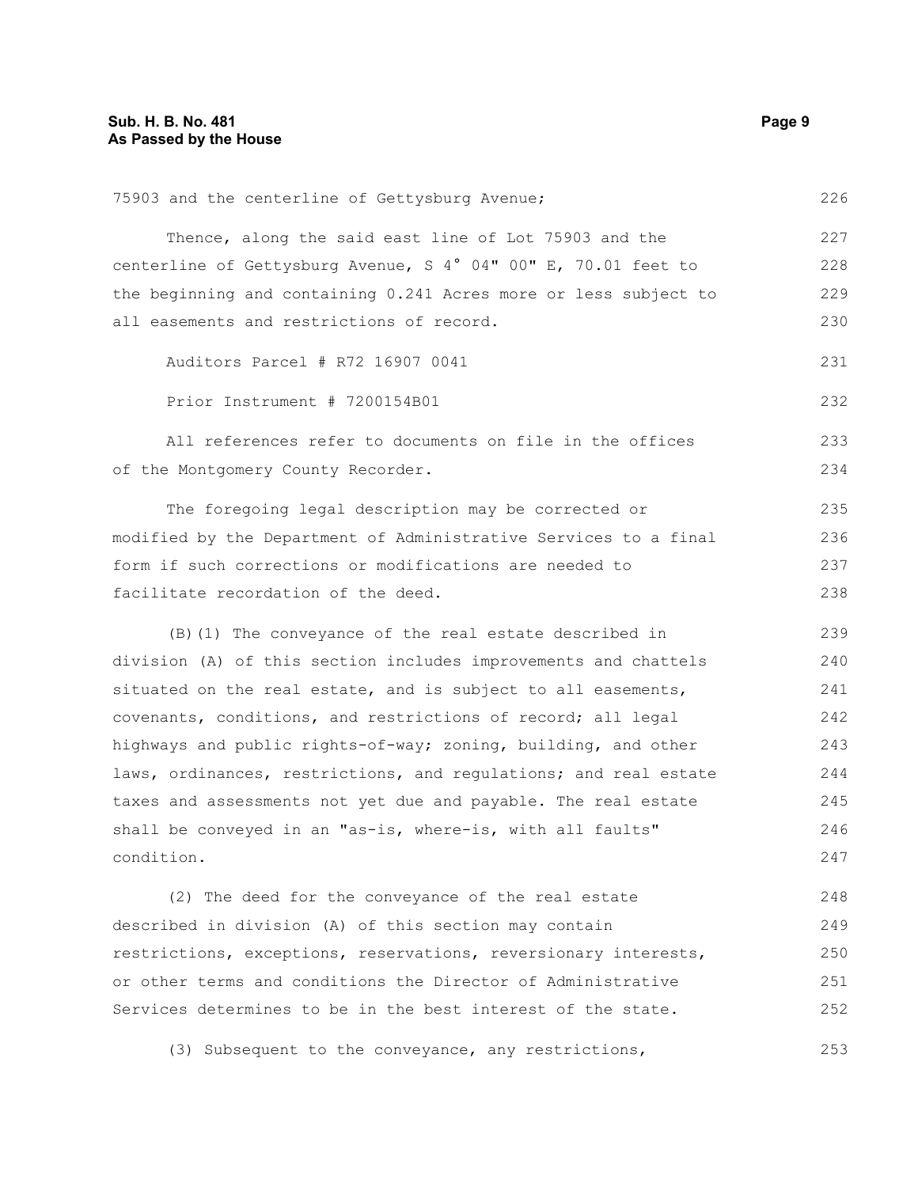75903 and the centerline of Gettysburg Avenue;

Thence, along the said east line of Lot 75903 and the centerline of Gettysburg Avenue, S 4° 04" 00" E, 70.01 feet to the beginning and containing 0.241 Acres more or less subject to all easements and restrictions of record.

Auditors Parcel # R72 16907 0041

Prior Instrument # 7200154B01

All references refer to documents on file in the offices of the Montgomery County Recorder.

The foregoing legal description may be corrected or modified by the Department of Administrative Services to a final form if such corrections or modifications are needed to facilitate recordation of the deed.

(B)(1) The conveyance of the real estate described in division (A) of this section includes improvements and chattels situated on the real estate, and is subject to all easements, covenants, conditions, and restrictions of record; all legal highways and public rights-of-way; zoning, building, and other laws, ordinances, restrictions, and regulations; and real estate taxes and assessments not yet due and payable. The real estate shall be conveyed in an "as-is, where-is, with all faults" condition.

(2) The deed for the conveyance of the real estate described in division (A) of this section may contain restrictions, exceptions, reservations, reversionary interests, or other terms and conditions the Director of Administrative Services determines to be in the best interest of the state.

(3) Subsequent to the conveyance, any restrictions,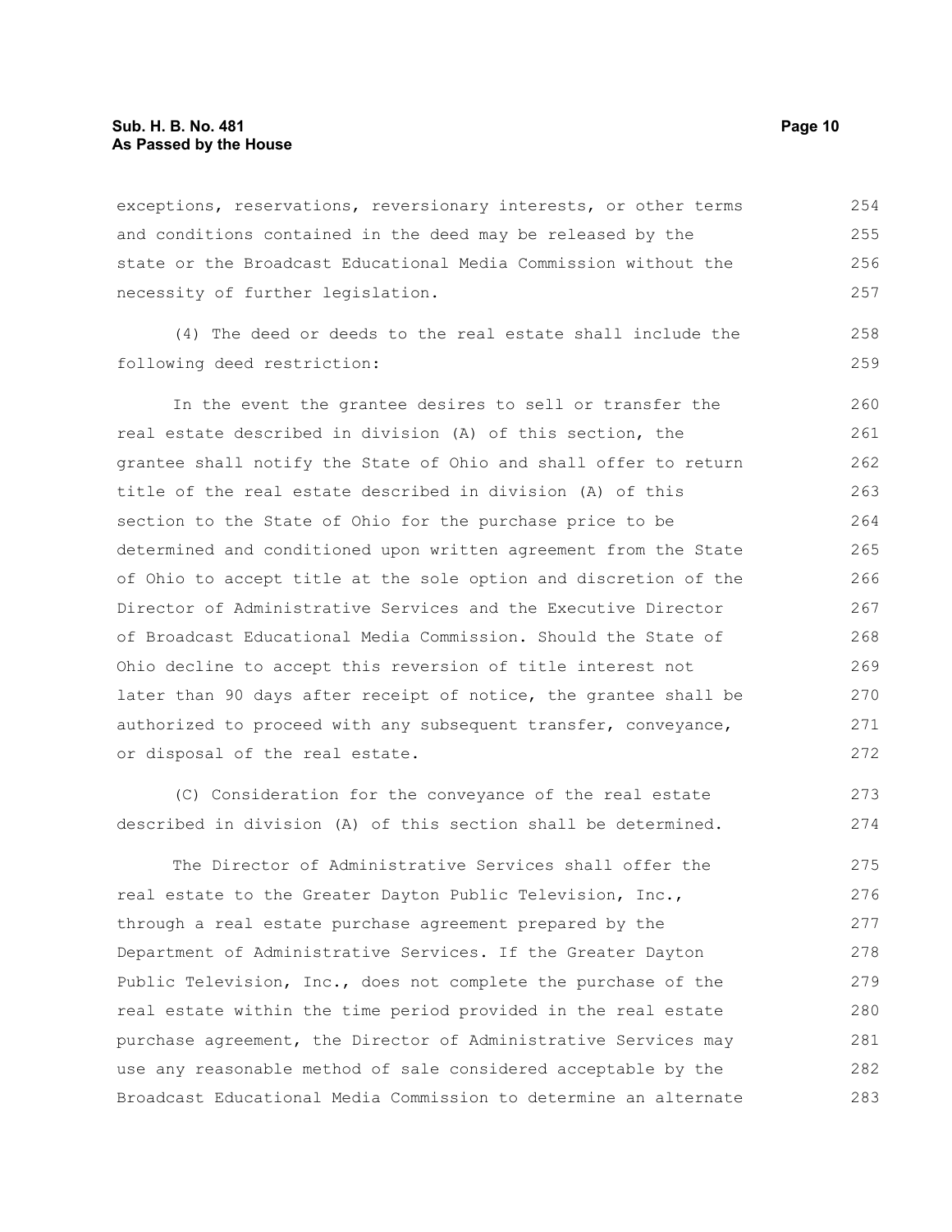exceptions, reservations, reversionary interests, or other terms and conditions contained in the deed may be released by the state or the Broadcast Educational Media Commission without the necessity of further legislation.

(4) The deed or deeds to the real estate shall include the following deed restriction:

In the event the grantee desires to sell or transfer the real estate described in division (A) of this section, the grantee shall notify the State of Ohio and shall offer to return title of the real estate described in division (A) of this section to the State of Ohio for the purchase price to be determined and conditioned upon written agreement from the State of Ohio to accept title at the sole option and discretion of the Director of Administrative Services and the Executive Director of Broadcast Educational Media Commission. Should the State of Ohio decline to accept this reversion of title interest not later than 90 days after receipt of notice, the grantee shall be authorized to proceed with any subsequent transfer, conveyance, or disposal of the real estate.

(C) Consideration for the conveyance of the real estate described in division (A) of this section shall be determined.

The Director of Administrative Services shall offer the real estate to the Greater Dayton Public Television, Inc., through a real estate purchase agreement prepared by the Department of Administrative Services. If the Greater Dayton Public Television, Inc., does not complete the purchase of the real estate within the time period provided in the real estate purchase agreement, the Director of Administrative Services may use any reasonable method of sale considered acceptable by the Broadcast Educational Media Commission to determine an alternate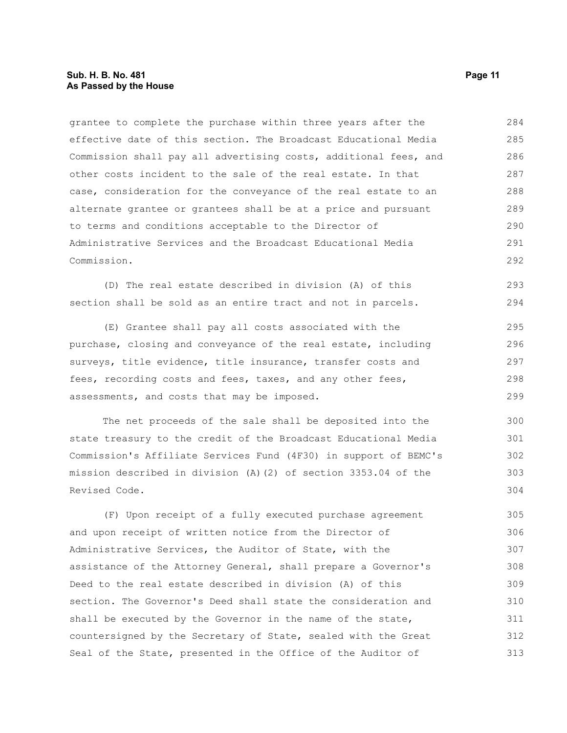grantee to complete the purchase within three years after the effective date of this section. The Broadcast Educational Media Commission shall pay all advertising costs, additional fees, and other costs incident to the sale of the real estate. In that case, consideration for the conveyance of the real estate to an alternate grantee or grantees shall be at a price and pursuant to terms and conditions acceptable to the Director of Administrative Services and the Broadcast Educational Media Commission.

(D) The real estate described in division (A) of this section shall be sold as an entire tract and not in parcels.

(E) Grantee shall pay all costs associated with the purchase, closing and conveyance of the real estate, including surveys, title evidence, title insurance, transfer costs and fees, recording costs and fees, taxes, and any other fees, assessments, and costs that may be imposed.

The net proceeds of the sale shall be deposited into the state treasury to the credit of the Broadcast Educational Media Commission's Affiliate Services Fund (4F30) in support of BEMC's mission described in division (A)(2) of section 3353.04 of the Revised Code.

(F) Upon receipt of a fully executed purchase agreement and upon receipt of written notice from the Director of Administrative Services, the Auditor of State, with the assistance of the Attorney General, shall prepare a Governor's Deed to the real estate described in division (A) of this section. The Governor's Deed shall state the consideration and shall be executed by the Governor in the name of the state, countersigned by the Secretary of State, sealed with the Great Seal of the State, presented in the Office of the Auditor of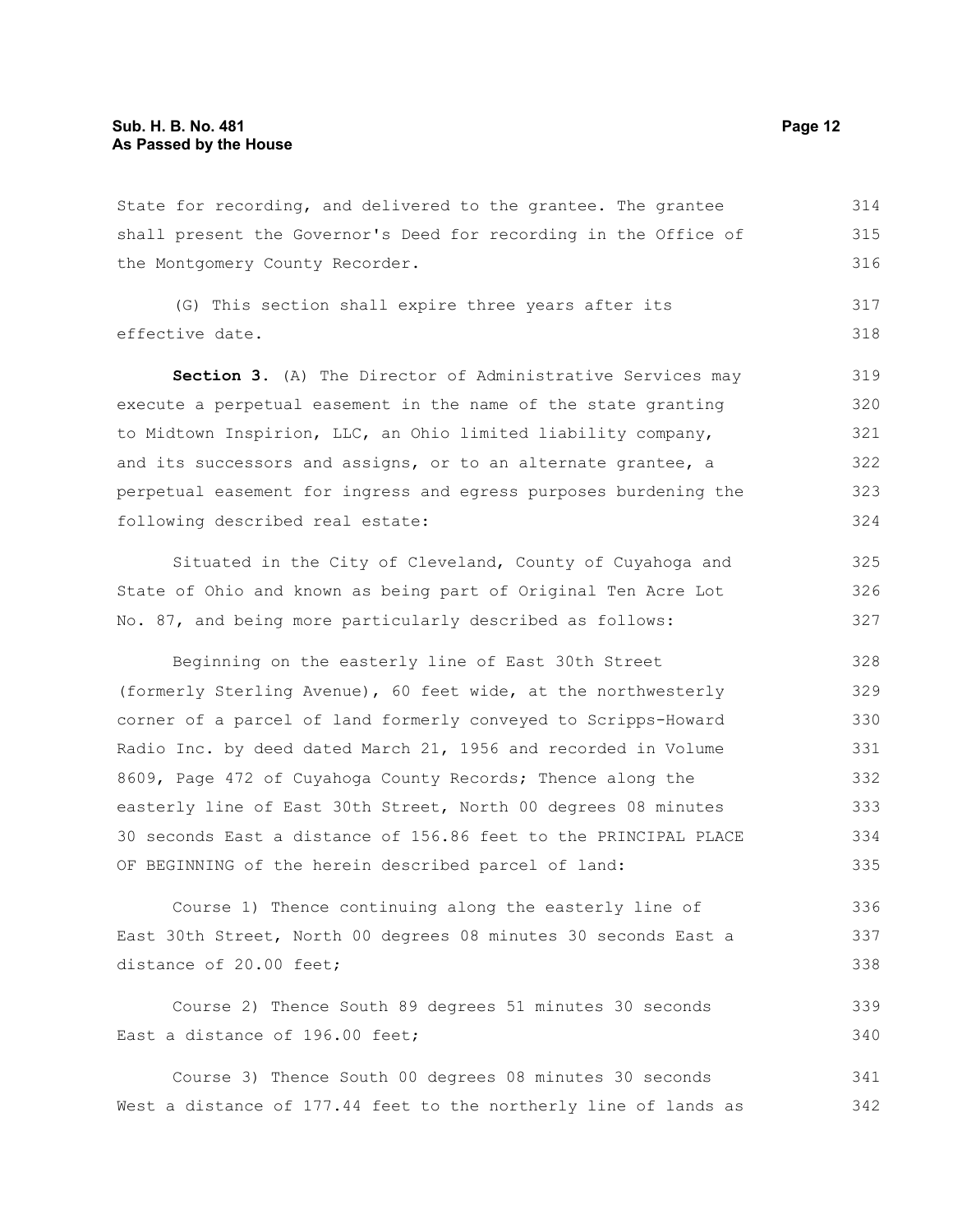State for recording, and delivered to the grantee. The grantee shall present the Governor's Deed for recording in the Office of the Montgomery County Recorder.

(G) This section shall expire three years after its effective date.

**Section 3.** (A) The Director of Administrative Services may execute a perpetual easement in the name of the state granting to Midtown Inspirion, LLC, an Ohio limited liability company, and its successors and assigns, or to an alternate grantee, a perpetual easement for ingress and egress purposes burdening the following described real estate:

Situated in the City of Cleveland, County of Cuyahoga and State of Ohio and known as being part of Original Ten Acre Lot No. 87, and being more particularly described as follows:

Beginning on the easterly line of East 30th Street (formerly Sterling Avenue), 60 feet wide, at the northwesterly corner of a parcel of land formerly conveyed to Scripps-Howard Radio Inc. by deed dated March 21, 1956 and recorded in Volume 8609, Page 472 of Cuyahoga County Records; Thence along the easterly line of East 30th Street, North 00 degrees 08 minutes 30 seconds East a distance of 156.86 feet to the PRINCIPAL PLACE OF BEGINNING of the herein described parcel of land:

Course 1) Thence continuing along the easterly line of East 30th Street, North 00 degrees 08 minutes 30 seconds East a distance of 20.00 feet;

Course 2) Thence South 89 degrees 51 minutes 30 seconds East a distance of 196.00 feet;

Course 3) Thence South 00 degrees 08 minutes 30 seconds West a distance of 177.44 feet to the northerly line of lands as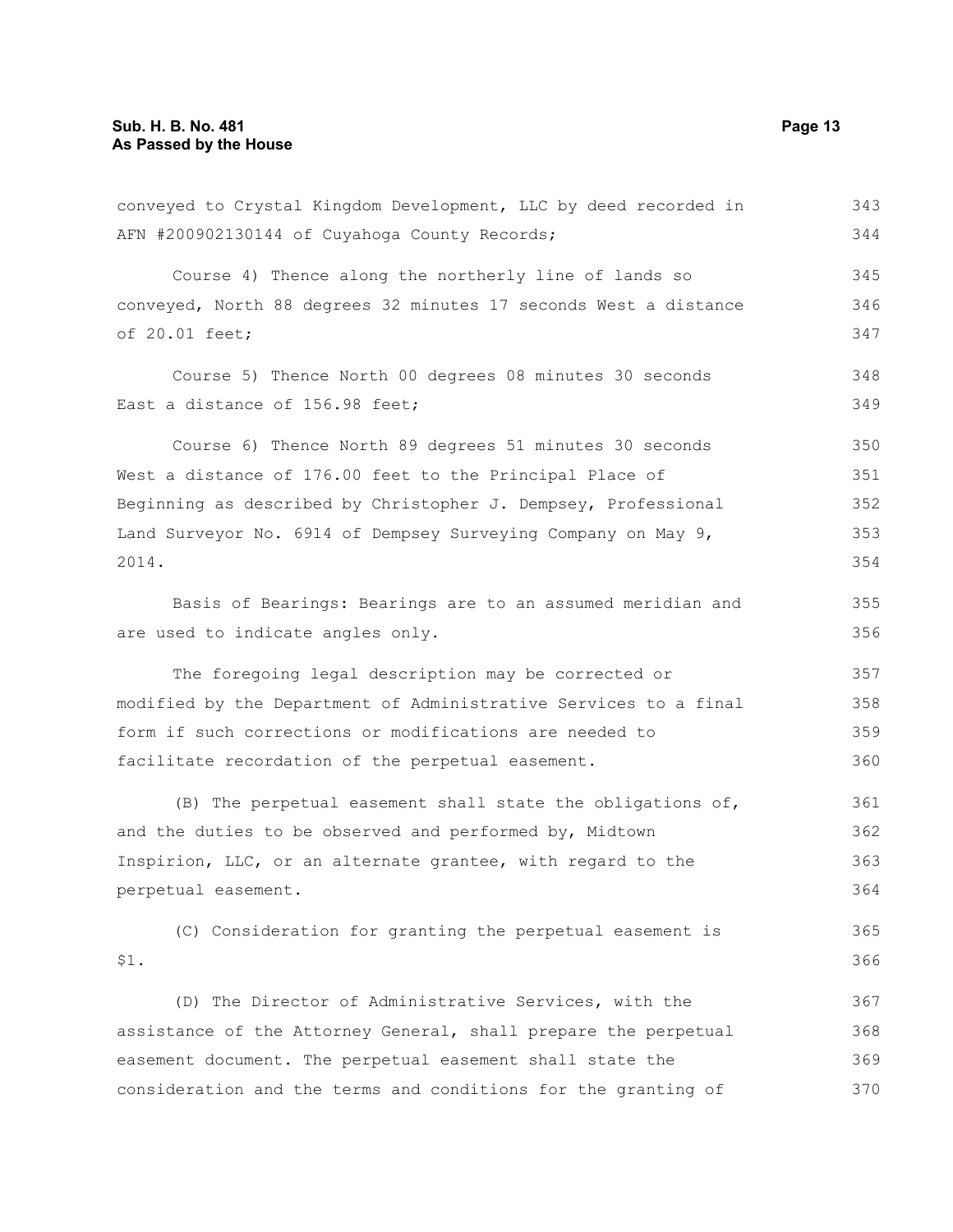conveyed to Crystal Kingdom Development, LLC by deed recorded in AFN #200902130144 of Cuyahoga County Records;

Course 4) Thence along the northerly line of lands so conveyed, North 88 degrees 32 minutes 17 seconds West a distance of 20.01 feet;

Course 5) Thence North 00 degrees 08 minutes 30 seconds East a distance of 156.98 feet;

Course 6) Thence North 89 degrees 51 minutes 30 seconds West a distance of 176.00 feet to the Principal Place of Beginning as described by Christopher J. Dempsey, Professional Land Surveyor No. 6914 of Dempsey Surveying Company on May 9, 2014.

Basis of Bearings: Bearings are to an assumed meridian and are used to indicate angles only.

The foregoing legal description may be corrected or modified by the Department of Administrative Services to a final form if such corrections or modifications are needed to facilitate recordation of the perpetual easement.

(B) The perpetual easement shall state the obligations of, and the duties to be observed and performed by, Midtown Inspirion, LLC, or an alternate grantee, with regard to the perpetual easement.

(C) Consideration for granting the perpetual easement is $1.

(D) The Director of Administrative Services, with the assistance of the Attorney General, shall prepare the perpetual easement document. The perpetual easement shall state the consideration and the terms and conditions for the granting of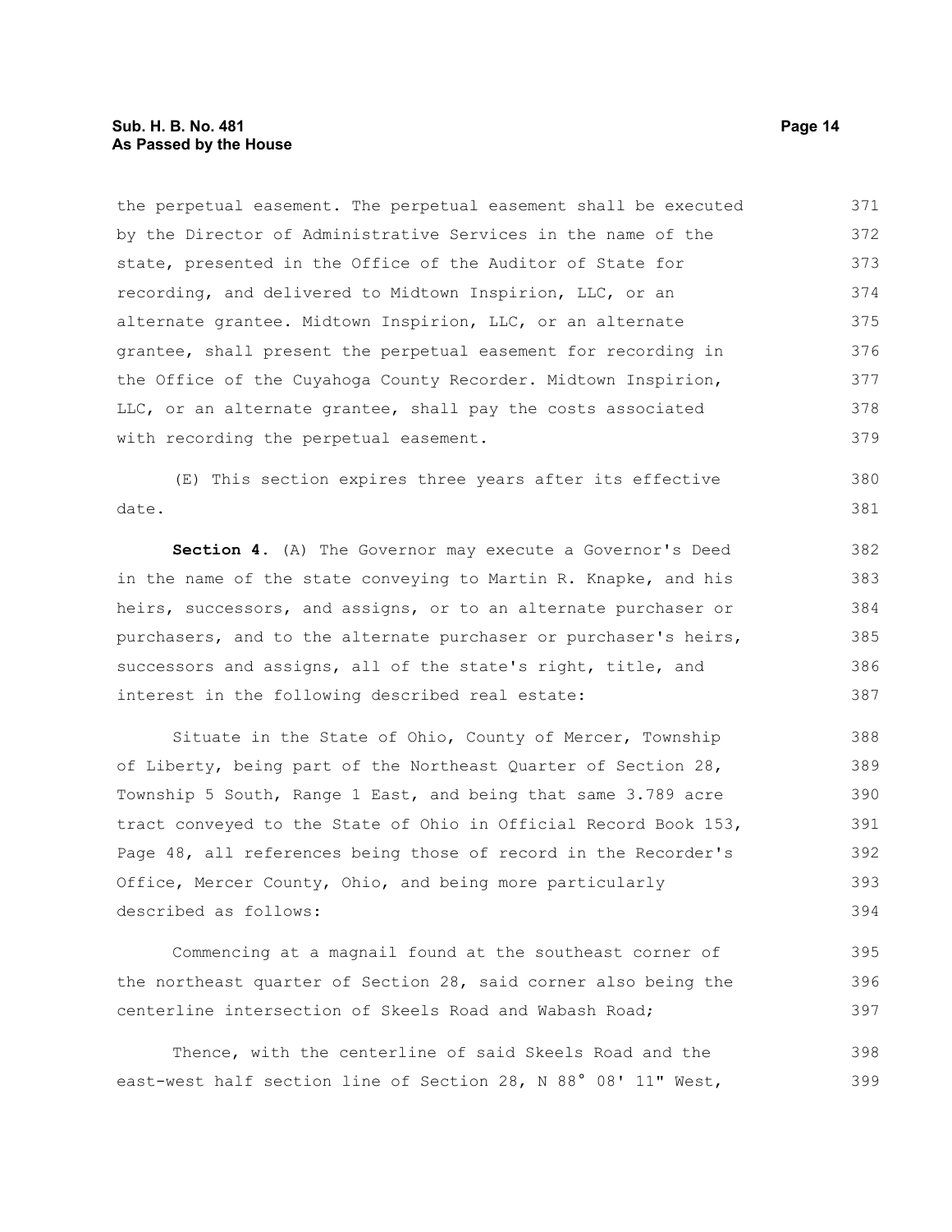the perpetual easement. The perpetual easement shall be executed by the Director of Administrative Services in the name of the state, presented in the Office of the Auditor of State for recording, and delivered to Midtown Inspirion, LLC, or an alternate grantee. Midtown Inspirion, LLC, or an alternate grantee, shall present the perpetual easement for recording in the Office of the Cuyahoga County Recorder. Midtown Inspirion, LLC, or an alternate grantee, shall pay the costs associated with recording the perpetual easement.

(E) This section expires three years after its effective date.

**Section 4.** (A) The Governor may execute a Governor's Deed in the name of the state conveying to Martin R. Knapke, and his heirs, successors, and assigns, or to an alternate purchaser or purchasers, and to the alternate purchaser or purchaser's heirs, successors and assigns, all of the state's right, title, and interest in the following described real estate:

Situate in the State of Ohio, County of Mercer, Township of Liberty, being part of the Northeast Quarter of Section 28, Township 5 South, Range 1 East, and being that same 3.789 acre tract conveyed to the State of Ohio in Official Record Book 153, Page 48, all references being those of record in the Recorder's Office, Mercer County, Ohio, and being more particularly described as follows:

Commencing at a magnail found at the southeast corner of the northeast quarter of Section 28, said corner also being the centerline intersection of Skeels Road and Wabash Road;

Thence, with the centerline of said Skeels Road and the east-west half section line of Section 28, N 88° 08' 11" West,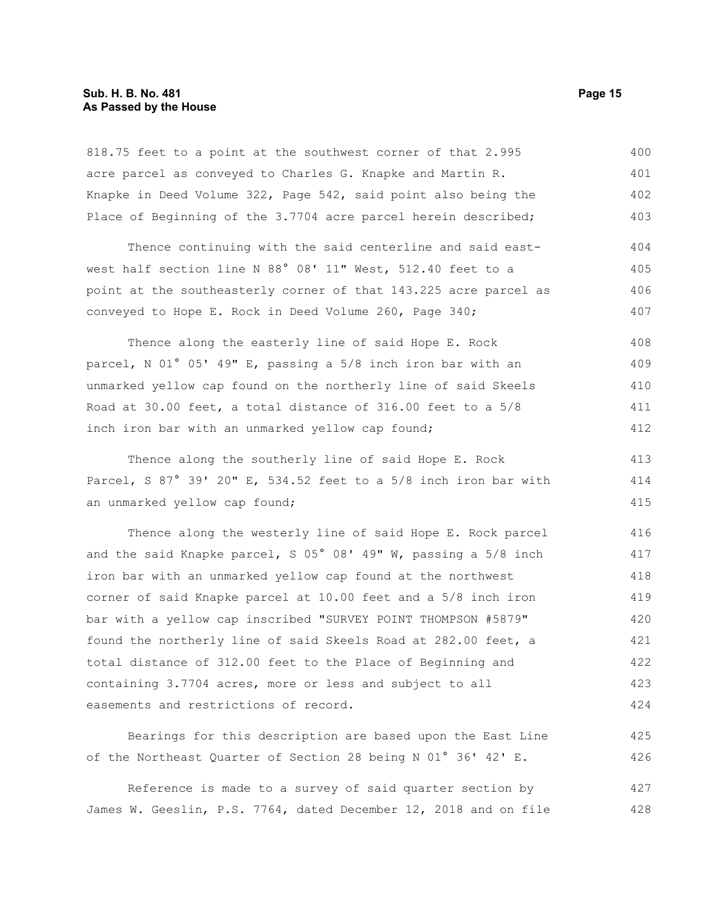818.75 feet to a point at the southwest corner of that 2.995 acre parcel as conveyed to Charles G. Knapke and Martin R. Knapke in Deed Volume 322, Page 542, said point also being the Place of Beginning of the 3.7704 acre parcel herein described;

Thence continuing with the said centerline and said east-west half section line N 88° 08' 11" West, 512.40 feet to a point at the southeasterly corner of that 143.225 acre parcel as conveyed to Hope E. Rock in Deed Volume 260, Page 340;

Thence along the easterly line of said Hope E. Rock parcel, N 01° 05' 49" E, passing a 5/8 inch iron bar with an unmarked yellow cap found on the northerly line of said Skeels Road at 30.00 feet, a total distance of 316.00 feet to a 5/8 inch iron bar with an unmarked yellow cap found;

Thence along the southerly line of said Hope E. Rock Parcel, S 87° 39' 20" E, 534.52 feet to a 5/8 inch iron bar with an unmarked yellow cap found;

Thence along the westerly line of said Hope E. Rock parcel and the said Knapke parcel, S 05° 08' 49" W, passing a 5/8 inch iron bar with an unmarked yellow cap found at the northwest corner of said Knapke parcel at 10.00 feet and a 5/8 inch iron bar with a yellow cap inscribed "SURVEY POINT THOMPSON #5879" found the northerly line of said Skeels Road at 282.00 feet, a total distance of 312.00 feet to the Place of Beginning and containing 3.7704 acres, more or less and subject to all easements and restrictions of record.

Bearings for this description are based upon the East Line of the Northeast Quarter of Section 28 being N 01° 36' 42' E.

Reference is made to a survey of said quarter section by James W. Geeslin, P.S. 7764, dated December 12, 2018 and on file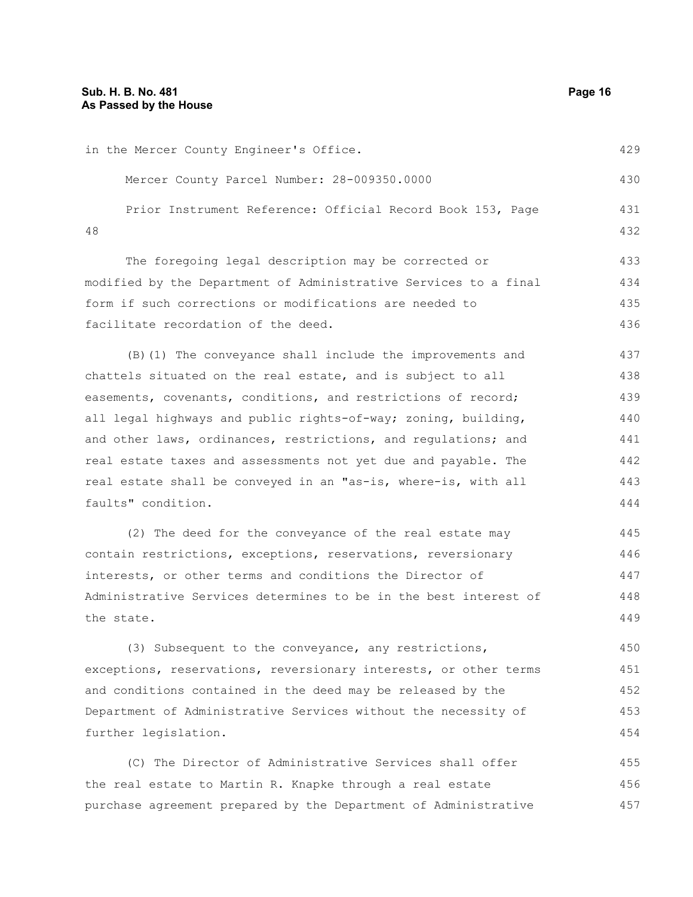in the Mercer County Engineer's Office.

Mercer County Parcel Number: 28-009350.0000

Prior Instrument Reference: Official Record Book 153, Page 48

The foregoing legal description may be corrected or modified by the Department of Administrative Services to a final form if such corrections or modifications are needed to facilitate recordation of the deed.

(B)(1) The conveyance shall include the improvements and chattels situated on the real estate, and is subject to all easements, covenants, conditions, and restrictions of record; all legal highways and public rights-of-way; zoning, building, and other laws, ordinances, restrictions, and regulations; and real estate taxes and assessments not yet due and payable. The real estate shall be conveyed in an "as-is, where-is, with all faults" condition.

(2) The deed for the conveyance of the real estate may contain restrictions, exceptions, reservations, reversionary interests, or other terms and conditions the Director of Administrative Services determines to be in the best interest of the state.

(3) Subsequent to the conveyance, any restrictions, exceptions, reservations, reversionary interests, or other terms and conditions contained in the deed may be released by the Department of Administrative Services without the necessity of further legislation.

(C) The Director of Administrative Services shall offer the real estate to Martin R. Knapke through a real estate purchase agreement prepared by the Department of Administrative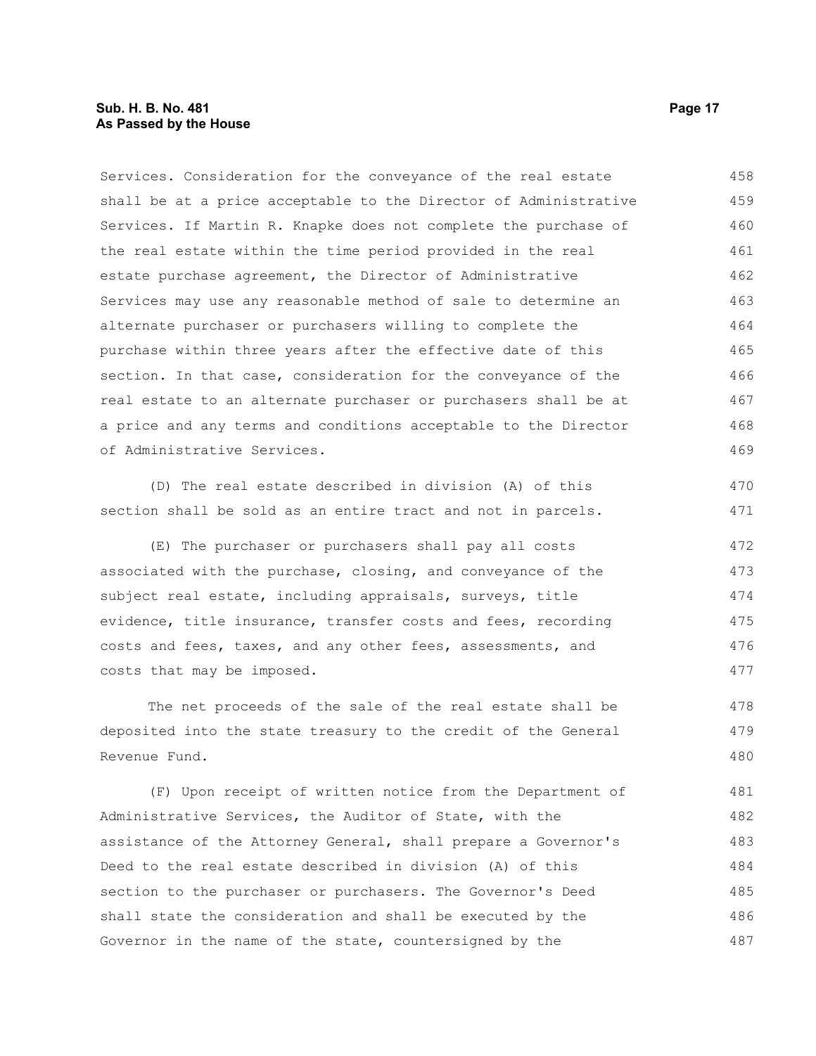Services. Consideration for the conveyance of the real estate shall be at a price acceptable to the Director of Administrative Services. If Martin R. Knapke does not complete the purchase of the real estate within the time period provided in the real estate purchase agreement, the Director of Administrative Services may use any reasonable method of sale to determine an alternate purchaser or purchasers willing to complete the purchase within three years after the effective date of this section. In that case, consideration for the conveyance of the real estate to an alternate purchaser or purchasers shall be at a price and any terms and conditions acceptable to the Director of Administrative Services.

(D) The real estate described in division (A) of this section shall be sold as an entire tract and not in parcels.

(E) The purchaser or purchasers shall pay all costs associated with the purchase, closing, and conveyance of the subject real estate, including appraisals, surveys, title evidence, title insurance, transfer costs and fees, recording costs and fees, taxes, and any other fees, assessments, and costs that may be imposed.

The net proceeds of the sale of the real estate shall be deposited into the state treasury to the credit of the General Revenue Fund.

(F) Upon receipt of written notice from the Department of Administrative Services, the Auditor of State, with the assistance of the Attorney General, shall prepare a Governor's Deed to the real estate described in division (A) of this section to the purchaser or purchasers. The Governor's Deed shall state the consideration and shall be executed by the Governor in the name of the state, countersigned by the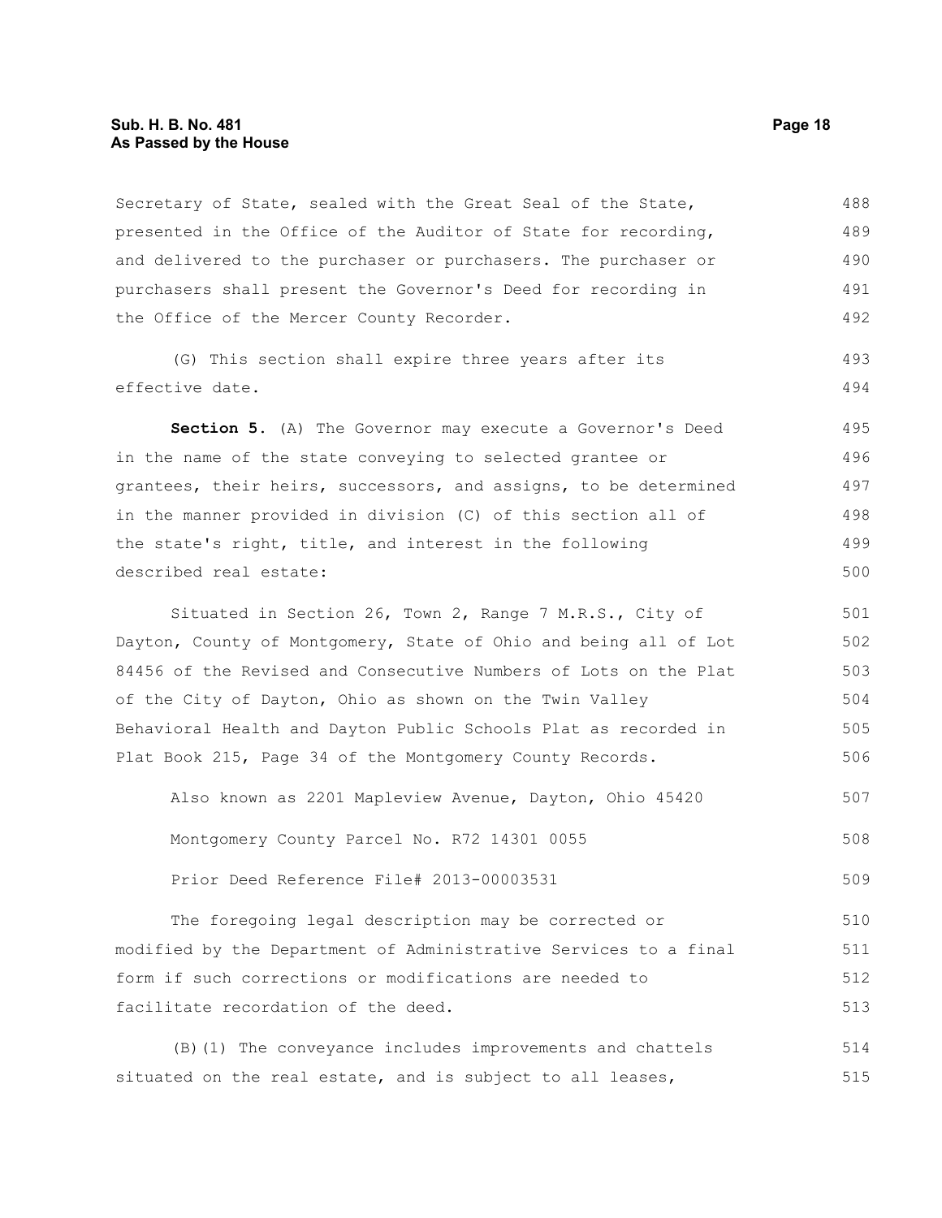Secretary of State, sealed with the Great Seal of the State, presented in the Office of the Auditor of State for recording, and delivered to the purchaser or purchasers. The purchaser or purchasers shall present the Governor's Deed for recording in the Office of the Mercer County Recorder.

(G) This section shall expire three years after its effective date.

**Section 5.** (A) The Governor may execute a Governor's Deed in the name of the state conveying to selected grantee or grantees, their heirs, successors, and assigns, to be determined in the manner provided in division (C) of this section all of the state's right, title, and interest in the following described real estate:

Situated in Section 26, Town 2, Range 7 M.R.S., City of Dayton, County of Montgomery, State of Ohio and being all of Lot 84456 of the Revised and Consecutive Numbers of Lots on the Plat of the City of Dayton, Ohio as shown on the Twin Valley Behavioral Health and Dayton Public Schools Plat as recorded in Plat Book 215, Page 34 of the Montgomery County Records.

Also known as 2201 Mapleview Avenue, Dayton, Ohio 45420

Montgomery County Parcel No. R72 14301 0055

Prior Deed Reference File# 2013-00003531

The foregoing legal description may be corrected or modified by the Department of Administrative Services to a final form if such corrections or modifications are needed to facilitate recordation of the deed.

(B)(1) The conveyance includes improvements and chattels situated on the real estate, and is subject to all leases,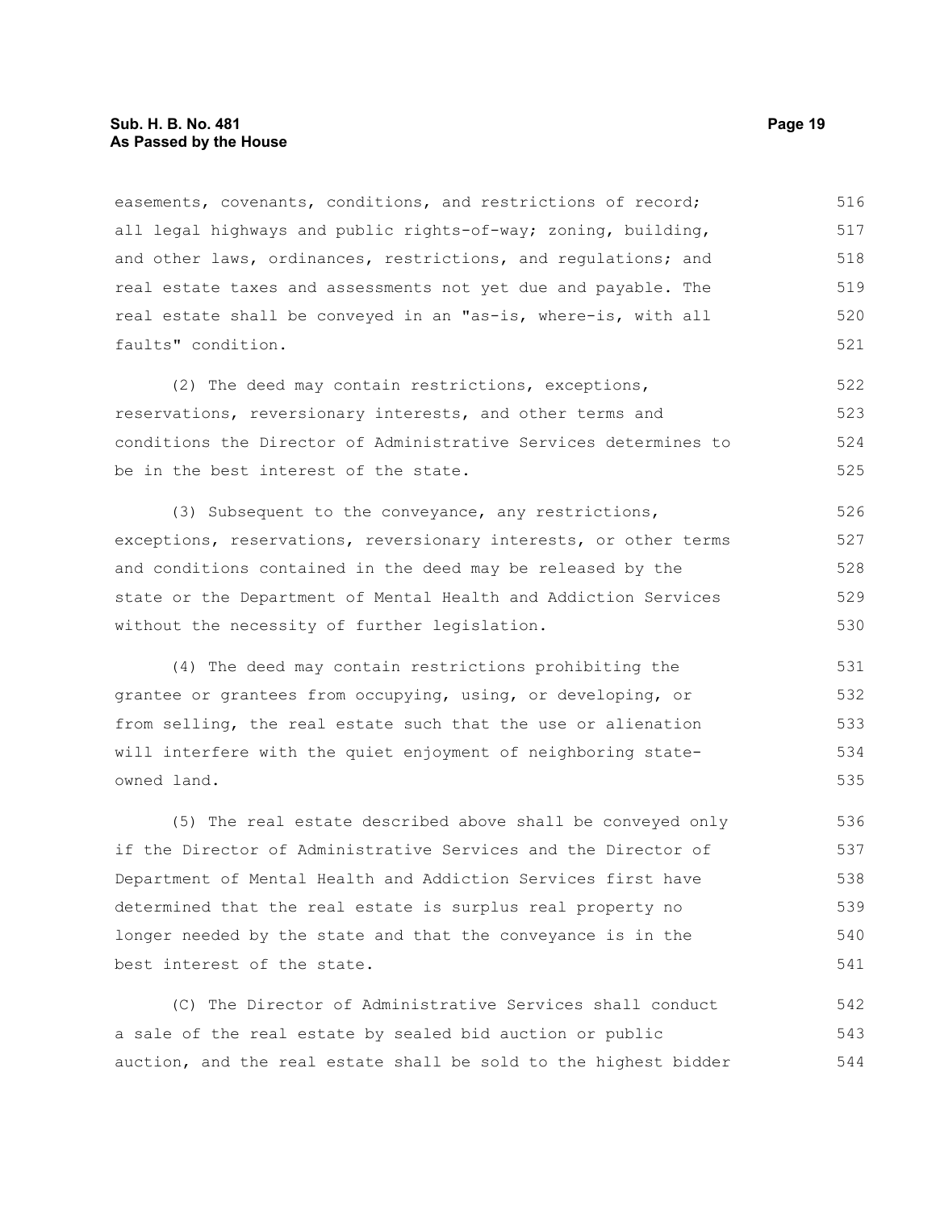easements, covenants, conditions, and restrictions of record; all legal highways and public rights-of-way; zoning, building, and other laws, ordinances, restrictions, and regulations; and real estate taxes and assessments not yet due and payable. The real estate shall be conveyed in an "as-is, where-is, with all faults" condition.

(2) The deed may contain restrictions, exceptions, reservations, reversionary interests, and other terms and conditions the Director of Administrative Services determines to be in the best interest of the state.

(3) Subsequent to the conveyance, any restrictions, exceptions, reservations, reversionary interests, or other terms and conditions contained in the deed may be released by the state or the Department of Mental Health and Addiction Services without the necessity of further legislation.

(4) The deed may contain restrictions prohibiting the grantee or grantees from occupying, using, or developing, or from selling, the real estate such that the use or alienation will interfere with the quiet enjoyment of neighboring state-owned land.

(5) The real estate described above shall be conveyed only if the Director of Administrative Services and the Director of Department of Mental Health and Addiction Services first have determined that the real estate is surplus real property no longer needed by the state and that the conveyance is in the best interest of the state.

(C) The Director of Administrative Services shall conduct a sale of the real estate by sealed bid auction or public auction, and the real estate shall be sold to the highest bidder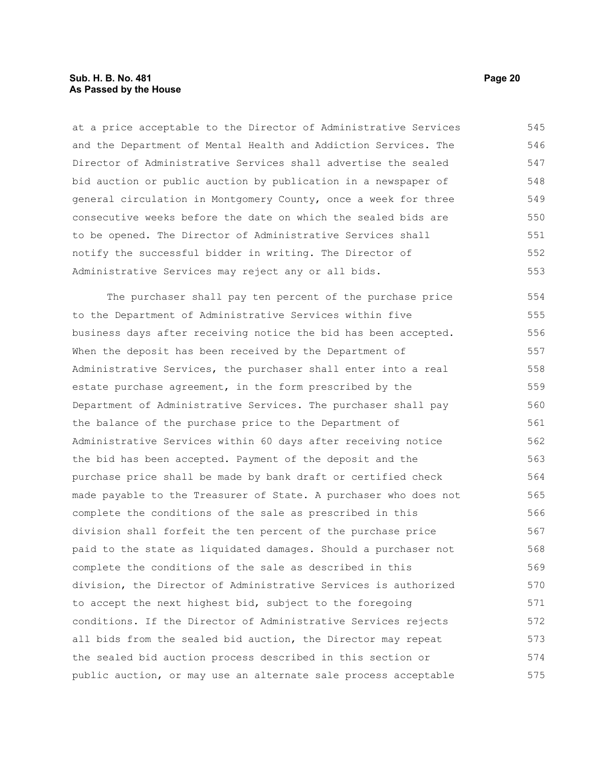at a price acceptable to the Director of Administrative Services and the Department of Mental Health and Addiction Services. The Director of Administrative Services shall advertise the sealed bid auction or public auction by publication in a newspaper of general circulation in Montgomery County, once a week for three consecutive weeks before the date on which the sealed bids are to be opened. The Director of Administrative Services shall notify the successful bidder in writing. The Director of Administrative Services may reject any or all bids.

The purchaser shall pay ten percent of the purchase price to the Department of Administrative Services within five business days after receiving notice the bid has been accepted. When the deposit has been received by the Department of Administrative Services, the purchaser shall enter into a real estate purchase agreement, in the form prescribed by the Department of Administrative Services. The purchaser shall pay the balance of the purchase price to the Department of Administrative Services within 60 days after receiving notice the bid has been accepted. Payment of the deposit and the purchase price shall be made by bank draft or certified check made payable to the Treasurer of State. A purchaser who does not complete the conditions of the sale as prescribed in this division shall forfeit the ten percent of the purchase price paid to the state as liquidated damages. Should a purchaser not complete the conditions of the sale as described in this division, the Director of Administrative Services is authorized to accept the next highest bid, subject to the foregoing conditions. If the Director of Administrative Services rejects all bids from the sealed bid auction, the Director may repeat the sealed bid auction process described in this section or public auction, or may use an alternate sale process acceptable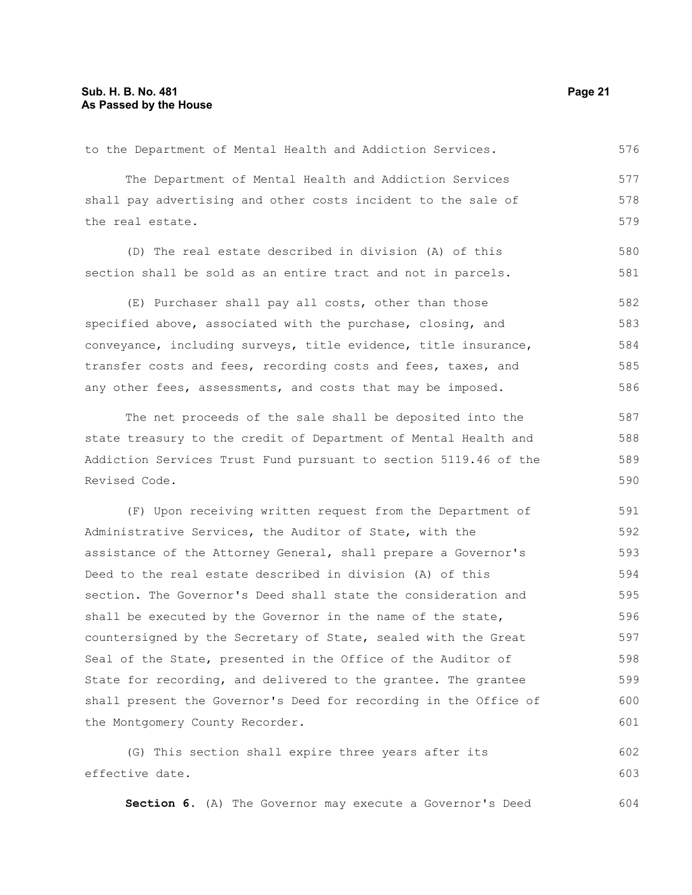to the Department of Mental Health and Addiction Services.

The Department of Mental Health and Addiction Services shall pay advertising and other costs incident to the sale of the real estate.

(D) The real estate described in division (A) of this section shall be sold as an entire tract and not in parcels.

(E) Purchaser shall pay all costs, other than those specified above, associated with the purchase, closing, and conveyance, including surveys, title evidence, title insurance, transfer costs and fees, recording costs and fees, taxes, and any other fees, assessments, and costs that may be imposed.

The net proceeds of the sale shall be deposited into the state treasury to the credit of Department of Mental Health and Addiction Services Trust Fund pursuant to section 5119.46 of the Revised Code.

(F) Upon receiving written request from the Department of Administrative Services, the Auditor of State, with the assistance of the Attorney General, shall prepare a Governor's Deed to the real estate described in division (A) of this section. The Governor's Deed shall state the consideration and shall be executed by the Governor in the name of the state, countersigned by the Secretary of State, sealed with the Great Seal of the State, presented in the Office of the Auditor of State for recording, and delivered to the grantee. The grantee shall present the Governor's Deed for recording in the Office of the Montgomery County Recorder.

(G) This section shall expire three years after its effective date.

**Section 6.** (A) The Governor may execute a Governor's Deed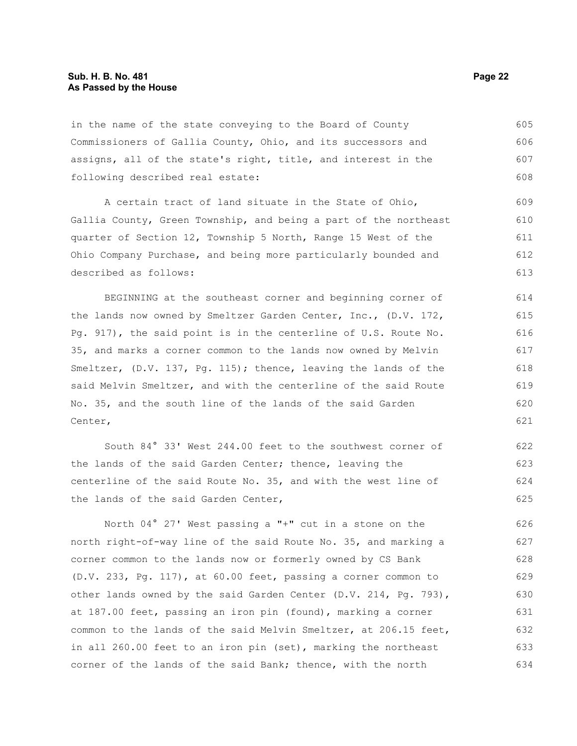in the name of the state conveying to the Board of County Commissioners of Gallia County, Ohio, and its successors and assigns, all of the state's right, title, and interest in the following described real estate:

A certain tract of land situate in the State of Ohio, Gallia County, Green Township, and being a part of the northeast quarter of Section 12, Township 5 North, Range 15 West of the Ohio Company Purchase, and being more particularly bounded and described as follows:

BEGINNING at the southeast corner and beginning corner of the lands now owned by Smeltzer Garden Center, Inc., (D.V. 172, Pg. 917), the said point is in the centerline of U.S. Route No. 35, and marks a corner common to the lands now owned by Melvin Smeltzer, (D.V. 137, Pg. 115); thence, leaving the lands of the said Melvin Smeltzer, and with the centerline of the said Route No. 35, and the south line of the lands of the said Garden Center,

South 84° 33' West 244.00 feet to the southwest corner of the lands of the said Garden Center; thence, leaving the centerline of the said Route No. 35, and with the west line of the lands of the said Garden Center,

North 04° 27' West passing a "+" cut in a stone on the north right-of-way line of the said Route No. 35, and marking a corner common to the lands now or formerly owned by CS Bank (D.V. 233, Pg. 117), at 60.00 feet, passing a corner common to other lands owned by the said Garden Center (D.V. 214, Pg. 793), at 187.00 feet, passing an iron pin (found), marking a corner common to the lands of the said Melvin Smeltzer, at 206.15 feet, in all 260.00 feet to an iron pin (set), marking the northeast corner of the lands of the said Bank; thence, with the north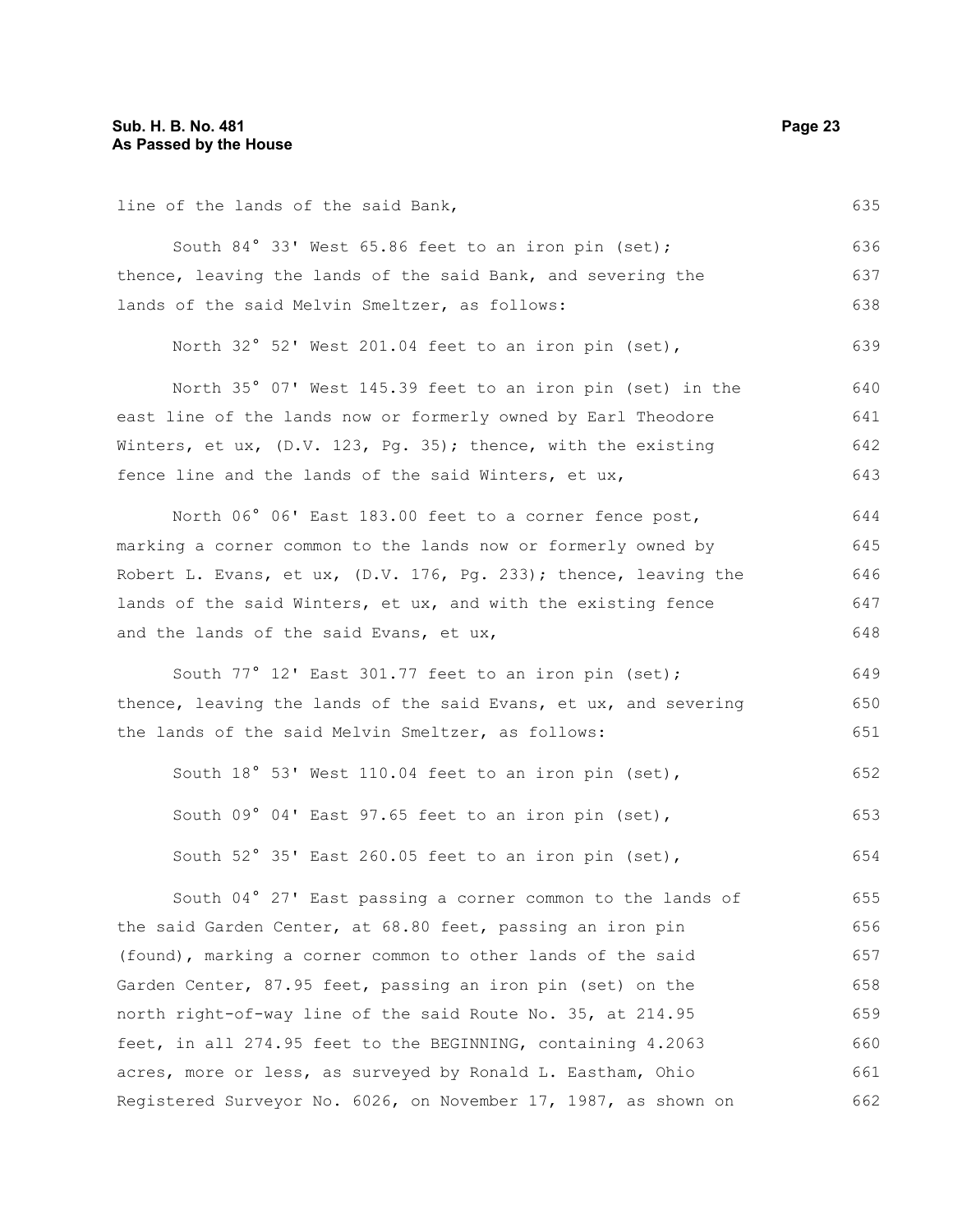line of the lands of the said Bank,

South 84° 33' West 65.86 feet to an iron pin (set); thence, leaving the lands of the said Bank, and severing the lands of the said Melvin Smeltzer, as follows:

North 32° 52' West 201.04 feet to an iron pin (set),

North 35° 07' West 145.39 feet to an iron pin (set) in the east line of the lands now or formerly owned by Earl Theodore Winters, et ux, (D.V. 123, Pg. 35); thence, with the existing fence line and the lands of the said Winters, et ux,

North 06° 06' East 183.00 feet to a corner fence post, marking a corner common to the lands now or formerly owned by Robert L. Evans, et ux, (D.V. 176, Pg. 233); thence, leaving the lands of the said Winters, et ux, and with the existing fence and the lands of the said Evans, et ux,

South 77° 12' East 301.77 feet to an iron pin (set); thence, leaving the lands of the said Evans, et ux, and severing the lands of the said Melvin Smeltzer, as follows:

South 18° 53' West 110.04 feet to an iron pin (set),

South 09° 04' East 97.65 feet to an iron pin (set),

South 52° 35' East 260.05 feet to an iron pin (set),

South 04° 27' East passing a corner common to the lands of the said Garden Center, at 68.80 feet, passing an iron pin (found), marking a corner common to other lands of the said Garden Center, 87.95 feet, passing an iron pin (set) on the north right-of-way line of the said Route No. 35, at 214.95 feet, in all 274.95 feet to the BEGINNING, containing 4.2063 acres, more or less, as surveyed by Ronald L. Eastham, Ohio Registered Surveyor No. 6026, on November 17, 1987, as shown on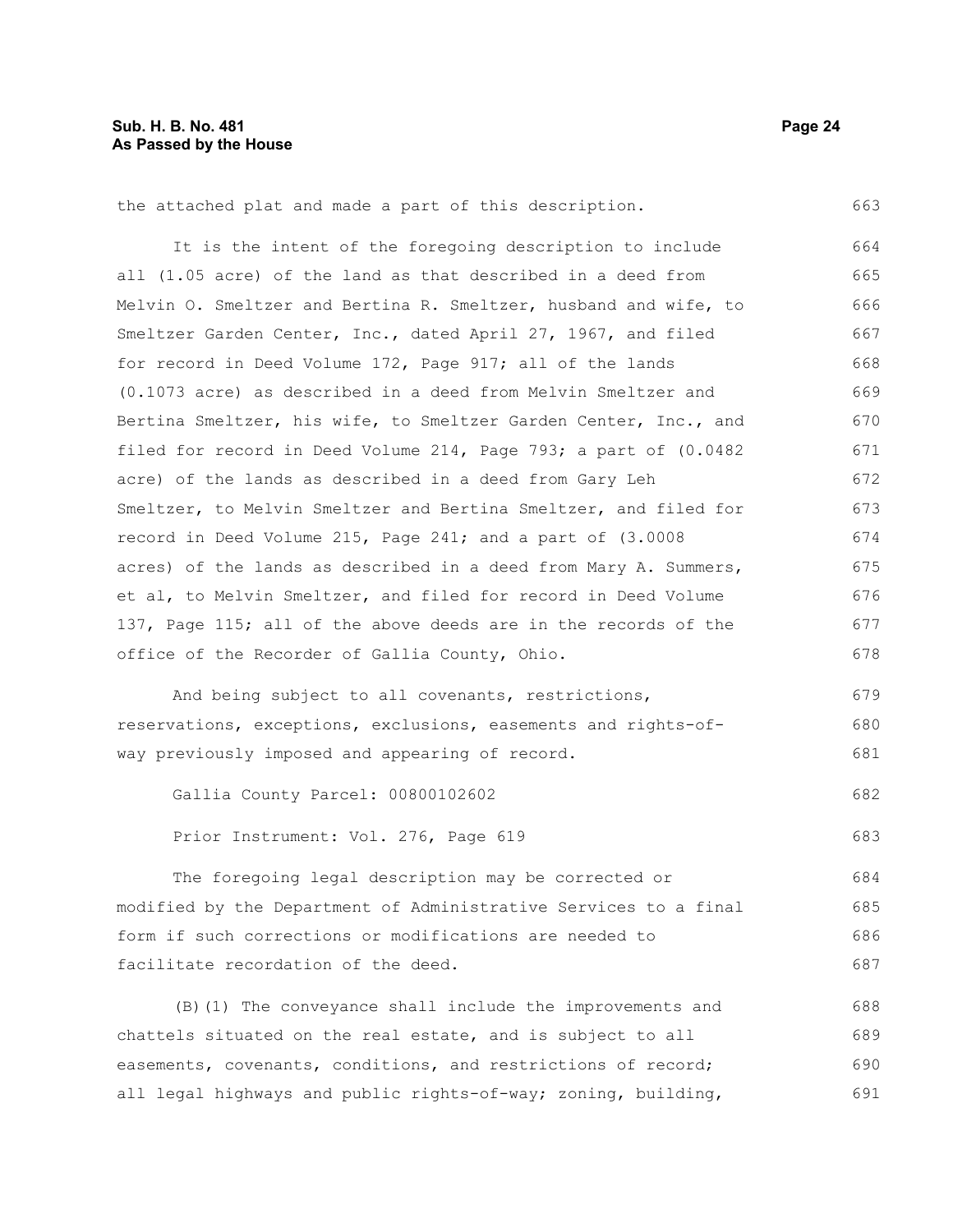the attached plat and made a part of this description.

It is the intent of the foregoing description to include all (1.05 acre) of the land as that described in a deed from Melvin O. Smeltzer and Bertina R. Smeltzer, husband and wife, to Smeltzer Garden Center, Inc., dated April 27, 1967, and filed for record in Deed Volume 172, Page 917; all of the lands (0.1073 acre) as described in a deed from Melvin Smeltzer and Bertina Smeltzer, his wife, to Smeltzer Garden Center, Inc., and filed for record in Deed Volume 214, Page 793; a part of (0.0482 acre) of the lands as described in a deed from Gary Leh Smeltzer, to Melvin Smeltzer and Bertina Smeltzer, and filed for record in Deed Volume 215, Page 241; and a part of (3.0008 acres) of the lands as described in a deed from Mary A. Summers, et al, to Melvin Smeltzer, and filed for record in Deed Volume 137, Page 115; all of the above deeds are in the records of the office of the Recorder of Gallia County, Ohio.

And being subject to all covenants, restrictions, reservations, exceptions, exclusions, easements and rights-of-way previously imposed and appearing of record.

Gallia County Parcel: 00800102602

Prior Instrument: Vol. 276, Page 619

The foregoing legal description may be corrected or modified by the Department of Administrative Services to a final form if such corrections or modifications are needed to facilitate recordation of the deed.

(B)(1) The conveyance shall include the improvements and chattels situated on the real estate, and is subject to all easements, covenants, conditions, and restrictions of record; all legal highways and public rights-of-way; zoning, building,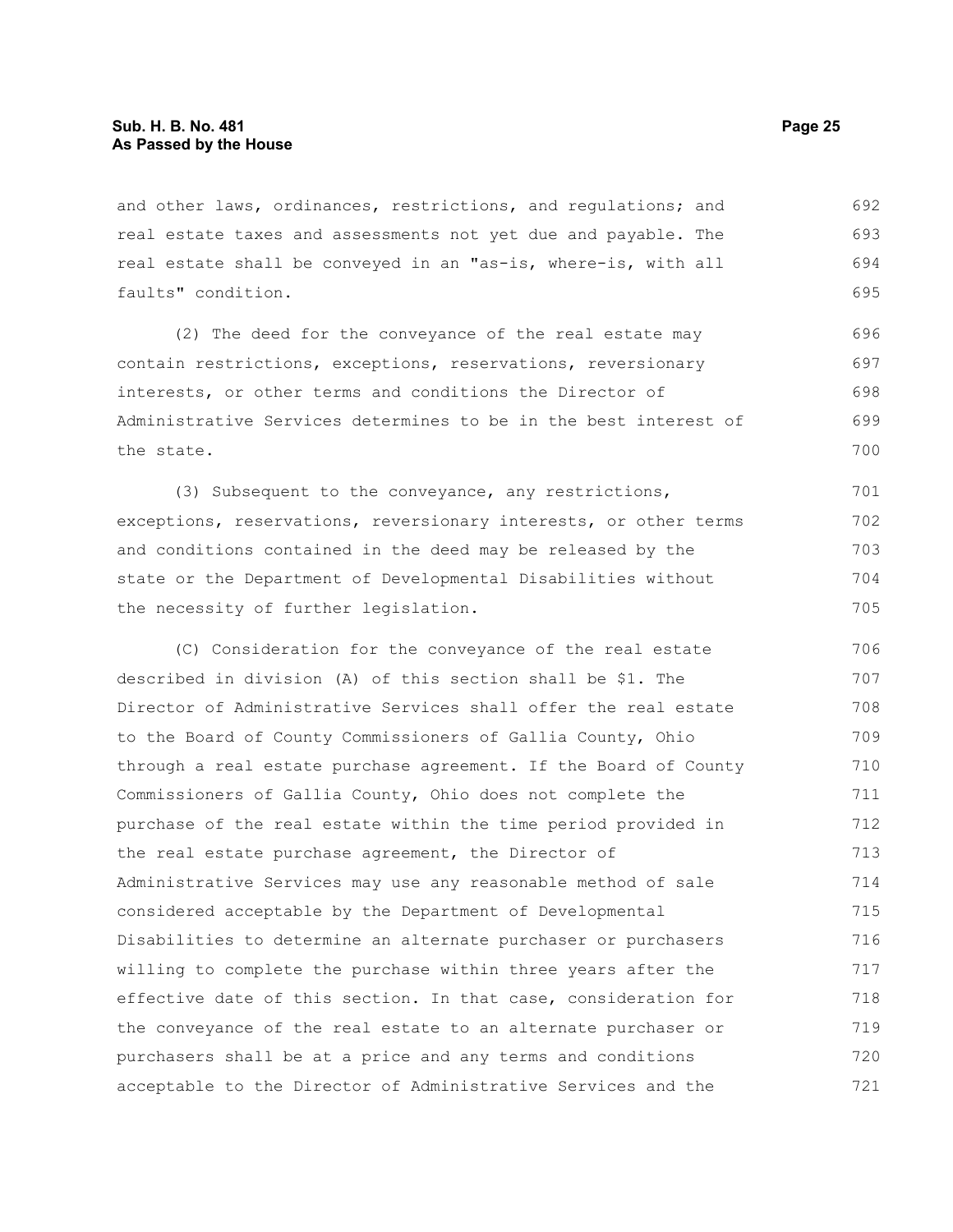and other laws, ordinances, restrictions, and regulations; and real estate taxes and assessments not yet due and payable. The real estate shall be conveyed in an "as-is, where-is, with all faults" condition.

(2) The deed for the conveyance of the real estate may contain restrictions, exceptions, reservations, reversionary interests, or other terms and conditions the Director of Administrative Services determines to be in the best interest of the state.

(3) Subsequent to the conveyance, any restrictions, exceptions, reservations, reversionary interests, or other terms and conditions contained in the deed may be released by the state or the Department of Developmental Disabilities without the necessity of further legislation.

(C) Consideration for the conveyance of the real estate described in division (A) of this section shall be $1. The Director of Administrative Services shall offer the real estate to the Board of County Commissioners of Gallia County, Ohio through a real estate purchase agreement. If the Board of County Commissioners of Gallia County, Ohio does not complete the purchase of the real estate within the time period provided in the real estate purchase agreement, the Director of Administrative Services may use any reasonable method of sale considered acceptable by the Department of Developmental Disabilities to determine an alternate purchaser or purchasers willing to complete the purchase within three years after the effective date of this section. In that case, consideration for the conveyance of the real estate to an alternate purchaser or purchasers shall be at a price and any terms and conditions acceptable to the Director of Administrative Services and the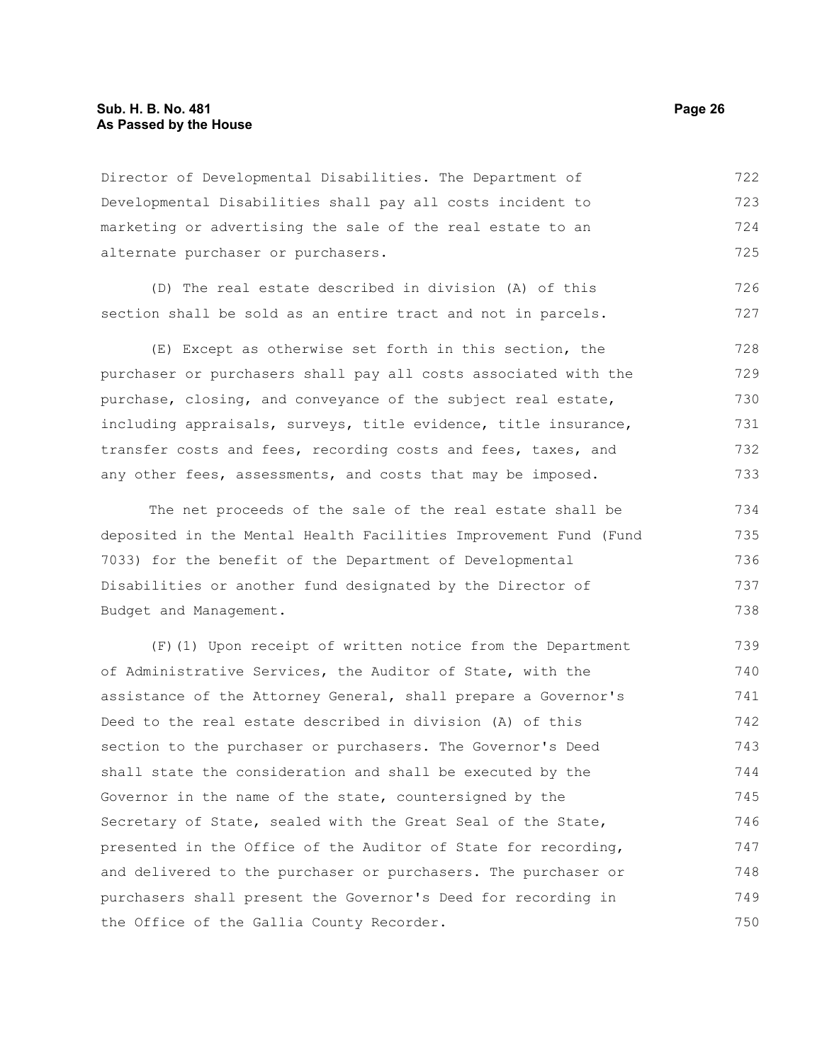Director of Developmental Disabilities. The Department of Developmental Disabilities shall pay all costs incident to marketing or advertising the sale of the real estate to an alternate purchaser or purchasers.

(D) The real estate described in division (A) of this section shall be sold as an entire tract and not in parcels.

(E) Except as otherwise set forth in this section, the purchaser or purchasers shall pay all costs associated with the purchase, closing, and conveyance of the subject real estate, including appraisals, surveys, title evidence, title insurance, transfer costs and fees, recording costs and fees, taxes, and any other fees, assessments, and costs that may be imposed.

The net proceeds of the sale of the real estate shall be deposited in the Mental Health Facilities Improvement Fund (Fund 7033) for the benefit of the Department of Developmental Disabilities or another fund designated by the Director of Budget and Management.

(F)(1) Upon receipt of written notice from the Department of Administrative Services, the Auditor of State, with the assistance of the Attorney General, shall prepare a Governor's Deed to the real estate described in division (A) of this section to the purchaser or purchasers. The Governor's Deed shall state the consideration and shall be executed by the Governor in the name of the state, countersigned by the Secretary of State, sealed with the Great Seal of the State, presented in the Office of the Auditor of State for recording, and delivered to the purchaser or purchasers. The purchaser or purchasers shall present the Governor's Deed for recording in the Office of the Gallia County Recorder.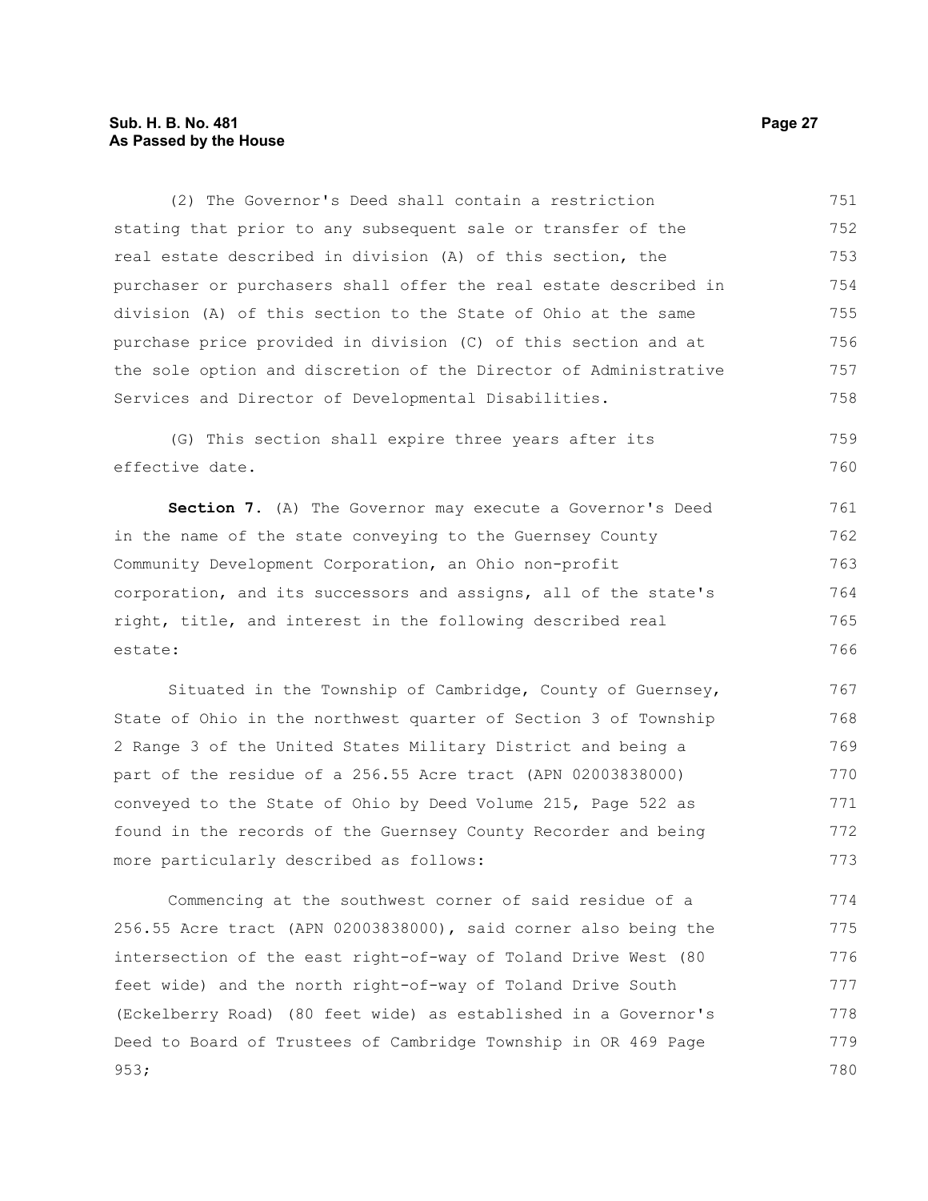(2) The Governor's Deed shall contain a restriction stating that prior to any subsequent sale or transfer of the real estate described in division (A) of this section, the purchaser or purchasers shall offer the real estate described in division (A) of this section to the State of Ohio at the same purchase price provided in division (C) of this section and at the sole option and discretion of the Director of Administrative Services and Director of Developmental Disabilities.

(G) This section shall expire three years after its effective date.

**Section 7.** (A) The Governor may execute a Governor's Deed in the name of the state conveying to the Guernsey County Community Development Corporation, an Ohio non-profit corporation, and its successors and assigns, all of the state's right, title, and interest in the following described real estate:

Situated in the Township of Cambridge, County of Guernsey, State of Ohio in the northwest quarter of Section 3 of Township 2 Range 3 of the United States Military District and being a part of the residue of a 256.55 Acre tract (APN 02003838000) conveyed to the State of Ohio by Deed Volume 215, Page 522 as found in the records of the Guernsey County Recorder and being more particularly described as follows:

Commencing at the southwest corner of said residue of a 256.55 Acre tract (APN 02003838000), said corner also being the intersection of the east right-of-way of Toland Drive West (80 feet wide) and the north right-of-way of Toland Drive South (Eckelberry Road) (80 feet wide) as established in a Governor's Deed to Board of Trustees of Cambridge Township in OR 469 Page 953;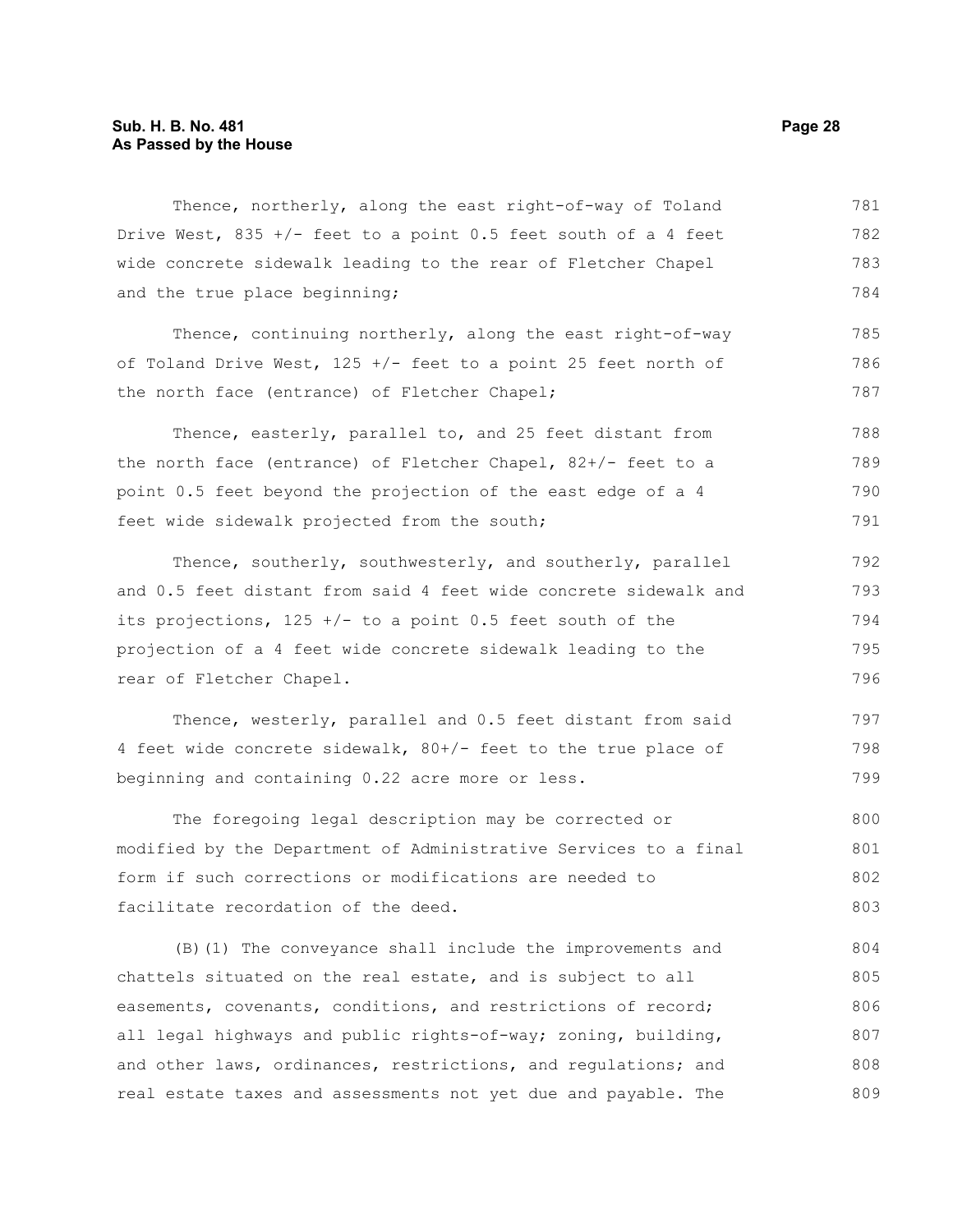Thence, northerly, along the east right-of-way of Toland Drive West, 835 +/- feet to a point 0.5 feet south of a 4 feet wide concrete sidewalk leading to the rear of Fletcher Chapel and the true place beginning;

Thence, continuing northerly, along the east right-of-way of Toland Drive West, 125 +/- feet to a point 25 feet north of the north face (entrance) of Fletcher Chapel;

Thence, easterly, parallel to, and 25 feet distant from the north face (entrance) of Fletcher Chapel, 82+/- feet to a point 0.5 feet beyond the projection of the east edge of a 4 feet wide sidewalk projected from the south;

Thence, southerly, southwesterly, and southerly, parallel and 0.5 feet distant from said 4 feet wide concrete sidewalk and its projections, 125 +/- to a point 0.5 feet south of the projection of a 4 feet wide concrete sidewalk leading to the rear of Fletcher Chapel.

Thence, westerly, parallel and 0.5 feet distant from said 4 feet wide concrete sidewalk, 80+/- feet to the true place of beginning and containing 0.22 acre more or less.

The foregoing legal description may be corrected or modified by the Department of Administrative Services to a final form if such corrections or modifications are needed to facilitate recordation of the deed.

(B)(1) The conveyance shall include the improvements and chattels situated on the real estate, and is subject to all easements, covenants, conditions, and restrictions of record; all legal highways and public rights-of-way; zoning, building, and other laws, ordinances, restrictions, and regulations; and real estate taxes and assessments not yet due and payable. The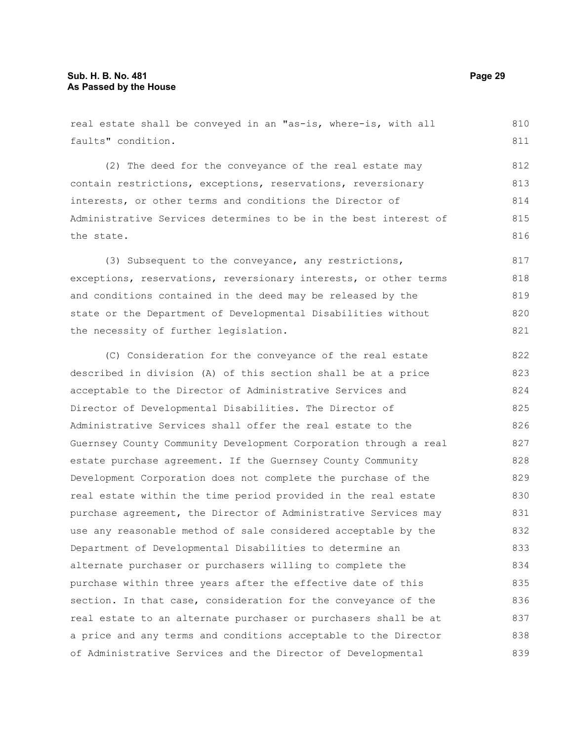real estate shall be conveyed in an "as-is, where-is, with all faults" condition.

(2) The deed for the conveyance of the real estate may contain restrictions, exceptions, reservations, reversionary interests, or other terms and conditions the Director of Administrative Services determines to be in the best interest of the state.

(3) Subsequent to the conveyance, any restrictions, exceptions, reservations, reversionary interests, or other terms and conditions contained in the deed may be released by the state or the Department of Developmental Disabilities without the necessity of further legislation.

(C) Consideration for the conveyance of the real estate described in division (A) of this section shall be at a price acceptable to the Director of Administrative Services and Director of Developmental Disabilities. The Director of Administrative Services shall offer the real estate to the Guernsey County Community Development Corporation through a real estate purchase agreement. If the Guernsey County Community Development Corporation does not complete the purchase of the real estate within the time period provided in the real estate purchase agreement, the Director of Administrative Services may use any reasonable method of sale considered acceptable by the Department of Developmental Disabilities to determine an alternate purchaser or purchasers willing to complete the purchase within three years after the effective date of this section. In that case, consideration for the conveyance of the real estate to an alternate purchaser or purchasers shall be at a price and any terms and conditions acceptable to the Director of Administrative Services and the Director of Developmental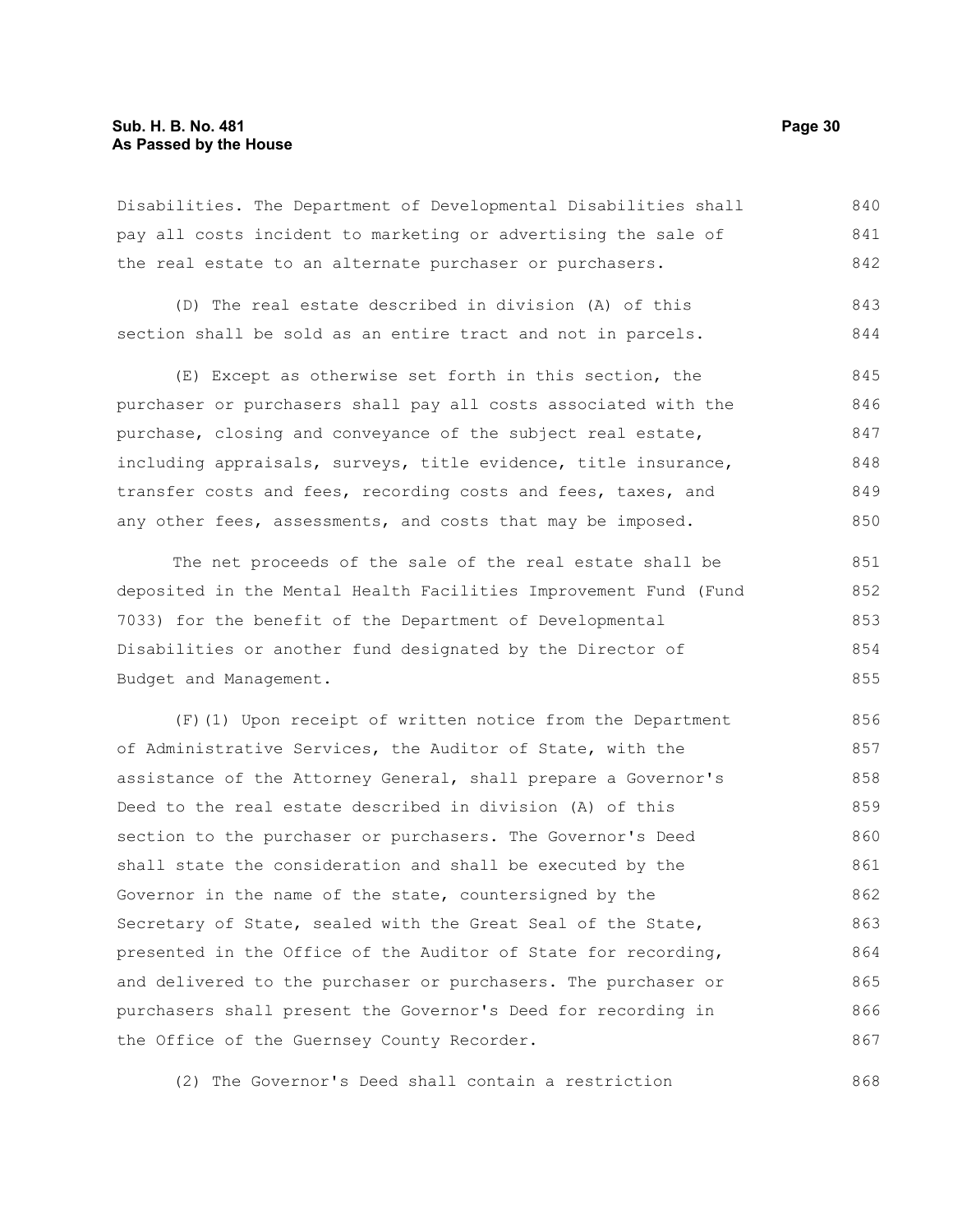Disabilities. The Department of Developmental Disabilities shall pay all costs incident to marketing or advertising the sale of the real estate to an alternate purchaser or purchasers.

(D) The real estate described in division (A) of this section shall be sold as an entire tract and not in parcels.

(E) Except as otherwise set forth in this section, the purchaser or purchasers shall pay all costs associated with the purchase, closing and conveyance of the subject real estate, including appraisals, surveys, title evidence, title insurance, transfer costs and fees, recording costs and fees, taxes, and any other fees, assessments, and costs that may be imposed.

The net proceeds of the sale of the real estate shall be deposited in the Mental Health Facilities Improvement Fund (Fund 7033) for the benefit of the Department of Developmental Disabilities or another fund designated by the Director of Budget and Management.

(F)(1) Upon receipt of written notice from the Department of Administrative Services, the Auditor of State, with the assistance of the Attorney General, shall prepare a Governor's Deed to the real estate described in division (A) of this section to the purchaser or purchasers. The Governor's Deed shall state the consideration and shall be executed by the Governor in the name of the state, countersigned by the Secretary of State, sealed with the Great Seal of the State, presented in the Office of the Auditor of State for recording, and delivered to the purchaser or purchasers. The purchaser or purchasers shall present the Governor's Deed for recording in the Office of the Guernsey County Recorder.

(2) The Governor's Deed shall contain a restriction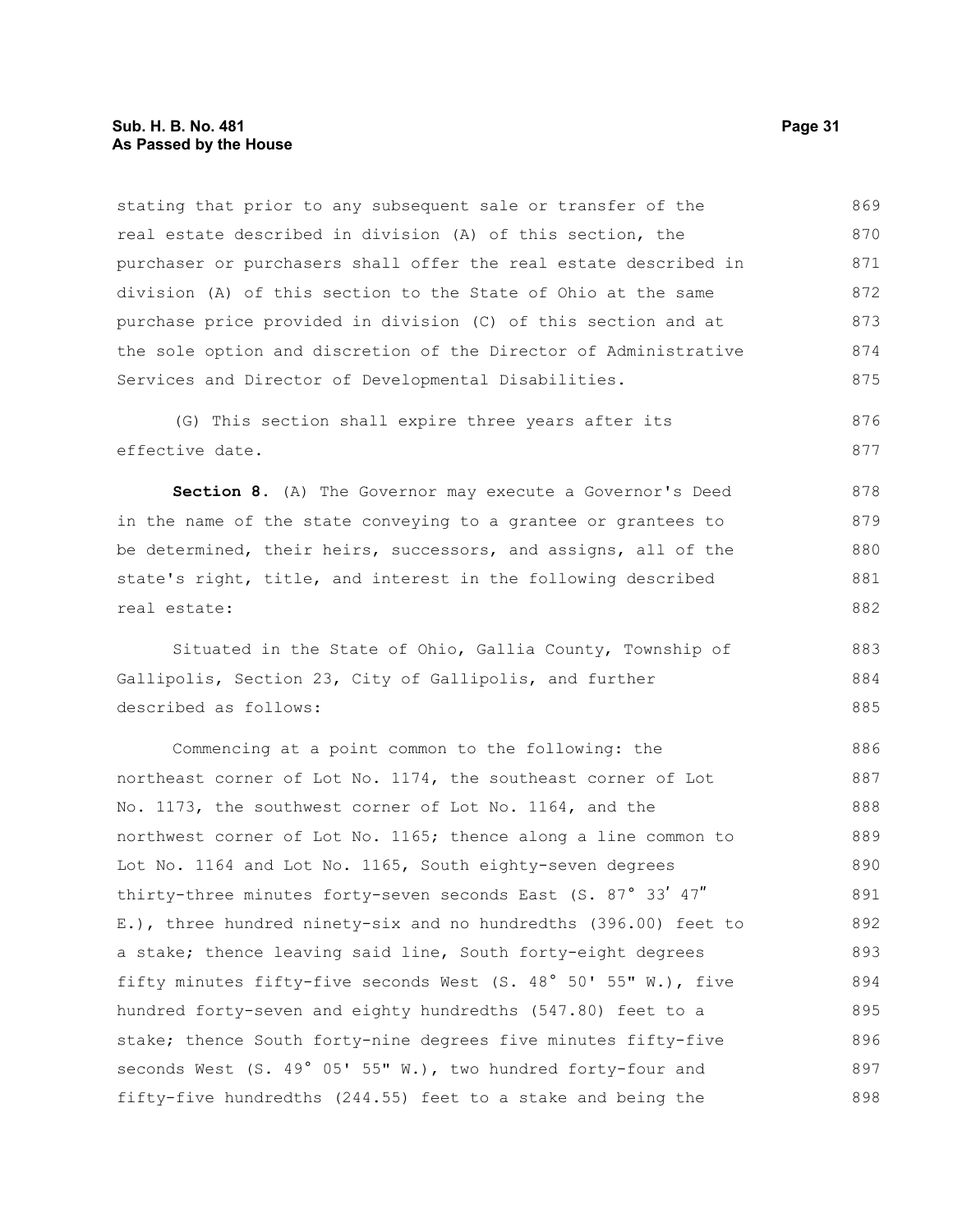stating that prior to any subsequent sale or transfer of the real estate described in division (A) of this section, the purchaser or purchasers shall offer the real estate described in division (A) of this section to the State of Ohio at the same purchase price provided in division (C) of this section and at the sole option and discretion of the Director of Administrative Services and Director of Developmental Disabilities.

(G) This section shall expire three years after its effective date.

**Section 8.** (A) The Governor may execute a Governor's Deed in the name of the state conveying to a grantee or grantees to be determined, their heirs, successors, and assigns, all of the state's right, title, and interest in the following described real estate:

Situated in the State of Ohio, Gallia County, Township of Gallipolis, Section 23, City of Gallipolis, and further described as follows:

Commencing at a point common to the following: the northeast corner of Lot No. 1174, the southeast corner of Lot No. 1173, the southwest corner of Lot No. 1164, and the northwest corner of Lot No. 1165; thence along a line common to Lot No. 1164 and Lot No. 1165, South eighty-seven degrees thirty-three minutes forty-seven seconds East (S. 87° 33ʹ 47ʺ E.), three hundred ninety-six and no hundredths (396.00) feet to a stake; thence leaving said line, South forty-eight degrees fifty minutes fifty-five seconds West (S. 48° 50' 55" W.), five hundred forty-seven and eighty hundredths (547.80) feet to a stake; thence South forty-nine degrees five minutes fifty-five seconds West (S. 49° 05' 55" W.), two hundred forty-four and fifty-five hundredths (244.55) feet to a stake and being the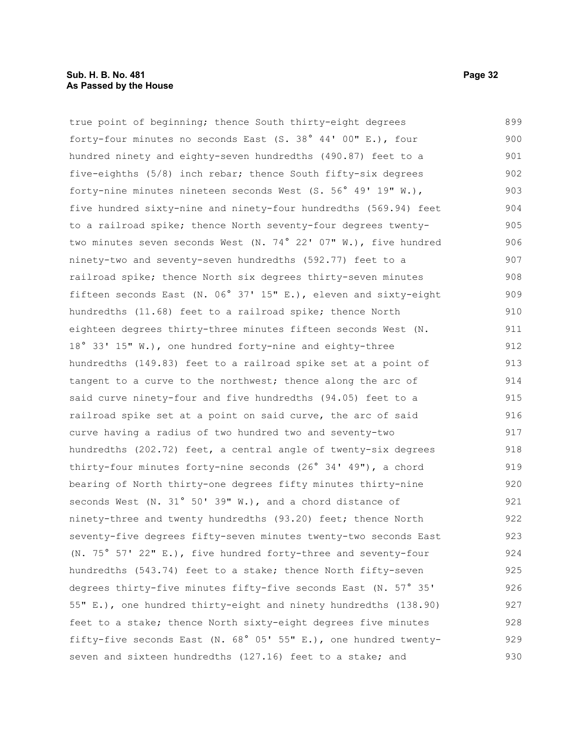true point of beginning; thence South thirty-eight degrees forty-four minutes no seconds East (S. 38° 44' 00" E.), four hundred ninety and eighty-seven hundredths (490.87) feet to a five-eighths (5/8) inch rebar; thence South fifty-six degrees forty-nine minutes nineteen seconds West (S. 56° 49' 19" W.), five hundred sixty-nine and ninety-four hundredths (569.94) feet to a railroad spike; thence North seventy-four degrees twenty-two minutes seven seconds West (N. 74° 22' 07" W.), five hundred ninety-two and seventy-seven hundredths (592.77) feet to a railroad spike; thence North six degrees thirty-seven minutes fifteen seconds East (N. 06° 37' 15" E.), eleven and sixty-eight hundredths (11.68) feet to a railroad spike; thence North eighteen degrees thirty-three minutes fifteen seconds West (N. 18° 33' 15" W.), one hundred forty-nine and eighty-three hundredths (149.83) feet to a railroad spike set at a point of tangent to a curve to the northwest; thence along the arc of said curve ninety-four and five hundredths (94.05) feet to a railroad spike set at a point on said curve, the arc of said curve having a radius of two hundred two and seventy-two hundredths (202.72) feet, a central angle of twenty-six degrees thirty-four minutes forty-nine seconds (26° 34' 49"), a chord bearing of North thirty-one degrees fifty minutes thirty-nine seconds West (N. 31° 50' 39" W.), and a chord distance of ninety-three and twenty hundredths (93.20) feet; thence North seventy-five degrees fifty-seven minutes twenty-two seconds East (N. 75° 57' 22" E.), five hundred forty-three and seventy-four hundredths (543.74) feet to a stake; thence North fifty-seven degrees thirty-five minutes fifty-five seconds East (N. 57° 35' 55" E.), one hundred thirty-eight and ninety hundredths (138.90) feet to a stake; thence North sixty-eight degrees five minutes fifty-five seconds East (N. 68° 05' 55" E.), one hundred twenty-seven and sixteen hundredths (127.16) feet to a stake; and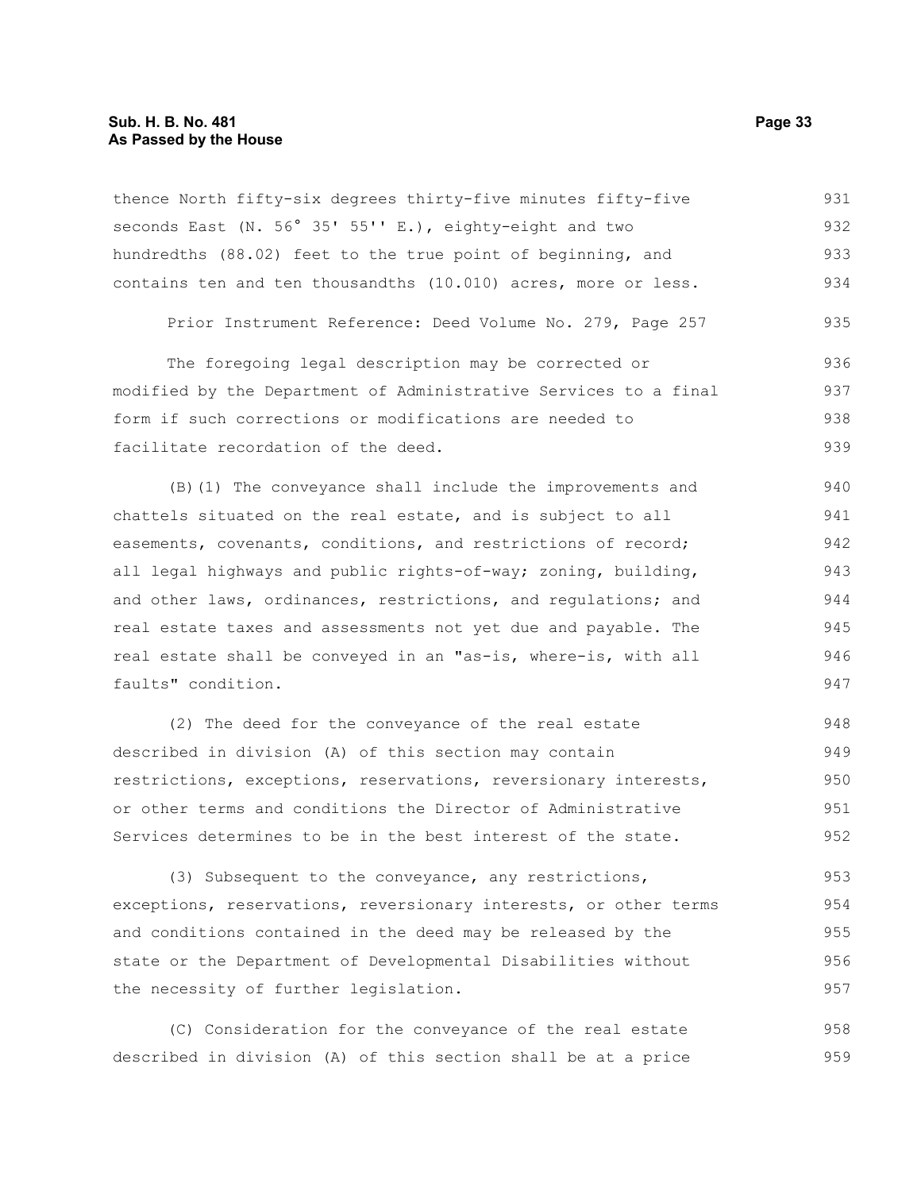thence North fifty-six degrees thirty-five minutes fifty-five seconds East (N. 56° 35' 55'' E.), eighty-eight and two hundredths (88.02) feet to the true point of beginning, and contains ten and ten thousandths (10.010) acres, more or less.

Prior Instrument Reference: Deed Volume No. 279, Page 257

The foregoing legal description may be corrected or modified by the Department of Administrative Services to a final form if such corrections or modifications are needed to facilitate recordation of the deed.

(B)(1) The conveyance shall include the improvements and chattels situated on the real estate, and is subject to all easements, covenants, conditions, and restrictions of record; all legal highways and public rights-of-way; zoning, building, and other laws, ordinances, restrictions, and regulations; and real estate taxes and assessments not yet due and payable. The real estate shall be conveyed in an "as-is, where-is, with all faults" condition.

(2) The deed for the conveyance of the real estate described in division (A) of this section may contain restrictions, exceptions, reservations, reversionary interests, or other terms and conditions the Director of Administrative Services determines to be in the best interest of the state.

(3) Subsequent to the conveyance, any restrictions, exceptions, reservations, reversionary interests, or other terms and conditions contained in the deed may be released by the state or the Department of Developmental Disabilities without the necessity of further legislation.

(C) Consideration for the conveyance of the real estate described in division (A) of this section shall be at a price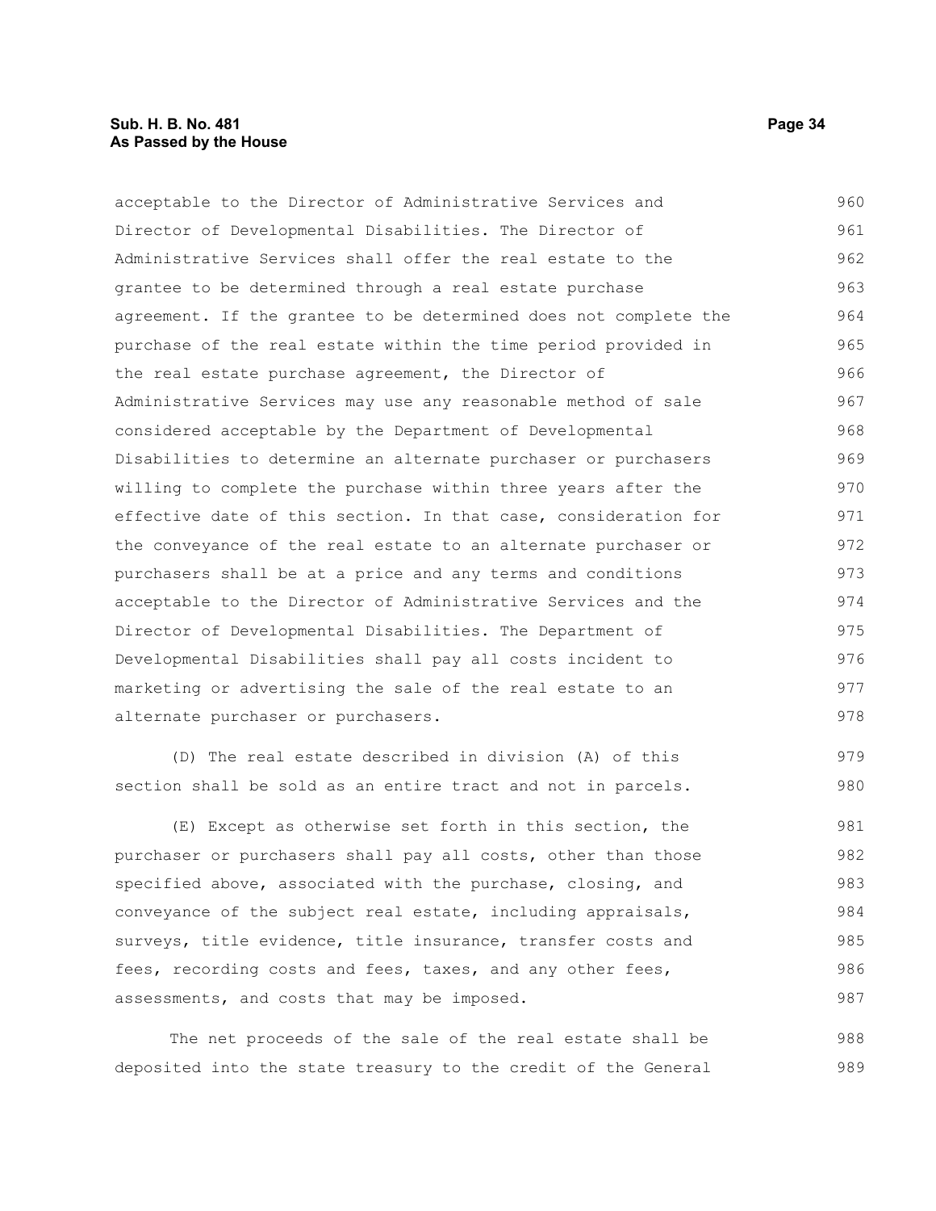acceptable to the Director of Administrative Services and Director of Developmental Disabilities. The Director of Administrative Services shall offer the real estate to the grantee to be determined through a real estate purchase agreement. If the grantee to be determined does not complete the purchase of the real estate within the time period provided in the real estate purchase agreement, the Director of Administrative Services may use any reasonable method of sale considered acceptable by the Department of Developmental Disabilities to determine an alternate purchaser or purchasers willing to complete the purchase within three years after the effective date of this section. In that case, consideration for the conveyance of the real estate to an alternate purchaser or purchasers shall be at a price and any terms and conditions acceptable to the Director of Administrative Services and the Director of Developmental Disabilities. The Department of Developmental Disabilities shall pay all costs incident to marketing or advertising the sale of the real estate to an alternate purchaser or purchasers.

(D) The real estate described in division (A) of this section shall be sold as an entire tract and not in parcels.

(E) Except as otherwise set forth in this section, the purchaser or purchasers shall pay all costs, other than those specified above, associated with the purchase, closing, and conveyance of the subject real estate, including appraisals, surveys, title evidence, title insurance, transfer costs and fees, recording costs and fees, taxes, and any other fees, assessments, and costs that may be imposed.

The net proceeds of the sale of the real estate shall be deposited into the state treasury to the credit of the General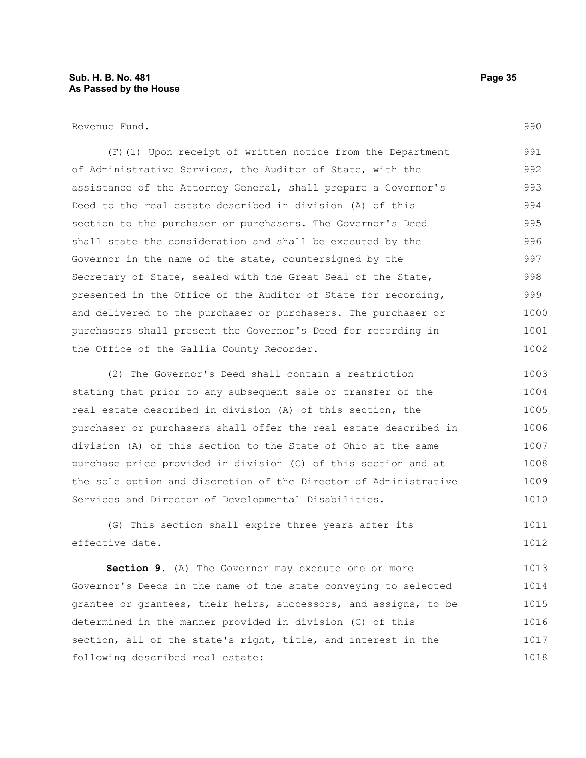Revenue Fund.

(F)(1) Upon receipt of written notice from the Department of Administrative Services, the Auditor of State, with the assistance of the Attorney General, shall prepare a Governor's Deed to the real estate described in division (A) of this section to the purchaser or purchasers. The Governor's Deed shall state the consideration and shall be executed by the Governor in the name of the state, countersigned by the Secretary of State, sealed with the Great Seal of the State, presented in the Office of the Auditor of State for recording, and delivered to the purchaser or purchasers. The purchaser or purchasers shall present the Governor's Deed for recording in the Office of the Gallia County Recorder.

(2) The Governor's Deed shall contain a restriction stating that prior to any subsequent sale or transfer of the real estate described in division (A) of this section, the purchaser or purchasers shall offer the real estate described in division (A) of this section to the State of Ohio at the same purchase price provided in division (C) of this section and at the sole option and discretion of the Director of Administrative Services and Director of Developmental Disabilities.

(G) This section shall expire three years after its effective date.

**Section 9.** (A) The Governor may execute one or more Governor's Deeds in the name of the state conveying to selected grantee or grantees, their heirs, successors, and assigns, to be determined in the manner provided in division (C) of this section, all of the state's right, title, and interest in the following described real estate: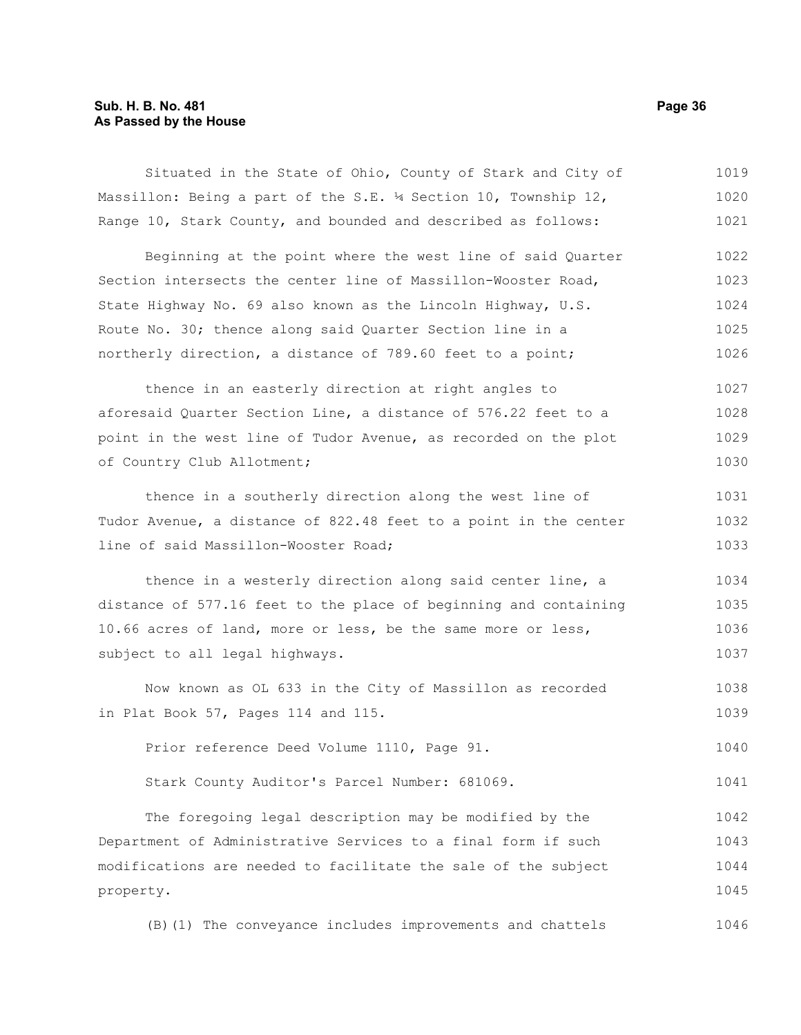Situated in the State of Ohio, County of Stark and City of Massillon: Being a part of the S.E. ¼ Section 10, Township 12, Range 10, Stark County, and bounded and described as follows:

Beginning at the point where the west line of said Quarter Section intersects the center line of Massillon-Wooster Road, State Highway No. 69 also known as the Lincoln Highway, U.S. Route No. 30; thence along said Quarter Section line in a northerly direction, a distance of 789.60 feet to a point;

thence in an easterly direction at right angles to aforesaid Quarter Section Line, a distance of 576.22 feet to a point in the west line of Tudor Avenue, as recorded on the plot of Country Club Allotment;

thence in a southerly direction along the west line of Tudor Avenue, a distance of 822.48 feet to a point in the center line of said Massillon-Wooster Road;

thence in a westerly direction along said center line, a distance of 577.16 feet to the place of beginning and containing 10.66 acres of land, more or less, be the same more or less, subject to all legal highways.

Now known as OL 633 in the City of Massillon as recorded in Plat Book 57, Pages 114 and 115.

Prior reference Deed Volume 1110, Page 91.

Stark County Auditor's Parcel Number: 681069.

The foregoing legal description may be modified by the Department of Administrative Services to a final form if such modifications are needed to facilitate the sale of the subject property.

(B)(1) The conveyance includes improvements and chattels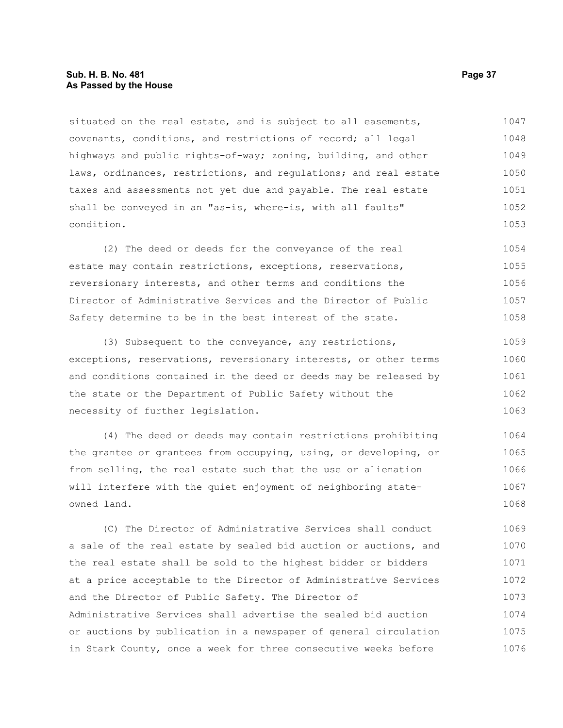situated on the real estate, and is subject to all easements, covenants, conditions, and restrictions of record; all legal highways and public rights-of-way; zoning, building, and other laws, ordinances, restrictions, and regulations; and real estate taxes and assessments not yet due and payable. The real estate shall be conveyed in an "as-is, where-is, with all faults" condition.

(2) The deed or deeds for the conveyance of the real estate may contain restrictions, exceptions, reservations, reversionary interests, and other terms and conditions the Director of Administrative Services and the Director of Public Safety determine to be in the best interest of the state.

(3) Subsequent to the conveyance, any restrictions, exceptions, reservations, reversionary interests, or other terms and conditions contained in the deed or deeds may be released by the state or the Department of Public Safety without the necessity of further legislation.

(4) The deed or deeds may contain restrictions prohibiting the grantee or grantees from occupying, using, or developing, or from selling, the real estate such that the use or alienation will interfere with the quiet enjoyment of neighboring state-owned land.

(C) The Director of Administrative Services shall conduct a sale of the real estate by sealed bid auction or auctions, and the real estate shall be sold to the highest bidder or bidders at a price acceptable to the Director of Administrative Services and the Director of Public Safety. The Director of Administrative Services shall advertise the sealed bid auction or auctions by publication in a newspaper of general circulation in Stark County, once a week for three consecutive weeks before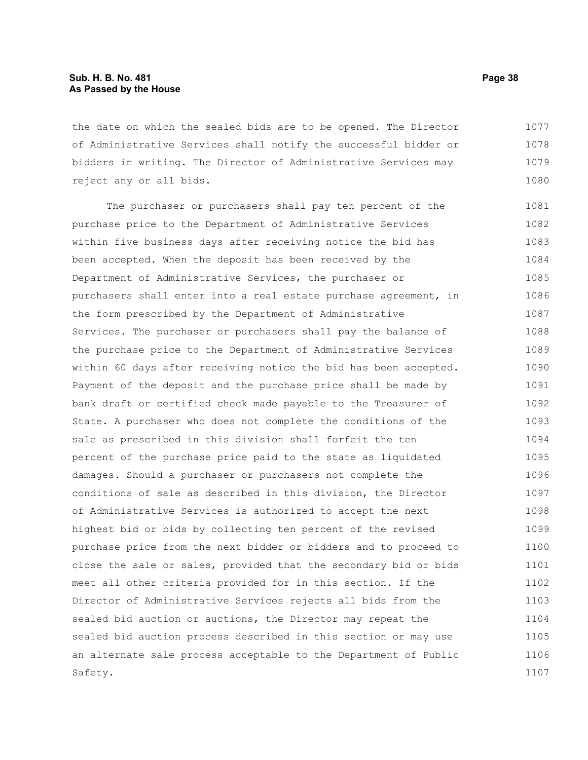the date on which the sealed bids are to be opened. The Director of Administrative Services shall notify the successful bidder or bidders in writing. The Director of Administrative Services may reject any or all bids.

The purchaser or purchasers shall pay ten percent of the purchase price to the Department of Administrative Services within five business days after receiving notice the bid has been accepted. When the deposit has been received by the Department of Administrative Services, the purchaser or purchasers shall enter into a real estate purchase agreement, in the form prescribed by the Department of Administrative Services. The purchaser or purchasers shall pay the balance of the purchase price to the Department of Administrative Services within 60 days after receiving notice the bid has been accepted. Payment of the deposit and the purchase price shall be made by bank draft or certified check made payable to the Treasurer of State. A purchaser who does not complete the conditions of the sale as prescribed in this division shall forfeit the ten percent of the purchase price paid to the state as liquidated damages. Should a purchaser or purchasers not complete the conditions of sale as described in this division, the Director of Administrative Services is authorized to accept the next highest bid or bids by collecting ten percent of the revised purchase price from the next bidder or bidders and to proceed to close the sale or sales, provided that the secondary bid or bids meet all other criteria provided for in this section. If the Director of Administrative Services rejects all bids from the sealed bid auction or auctions, the Director may repeat the sealed bid auction process described in this section or may use an alternate sale process acceptable to the Department of Public Safety.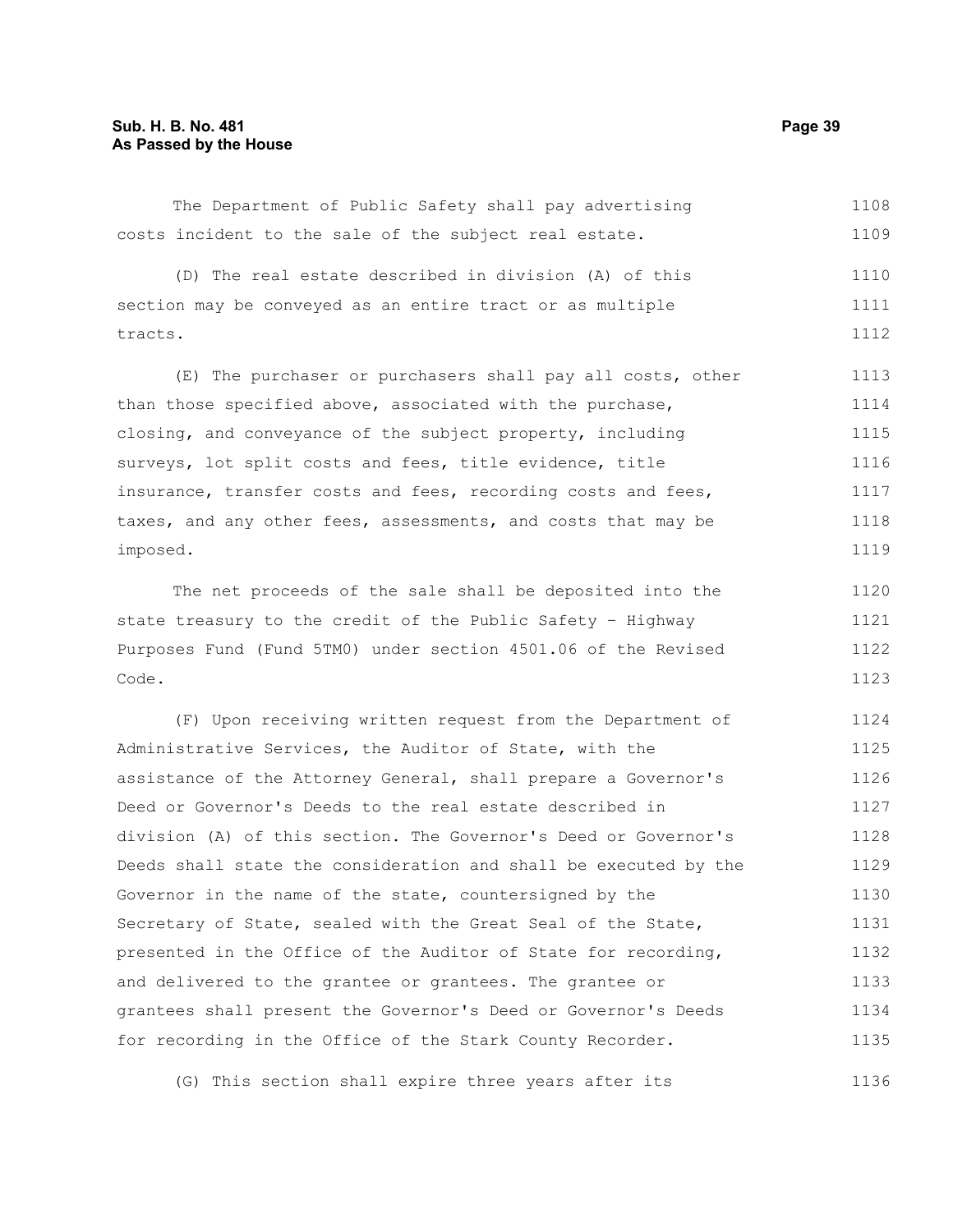The Department of Public Safety shall pay advertising costs incident to the sale of the subject real estate.

(D) The real estate described in division (A) of this section may be conveyed as an entire tract or as multiple tracts.

(E) The purchaser or purchasers shall pay all costs, other than those specified above, associated with the purchase, closing, and conveyance of the subject property, including surveys, lot split costs and fees, title evidence, title insurance, transfer costs and fees, recording costs and fees, taxes, and any other fees, assessments, and costs that may be imposed.

The net proceeds of the sale shall be deposited into the state treasury to the credit of the Public Safety - Highway Purposes Fund (Fund 5TM0) under section 4501.06 of the Revised Code.

(F) Upon receiving written request from the Department of Administrative Services, the Auditor of State, with the assistance of the Attorney General, shall prepare a Governor's Deed or Governor's Deeds to the real estate described in division (A) of this section. The Governor's Deed or Governor's Deeds shall state the consideration and shall be executed by the Governor in the name of the state, countersigned by the Secretary of State, sealed with the Great Seal of the State, presented in the Office of the Auditor of State for recording, and delivered to the grantee or grantees. The grantee or grantees shall present the Governor's Deed or Governor's Deeds for recording in the Office of the Stark County Recorder.

(G) This section shall expire three years after its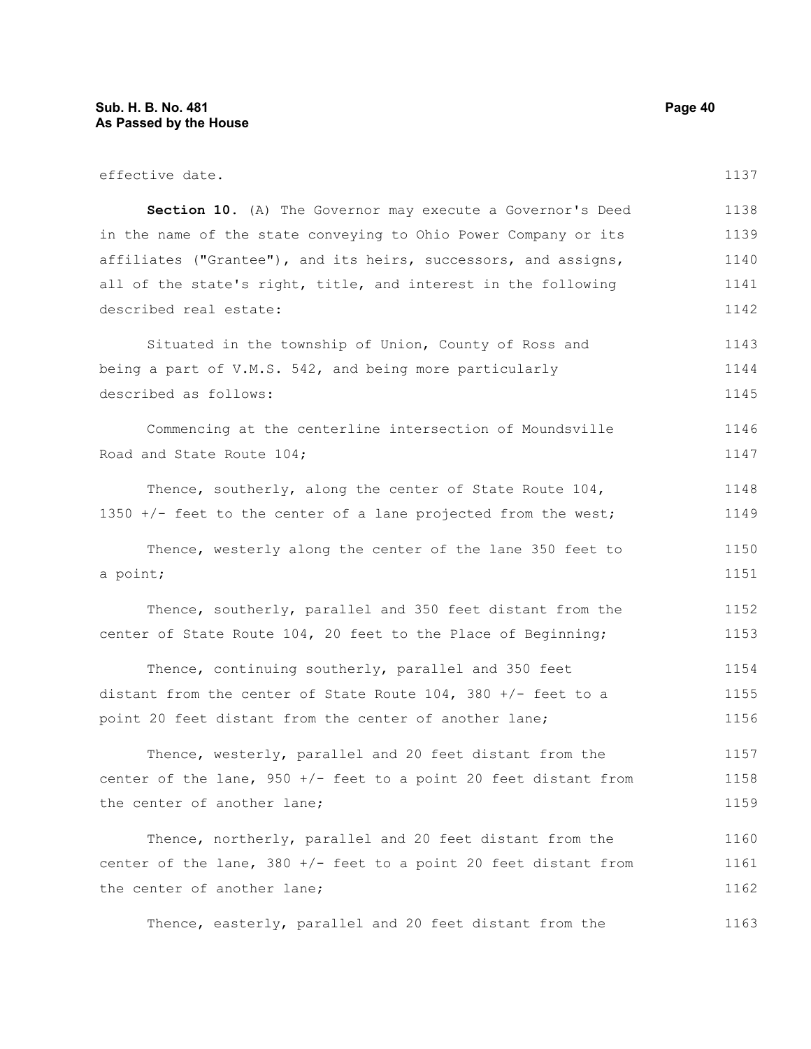effective date.

**Section 10.** (A) The Governor may execute a Governor's Deed in the name of the state conveying to Ohio Power Company or its affiliates ("Grantee"), and its heirs, successors, and assigns, all of the state's right, title, and interest in the following described real estate:

Situated in the township of Union, County of Ross and being a part of V.M.S. 542, and being more particularly described as follows:

Commencing at the centerline intersection of Moundsville Road and State Route 104;

Thence, southerly, along the center of State Route 104, 1350 +/- feet to the center of a lane projected from the west;

Thence, westerly along the center of the lane 350 feet to a point;

Thence, southerly, parallel and 350 feet distant from the center of State Route 104, 20 feet to the Place of Beginning;

Thence, continuing southerly, parallel and 350 feet distant from the center of State Route 104, 380 +/- feet to a point 20 feet distant from the center of another lane;

Thence, westerly, parallel and 20 feet distant from the center of the lane, 950 +/- feet to a point 20 feet distant from the center of another lane;

Thence, northerly, parallel and 20 feet distant from the center of the lane, 380 +/- feet to a point 20 feet distant from the center of another lane;

Thence, easterly, parallel and 20 feet distant from the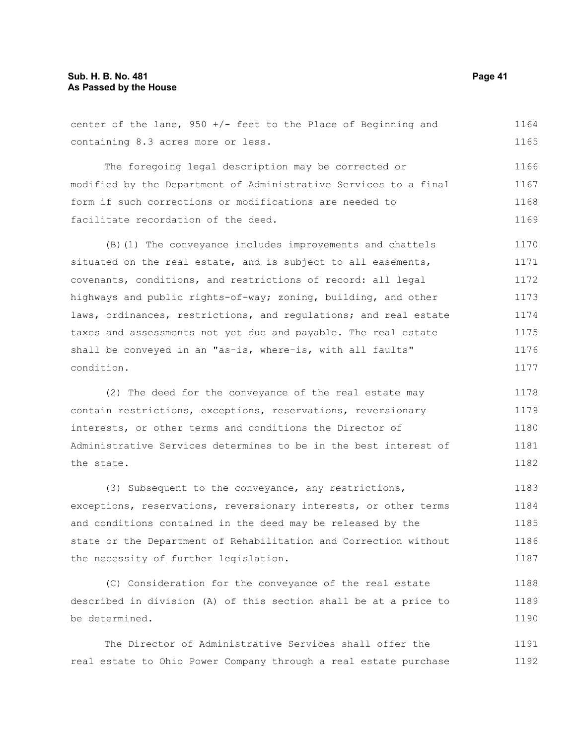center of the lane, 950 +/- feet to the Place of Beginning and containing 8.3 acres more or less.

The foregoing legal description may be corrected or modified by the Department of Administrative Services to a final form if such corrections or modifications are needed to facilitate recordation of the deed.

(B)(1) The conveyance includes improvements and chattels situated on the real estate, and is subject to all easements, covenants, conditions, and restrictions of record: all legal highways and public rights-of-way; zoning, building, and other laws, ordinances, restrictions, and regulations; and real estate taxes and assessments not yet due and payable. The real estate shall be conveyed in an "as-is, where-is, with all faults" condition.

(2) The deed for the conveyance of the real estate may contain restrictions, exceptions, reservations, reversionary interests, or other terms and conditions the Director of Administrative Services determines to be in the best interest of the state.

(3) Subsequent to the conveyance, any restrictions, exceptions, reservations, reversionary interests, or other terms and conditions contained in the deed may be released by the state or the Department of Rehabilitation and Correction without the necessity of further legislation.

(C) Consideration for the conveyance of the real estate described in division (A) of this section shall be at a price to be determined.

The Director of Administrative Services shall offer the real estate to Ohio Power Company through a real estate purchase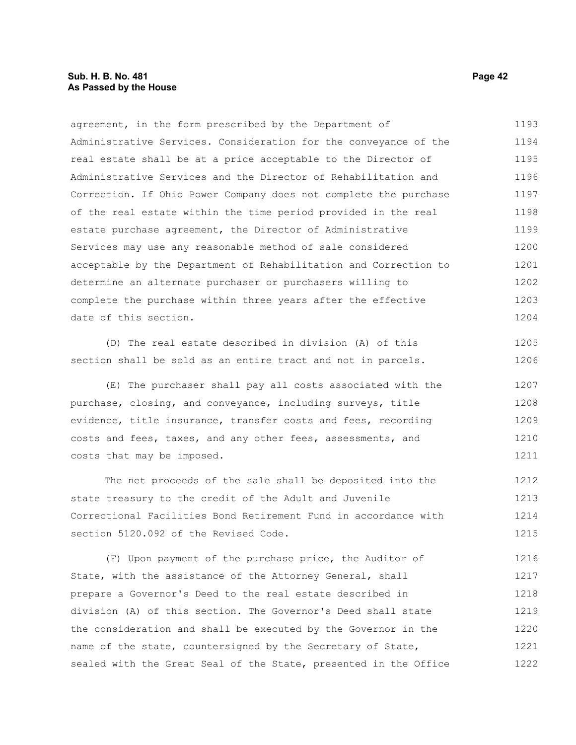agreement, in the form prescribed by the Department of Administrative Services. Consideration for the conveyance of the real estate shall be at a price acceptable to the Director of Administrative Services and the Director of Rehabilitation and Correction. If Ohio Power Company does not complete the purchase of the real estate within the time period provided in the real estate purchase agreement, the Director of Administrative Services may use any reasonable method of sale considered acceptable by the Department of Rehabilitation and Correction to determine an alternate purchaser or purchasers willing to complete the purchase within three years after the effective date of this section.

(D) The real estate described in division (A) of this section shall be sold as an entire tract and not in parcels.

(E) The purchaser shall pay all costs associated with the purchase, closing, and conveyance, including surveys, title evidence, title insurance, transfer costs and fees, recording costs and fees, taxes, and any other fees, assessments, and costs that may be imposed.

The net proceeds of the sale shall be deposited into the state treasury to the credit of the Adult and Juvenile Correctional Facilities Bond Retirement Fund in accordance with section 5120.092 of the Revised Code.

(F) Upon payment of the purchase price, the Auditor of State, with the assistance of the Attorney General, shall prepare a Governor's Deed to the real estate described in division (A) of this section. The Governor's Deed shall state the consideration and shall be executed by the Governor in the name of the state, countersigned by the Secretary of State, sealed with the Great Seal of the State, presented in the Office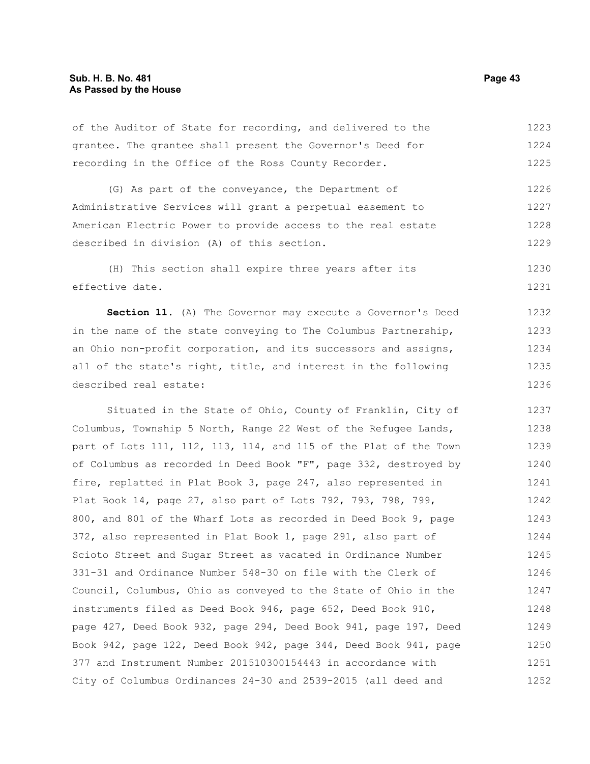of the Auditor of State for recording, and delivered to the grantee. The grantee shall present the Governor's Deed for recording in the Office of the Ross County Recorder.

(G) As part of the conveyance, the Department of Administrative Services will grant a perpetual easement to American Electric Power to provide access to the real estate described in division (A) of this section.

(H) This section shall expire three years after its effective date.

**Section 11.** (A) The Governor may execute a Governor's Deed in the name of the state conveying to The Columbus Partnership, an Ohio non-profit corporation, and its successors and assigns, all of the state's right, title, and interest in the following described real estate:

Situated in the State of Ohio, County of Franklin, City of Columbus, Township 5 North, Range 22 West of the Refugee Lands, part of Lots 111, 112, 113, 114, and 115 of the Plat of the Town of Columbus as recorded in Deed Book "F", page 332, destroyed by fire, replatted in Plat Book 3, page 247, also represented in Plat Book 14, page 27, also part of Lots 792, 793, 798, 799, 800, and 801 of the Wharf Lots as recorded in Deed Book 9, page 372, also represented in Plat Book 1, page 291, also part of Scioto Street and Sugar Street as vacated in Ordinance Number 331-31 and Ordinance Number 548-30 on file with the Clerk of Council, Columbus, Ohio as conveyed to the State of Ohio in the instruments filed as Deed Book 946, page 652, Deed Book 910, page 427, Deed Book 932, page 294, Deed Book 941, page 197, Deed Book 942, page 122, Deed Book 942, page 344, Deed Book 941, page 377 and Instrument Number 201510300154443 in accordance with City of Columbus Ordinances 24-30 and 2539-2015 (all deed and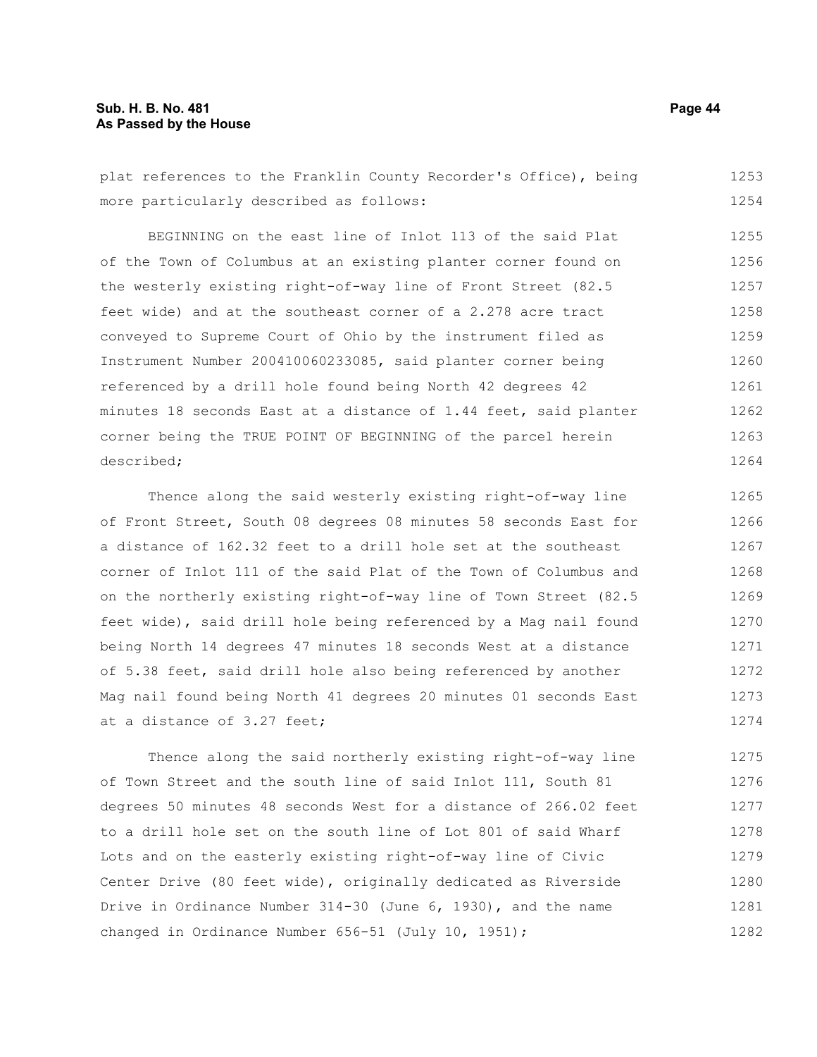plat references to the Franklin County Recorder's Office), being more particularly described as follows:

BEGINNING on the east line of Inlot 113 of the said Plat of the Town of Columbus at an existing planter corner found on the westerly existing right-of-way line of Front Street (82.5 feet wide) and at the southeast corner of a 2.278 acre tract conveyed to Supreme Court of Ohio by the instrument filed as Instrument Number 200410060233085, said planter corner being referenced by a drill hole found being North 42 degrees 42 minutes 18 seconds East at a distance of 1.44 feet, said planter corner being the TRUE POINT OF BEGINNING of the parcel herein described;

Thence along the said westerly existing right-of-way line of Front Street, South 08 degrees 08 minutes 58 seconds East for a distance of 162.32 feet to a drill hole set at the southeast corner of Inlot 111 of the said Plat of the Town of Columbus and on the northerly existing right-of-way line of Town Street (82.5 feet wide), said drill hole being referenced by a Mag nail found being North 14 degrees 47 minutes 18 seconds West at a distance of 5.38 feet, said drill hole also being referenced by another Mag nail found being North 41 degrees 20 minutes 01 seconds East at a distance of 3.27 feet;

Thence along the said northerly existing right-of-way line of Town Street and the south line of said Inlot 111, South 81 degrees 50 minutes 48 seconds West for a distance of 266.02 feet to a drill hole set on the south line of Lot 801 of said Wharf Lots and on the easterly existing right-of-way line of Civic Center Drive (80 feet wide), originally dedicated as Riverside Drive in Ordinance Number 314-30 (June 6, 1930), and the name changed in Ordinance Number 656-51 (July 10, 1951);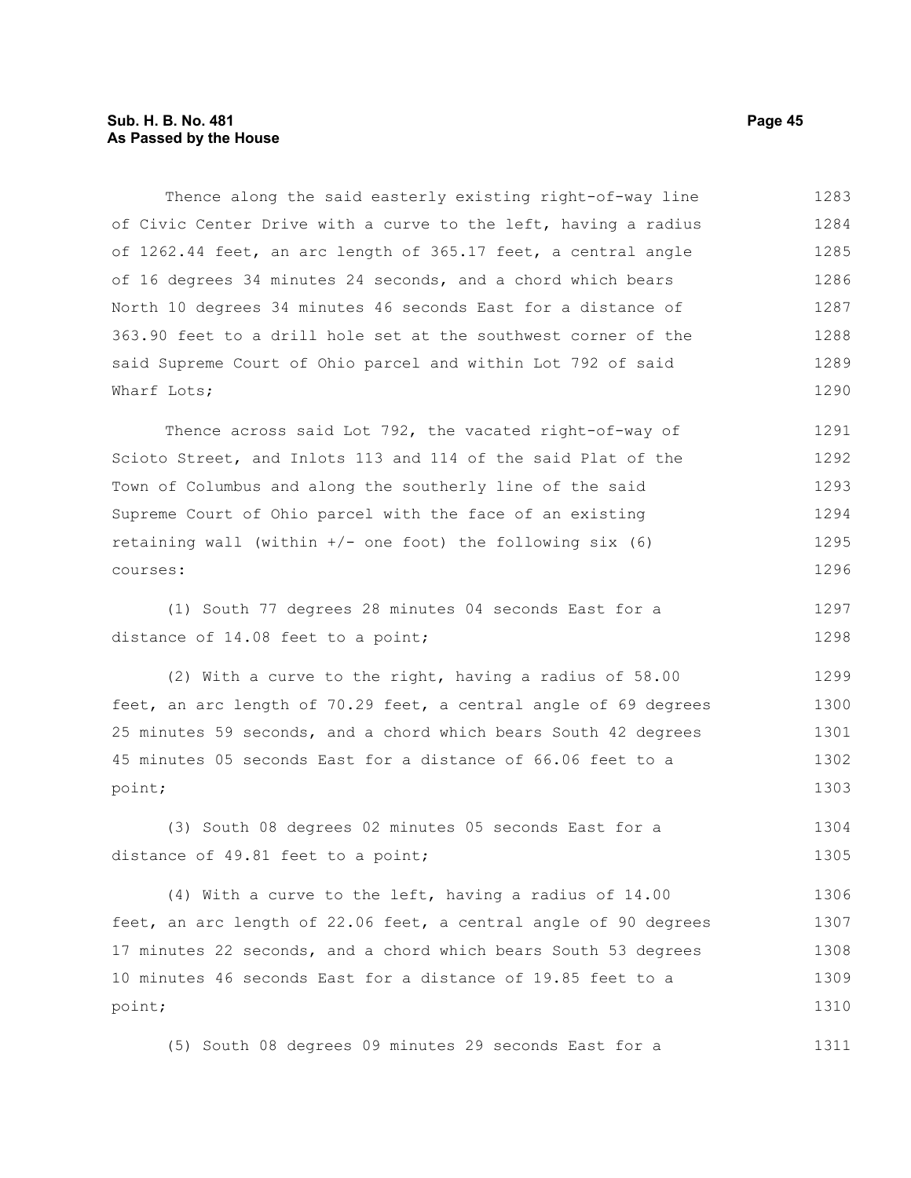Thence along the said easterly existing right-of-way line of Civic Center Drive with a curve to the left, having a radius of 1262.44 feet, an arc length of 365.17 feet, a central angle of 16 degrees 34 minutes 24 seconds, and a chord which bears North 10 degrees 34 minutes 46 seconds East for a distance of 363.90 feet to a drill hole set at the southwest corner of the said Supreme Court of Ohio parcel and within Lot 792 of said Wharf Lots;

Thence across said Lot 792, the vacated right-of-way of Scioto Street, and Inlots 113 and 114 of the said Plat of the Town of Columbus and along the southerly line of the said Supreme Court of Ohio parcel with the face of an existing retaining wall (within +/- one foot) the following six (6) courses:

(1) South 77 degrees 28 minutes 04 seconds East for a distance of 14.08 feet to a point;

(2) With a curve to the right, having a radius of 58.00 feet, an arc length of 70.29 feet, a central angle of 69 degrees 25 minutes 59 seconds, and a chord which bears South 42 degrees 45 minutes 05 seconds East for a distance of 66.06 feet to a point;

(3) South 08 degrees 02 minutes 05 seconds East for a distance of 49.81 feet to a point;

(4) With a curve to the left, having a radius of 14.00 feet, an arc length of 22.06 feet, a central angle of 90 degrees 17 minutes 22 seconds, and a chord which bears South 53 degrees 10 minutes 46 seconds East for a distance of 19.85 feet to a point;

(5) South 08 degrees 09 minutes 29 seconds East for a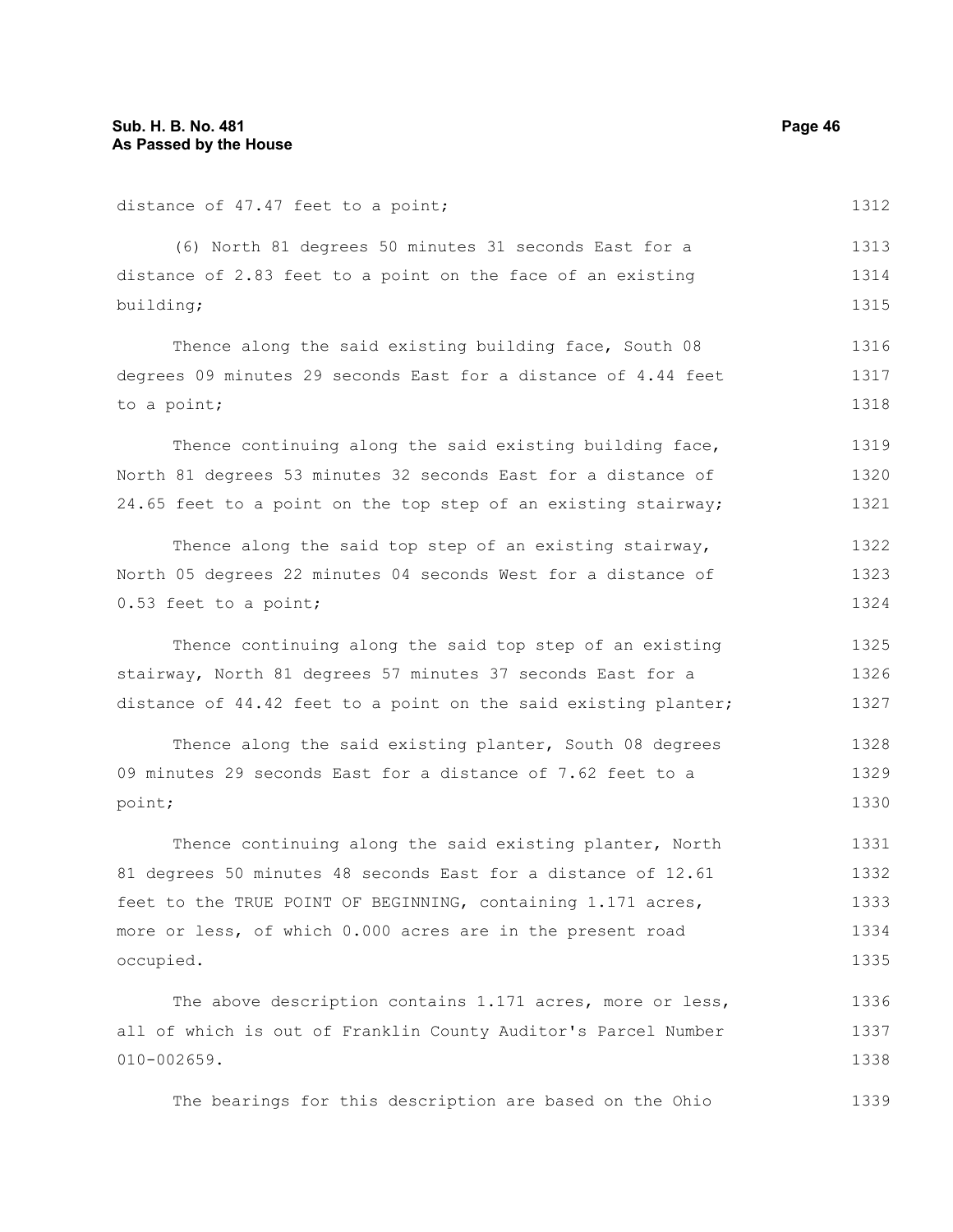distance of 47.47 feet to a point;

(6) North 81 degrees 50 minutes 31 seconds East for a distance of 2.83 feet to a point on the face of an existing building;

Thence along the said existing building face, South 08 degrees 09 minutes 29 seconds East for a distance of 4.44 feet to a point;

Thence continuing along the said existing building face, North 81 degrees 53 minutes 32 seconds East for a distance of 24.65 feet to a point on the top step of an existing stairway;

Thence along the said top step of an existing stairway, North 05 degrees 22 minutes 04 seconds West for a distance of 0.53 feet to a point;

Thence continuing along the said top step of an existing stairway, North 81 degrees 57 minutes 37 seconds East for a distance of 44.42 feet to a point on the said existing planter;

Thence along the said existing planter, South 08 degrees 09 minutes 29 seconds East for a distance of 7.62 feet to a point;

Thence continuing along the said existing planter, North 81 degrees 50 minutes 48 seconds East for a distance of 12.61 feet to the TRUE POINT OF BEGINNING, containing 1.171 acres, more or less, of which 0.000 acres are in the present road occupied.

The above description contains 1.171 acres, more or less, all of which is out of Franklin County Auditor's Parcel Number 010-002659.

The bearings for this description are based on the Ohio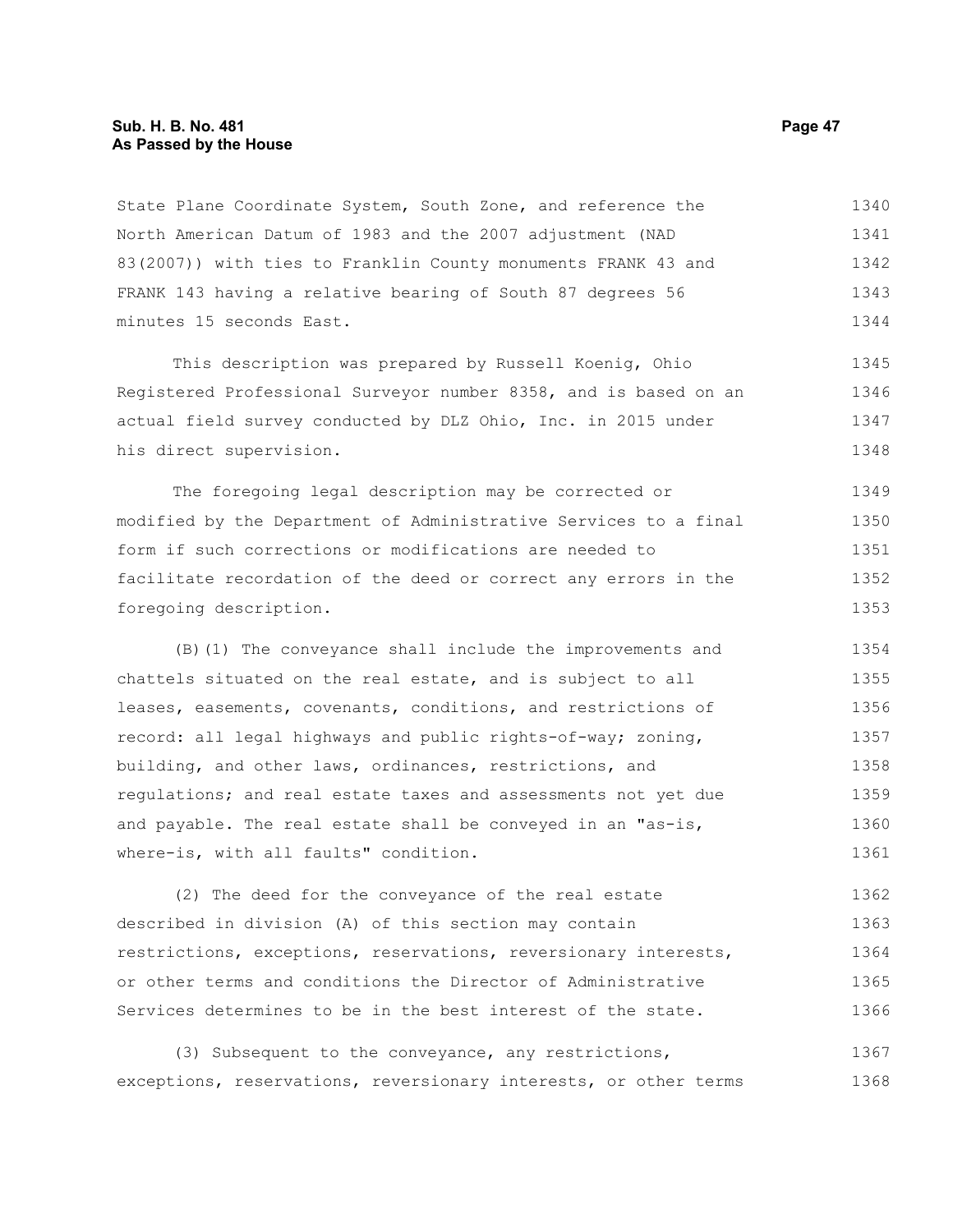State Plane Coordinate System, South Zone, and reference the North American Datum of 1983 and the 2007 adjustment (NAD 83(2007)) with ties to Franklin County monuments FRANK 43 and FRANK 143 having a relative bearing of South 87 degrees 56 minutes 15 seconds East.

This description was prepared by Russell Koenig, Ohio Registered Professional Surveyor number 8358, and is based on an actual field survey conducted by DLZ Ohio, Inc. in 2015 under his direct supervision.

The foregoing legal description may be corrected or modified by the Department of Administrative Services to a final form if such corrections or modifications are needed to facilitate recordation of the deed or correct any errors in the foregoing description.

(B)(1) The conveyance shall include the improvements and chattels situated on the real estate, and is subject to all leases, easements, covenants, conditions, and restrictions of record: all legal highways and public rights-of-way; zoning, building, and other laws, ordinances, restrictions, and regulations; and real estate taxes and assessments not yet due and payable. The real estate shall be conveyed in an "as-is, where-is, with all faults" condition.

(2) The deed for the conveyance of the real estate described in division (A) of this section may contain restrictions, exceptions, reservations, reversionary interests, or other terms and conditions the Director of Administrative Services determines to be in the best interest of the state.

(3) Subsequent to the conveyance, any restrictions, exceptions, reservations, reversionary interests, or other terms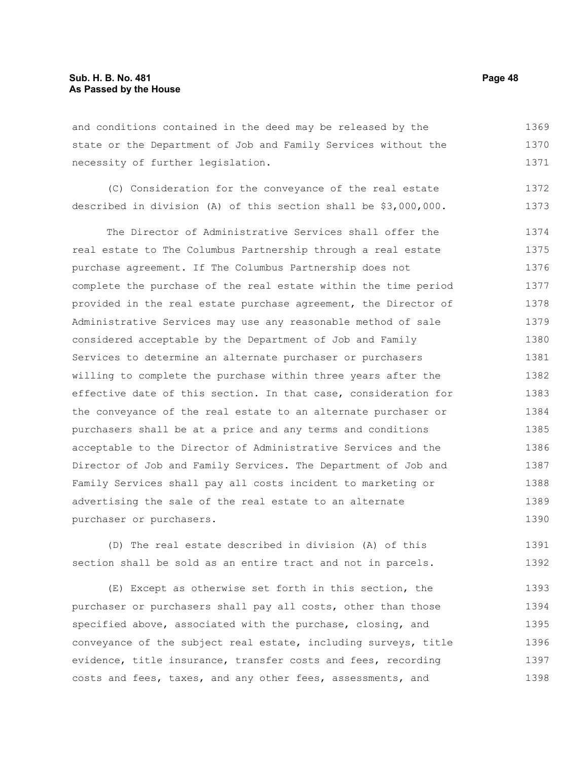and conditions contained in the deed may be released by the state or the Department of Job and Family Services without the necessity of further legislation.

(C) Consideration for the conveyance of the real estate described in division (A) of this section shall be $3,000,000.

The Director of Administrative Services shall offer the real estate to The Columbus Partnership through a real estate purchase agreement. If The Columbus Partnership does not complete the purchase of the real estate within the time period provided in the real estate purchase agreement, the Director of Administrative Services may use any reasonable method of sale considered acceptable by the Department of Job and Family Services to determine an alternate purchaser or purchasers willing to complete the purchase within three years after the effective date of this section. In that case, consideration for the conveyance of the real estate to an alternate purchaser or purchasers shall be at a price and any terms and conditions acceptable to the Director of Administrative Services and the Director of Job and Family Services. The Department of Job and Family Services shall pay all costs incident to marketing or advertising the sale of the real estate to an alternate purchaser or purchasers.

(D) The real estate described in division (A) of this section shall be sold as an entire tract and not in parcels.

(E) Except as otherwise set forth in this section, the purchaser or purchasers shall pay all costs, other than those specified above, associated with the purchase, closing, and conveyance of the subject real estate, including surveys, title evidence, title insurance, transfer costs and fees, recording costs and fees, taxes, and any other fees, assessments, and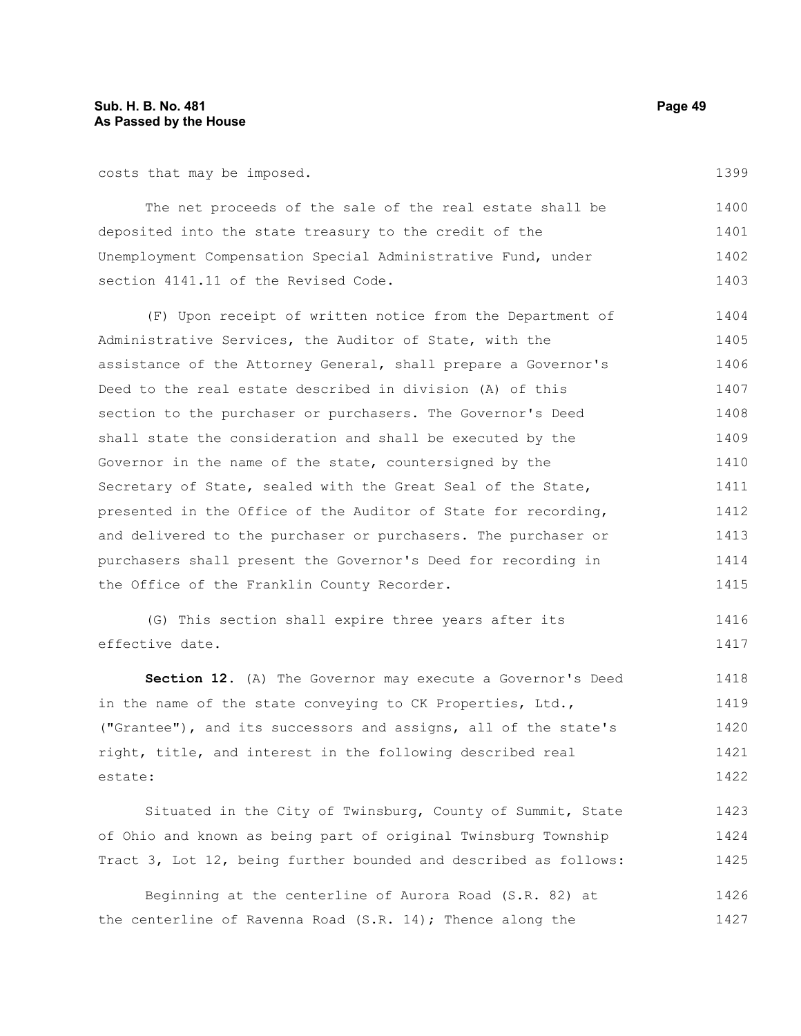costs that may be imposed.

The net proceeds of the sale of the real estate shall be deposited into the state treasury to the credit of the Unemployment Compensation Special Administrative Fund, under section 4141.11 of the Revised Code.

(F) Upon receipt of written notice from the Department of Administrative Services, the Auditor of State, with the assistance of the Attorney General, shall prepare a Governor's Deed to the real estate described in division (A) of this section to the purchaser or purchasers. The Governor's Deed shall state the consideration and shall be executed by the Governor in the name of the state, countersigned by the Secretary of State, sealed with the Great Seal of the State, presented in the Office of the Auditor of State for recording, and delivered to the purchaser or purchasers. The purchaser or purchasers shall present the Governor's Deed for recording in the Office of the Franklin County Recorder.

(G) This section shall expire three years after its effective date.

**Section 12.** (A) The Governor may execute a Governor's Deed in the name of the state conveying to CK Properties, Ltd., ("Grantee"), and its successors and assigns, all of the state's right, title, and interest in the following described real estate:

Situated in the City of Twinsburg, County of Summit, State of Ohio and known as being part of original Twinsburg Township Tract 3, Lot 12, being further bounded and described as follows:

Beginning at the centerline of Aurora Road (S.R. 82) at the centerline of Ravenna Road (S.R. 14); Thence along the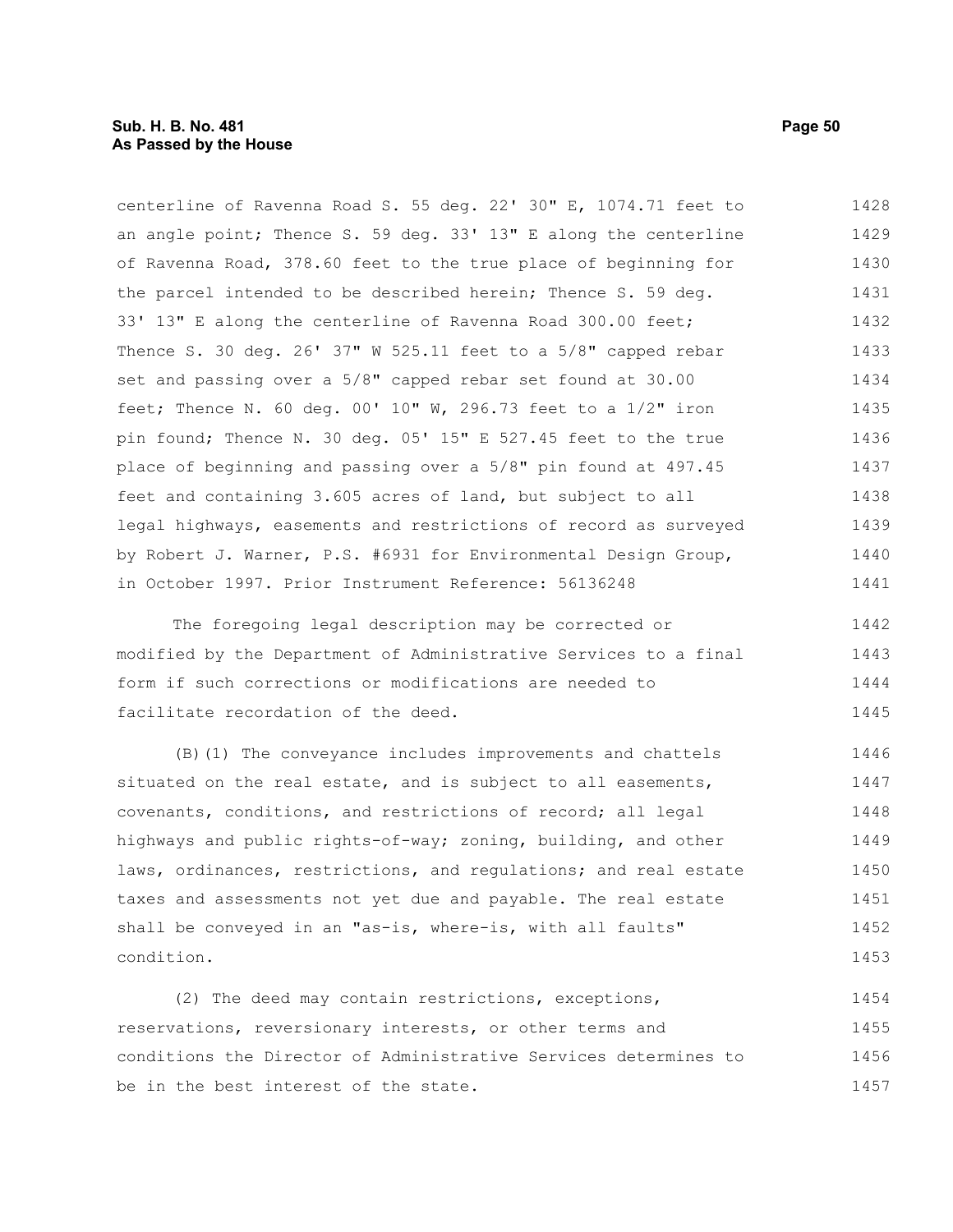centerline of Ravenna Road S. 55 deg. 22' 30" E, 1074.71 feet to an angle point; Thence S. 59 deg. 33' 13" E along the centerline of Ravenna Road, 378.60 feet to the true place of beginning for the parcel intended to be described herein; Thence S. 59 deg. 33' 13" E along the centerline of Ravenna Road 300.00 feet; Thence S. 30 deg. 26' 37" W 525.11 feet to a 5/8" capped rebar set and passing over a 5/8" capped rebar set found at 30.00 feet; Thence N. 60 deg. 00' 10" W, 296.73 feet to a 1/2" iron pin found; Thence N. 30 deg. 05' 15" E 527.45 feet to the true place of beginning and passing over a 5/8" pin found at 497.45 feet and containing 3.605 acres of land, but subject to all legal highways, easements and restrictions of record as surveyed by Robert J. Warner, P.S. #6931 for Environmental Design Group, in October 1997. Prior Instrument Reference: 56136248

The foregoing legal description may be corrected or modified by the Department of Administrative Services to a final form if such corrections or modifications are needed to facilitate recordation of the deed.

(B)(1) The conveyance includes improvements and chattels situated on the real estate, and is subject to all easements, covenants, conditions, and restrictions of record; all legal highways and public rights-of-way; zoning, building, and other laws, ordinances, restrictions, and regulations; and real estate taxes and assessments not yet due and payable. The real estate shall be conveyed in an "as-is, where-is, with all faults" condition.

(2) The deed may contain restrictions, exceptions, reservations, reversionary interests, or other terms and conditions the Director of Administrative Services determines to be in the best interest of the state.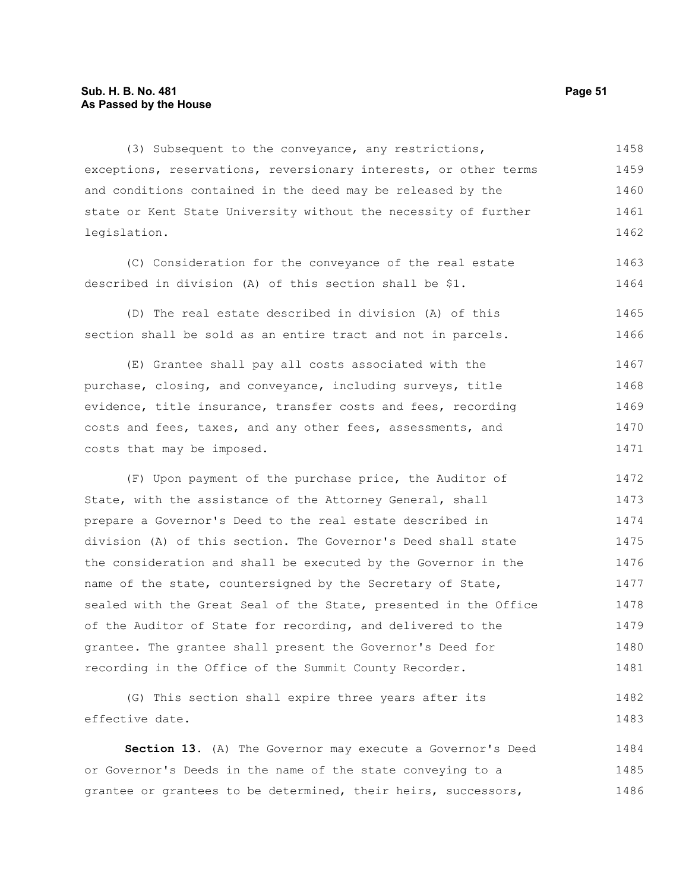(3) Subsequent to the conveyance, any restrictions, exceptions, reservations, reversionary interests, or other terms and conditions contained in the deed may be released by the state or Kent State University without the necessity of further legislation.

(C) Consideration for the conveyance of the real estate described in division (A) of this section shall be $1.

(D) The real estate described in division (A) of this section shall be sold as an entire tract and not in parcels.

(E) Grantee shall pay all costs associated with the purchase, closing, and conveyance, including surveys, title evidence, title insurance, transfer costs and fees, recording costs and fees, taxes, and any other fees, assessments, and costs that may be imposed.

(F) Upon payment of the purchase price, the Auditor of State, with the assistance of the Attorney General, shall prepare a Governor's Deed to the real estate described in division (A) of this section. The Governor's Deed shall state the consideration and shall be executed by the Governor in the name of the state, countersigned by the Secretary of State, sealed with the Great Seal of the State, presented in the Office of the Auditor of State for recording, and delivered to the grantee. The grantee shall present the Governor's Deed for recording in the Office of the Summit County Recorder.

(G) This section shall expire three years after its effective date.

**Section 13.** (A) The Governor may execute a Governor's Deed or Governor's Deeds in the name of the state conveying to a grantee or grantees to be determined, their heirs, successors,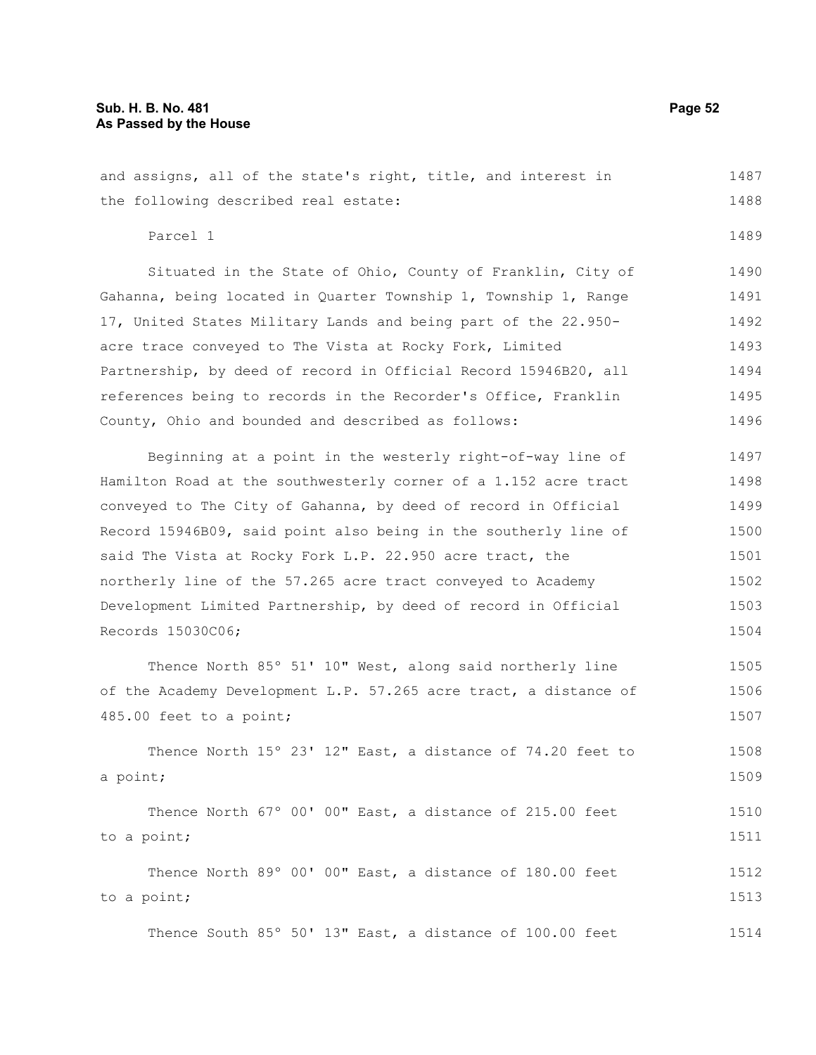and assigns, all of the state's right, title, and interest in the following described real estate:

Parcel 1

Situated in the State of Ohio, County of Franklin, City of Gahanna, being located in Quarter Township 1, Township 1, Range 17, United States Military Lands and being part of the 22.950-acre trace conveyed to The Vista at Rocky Fork, Limited Partnership, by deed of record in Official Record 15946B20, all references being to records in the Recorder's Office, Franklin County, Ohio and bounded and described as follows:

Beginning at a point in the westerly right-of-way line of Hamilton Road at the southwesterly corner of a 1.152 acre tract conveyed to The City of Gahanna, by deed of record in Official Record 15946B09, said point also being in the southerly line of said The Vista at Rocky Fork L.P. 22.950 acre tract, the northerly line of the 57.265 acre tract conveyed to Academy Development Limited Partnership, by deed of record in Official Records 15030C06;

Thence North 85° 51' 10" West, along said northerly line of the Academy Development L.P. 57.265 acre tract, a distance of 485.00 feet to a point;

Thence North 15° 23' 12" East, a distance of 74.20 feet to a point;

Thence North 67° 00' 00" East, a distance of 215.00 feet to a point;

Thence North 89° 00' 00" East, a distance of 180.00 feet to a point;

Thence South 85° 50' 13" East, a distance of 100.00 feet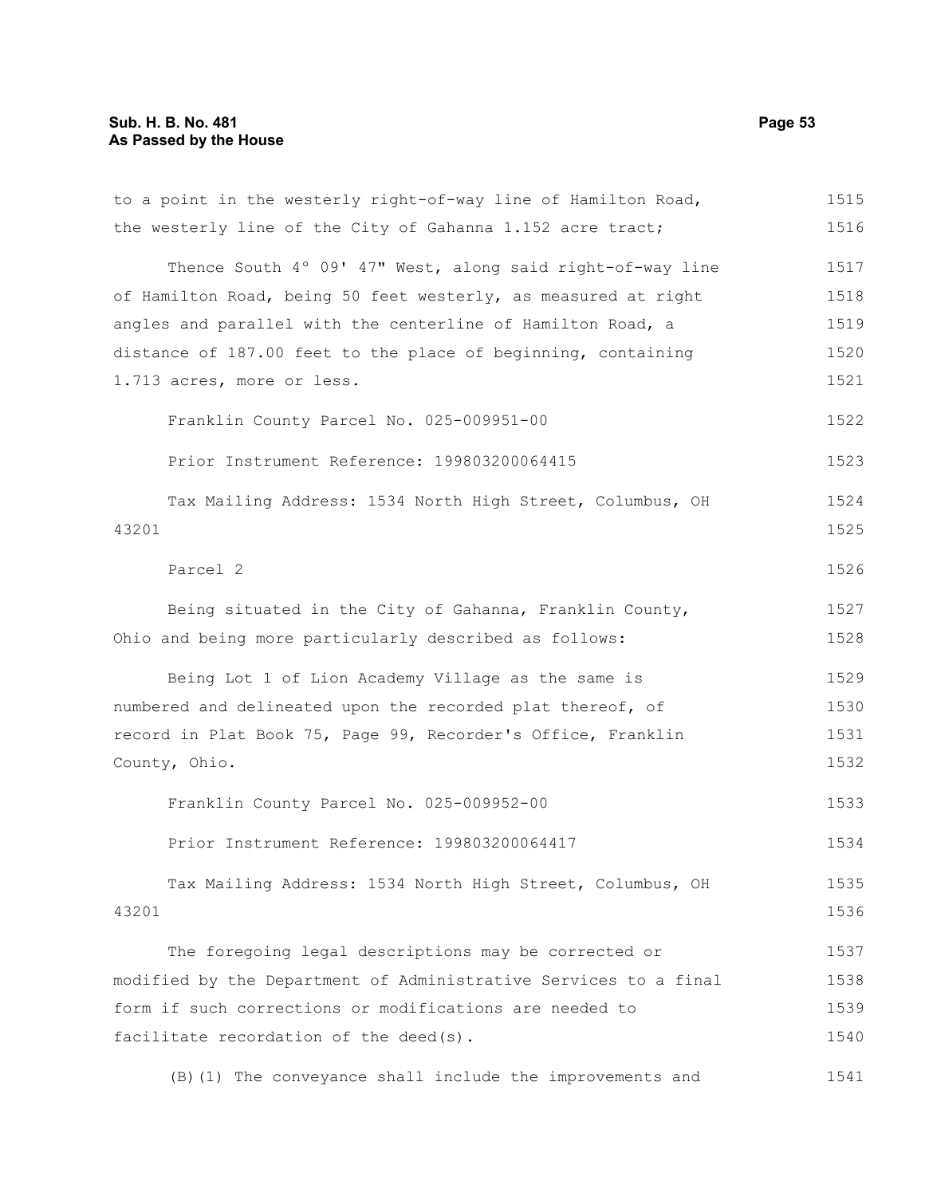to a point in the westerly right-of-way line of Hamilton Road, the westerly line of the City of Gahanna 1.152 acre tract;

Thence South 4° 09' 47" West, along said right-of-way line of Hamilton Road, being 50 feet westerly, as measured at right angles and parallel with the centerline of Hamilton Road, a distance of 187.00 feet to the place of beginning, containing 1.713 acres, more or less.

Franklin County Parcel No. 025-009951-00

Prior Instrument Reference: 199803200064415

Tax Mailing Address: 1534 North High Street, Columbus, OH 43201

Parcel 2

Being situated in the City of Gahanna, Franklin County, Ohio and being more particularly described as follows:

Being Lot 1 of Lion Academy Village as the same is numbered and delineated upon the recorded plat thereof, of record in Plat Book 75, Page 99, Recorder's Office, Franklin County, Ohio.

Franklin County Parcel No. 025-009952-00

Prior Instrument Reference: 199803200064417

Tax Mailing Address: 1534 North High Street, Columbus, OH 43201

The foregoing legal descriptions may be corrected or modified by the Department of Administrative Services to a final form if such corrections or modifications are needed to facilitate recordation of the deed(s).

(B)(1) The conveyance shall include the improvements and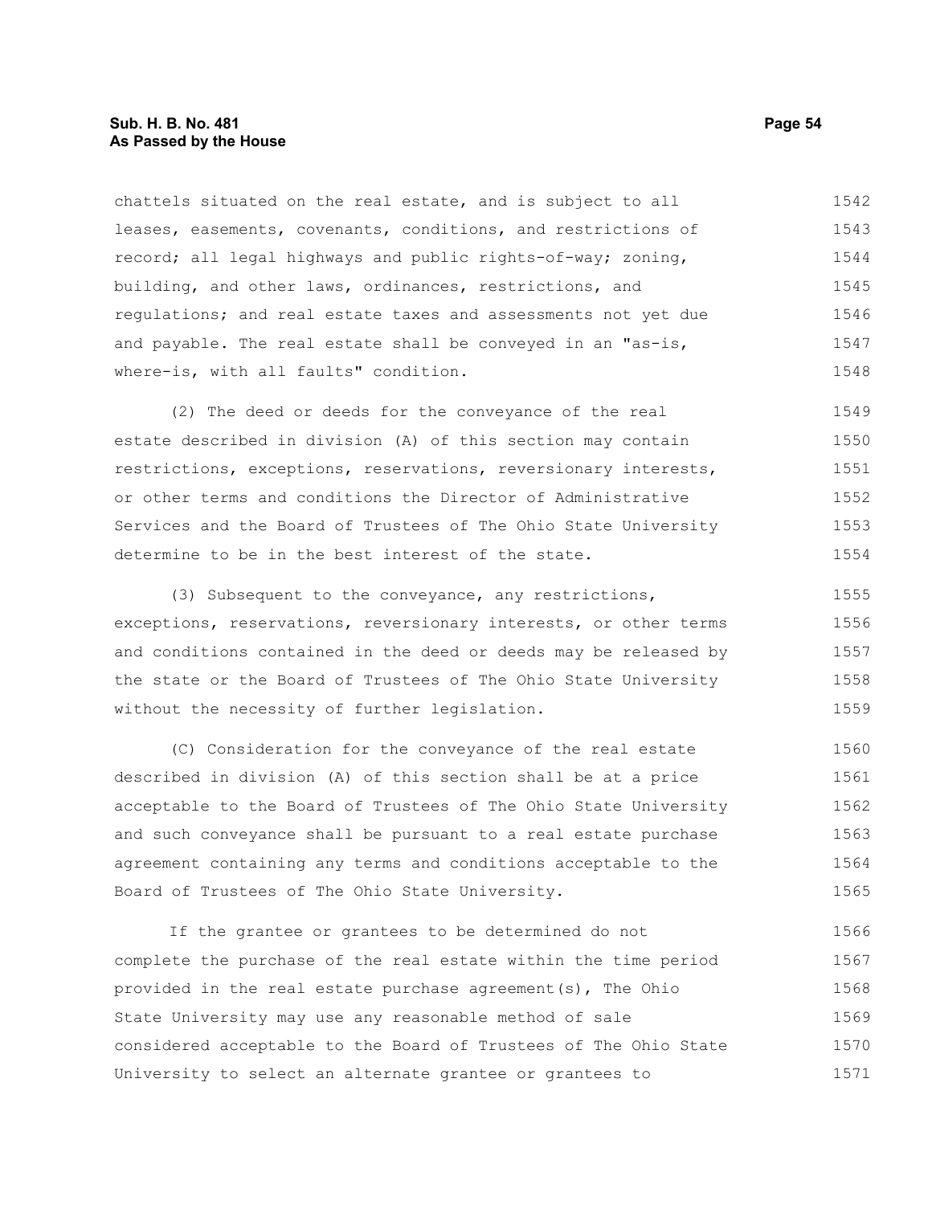chattels situated on the real estate, and is subject to all leases, easements, covenants, conditions, and restrictions of record; all legal highways and public rights-of-way; zoning, building, and other laws, ordinances, restrictions, and regulations; and real estate taxes and assessments not yet due and payable. The real estate shall be conveyed in an "as-is, where-is, with all faults" condition.

(2) The deed or deeds for the conveyance of the real estate described in division (A) of this section may contain restrictions, exceptions, reservations, reversionary interests, or other terms and conditions the Director of Administrative Services and the Board of Trustees of The Ohio State University determine to be in the best interest of the state.

(3) Subsequent to the conveyance, any restrictions, exceptions, reservations, reversionary interests, or other terms and conditions contained in the deed or deeds may be released by the state or the Board of Trustees of The Ohio State University without the necessity of further legislation.

(C) Consideration for the conveyance of the real estate described in division (A) of this section shall be at a price acceptable to the Board of Trustees of The Ohio State University and such conveyance shall be pursuant to a real estate purchase agreement containing any terms and conditions acceptable to the Board of Trustees of The Ohio State University.

If the grantee or grantees to be determined do not complete the purchase of the real estate within the time period provided in the real estate purchase agreement(s), The Ohio State University may use any reasonable method of sale considered acceptable to the Board of Trustees of The Ohio State University to select an alternate grantee or grantees to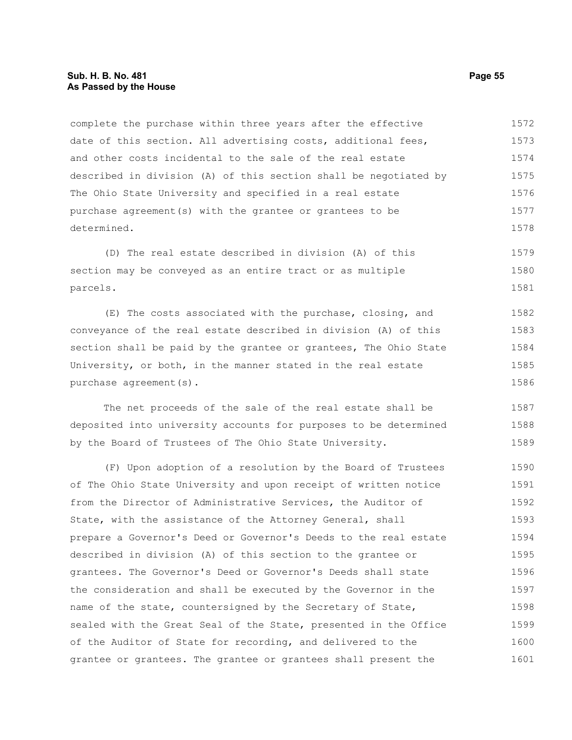complete the purchase within three years after the effective date of this section. All advertising costs, additional fees, and other costs incidental to the sale of the real estate described in division (A) of this section shall be negotiated by The Ohio State University and specified in a real estate purchase agreement(s) with the grantee or grantees to be determined.

(D) The real estate described in division (A) of this section may be conveyed as an entire tract or as multiple parcels.

(E) The costs associated with the purchase, closing, and conveyance of the real estate described in division (A) of this section shall be paid by the grantee or grantees, The Ohio State University, or both, in the manner stated in the real estate purchase agreement(s).

The net proceeds of the sale of the real estate shall be deposited into university accounts for purposes to be determined by the Board of Trustees of The Ohio State University.

(F) Upon adoption of a resolution by the Board of Trustees of The Ohio State University and upon receipt of written notice from the Director of Administrative Services, the Auditor of State, with the assistance of the Attorney General, shall prepare a Governor's Deed or Governor's Deeds to the real estate described in division (A) of this section to the grantee or grantees. The Governor's Deed or Governor's Deeds shall state the consideration and shall be executed by the Governor in the name of the state, countersigned by the Secretary of State, sealed with the Great Seal of the State, presented in the Office of the Auditor of State for recording, and delivered to the grantee or grantees. The grantee or grantees shall present the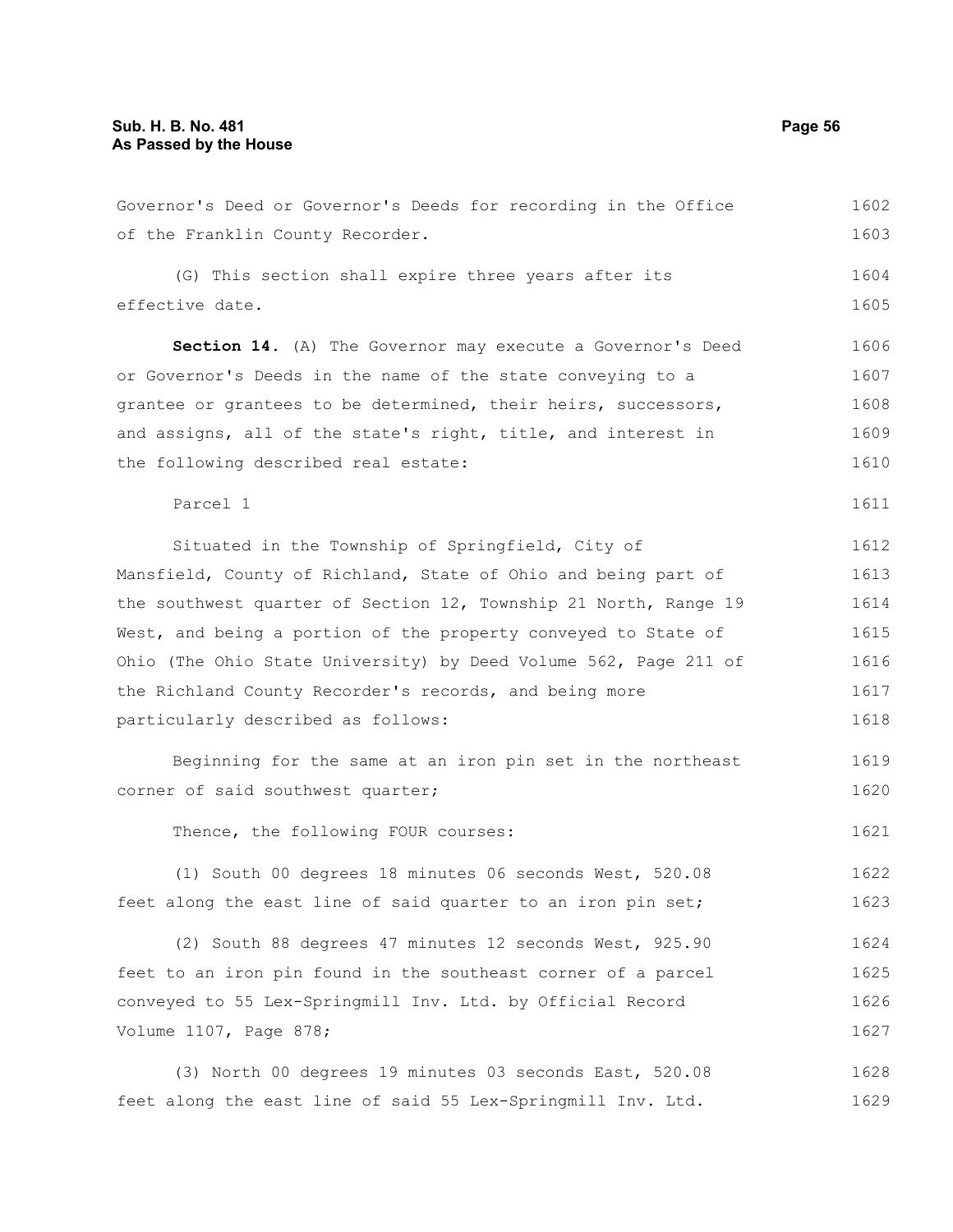Governor's Deed or Governor's Deeds for recording in the Office of the Franklin County Recorder.

(G) This section shall expire three years after its effective date.

**Section 14.** (A) The Governor may execute a Governor's Deed or Governor's Deeds in the name of the state conveying to a grantee or grantees to be determined, their heirs, successors, and assigns, all of the state's right, title, and interest in the following described real estate:

Parcel 1

Situated in the Township of Springfield, City of Mansfield, County of Richland, State of Ohio and being part of the southwest quarter of Section 12, Township 21 North, Range 19 West, and being a portion of the property conveyed to State of Ohio (The Ohio State University) by Deed Volume 562, Page 211 of the Richland County Recorder's records, and being more particularly described as follows:

Beginning for the same at an iron pin set in the northeast corner of said southwest quarter;

Thence, the following FOUR courses:

(1) South 00 degrees 18 minutes 06 seconds West, 520.08 feet along the east line of said quarter to an iron pin set;

(2) South 88 degrees 47 minutes 12 seconds West, 925.90 feet to an iron pin found in the southeast corner of a parcel conveyed to 55 Lex-Springmill Inv. Ltd. by Official Record Volume 1107, Page 878;

(3) North 00 degrees 19 minutes 03 seconds East, 520.08 feet along the east line of said 55 Lex-Springmill Inv. Ltd.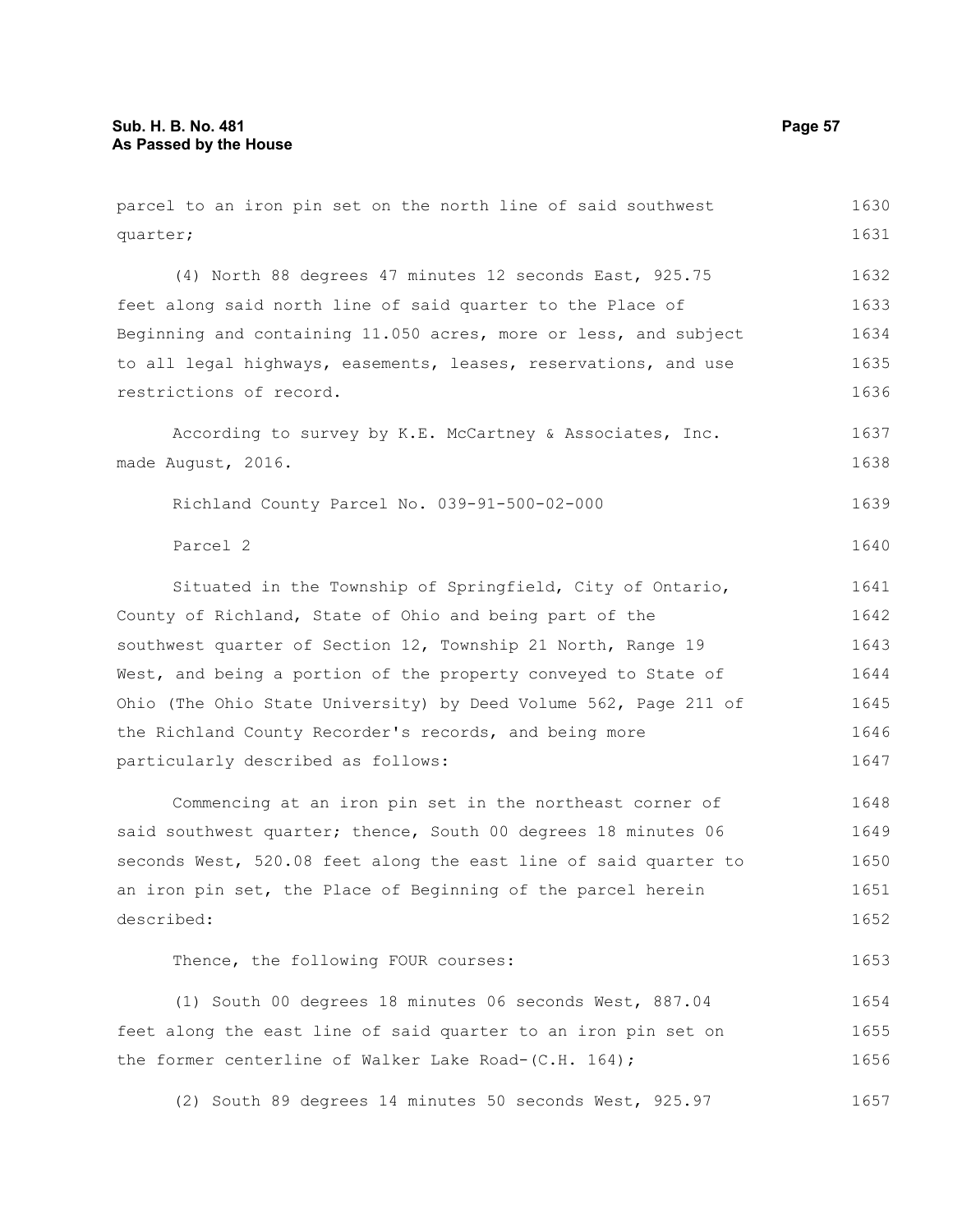parcel to an iron pin set on the north line of said southwest quarter;

(4) North 88 degrees 47 minutes 12 seconds East, 925.75 feet along said north line of said quarter to the Place of Beginning and containing 11.050 acres, more or less, and subject to all legal highways, easements, leases, reservations, and use restrictions of record.

According to survey by K.E. McCartney & Associates, Inc. made August, 2016.

Richland County Parcel No. 039-91-500-02-000

Parcel 2

Situated in the Township of Springfield, City of Ontario, County of Richland, State of Ohio and being part of the southwest quarter of Section 12, Township 21 North, Range 19 West, and being a portion of the property conveyed to State of Ohio (The Ohio State University) by Deed Volume 562, Page 211 of the Richland County Recorder's records, and being more particularly described as follows:

Commencing at an iron pin set in the northeast corner of said southwest quarter; thence, South 00 degrees 18 minutes 06 seconds West, 520.08 feet along the east line of said quarter to an iron pin set, the Place of Beginning of the parcel herein described:

Thence, the following FOUR courses:

(1) South 00 degrees 18 minutes 06 seconds West, 887.04 feet along the east line of said quarter to an iron pin set on the former centerline of Walker Lake Road-(C.H. 164);

(2) South 89 degrees 14 minutes 50 seconds West, 925.97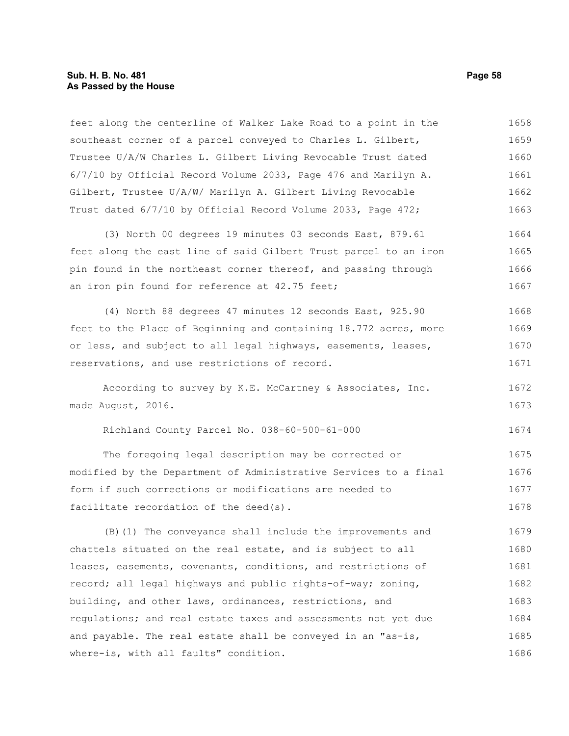feet along the centerline of Walker Lake Road to a point in the southeast corner of a parcel conveyed to Charles L. Gilbert, Trustee U/A/W Charles L. Gilbert Living Revocable Trust dated 6/7/10 by Official Record Volume 2033, Page 476 and Marilyn A. Gilbert, Trustee U/A/W/ Marilyn A. Gilbert Living Revocable Trust dated 6/7/10 by Official Record Volume 2033, Page 472;

(3) North 00 degrees 19 minutes 03 seconds East, 879.61 feet along the east line of said Gilbert Trust parcel to an iron pin found in the northeast corner thereof, and passing through an iron pin found for reference at 42.75 feet;

(4) North 88 degrees 47 minutes 12 seconds East, 925.90 feet to the Place of Beginning and containing 18.772 acres, more or less, and subject to all legal highways, easements, leases, reservations, and use restrictions of record.

According to survey by K.E. McCartney & Associates, Inc. made August, 2016.

Richland County Parcel No. 038-60-500-61-000

The foregoing legal description may be corrected or modified by the Department of Administrative Services to a final form if such corrections or modifications are needed to facilitate recordation of the deed(s).

(B)(1) The conveyance shall include the improvements and chattels situated on the real estate, and is subject to all leases, easements, covenants, conditions, and restrictions of record; all legal highways and public rights-of-way; zoning, building, and other laws, ordinances, restrictions, and regulations; and real estate taxes and assessments not yet due and payable. The real estate shall be conveyed in an "as-is, where-is, with all faults" condition.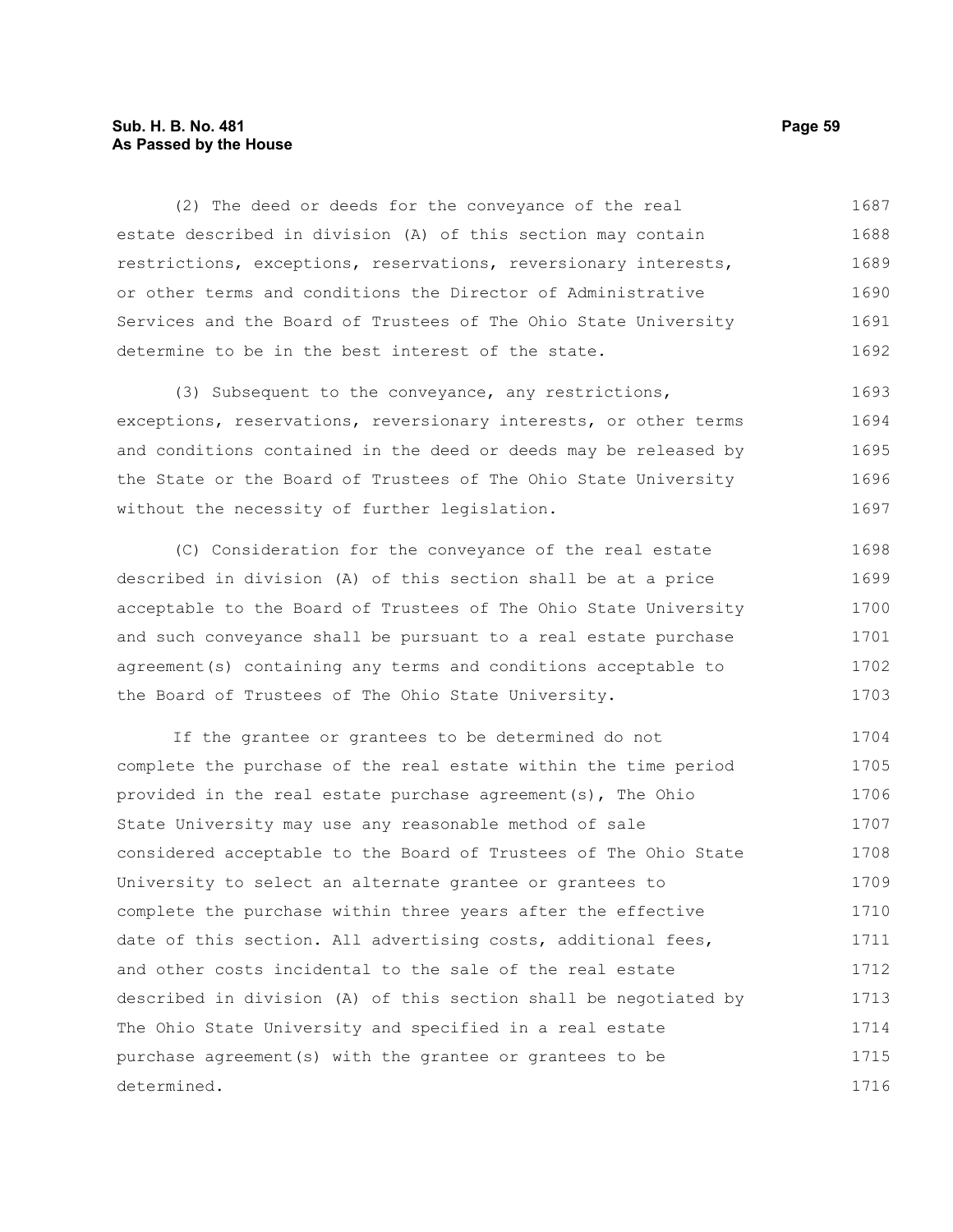(2) The deed or deeds for the conveyance of the real estate described in division (A) of this section may contain restrictions, exceptions, reservations, reversionary interests, or other terms and conditions the Director of Administrative Services and the Board of Trustees of The Ohio State University determine to be in the best interest of the state.

(3) Subsequent to the conveyance, any restrictions, exceptions, reservations, reversionary interests, or other terms and conditions contained in the deed or deeds may be released by the State or the Board of Trustees of The Ohio State University without the necessity of further legislation.

(C) Consideration for the conveyance of the real estate described in division (A) of this section shall be at a price acceptable to the Board of Trustees of The Ohio State University and such conveyance shall be pursuant to a real estate purchase agreement(s) containing any terms and conditions acceptable to the Board of Trustees of The Ohio State University.

If the grantee or grantees to be determined do not complete the purchase of the real estate within the time period provided in the real estate purchase agreement(s), The Ohio State University may use any reasonable method of sale considered acceptable to the Board of Trustees of The Ohio State University to select an alternate grantee or grantees to complete the purchase within three years after the effective date of this section. All advertising costs, additional fees, and other costs incidental to the sale of the real estate described in division (A) of this section shall be negotiated by The Ohio State University and specified in a real estate purchase agreement(s) with the grantee or grantees to be determined.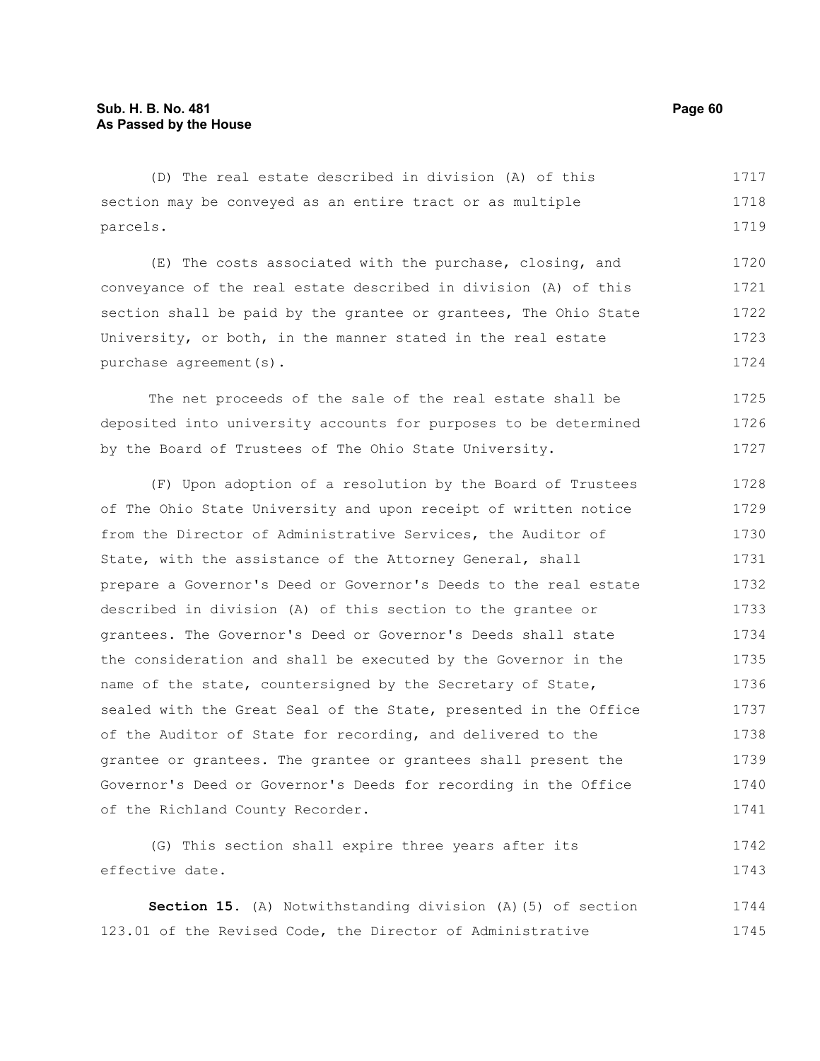(D) The real estate described in division (A) of this section may be conveyed as an entire tract or as multiple parcels.

(E) The costs associated with the purchase, closing, and conveyance of the real estate described in division (A) of this section shall be paid by the grantee or grantees, The Ohio State University, or both, in the manner stated in the real estate purchase agreement(s).

The net proceeds of the sale of the real estate shall be deposited into university accounts for purposes to be determined by the Board of Trustees of The Ohio State University.

(F) Upon adoption of a resolution by the Board of Trustees of The Ohio State University and upon receipt of written notice from the Director of Administrative Services, the Auditor of State, with the assistance of the Attorney General, shall prepare a Governor's Deed or Governor's Deeds to the real estate described in division (A) of this section to the grantee or grantees. The Governor's Deed or Governor's Deeds shall state the consideration and shall be executed by the Governor in the name of the state, countersigned by the Secretary of State, sealed with the Great Seal of the State, presented in the Office of the Auditor of State for recording, and delivered to the grantee or grantees. The grantee or grantees shall present the Governor's Deed or Governor's Deeds for recording in the Office of the Richland County Recorder.

(G) This section shall expire three years after its effective date.

**Section 15.** (A) Notwithstanding division (A)(5) of section 123.01 of the Revised Code, the Director of Administrative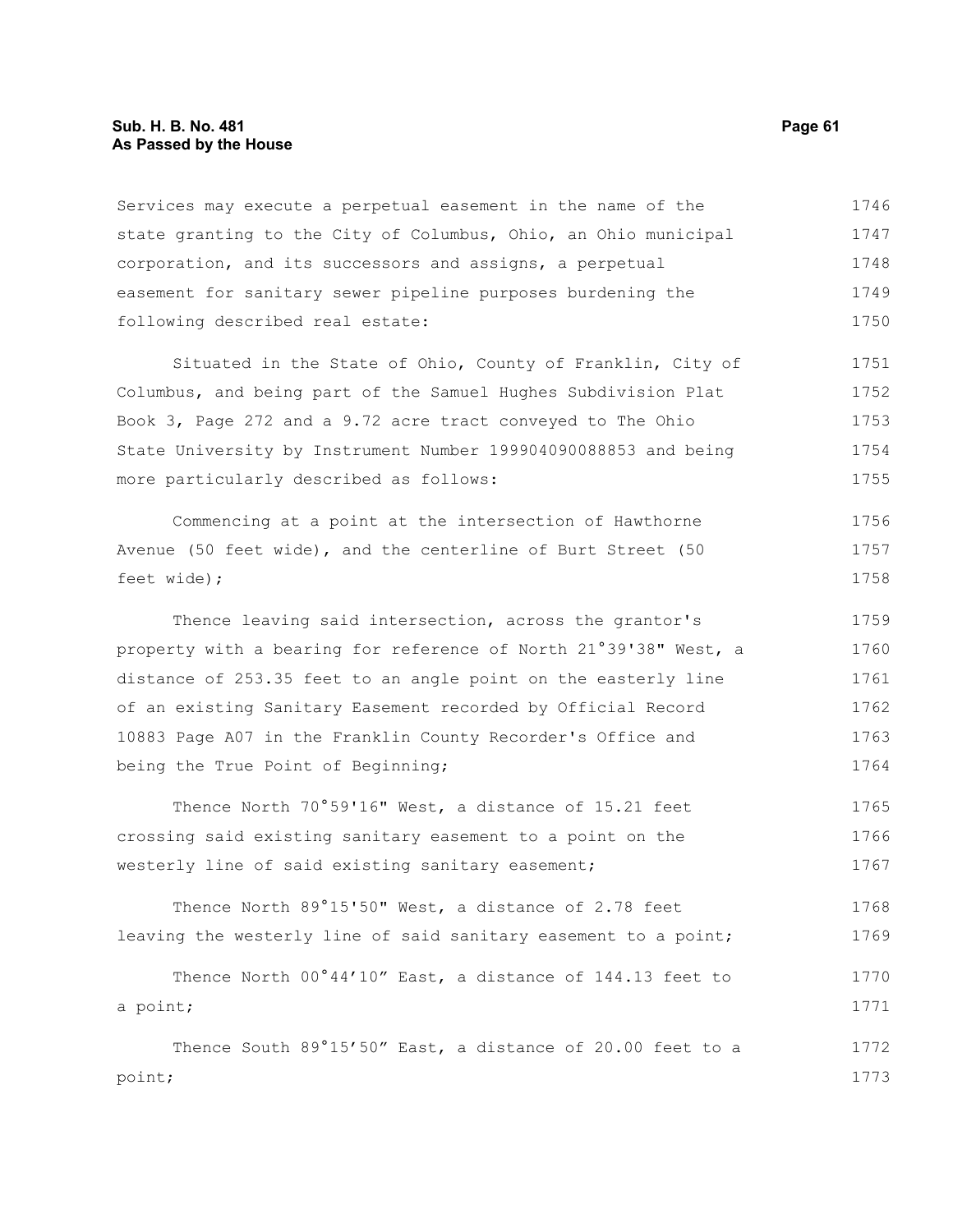Services may execute a perpetual easement in the name of the state granting to the City of Columbus, Ohio, an Ohio municipal corporation, and its successors and assigns, a perpetual easement for sanitary sewer pipeline purposes burdening the following described real estate:

Situated in the State of Ohio, County of Franklin, City of Columbus, and being part of the Samuel Hughes Subdivision Plat Book 3, Page 272 and a 9.72 acre tract conveyed to The Ohio State University by Instrument Number 199904090088853 and being more particularly described as follows:

Commencing at a point at the intersection of Hawthorne Avenue (50 feet wide), and the centerline of Burt Street (50 feet wide);

Thence leaving said intersection, across the grantor's property with a bearing for reference of North 21°39'38" West, a distance of 253.35 feet to an angle point on the easterly line of an existing Sanitary Easement recorded by Official Record 10883 Page A07 in the Franklin County Recorder's Office and being the True Point of Beginning;

Thence North 70°59'16" West, a distance of 15.21 feet crossing said existing sanitary easement to a point on the westerly line of said existing sanitary easement;

Thence North 89°15'50" West, a distance of 2.78 feet leaving the westerly line of said sanitary easement to a point;

Thence North 00°44′10″ East, a distance of 144.13 feet to a point;

Thence South 89°15′50″ East, a distance of 20.00 feet to a point;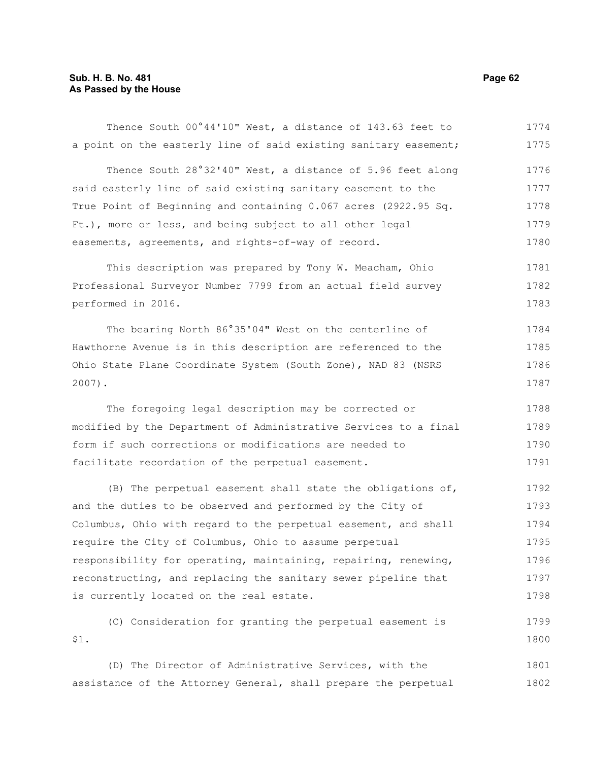Thence South 00°44'10" West, a distance of 143.63 feet to a point on the easterly line of said existing sanitary easement;

Thence South 28°32'40" West, a distance of 5.96 feet along said easterly line of said existing sanitary easement to the True Point of Beginning and containing 0.067 acres (2922.95 Sq. Ft.), more or less, and being subject to all other legal easements, agreements, and rights-of-way of record.

This description was prepared by Tony W. Meacham, Ohio Professional Surveyor Number 7799 from an actual field survey performed in 2016.

The bearing North 86°35'04" West on the centerline of Hawthorne Avenue is in this description are referenced to the Ohio State Plane Coordinate System (South Zone), NAD 83 (NSRS 2007).

The foregoing legal description may be corrected or modified by the Department of Administrative Services to a final form if such corrections or modifications are needed to facilitate recordation of the perpetual easement.

(B) The perpetual easement shall state the obligations of, and the duties to be observed and performed by the City of Columbus, Ohio with regard to the perpetual easement, and shall require the City of Columbus, Ohio to assume perpetual responsibility for operating, maintaining, repairing, renewing, reconstructing, and replacing the sanitary sewer pipeline that is currently located on the real estate.

(C) Consideration for granting the perpetual easement is $1.

(D) The Director of Administrative Services, with the assistance of the Attorney General, shall prepare the perpetual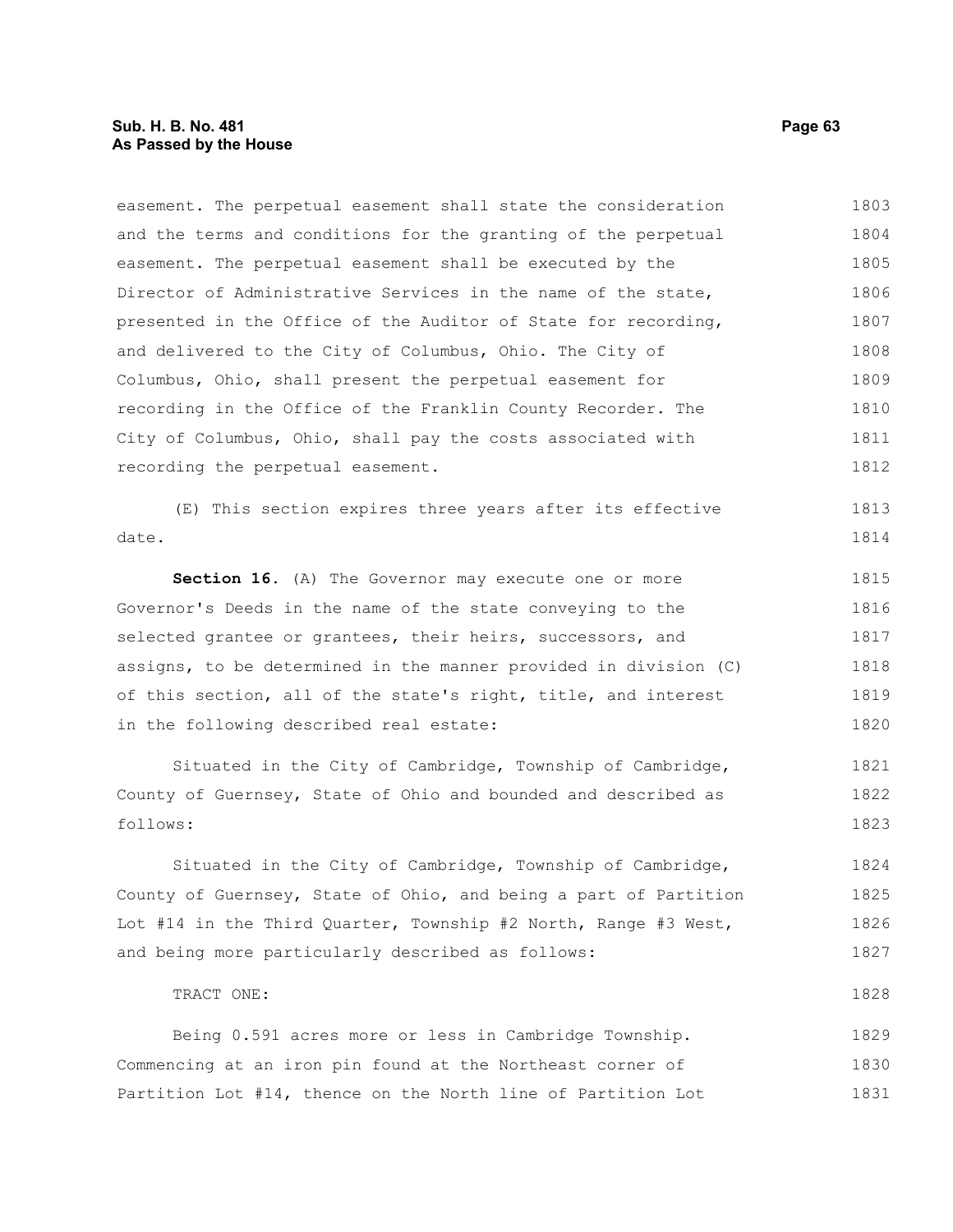easement. The perpetual easement shall state the consideration and the terms and conditions for the granting of the perpetual easement. The perpetual easement shall be executed by the Director of Administrative Services in the name of the state, presented in the Office of the Auditor of State for recording, and delivered to the City of Columbus, Ohio. The City of Columbus, Ohio, shall present the perpetual easement for recording in the Office of the Franklin County Recorder. The City of Columbus, Ohio, shall pay the costs associated with recording the perpetual easement.

(E) This section expires three years after its effective date.

**Section 16.** (A) The Governor may execute one or more Governor's Deeds in the name of the state conveying to the selected grantee or grantees, their heirs, successors, and assigns, to be determined in the manner provided in division (C) of this section, all of the state's right, title, and interest in the following described real estate:

Situated in the City of Cambridge, Township of Cambridge, County of Guernsey, State of Ohio and bounded and described as follows:

Situated in the City of Cambridge, Township of Cambridge, County of Guernsey, State of Ohio, and being a part of Partition Lot #14 in the Third Quarter, Township #2 North, Range #3 West, and being more particularly described as follows:

TRACT ONE:

Being 0.591 acres more or less in Cambridge Township. Commencing at an iron pin found at the Northeast corner of Partition Lot #14, thence on the North line of Partition Lot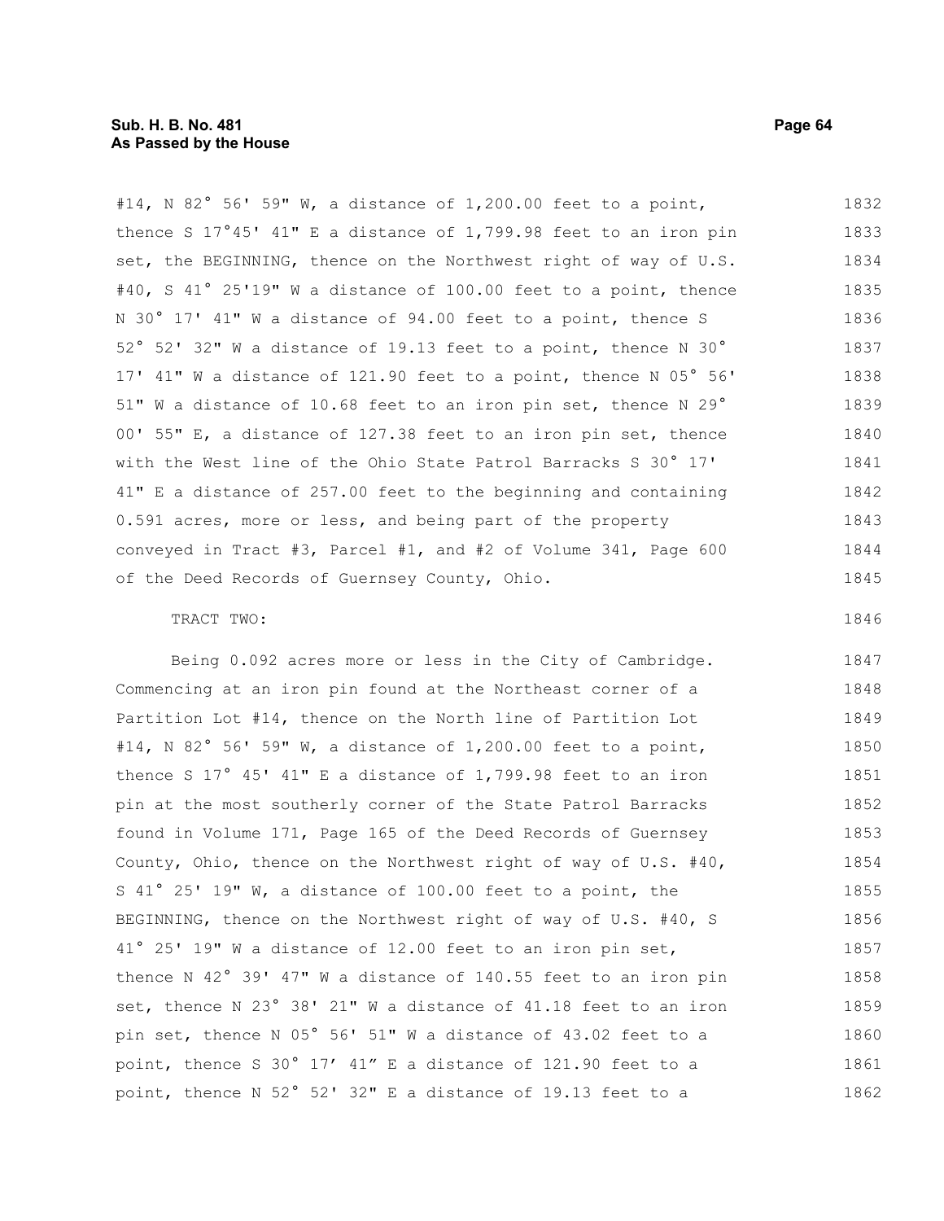#14, N 82° 56' 59" W, a distance of 1,200.00 feet to a point, thence S 17°45' 41" E a distance of 1,799.98 feet to an iron pin set, the BEGINNING, thence on the Northwest right of way of U.S. #40, S 41° 25'19" W a distance of 100.00 feet to a point, thence N 30° 17' 41" W a distance of 94.00 feet to a point, thence S 52° 52' 32" W a distance of 19.13 feet to a point, thence N 30° 17' 41" W a distance of 121.90 feet to a point, thence N 05° 56' 51" W a distance of 10.68 feet to an iron pin set, thence N 29° 00' 55" E, a distance of 127.38 feet to an iron pin set, thence with the West line of the Ohio State Patrol Barracks S 30° 17' 41" E a distance of 257.00 feet to the beginning and containing 0.591 acres, more or less, and being part of the property conveyed in Tract #3, Parcel #1, and #2 of Volume 341, Page 600 of the Deed Records of Guernsey County, Ohio.

TRACT TWO:

Being 0.092 acres more or less in the City of Cambridge. Commencing at an iron pin found at the Northeast corner of a Partition Lot #14, thence on the North line of Partition Lot #14, N 82° 56' 59" W, a distance of 1,200.00 feet to a point, thence S 17° 45' 41" E a distance of 1,799.98 feet to an iron pin at the most southerly corner of the State Patrol Barracks found in Volume 171, Page 165 of the Deed Records of Guernsey County, Ohio, thence on the Northwest right of way of U.S. #40, S 41° 25' 19" W, a distance of 100.00 feet to a point, the BEGINNING, thence on the Northwest right of way of U.S. #40, S 41° 25' 19" W a distance of 12.00 feet to an iron pin set, thence N 42° 39' 47" W a distance of 140.55 feet to an iron pin set, thence N 23° 38' 21" W a distance of 41.18 feet to an iron pin set, thence N 05° 56' 51" W a distance of 43.02 feet to a point, thence S 30° 17' 41" E a distance of 121.90 feet to a point, thence N 52° 52' 32" E a distance of 19.13 feet to a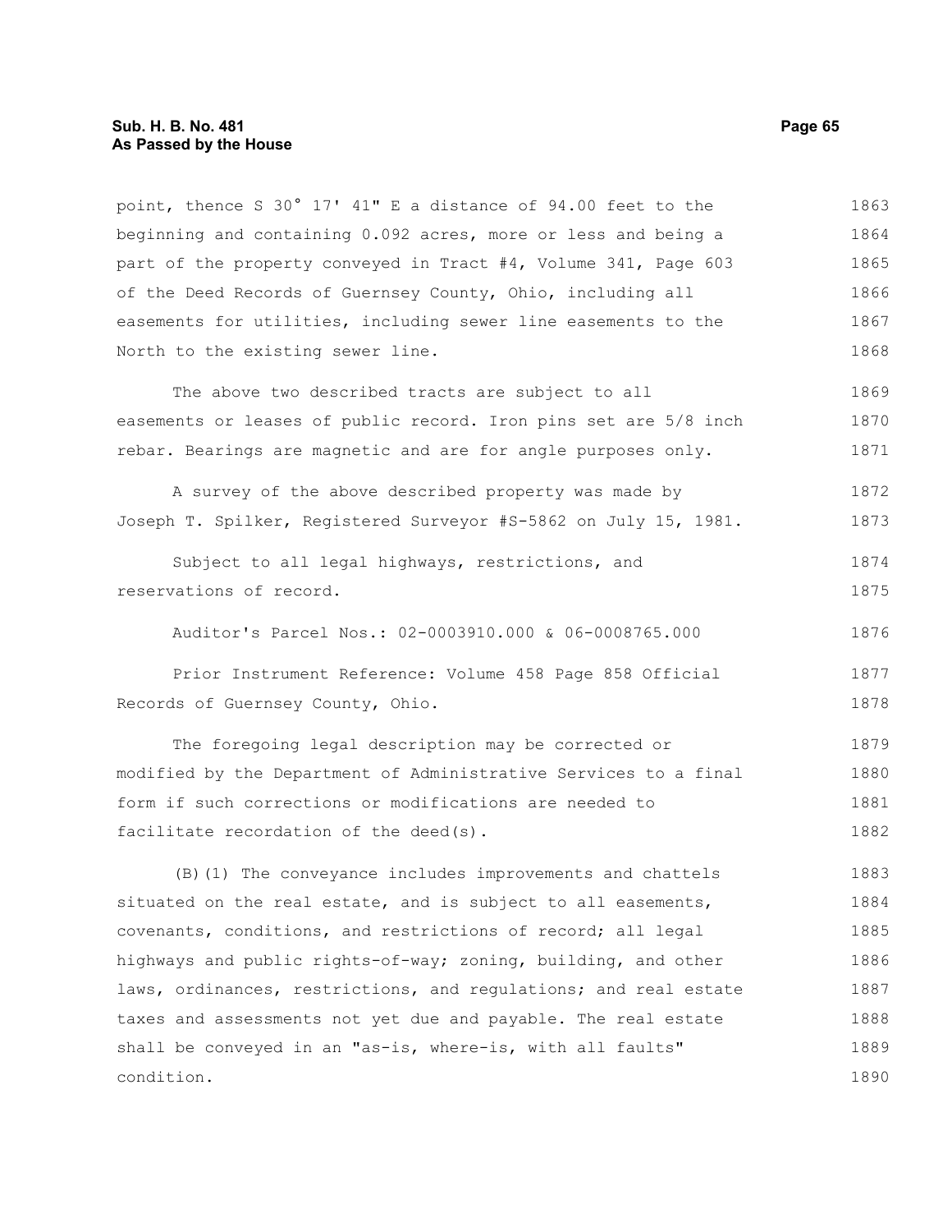point, thence S 30° 17' 41" E a distance of 94.00 feet to the beginning and containing 0.092 acres, more or less and being a part of the property conveyed in Tract #4, Volume 341, Page 603 of the Deed Records of Guernsey County, Ohio, including all easements for utilities, including sewer line easements to the North to the existing sewer line.

The above two described tracts are subject to all easements or leases of public record. Iron pins set are 5/8 inch rebar. Bearings are magnetic and are for angle purposes only.

A survey of the above described property was made by Joseph T. Spilker, Registered Surveyor #S-5862 on July 15, 1981.

Subject to all legal highways, restrictions, and reservations of record.

Auditor's Parcel Nos.: 02-0003910.000 & 06-0008765.000

Prior Instrument Reference: Volume 458 Page 858 Official Records of Guernsey County, Ohio.

The foregoing legal description may be corrected or modified by the Department of Administrative Services to a final form if such corrections or modifications are needed to facilitate recordation of the deed(s).

(B)(1) The conveyance includes improvements and chattels situated on the real estate, and is subject to all easements, covenants, conditions, and restrictions of record; all legal highways and public rights-of-way; zoning, building, and other laws, ordinances, restrictions, and regulations; and real estate taxes and assessments not yet due and payable. The real estate shall be conveyed in an "as-is, where-is, with all faults" condition.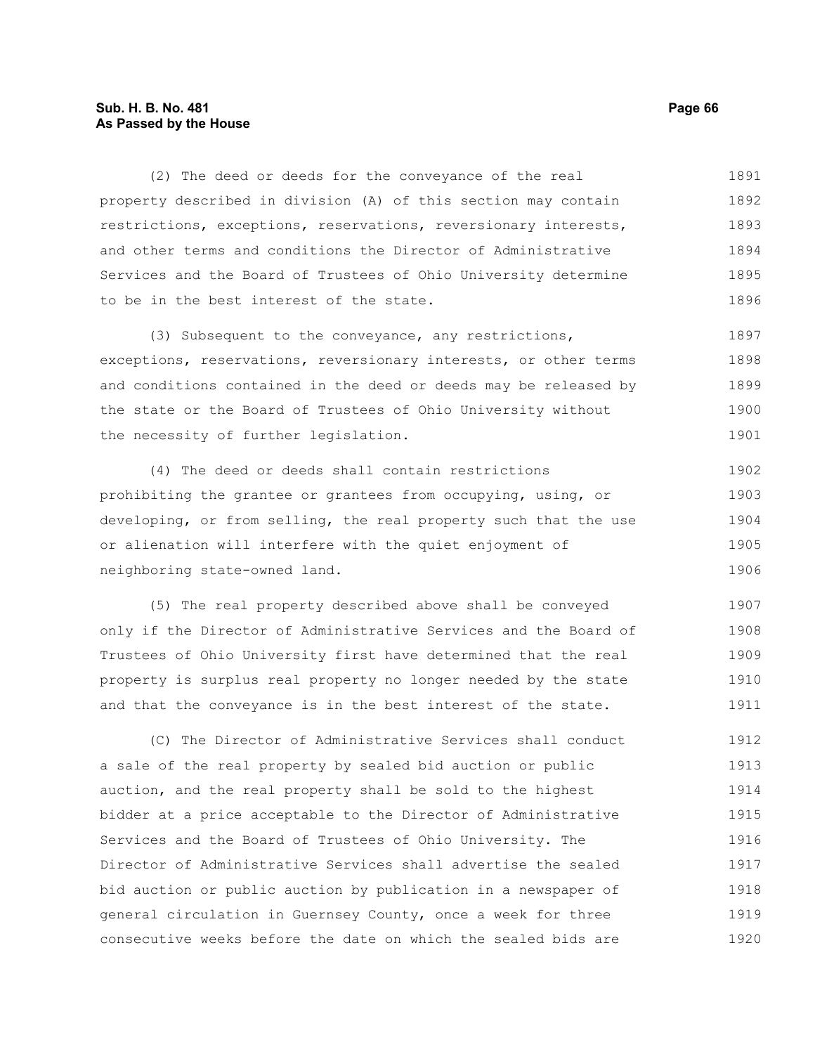(2) The deed or deeds for the conveyance of the real property described in division (A) of this section may contain restrictions, exceptions, reservations, reversionary interests, and other terms and conditions the Director of Administrative Services and the Board of Trustees of Ohio University determine to be in the best interest of the state.

(3) Subsequent to the conveyance, any restrictions, exceptions, reservations, reversionary interests, or other terms and conditions contained in the deed or deeds may be released by the state or the Board of Trustees of Ohio University without the necessity of further legislation.

(4) The deed or deeds shall contain restrictions prohibiting the grantee or grantees from occupying, using, or developing, or from selling, the real property such that the use or alienation will interfere with the quiet enjoyment of neighboring state-owned land.

(5) The real property described above shall be conveyed only if the Director of Administrative Services and the Board of Trustees of Ohio University first have determined that the real property is surplus real property no longer needed by the state and that the conveyance is in the best interest of the state.

(C) The Director of Administrative Services shall conduct a sale of the real property by sealed bid auction or public auction, and the real property shall be sold to the highest bidder at a price acceptable to the Director of Administrative Services and the Board of Trustees of Ohio University. The Director of Administrative Services shall advertise the sealed bid auction or public auction by publication in a newspaper of general circulation in Guernsey County, once a week for three consecutive weeks before the date on which the sealed bids are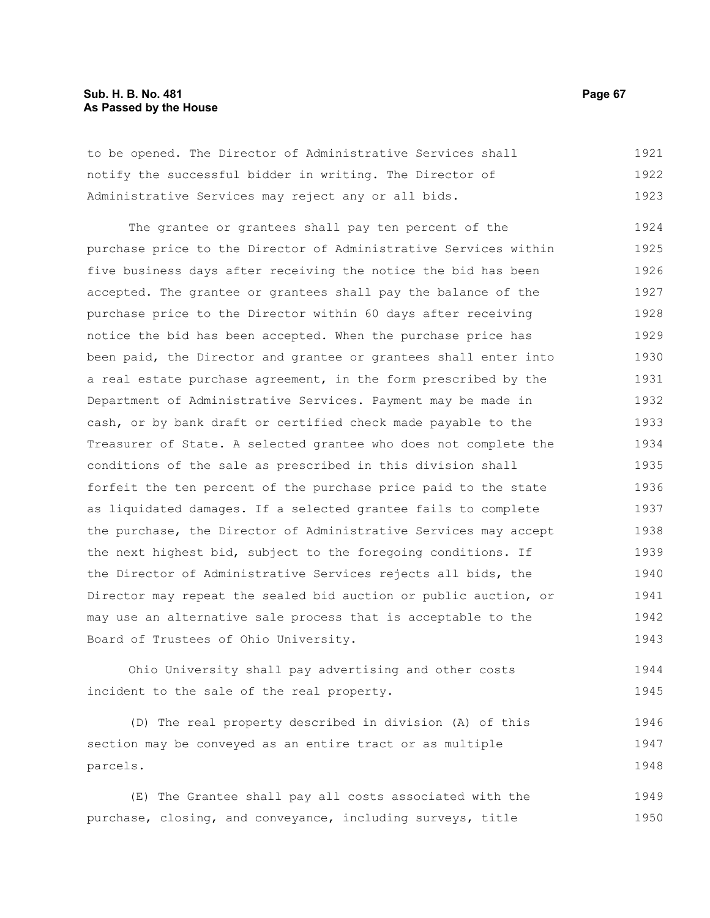to be opened. The Director of Administrative Services shall notify the successful bidder in writing. The Director of Administrative Services may reject any or all bids.

The grantee or grantees shall pay ten percent of the purchase price to the Director of Administrative Services within five business days after receiving the notice the bid has been accepted. The grantee or grantees shall pay the balance of the purchase price to the Director within 60 days after receiving notice the bid has been accepted. When the purchase price has been paid, the Director and grantee or grantees shall enter into a real estate purchase agreement, in the form prescribed by the Department of Administrative Services. Payment may be made in cash, or by bank draft or certified check made payable to the Treasurer of State. A selected grantee who does not complete the conditions of the sale as prescribed in this division shall forfeit the ten percent of the purchase price paid to the state as liquidated damages. If a selected grantee fails to complete the purchase, the Director of Administrative Services may accept the next highest bid, subject to the foregoing conditions. If the Director of Administrative Services rejects all bids, the Director may repeat the sealed bid auction or public auction, or may use an alternative sale process that is acceptable to the Board of Trustees of Ohio University.

Ohio University shall pay advertising and other costs incident to the sale of the real property.

(D) The real property described in division (A) of this section may be conveyed as an entire tract or as multiple parcels.

(E) The Grantee shall pay all costs associated with the purchase, closing, and conveyance, including surveys, title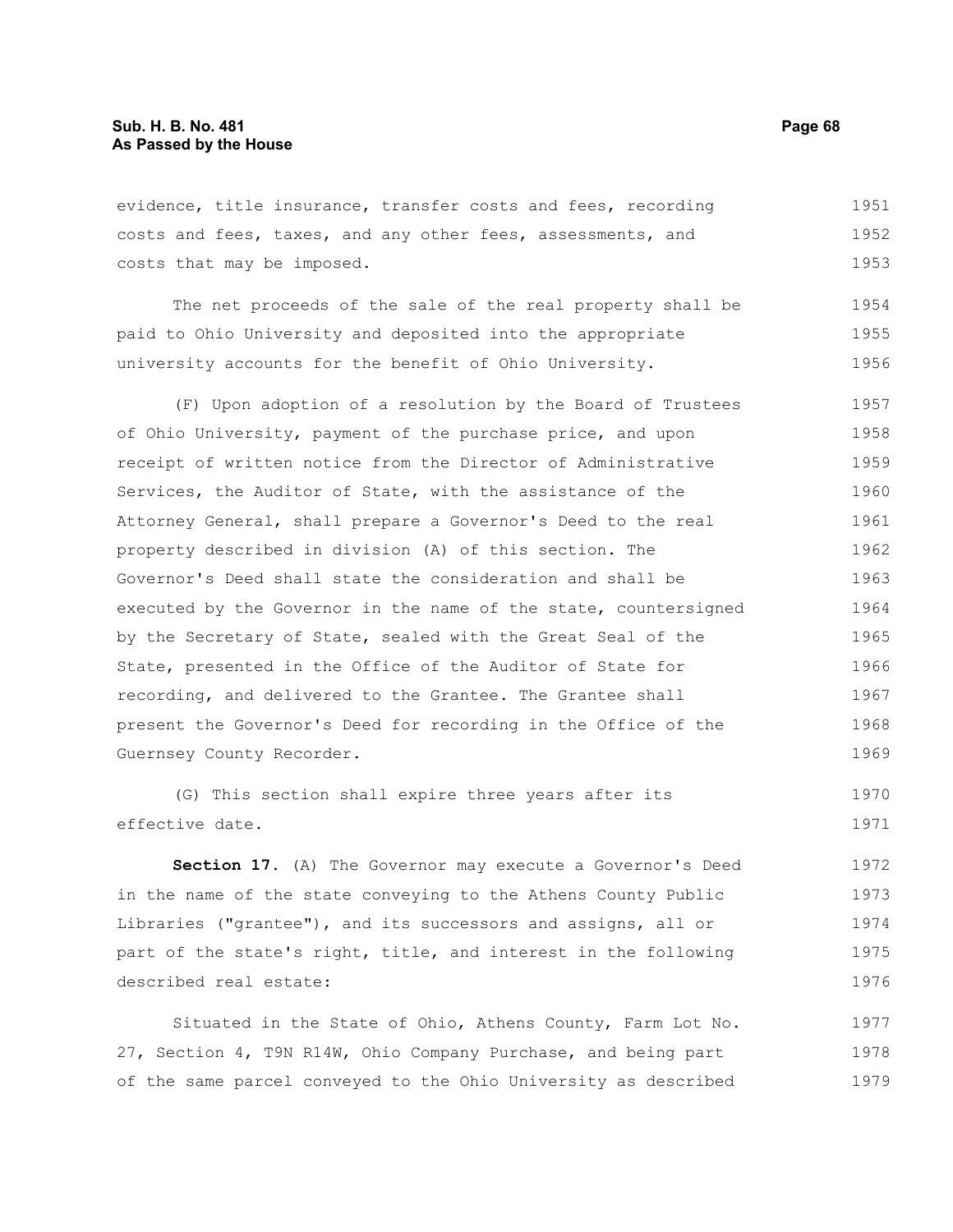evidence, title insurance, transfer costs and fees, recording costs and fees, taxes, and any other fees, assessments, and costs that may be imposed.

The net proceeds of the sale of the real property shall be paid to Ohio University and deposited into the appropriate university accounts for the benefit of Ohio University.

(F) Upon adoption of a resolution by the Board of Trustees of Ohio University, payment of the purchase price, and upon receipt of written notice from the Director of Administrative Services, the Auditor of State, with the assistance of the Attorney General, shall prepare a Governor's Deed to the real property described in division (A) of this section. The Governor's Deed shall state the consideration and shall be executed by the Governor in the name of the state, countersigned by the Secretary of State, sealed with the Great Seal of the State, presented in the Office of the Auditor of State for recording, and delivered to the Grantee. The Grantee shall present the Governor's Deed for recording in the Office of the Guernsey County Recorder.

(G) This section shall expire three years after its effective date.

**Section 17.** (A) The Governor may execute a Governor's Deed in the name of the state conveying to the Athens County Public Libraries ("grantee"), and its successors and assigns, all or part of the state's right, title, and interest in the following described real estate:

Situated in the State of Ohio, Athens County, Farm Lot No. 27, Section 4, T9N R14W, Ohio Company Purchase, and being part of the same parcel conveyed to the Ohio University as described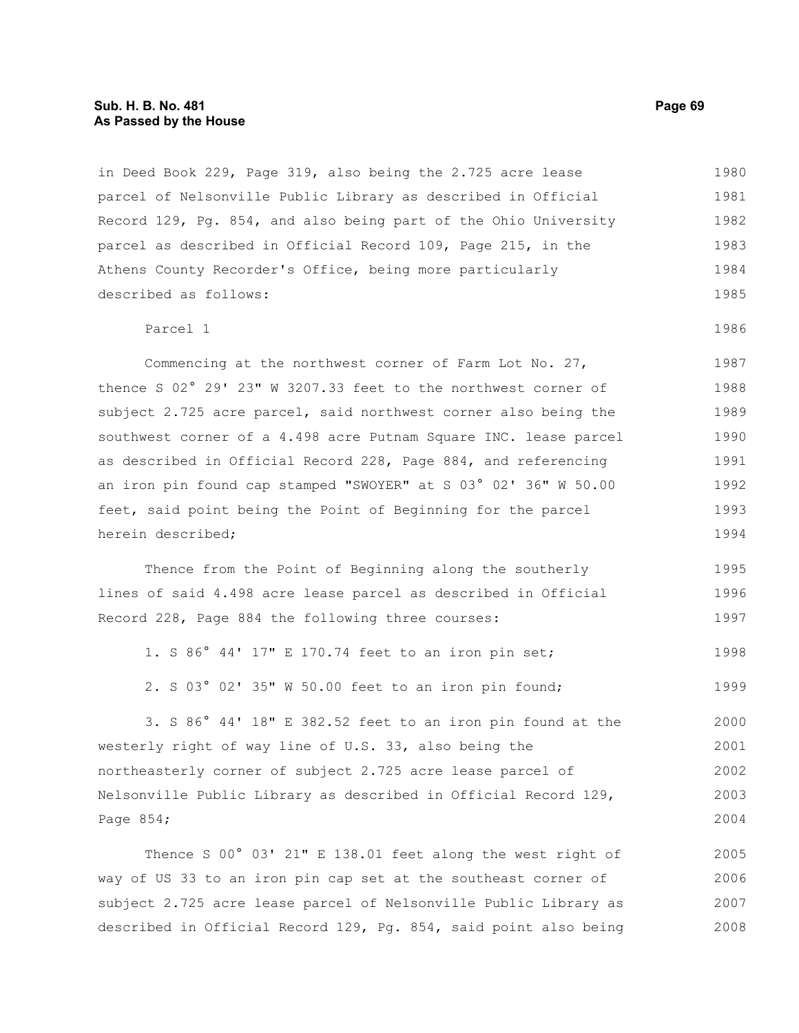in Deed Book 229, Page 319, also being the 2.725 acre lease parcel of Nelsonville Public Library as described in Official Record 129, Pg. 854, and also being part of the Ohio University parcel as described in Official Record 109, Page 215, in the Athens County Recorder's Office, being more particularly described as follows:

Parcel 1

Commencing at the northwest corner of Farm Lot No. 27, thence S 02° 29' 23" W 3207.33 feet to the northwest corner of subject 2.725 acre parcel, said northwest corner also being the southwest corner of a 4.498 acre Putnam Square INC. lease parcel as described in Official Record 228, Page 884, and referencing an iron pin found cap stamped "SWOYER" at S 03° 02' 36" W 50.00 feet, said point being the Point of Beginning for the parcel herein described;

Thence from the Point of Beginning along the southerly lines of said 4.498 acre lease parcel as described in Official Record 228, Page 884 the following three courses:

1. S 86° 44' 17" E 170.74 feet to an iron pin set;

2. S 03° 02' 35" W 50.00 feet to an iron pin found;

3. S 86° 44' 18" E 382.52 feet to an iron pin found at the westerly right of way line of U.S. 33, also being the northeasterly corner of subject 2.725 acre lease parcel of Nelsonville Public Library as described in Official Record 129, Page 854;

Thence S 00° 03' 21" E 138.01 feet along the west right of way of US 33 to an iron pin cap set at the southeast corner of subject 2.725 acre lease parcel of Nelsonville Public Library as described in Official Record 129, Pg. 854, said point also being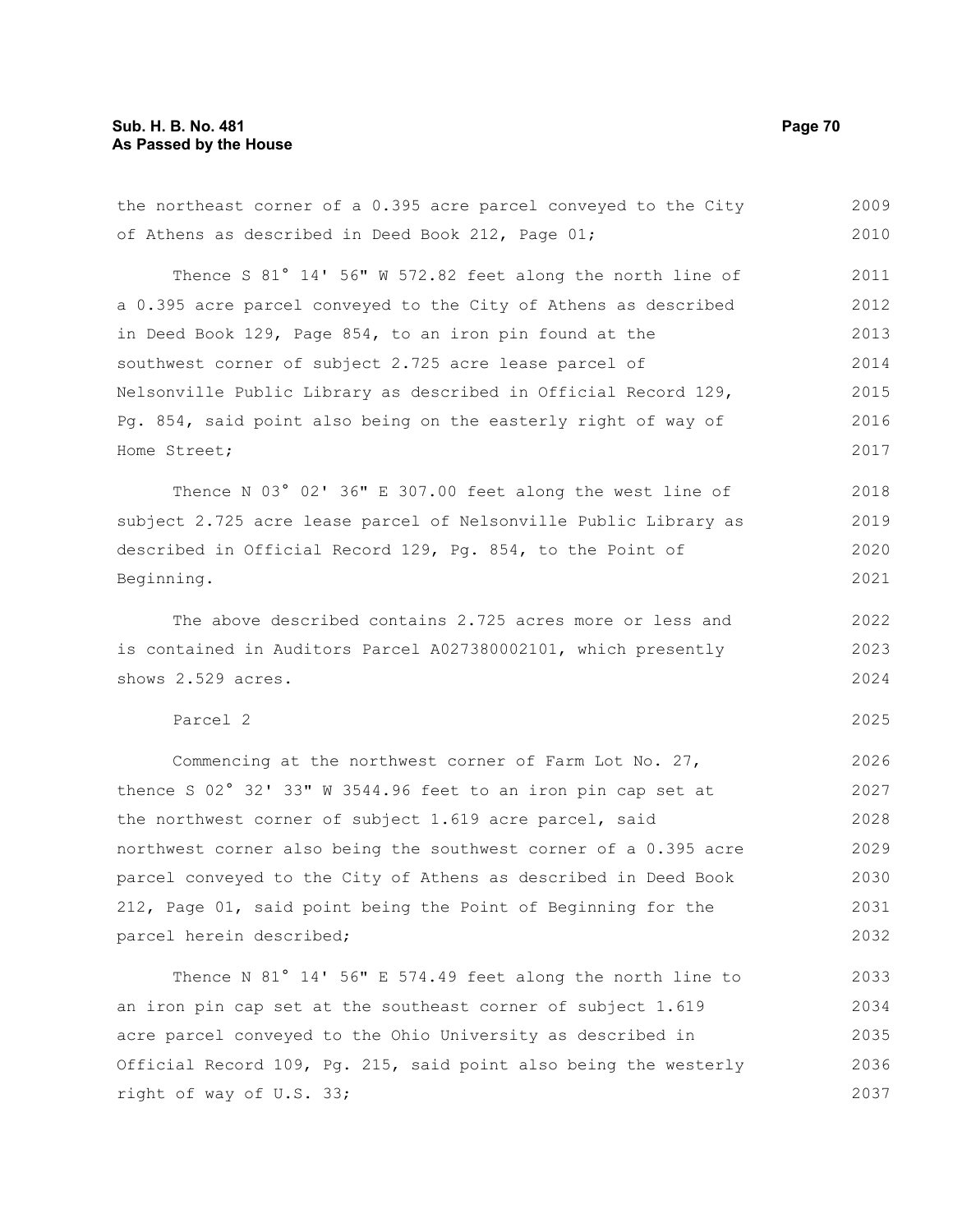the northeast corner of a 0.395 acre parcel conveyed to the City of Athens as described in Deed Book 212, Page 01;

Thence S 81° 14' 56" W 572.82 feet along the north line of a 0.395 acre parcel conveyed to the City of Athens as described in Deed Book 129, Page 854, to an iron pin found at the southwest corner of subject 2.725 acre lease parcel of Nelsonville Public Library as described in Official Record 129, Pg. 854, said point also being on the easterly right of way of Home Street;

Thence N 03° 02' 36" E 307.00 feet along the west line of subject 2.725 acre lease parcel of Nelsonville Public Library as described in Official Record 129, Pg. 854, to the Point of Beginning.

The above described contains 2.725 acres more or less and is contained in Auditors Parcel A027380002101, which presently shows 2.529 acres.

Parcel 2

Commencing at the northwest corner of Farm Lot No. 27, thence S 02° 32' 33" W 3544.96 feet to an iron pin cap set at the northwest corner of subject 1.619 acre parcel, said northwest corner also being the southwest corner of a 0.395 acre parcel conveyed to the City of Athens as described in Deed Book 212, Page 01, said point being the Point of Beginning for the parcel herein described;

Thence N 81° 14' 56" E 574.49 feet along the north line to an iron pin cap set at the southeast corner of subject 1.619 acre parcel conveyed to the Ohio University as described in Official Record 109, Pg. 215, said point also being the westerly right of way of U.S. 33;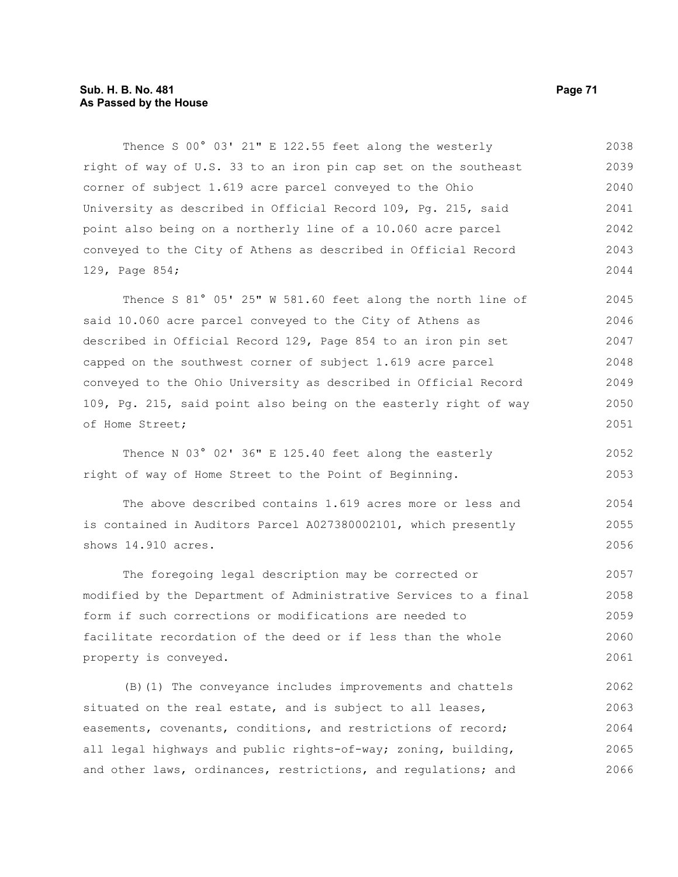Thence S 00° 03' 21" E 122.55 feet along the westerly right of way of U.S. 33 to an iron pin cap set on the southeast corner of subject 1.619 acre parcel conveyed to the Ohio University as described in Official Record 109, Pg. 215, said point also being on a northerly line of a 10.060 acre parcel conveyed to the City of Athens as described in Official Record 129, Page 854;

Thence S 81° 05' 25" W 581.60 feet along the north line of said 10.060 acre parcel conveyed to the City of Athens as described in Official Record 129, Page 854 to an iron pin set capped on the southwest corner of subject 1.619 acre parcel conveyed to the Ohio University as described in Official Record 109, Pg. 215, said point also being on the easterly right of way of Home Street;

Thence N 03° 02' 36" E 125.40 feet along the easterly right of way of Home Street to the Point of Beginning.

The above described contains 1.619 acres more or less and is contained in Auditors Parcel A027380002101, which presently shows 14.910 acres.

The foregoing legal description may be corrected or modified by the Department of Administrative Services to a final form if such corrections or modifications are needed to facilitate recordation of the deed or if less than the whole property is conveyed.

(B)(1) The conveyance includes improvements and chattels situated on the real estate, and is subject to all leases, easements, covenants, conditions, and restrictions of record; all legal highways and public rights-of-way; zoning, building, and other laws, ordinances, restrictions, and regulations; and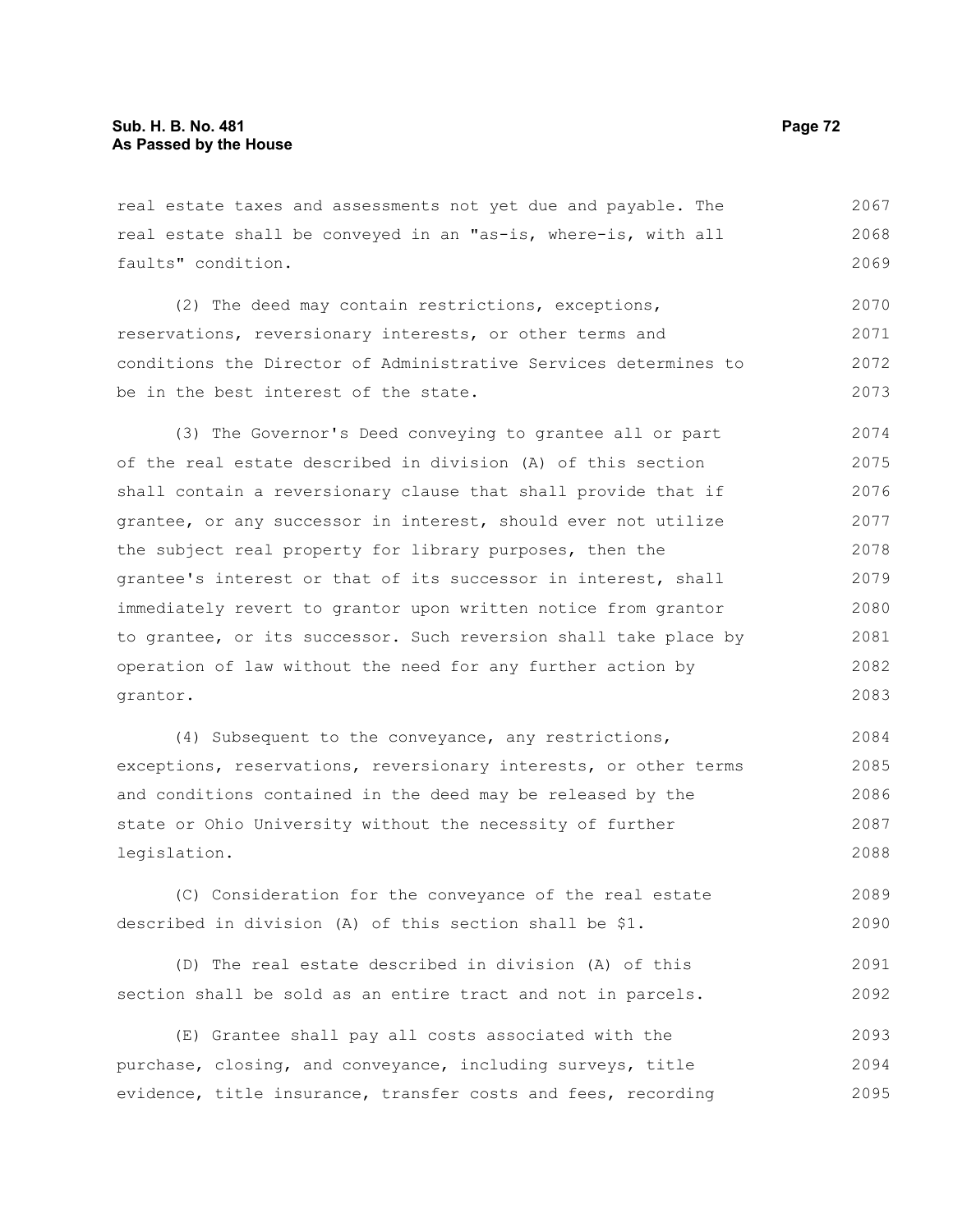real estate taxes and assessments not yet due and payable. The real estate shall be conveyed in an "as-is, where-is, with all faults" condition.

(2) The deed may contain restrictions, exceptions, reservations, reversionary interests, or other terms and conditions the Director of Administrative Services determines to be in the best interest of the state.

(3) The Governor's Deed conveying to grantee all or part of the real estate described in division (A) of this section shall contain a reversionary clause that shall provide that if grantee, or any successor in interest, should ever not utilize the subject real property for library purposes, then the grantee's interest or that of its successor in interest, shall immediately revert to grantor upon written notice from grantor to grantee, or its successor. Such reversion shall take place by operation of law without the need for any further action by grantor.

(4) Subsequent to the conveyance, any restrictions, exceptions, reservations, reversionary interests, or other terms and conditions contained in the deed may be released by the state or Ohio University without the necessity of further legislation.

(C) Consideration for the conveyance of the real estate described in division (A) of this section shall be $1.

(D) The real estate described in division (A) of this section shall be sold as an entire tract and not in parcels.

(E) Grantee shall pay all costs associated with the purchase, closing, and conveyance, including surveys, title evidence, title insurance, transfer costs and fees, recording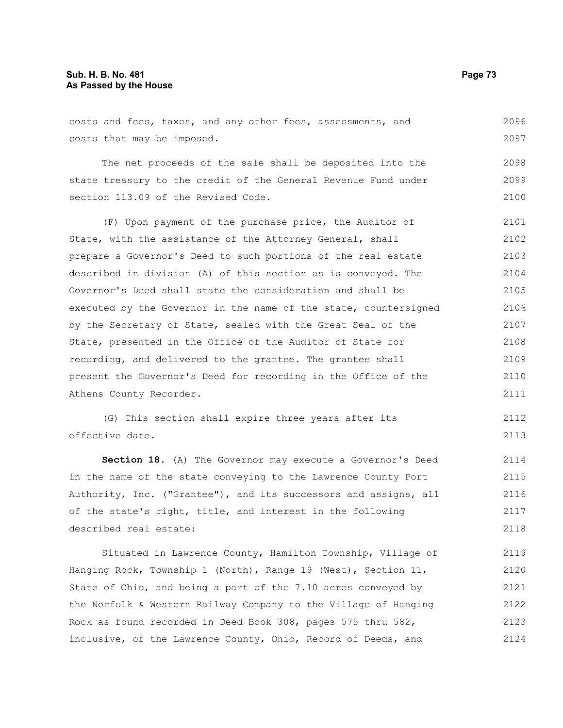costs and fees, taxes, and any other fees, assessments, and costs that may be imposed.

The net proceeds of the sale shall be deposited into the state treasury to the credit of the General Revenue Fund under section 113.09 of the Revised Code.

(F) Upon payment of the purchase price, the Auditor of State, with the assistance of the Attorney General, shall prepare a Governor's Deed to such portions of the real estate described in division (A) of this section as is conveyed. The Governor's Deed shall state the consideration and shall be executed by the Governor in the name of the state, countersigned by the Secretary of State, sealed with the Great Seal of the State, presented in the Office of the Auditor of State for recording, and delivered to the grantee. The grantee shall present the Governor's Deed for recording in the Office of the Athens County Recorder.

(G) This section shall expire three years after its effective date.

**Section 18.** (A) The Governor may execute a Governor's Deed in the name of the state conveying to the Lawrence County Port Authority, Inc. ("Grantee"), and its successors and assigns, all of the state's right, title, and interest in the following described real estate:

Situated in Lawrence County, Hamilton Township, Village of Hanging Rock, Township 1 (North), Range 19 (West), Section 11, State of Ohio, and being a part of the 7.10 acres conveyed by the Norfolk & Western Railway Company to the Village of Hanging Rock as found recorded in Deed Book 308, pages 575 thru 582, inclusive, of the Lawrence County, Ohio, Record of Deeds, and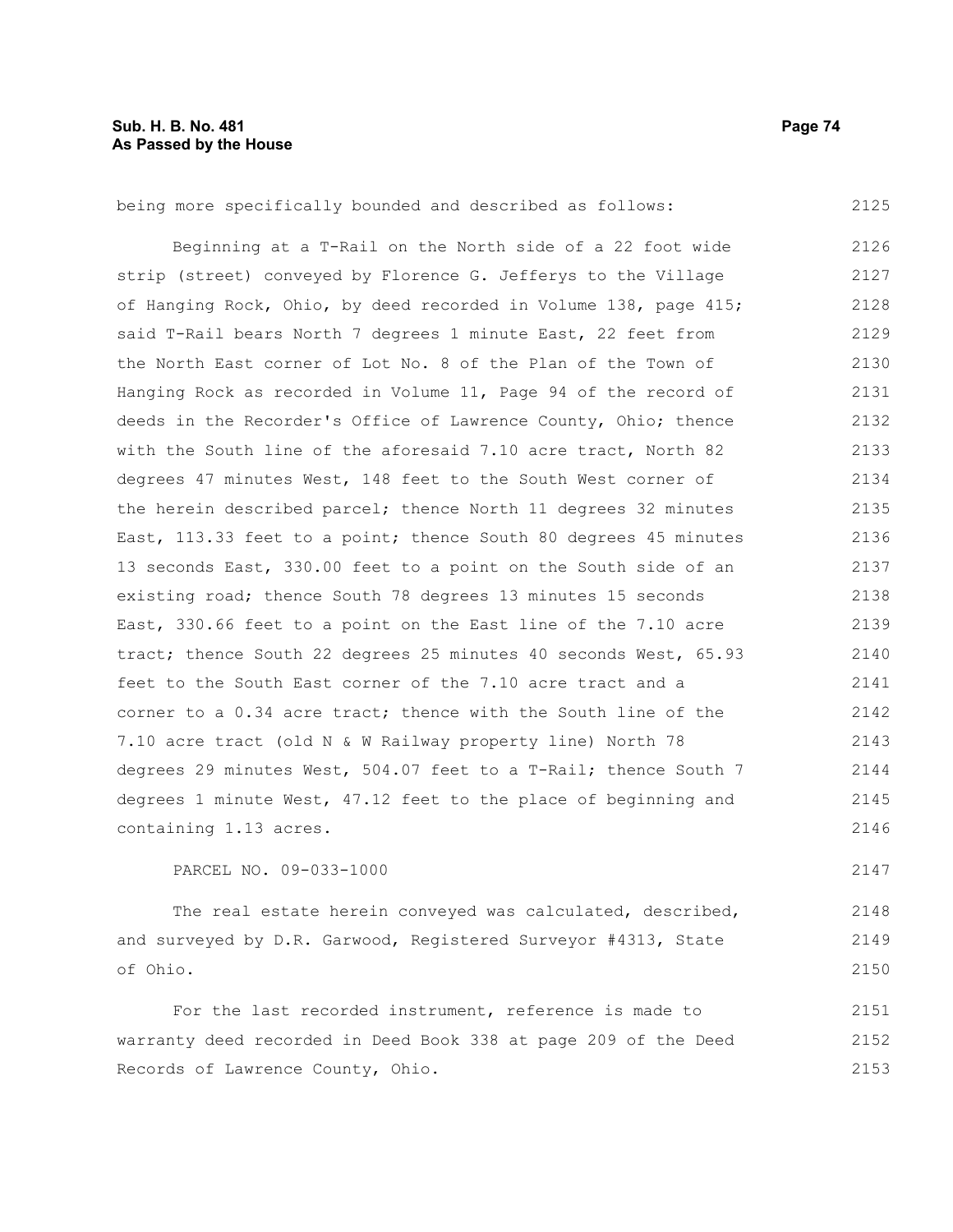being more specifically bounded and described as follows:

Beginning at a T-Rail on the North side of a 22 foot wide strip (street) conveyed by Florence G. Jefferys to the Village of Hanging Rock, Ohio, by deed recorded in Volume 138, page 415; said T-Rail bears North 7 degrees 1 minute East, 22 feet from the North East corner of Lot No. 8 of the Plan of the Town of Hanging Rock as recorded in Volume 11, Page 94 of the record of deeds in the Recorder's Office of Lawrence County, Ohio; thence with the South line of the aforesaid 7.10 acre tract, North 82 degrees 47 minutes West, 148 feet to the South West corner of the herein described parcel; thence North 11 degrees 32 minutes East, 113.33 feet to a point; thence South 80 degrees 45 minutes 13 seconds East, 330.00 feet to a point on the South side of an existing road; thence South 78 degrees 13 minutes 15 seconds East, 330.66 feet to a point on the East line of the 7.10 acre tract; thence South 22 degrees 25 minutes 40 seconds West, 65.93 feet to the South East corner of the 7.10 acre tract and a corner to a 0.34 acre tract; thence with the South line of the 7.10 acre tract (old N & W Railway property line) North 78 degrees 29 minutes West, 504.07 feet to a T-Rail; thence South 7 degrees 1 minute West, 47.12 feet to the place of beginning and containing 1.13 acres.

PARCEL NO. 09-033-1000

The real estate herein conveyed was calculated, described, and surveyed by D.R. Garwood, Registered Surveyor #4313, State of Ohio.

For the last recorded instrument, reference is made to warranty deed recorded in Deed Book 338 at page 209 of the Deed Records of Lawrence County, Ohio.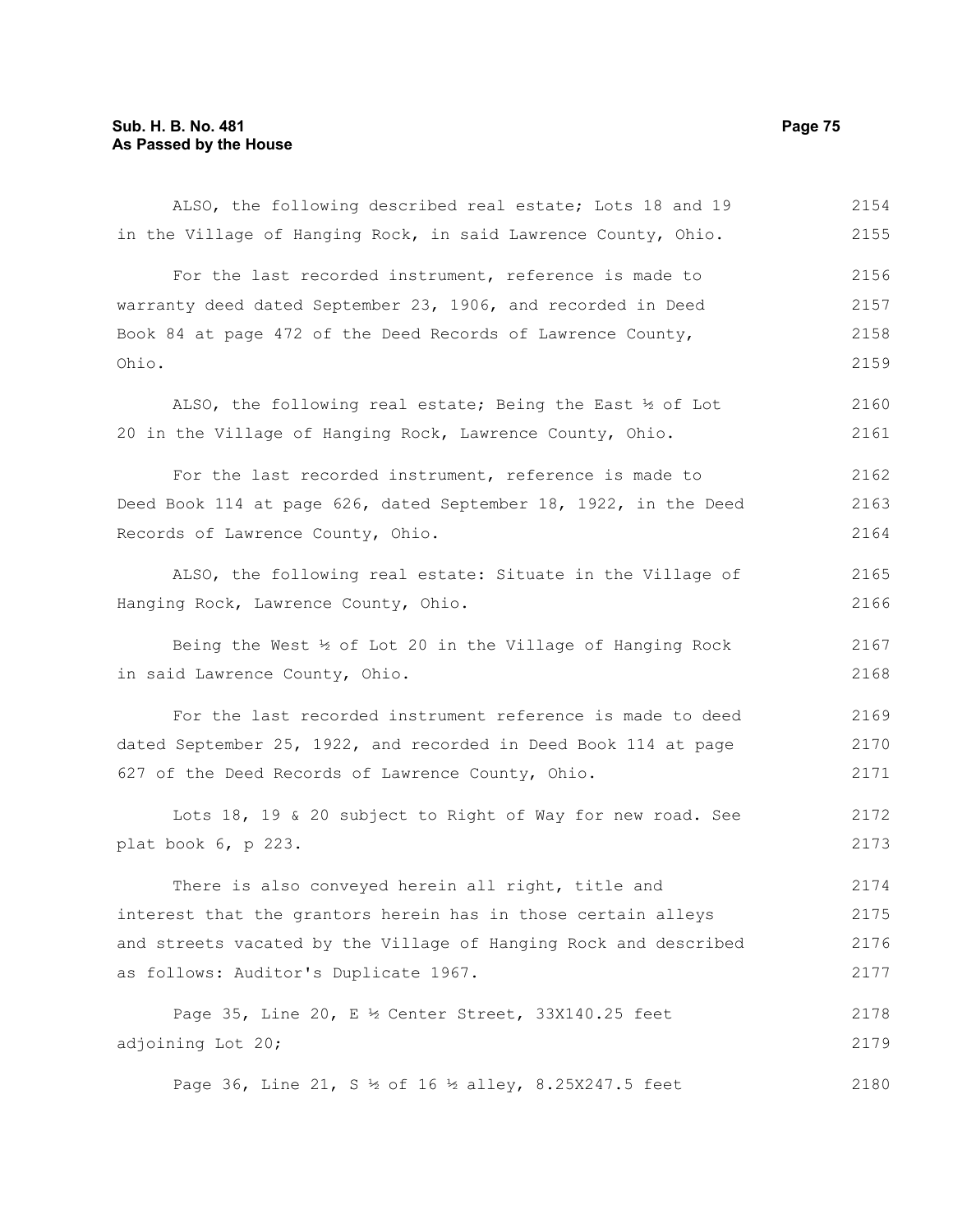ALSO, the following described real estate; Lots 18 and 19 in the Village of Hanging Rock, in said Lawrence County, Ohio.

For the last recorded instrument, reference is made to warranty deed dated September 23, 1906, and recorded in Deed Book 84 at page 472 of the Deed Records of Lawrence County, Ohio.

ALSO, the following real estate; Being the East ½ of Lot 20 in the Village of Hanging Rock, Lawrence County, Ohio.

For the last recorded instrument, reference is made to Deed Book 114 at page 626, dated September 18, 1922, in the Deed Records of Lawrence County, Ohio.

ALSO, the following real estate: Situate in the Village of Hanging Rock, Lawrence County, Ohio.

Being the West ½ of Lot 20 in the Village of Hanging Rock in said Lawrence County, Ohio.

For the last recorded instrument reference is made to deed dated September 25, 1922, and recorded in Deed Book 114 at page 627 of the Deed Records of Lawrence County, Ohio.

Lots 18, 19 & 20 subject to Right of Way for new road. See plat book 6, p 223.

There is also conveyed herein all right, title and interest that the grantors herein has in those certain alleys and streets vacated by the Village of Hanging Rock and described as follows: Auditor's Duplicate 1967.

Page 35, Line 20, E ½ Center Street, 33X140.25 feet adjoining Lot 20;

Page 36, Line 21, S ½ of 16 ½ alley, 8.25X247.5 feet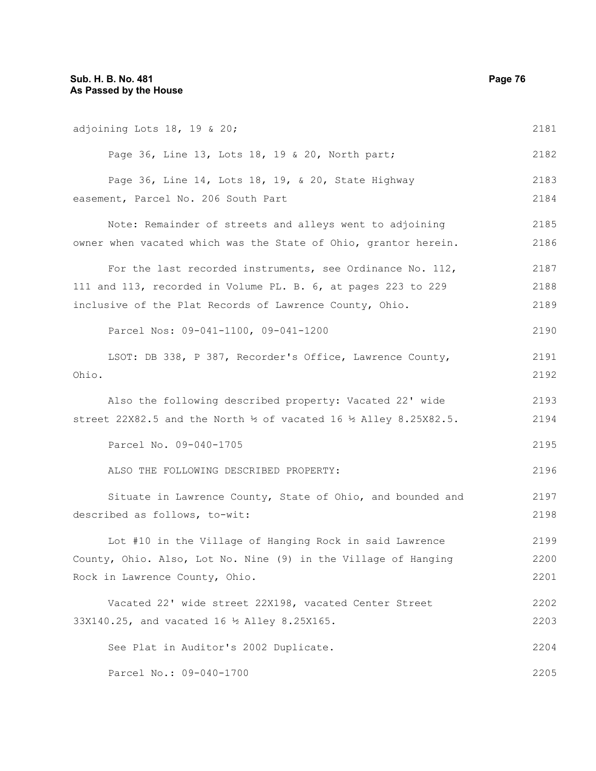adjoining Lots 18, 19 & 20;

Page 36, Line 13, Lots 18, 19 & 20, North part;

Page 36, Line 14, Lots 18, 19, & 20, State Highway easement, Parcel No. 206 South Part

Note: Remainder of streets and alleys went to adjoining owner when vacated which was the State of Ohio, grantor herein.

For the last recorded instruments, see Ordinance No. 112, 111 and 113, recorded in Volume PL. B. 6, at pages 223 to 229 inclusive of the Plat Records of Lawrence County, Ohio.

Parcel Nos: 09-041-1100, 09-041-1200

LSOT: DB 338, P 387, Recorder's Office, Lawrence County, Ohio.

Also the following described property: Vacated 22' wide street 22X82.5 and the North ½ of vacated 16 ½ Alley 8.25X82.5.

Parcel No. 09-040-1705

ALSO THE FOLLOWING DESCRIBED PROPERTY:

Situate in Lawrence County, State of Ohio, and bounded and described as follows, to-wit:

Lot #10 in the Village of Hanging Rock in said Lawrence County, Ohio. Also, Lot No. Nine (9) in the Village of Hanging Rock in Lawrence County, Ohio.

Vacated 22' wide street 22X198, vacated Center Street 33X140.25, and vacated 16 ½ Alley 8.25X165.

See Plat in Auditor's 2002 Duplicate.

Parcel No.: 09-040-1700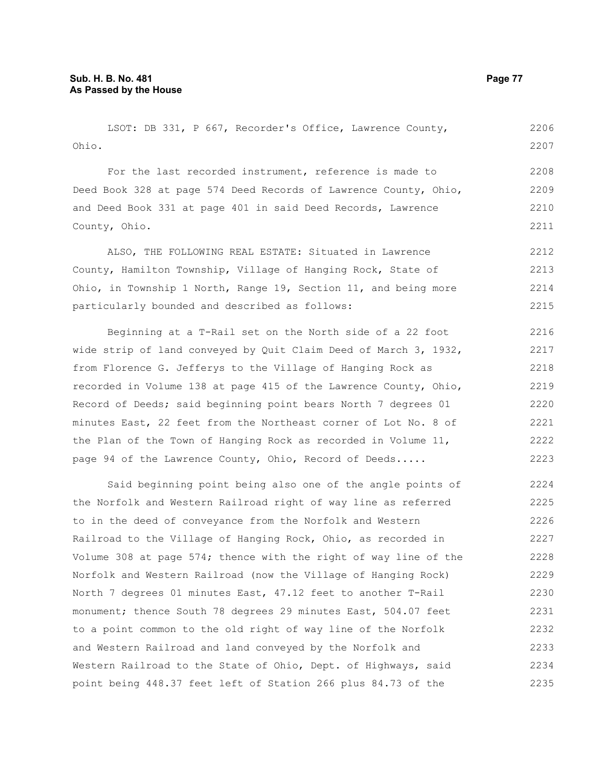LSOT: DB 331, P 667, Recorder's Office, Lawrence County, Ohio.

For the last recorded instrument, reference is made to Deed Book 328 at page 574 Deed Records of Lawrence County, Ohio, and Deed Book 331 at page 401 in said Deed Records, Lawrence County, Ohio.

ALSO, THE FOLLOWING REAL ESTATE: Situated in Lawrence County, Hamilton Township, Village of Hanging Rock, State of Ohio, in Township 1 North, Range 19, Section 11, and being more particularly bounded and described as follows:

Beginning at a T-Rail set on the North side of a 22 foot wide strip of land conveyed by Quit Claim Deed of March 3, 1932, from Florence G. Jefferys to the Village of Hanging Rock as recorded in Volume 138 at page 415 of the Lawrence County, Ohio, Record of Deeds; said beginning point bears North 7 degrees 01 minutes East, 22 feet from the Northeast corner of Lot No. 8 of the Plan of the Town of Hanging Rock as recorded in Volume 11, page 94 of the Lawrence County, Ohio, Record of Deeds.....

Said beginning point being also one of the angle points of the Norfolk and Western Railroad right of way line as referred to in the deed of conveyance from the Norfolk and Western Railroad to the Village of Hanging Rock, Ohio, as recorded in Volume 308 at page 574; thence with the right of way line of the Norfolk and Western Railroad (now the Village of Hanging Rock) North 7 degrees 01 minutes East, 47.12 feet to another T-Rail monument; thence South 78 degrees 29 minutes East, 504.07 feet to a point common to the old right of way line of the Norfolk and Western Railroad and land conveyed by the Norfolk and Western Railroad to the State of Ohio, Dept. of Highways, said point being 448.37 feet left of Station 266 plus 84.73 of the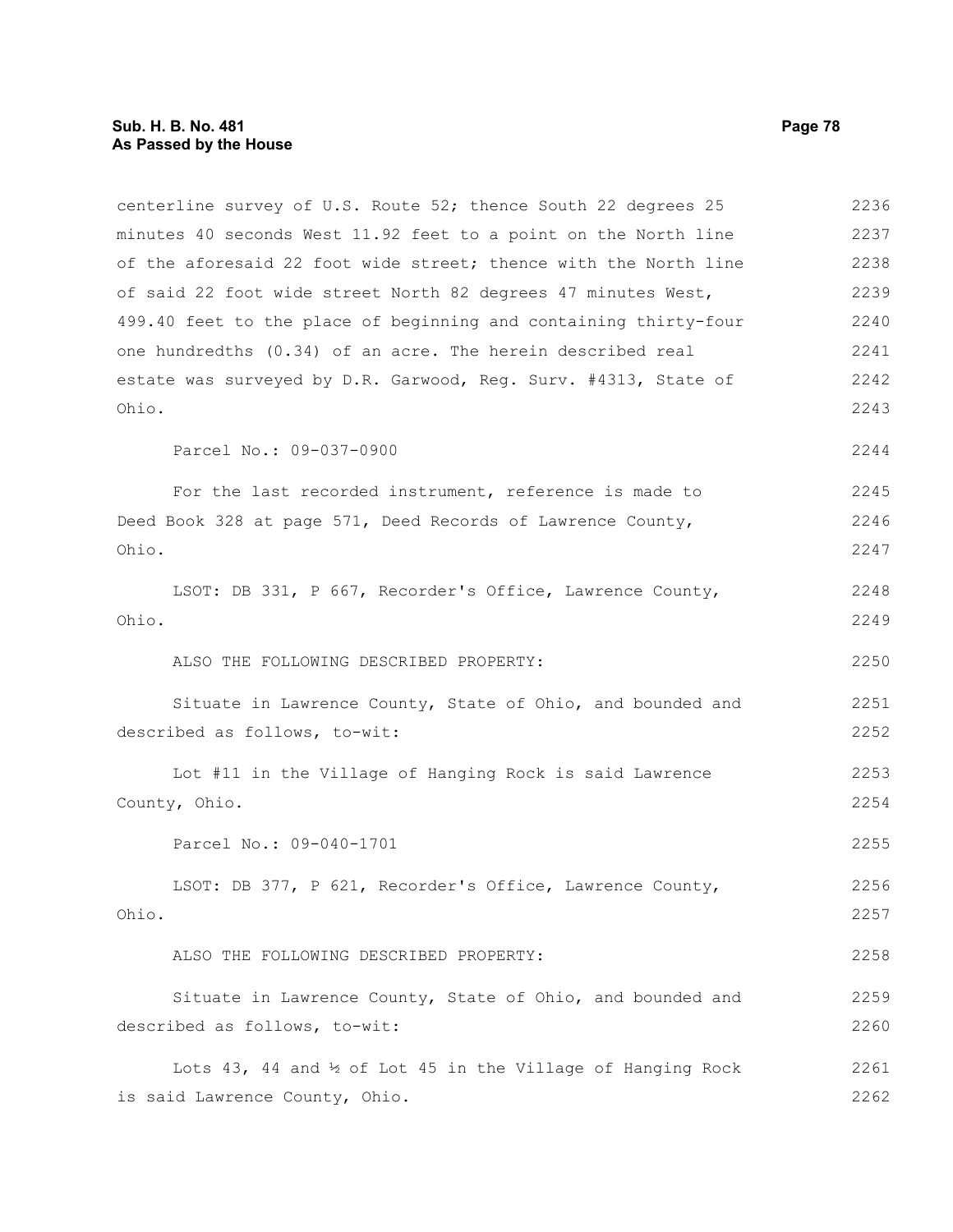centerline survey of U.S. Route 52; thence South 22 degrees 25 minutes 40 seconds West 11.92 feet to a point on the North line of the aforesaid 22 foot wide street; thence with the North line of said 22 foot wide street North 82 degrees 47 minutes West, 499.40 feet to the place of beginning and containing thirty-four one hundredths (0.34) of an acre. The herein described real estate was surveyed by D.R. Garwood, Reg. Surv. #4313, State of Ohio.

Parcel No.: 09-037-0900

For the last recorded instrument, reference is made to Deed Book 328 at page 571, Deed Records of Lawrence County, Ohio.

LSOT: DB 331, P 667, Recorder's Office, Lawrence County, Ohio.

ALSO THE FOLLOWING DESCRIBED PROPERTY:

Situate in Lawrence County, State of Ohio, and bounded and described as follows, to-wit:

Lot #11 in the Village of Hanging Rock is said Lawrence County, Ohio.

Parcel No.: 09-040-1701

LSOT: DB 377, P 621, Recorder's Office, Lawrence County, Ohio.

ALSO THE FOLLOWING DESCRIBED PROPERTY:

Situate in Lawrence County, State of Ohio, and bounded and described as follows, to-wit:

Lots 43, 44 and ½ of Lot 45 in the Village of Hanging Rock is said Lawrence County, Ohio.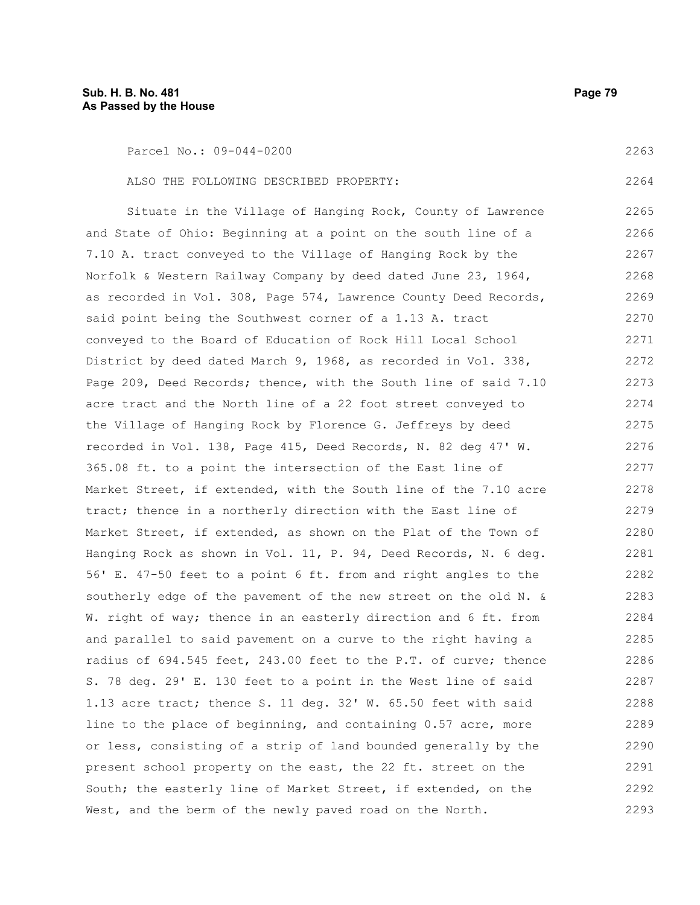Parcel No.: 09-044-0200

ALSO THE FOLLOWING DESCRIBED PROPERTY:

Situate in the Village of Hanging Rock, County of Lawrence and State of Ohio: Beginning at a point on the south line of a 7.10 A. tract conveyed to the Village of Hanging Rock by the Norfolk & Western Railway Company by deed dated June 23, 1964, as recorded in Vol. 308, Page 574, Lawrence County Deed Records, said point being the Southwest corner of a 1.13 A. tract conveyed to the Board of Education of Rock Hill Local School District by deed dated March 9, 1968, as recorded in Vol. 338, Page 209, Deed Records; thence, with the South line of said 7.10 acre tract and the North line of a 22 foot street conveyed to the Village of Hanging Rock by Florence G. Jeffreys by deed recorded in Vol. 138, Page 415, Deed Records, N. 82 deg 47' W. 365.08 ft. to a point the intersection of the East line of Market Street, if extended, with the South line of the 7.10 acre tract; thence in a northerly direction with the East line of Market Street, if extended, as shown on the Plat of the Town of Hanging Rock as shown in Vol. 11, P. 94, Deed Records, N. 6 deg. 56' E. 47-50 feet to a point 6 ft. from and right angles to the southerly edge of the pavement of the new street on the old N. & W. right of way; thence in an easterly direction and 6 ft. from and parallel to said pavement on a curve to the right having a radius of 694.545 feet, 243.00 feet to the P.T. of curve; thence S. 78 deg. 29' E. 130 feet to a point in the West line of said 1.13 acre tract; thence S. 11 deg. 32' W. 65.50 feet with said line to the place of beginning, and containing 0.57 acre, more or less, consisting of a strip of land bounded generally by the present school property on the east, the 22 ft. street on the South; the easterly line of Market Street, if extended, on the West, and the berm of the newly paved road on the North.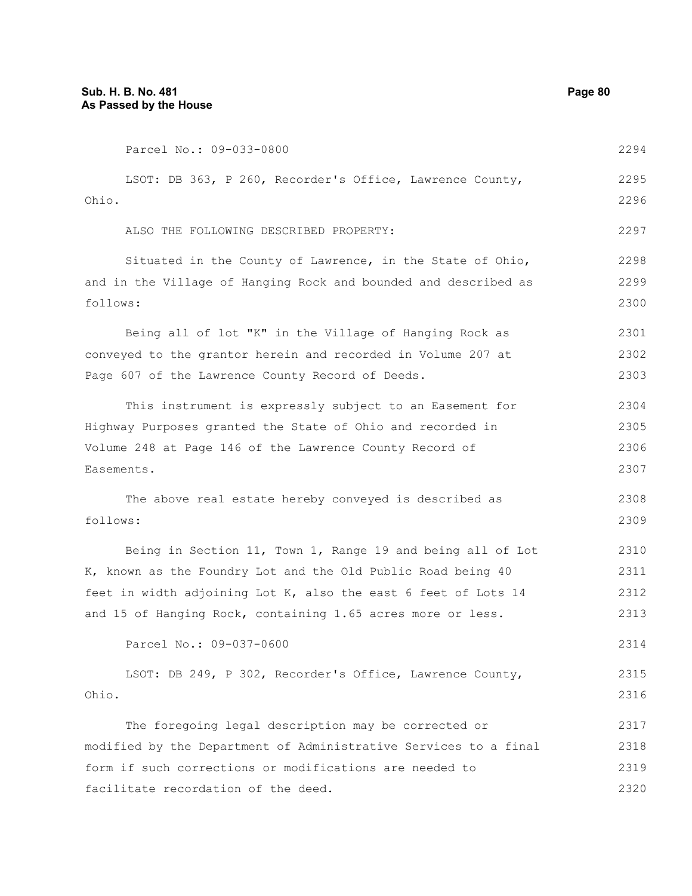Parcel No.: 09-033-0800

LSOT: DB 363, P 260, Recorder's Office, Lawrence County, Ohio.

ALSO THE FOLLOWING DESCRIBED PROPERTY:

Situated in the County of Lawrence, in the State of Ohio, and in the Village of Hanging Rock and bounded and described as follows:

Being all of lot "K" in the Village of Hanging Rock as conveyed to the grantor herein and recorded in Volume 207 at Page 607 of the Lawrence County Record of Deeds.

This instrument is expressly subject to an Easement for Highway Purposes granted the State of Ohio and recorded in Volume 248 at Page 146 of the Lawrence County Record of Easements.

The above real estate hereby conveyed is described as follows:

Being in Section 11, Town 1, Range 19 and being all of Lot K, known as the Foundry Lot and the Old Public Road being 40 feet in width adjoining Lot K, also the east 6 feet of Lots 14 and 15 of Hanging Rock, containing 1.65 acres more or less.

Parcel No.: 09-037-0600

LSOT: DB 249, P 302, Recorder's Office, Lawrence County, Ohio.

The foregoing legal description may be corrected or modified by the Department of Administrative Services to a final form if such corrections or modifications are needed to facilitate recordation of the deed.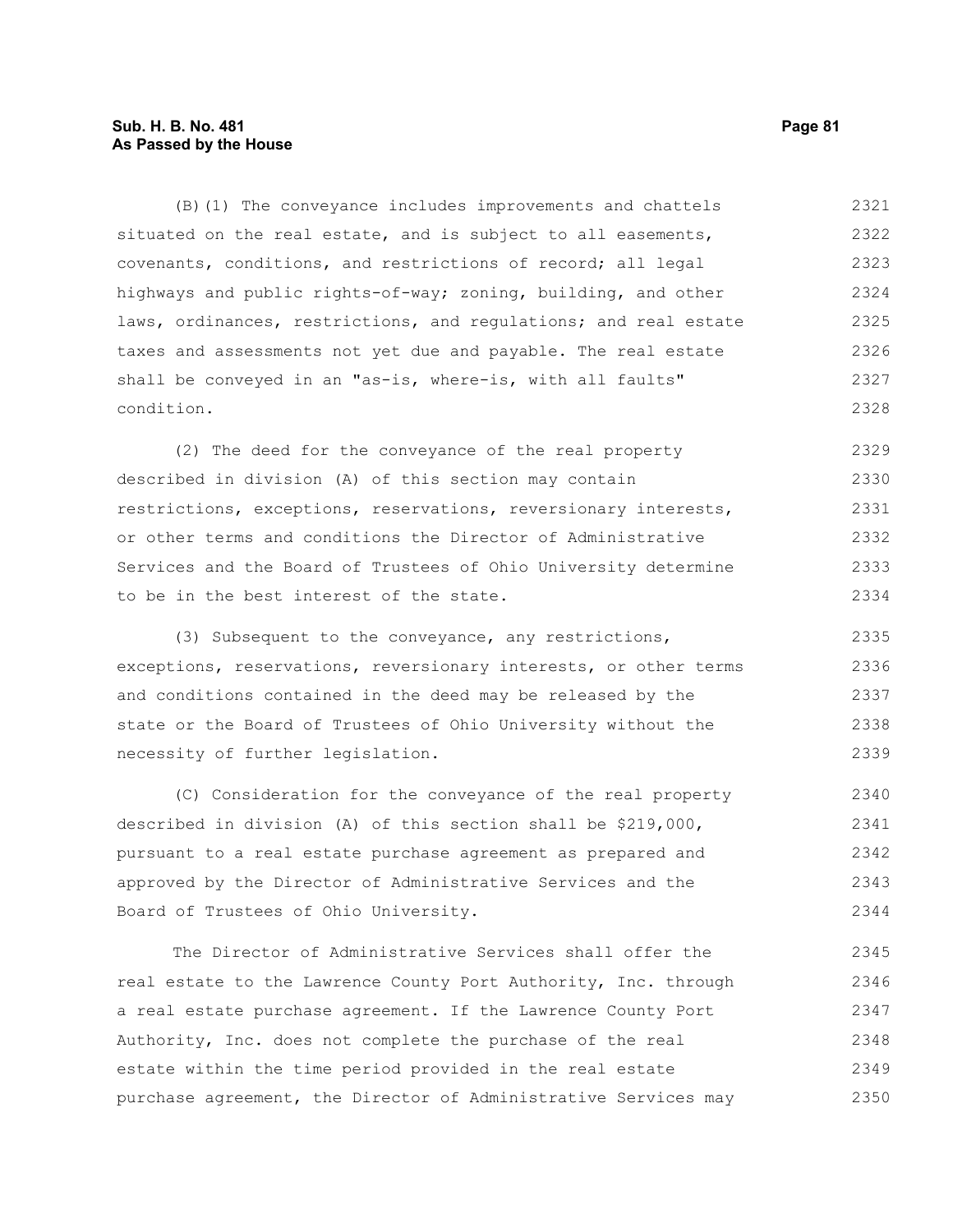(B)(1) The conveyance includes improvements and chattels situated on the real estate, and is subject to all easements, covenants, conditions, and restrictions of record; all legal highways and public rights-of-way; zoning, building, and other laws, ordinances, restrictions, and regulations; and real estate taxes and assessments not yet due and payable. The real estate shall be conveyed in an "as-is, where-is, with all faults" condition.

(2) The deed for the conveyance of the real property described in division (A) of this section may contain restrictions, exceptions, reservations, reversionary interests, or other terms and conditions the Director of Administrative Services and the Board of Trustees of Ohio University determine to be in the best interest of the state.

(3) Subsequent to the conveyance, any restrictions, exceptions, reservations, reversionary interests, or other terms and conditions contained in the deed may be released by the state or the Board of Trustees of Ohio University without the necessity of further legislation.

(C) Consideration for the conveyance of the real property described in division (A) of this section shall be $219,000, pursuant to a real estate purchase agreement as prepared and approved by the Director of Administrative Services and the Board of Trustees of Ohio University.

The Director of Administrative Services shall offer the real estate to the Lawrence County Port Authority, Inc. through a real estate purchase agreement. If the Lawrence County Port Authority, Inc. does not complete the purchase of the real estate within the time period provided in the real estate purchase agreement, the Director of Administrative Services may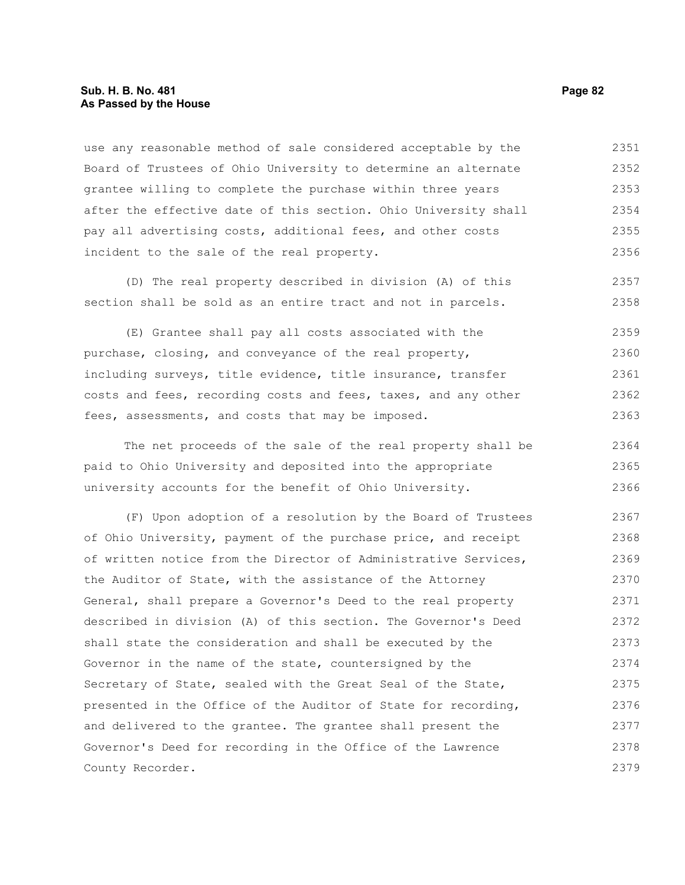use any reasonable method of sale considered acceptable by the Board of Trustees of Ohio University to determine an alternate grantee willing to complete the purchase within three years after the effective date of this section. Ohio University shall pay all advertising costs, additional fees, and other costs incident to the sale of the real property.

(D) The real property described in division (A) of this section shall be sold as an entire tract and not in parcels.

(E) Grantee shall pay all costs associated with the purchase, closing, and conveyance of the real property, including surveys, title evidence, title insurance, transfer costs and fees, recording costs and fees, taxes, and any other fees, assessments, and costs that may be imposed.

The net proceeds of the sale of the real property shall be paid to Ohio University and deposited into the appropriate university accounts for the benefit of Ohio University.

(F) Upon adoption of a resolution by the Board of Trustees of Ohio University, payment of the purchase price, and receipt of written notice from the Director of Administrative Services, the Auditor of State, with the assistance of the Attorney General, shall prepare a Governor's Deed to the real property described in division (A) of this section. The Governor's Deed shall state the consideration and shall be executed by the Governor in the name of the state, countersigned by the Secretary of State, sealed with the Great Seal of the State, presented in the Office of the Auditor of State for recording, and delivered to the grantee. The grantee shall present the Governor's Deed for recording in the Office of the Lawrence County Recorder.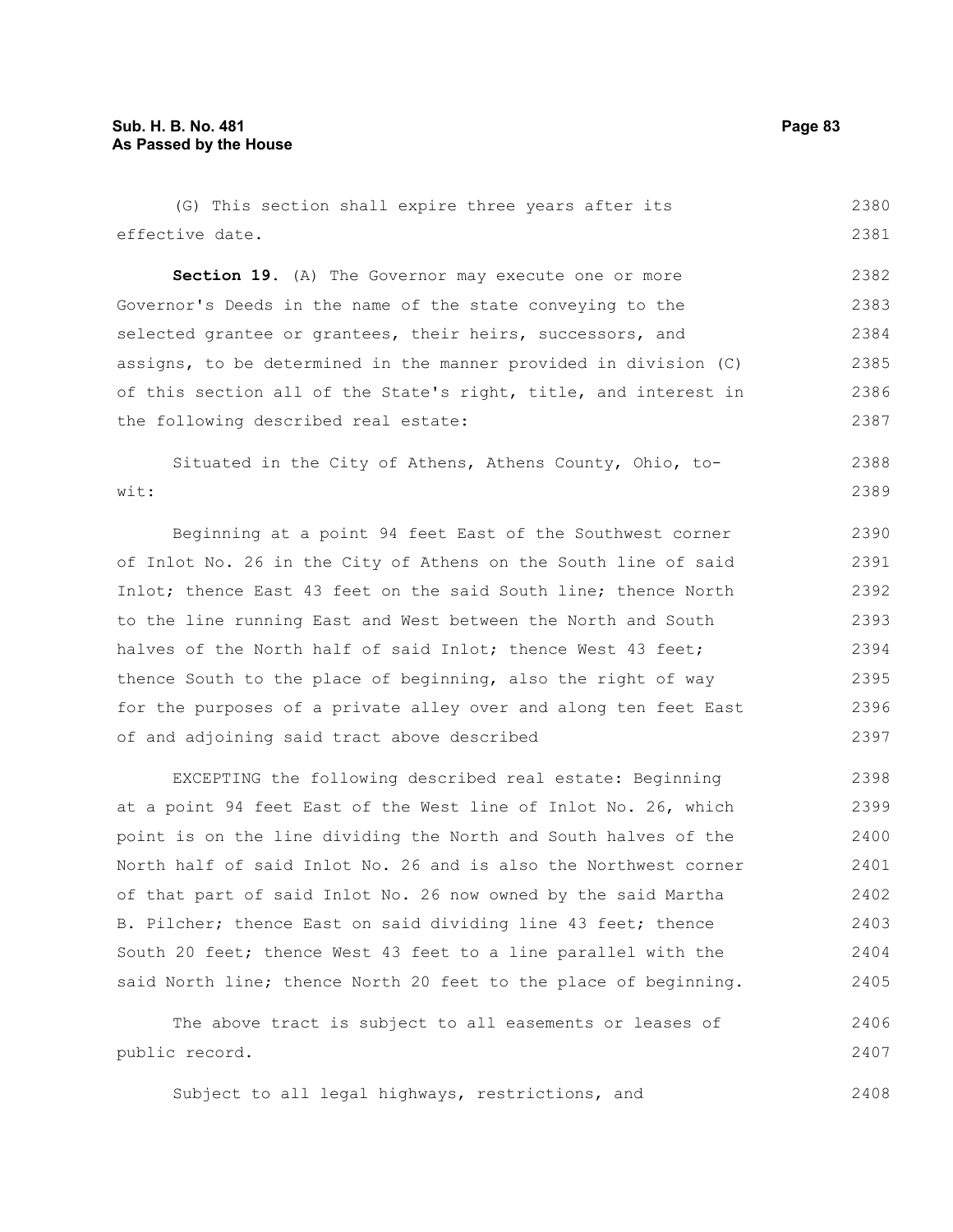(G) This section shall expire three years after its effective date.

**Section 19.** (A) The Governor may execute one or more Governor's Deeds in the name of the state conveying to the selected grantee or grantees, their heirs, successors, and assigns, to be determined in the manner provided in division (C) of this section all of the State's right, title, and interest in the following described real estate:

Situated in the City of Athens, Athens County, Ohio, to-wit:

Beginning at a point 94 feet East of the Southwest corner of Inlot No. 26 in the City of Athens on the South line of said Inlot; thence East 43 feet on the said South line; thence North to the line running East and West between the North and South halves of the North half of said Inlot; thence West 43 feet; thence South to the place of beginning, also the right of way for the purposes of a private alley over and along ten feet East of and adjoining said tract above described

EXCEPTING the following described real estate: Beginning at a point 94 feet East of the West line of Inlot No. 26, which point is on the line dividing the North and South halves of the North half of said Inlot No. 26 and is also the Northwest corner of that part of said Inlot No. 26 now owned by the said Martha B. Pilcher; thence East on said dividing line 43 feet; thence South 20 feet; thence West 43 feet to a line parallel with the said North line; thence North 20 feet to the place of beginning.

The above tract is subject to all easements or leases of public record.

Subject to all legal highways, restrictions, and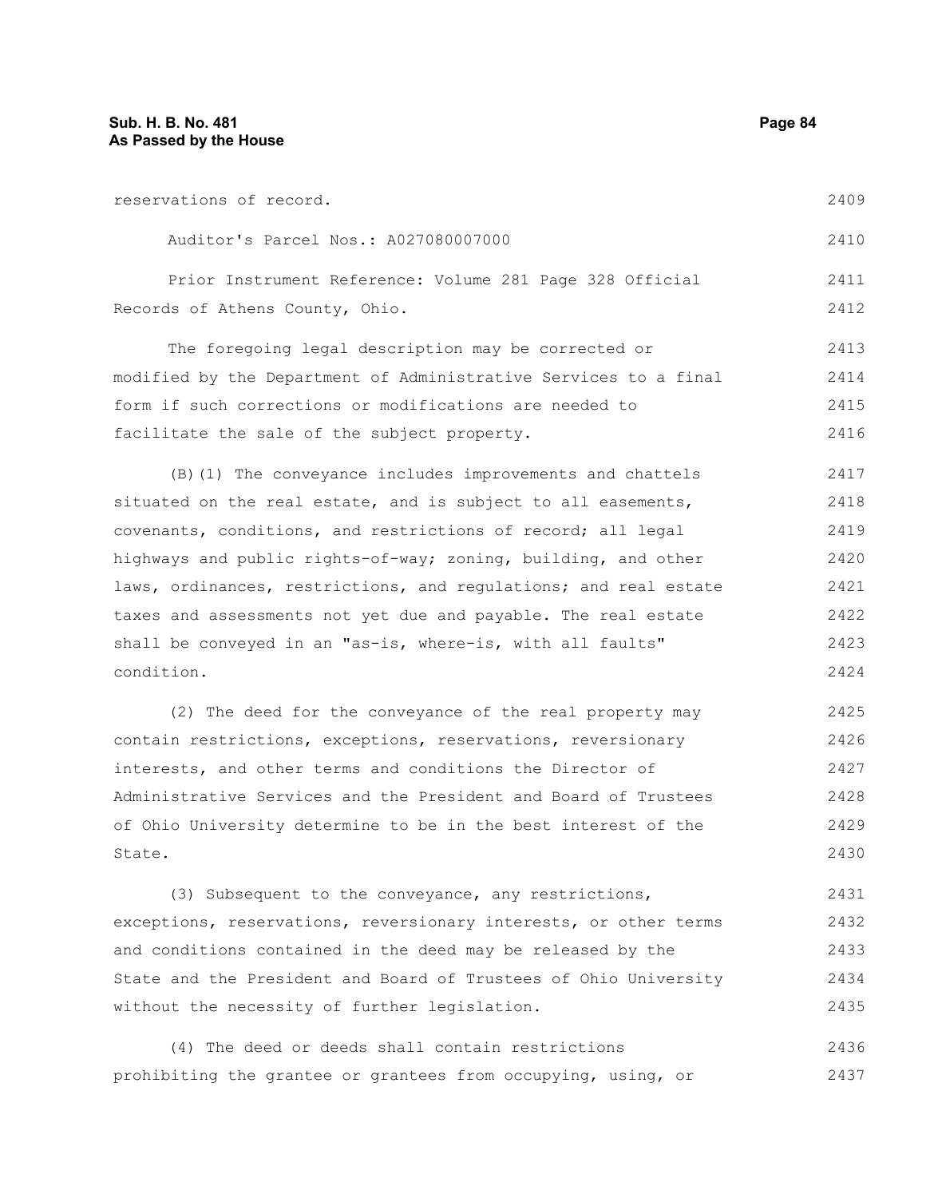reservations of record.

Auditor's Parcel Nos.: A027080007000

Prior Instrument Reference: Volume 281 Page 328 Official Records of Athens County, Ohio.

The foregoing legal description may be corrected or modified by the Department of Administrative Services to a final form if such corrections or modifications are needed to facilitate the sale of the subject property.

(B)(1) The conveyance includes improvements and chattels situated on the real estate, and is subject to all easements, covenants, conditions, and restrictions of record; all legal highways and public rights-of-way; zoning, building, and other laws, ordinances, restrictions, and regulations; and real estate taxes and assessments not yet due and payable. The real estate shall be conveyed in an "as-is, where-is, with all faults" condition.

(2) The deed for the conveyance of the real property may contain restrictions, exceptions, reservations, reversionary interests, and other terms and conditions the Director of Administrative Services and the President and Board of Trustees of Ohio University determine to be in the best interest of the State.

(3) Subsequent to the conveyance, any restrictions, exceptions, reservations, reversionary interests, or other terms and conditions contained in the deed may be released by the State and the President and Board of Trustees of Ohio University without the necessity of further legislation.

(4) The deed or deeds shall contain restrictions prohibiting the grantee or grantees from occupying, using, or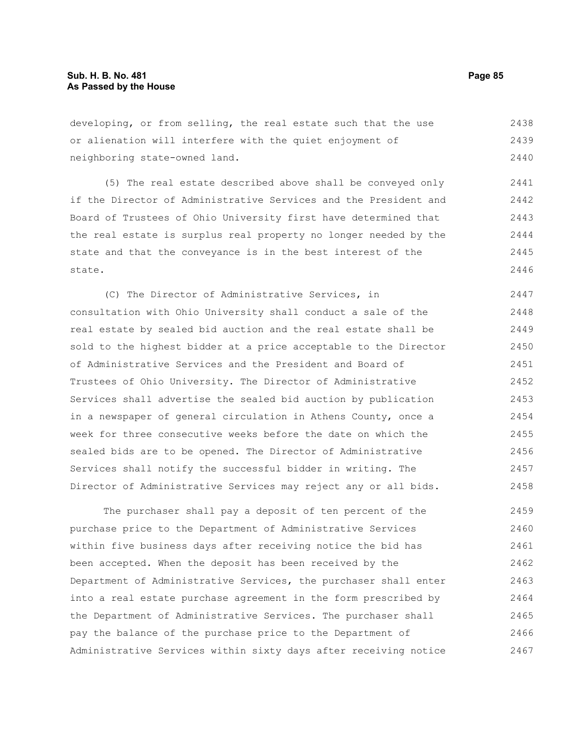developing, or from selling, the real estate such that the use or alienation will interfere with the quiet enjoyment of neighboring state-owned land.

(5) The real estate described above shall be conveyed only if the Director of Administrative Services and the President and Board of Trustees of Ohio University first have determined that the real estate is surplus real property no longer needed by the state and that the conveyance is in the best interest of the state.

(C) The Director of Administrative Services, in consultation with Ohio University shall conduct a sale of the real estate by sealed bid auction and the real estate shall be sold to the highest bidder at a price acceptable to the Director of Administrative Services and the President and Board of Trustees of Ohio University. The Director of Administrative Services shall advertise the sealed bid auction by publication in a newspaper of general circulation in Athens County, once a week for three consecutive weeks before the date on which the sealed bids are to be opened. The Director of Administrative Services shall notify the successful bidder in writing. The Director of Administrative Services may reject any or all bids.

The purchaser shall pay a deposit of ten percent of the purchase price to the Department of Administrative Services within five business days after receiving notice the bid has been accepted. When the deposit has been received by the Department of Administrative Services, the purchaser shall enter into a real estate purchase agreement in the form prescribed by the Department of Administrative Services. The purchaser shall pay the balance of the purchase price to the Department of Administrative Services within sixty days after receiving notice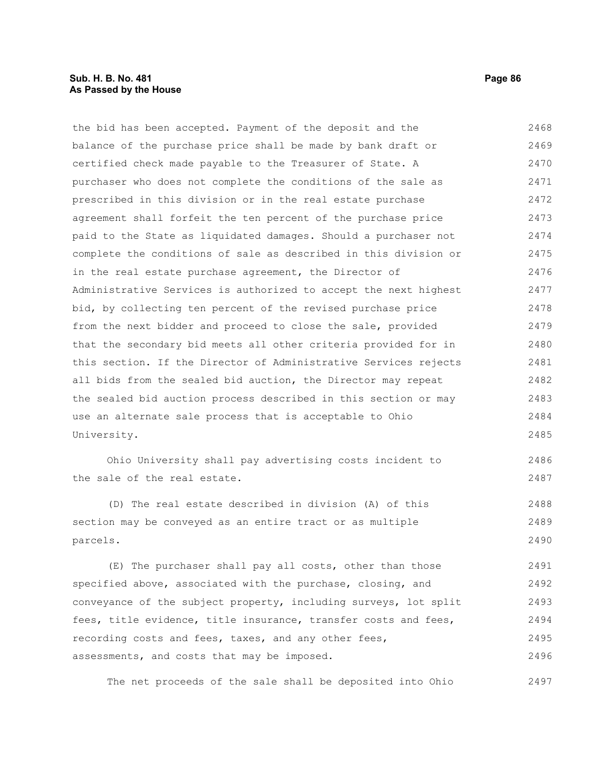the bid has been accepted. Payment of the deposit and the balance of the purchase price shall be made by bank draft or certified check made payable to the Treasurer of State. A purchaser who does not complete the conditions of the sale as prescribed in this division or in the real estate purchase agreement shall forfeit the ten percent of the purchase price paid to the State as liquidated damages. Should a purchaser not complete the conditions of sale as described in this division or in the real estate purchase agreement, the Director of Administrative Services is authorized to accept the next highest bid, by collecting ten percent of the revised purchase price from the next bidder and proceed to close the sale, provided that the secondary bid meets all other criteria provided for in this section. If the Director of Administrative Services rejects all bids from the sealed bid auction, the Director may repeat the sealed bid auction process described in this section or may use an alternate sale process that is acceptable to Ohio University.

Ohio University shall pay advertising costs incident to the sale of the real estate.

(D) The real estate described in division (A) of this section may be conveyed as an entire tract or as multiple parcels.

(E) The purchaser shall pay all costs, other than those specified above, associated with the purchase, closing, and conveyance of the subject property, including surveys, lot split fees, title evidence, title insurance, transfer costs and fees, recording costs and fees, taxes, and any other fees, assessments, and costs that may be imposed.

The net proceeds of the sale shall be deposited into Ohio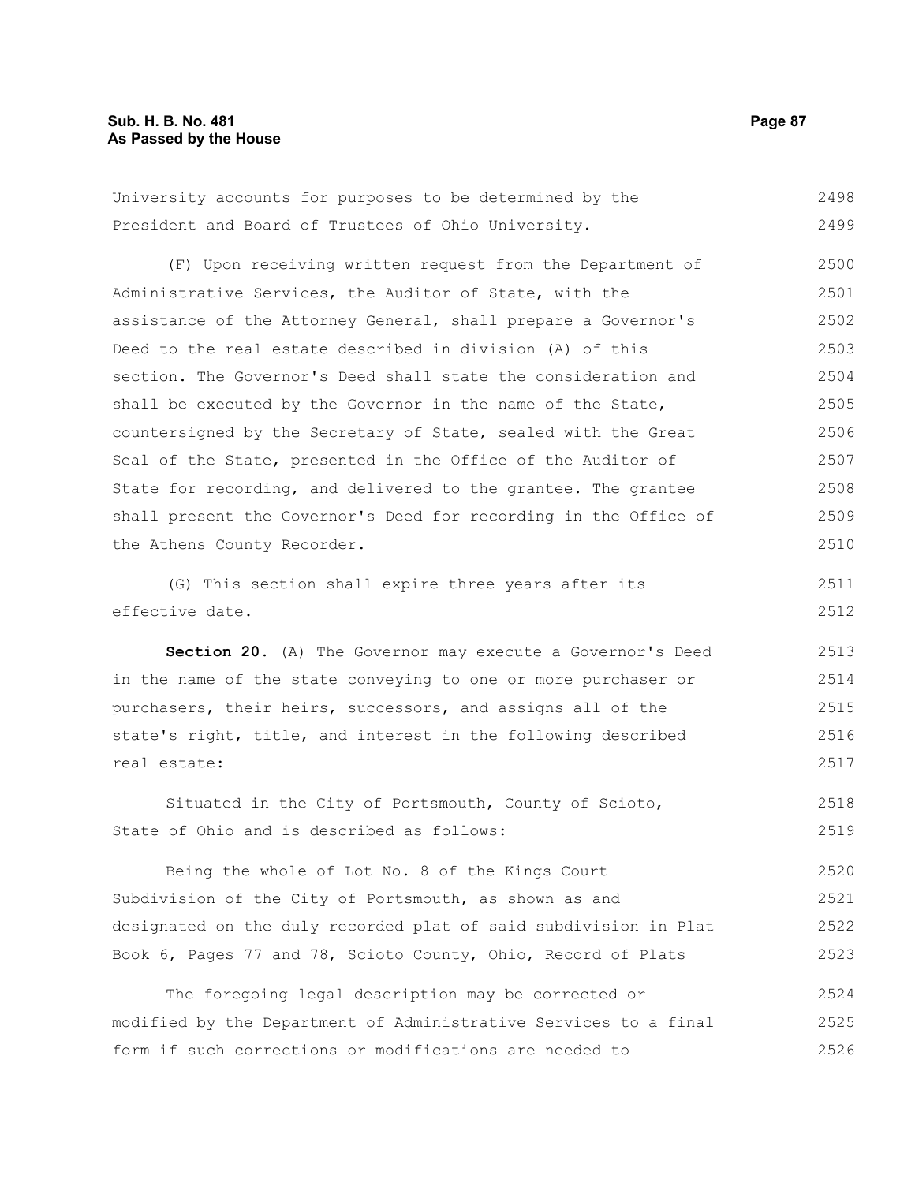University accounts for purposes to be determined by the President and Board of Trustees of Ohio University.

(F) Upon receiving written request from the Department of Administrative Services, the Auditor of State, with the assistance of the Attorney General, shall prepare a Governor's Deed to the real estate described in division (A) of this section. The Governor's Deed shall state the consideration and shall be executed by the Governor in the name of the State, countersigned by the Secretary of State, sealed with the Great Seal of the State, presented in the Office of the Auditor of State for recording, and delivered to the grantee. The grantee shall present the Governor's Deed for recording in the Office of the Athens County Recorder.

(G) This section shall expire three years after its effective date.

**Section 20.** (A) The Governor may execute a Governor's Deed in the name of the state conveying to one or more purchaser or purchasers, their heirs, successors, and assigns all of the state's right, title, and interest in the following described real estate:

Situated in the City of Portsmouth, County of Scioto, State of Ohio and is described as follows:

Being the whole of Lot No. 8 of the Kings Court Subdivision of the City of Portsmouth, as shown as and designated on the duly recorded plat of said subdivision in Plat Book 6, Pages 77 and 78, Scioto County, Ohio, Record of Plats

The foregoing legal description may be corrected or modified by the Department of Administrative Services to a final form if such corrections or modifications are needed to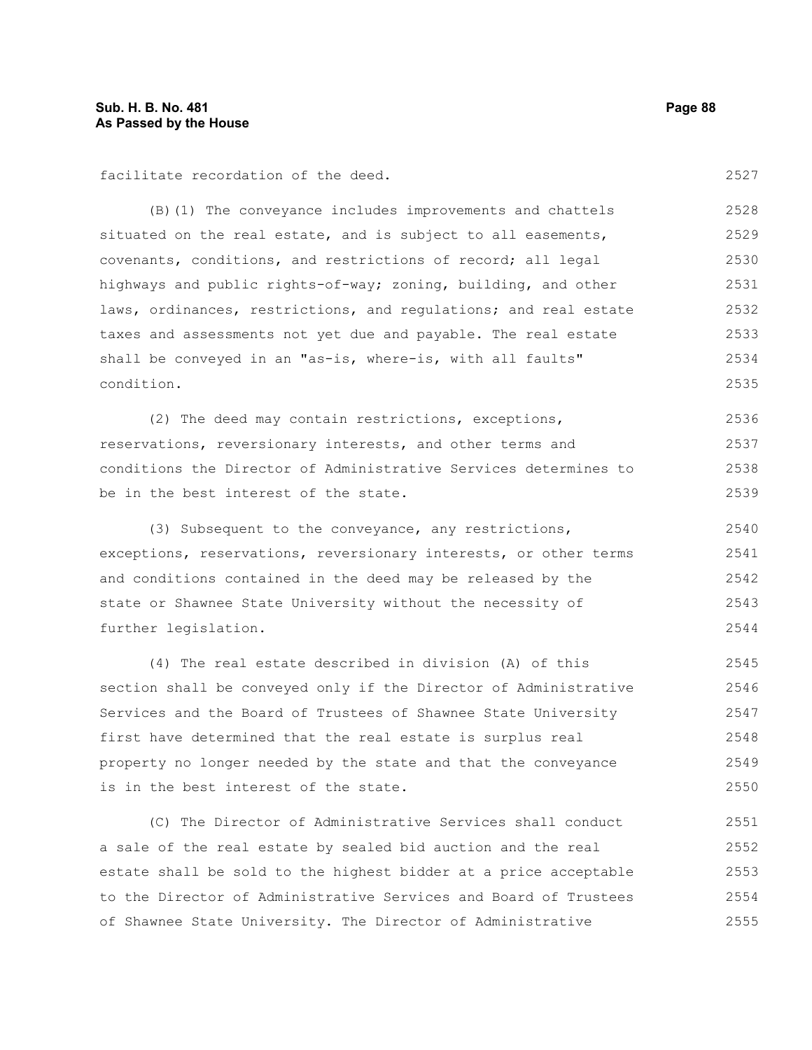facilitate recordation of the deed.

(B)(1) The conveyance includes improvements and chattels situated on the real estate, and is subject to all easements, covenants, conditions, and restrictions of record; all legal highways and public rights-of-way; zoning, building, and other laws, ordinances, restrictions, and regulations; and real estate taxes and assessments not yet due and payable. The real estate shall be conveyed in an "as-is, where-is, with all faults" condition.

(2) The deed may contain restrictions, exceptions, reservations, reversionary interests, and other terms and conditions the Director of Administrative Services determines to be in the best interest of the state.

(3) Subsequent to the conveyance, any restrictions, exceptions, reservations, reversionary interests, or other terms and conditions contained in the deed may be released by the state or Shawnee State University without the necessity of further legislation.

(4) The real estate described in division (A) of this section shall be conveyed only if the Director of Administrative Services and the Board of Trustees of Shawnee State University first have determined that the real estate is surplus real property no longer needed by the state and that the conveyance is in the best interest of the state.

(C) The Director of Administrative Services shall conduct a sale of the real estate by sealed bid auction and the real estate shall be sold to the highest bidder at a price acceptable to the Director of Administrative Services and Board of Trustees of Shawnee State University. The Director of Administrative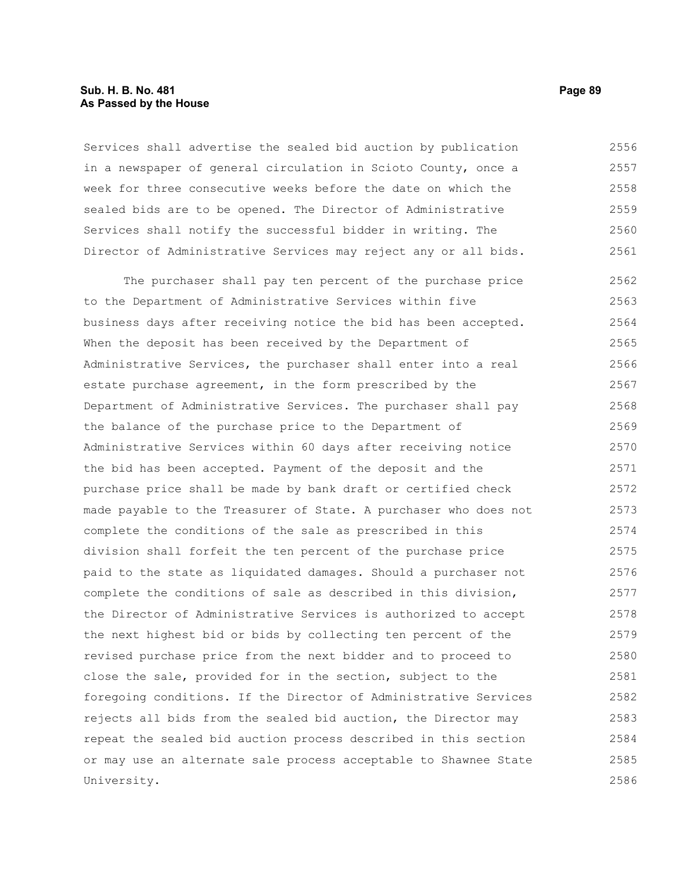Services shall advertise the sealed bid auction by publication in a newspaper of general circulation in Scioto County, once a week for three consecutive weeks before the date on which the sealed bids are to be opened. The Director of Administrative Services shall notify the successful bidder in writing. The Director of Administrative Services may reject any or all bids.

The purchaser shall pay ten percent of the purchase price to the Department of Administrative Services within five business days after receiving notice the bid has been accepted. When the deposit has been received by the Department of Administrative Services, the purchaser shall enter into a real estate purchase agreement, in the form prescribed by the Department of Administrative Services. The purchaser shall pay the balance of the purchase price to the Department of Administrative Services within 60 days after receiving notice the bid has been accepted. Payment of the deposit and the purchase price shall be made by bank draft or certified check made payable to the Treasurer of State. A purchaser who does not complete the conditions of the sale as prescribed in this division shall forfeit the ten percent of the purchase price paid to the state as liquidated damages. Should a purchaser not complete the conditions of sale as described in this division, the Director of Administrative Services is authorized to accept the next highest bid or bids by collecting ten percent of the revised purchase price from the next bidder and to proceed to close the sale, provided for in the section, subject to the foregoing conditions. If the Director of Administrative Services rejects all bids from the sealed bid auction, the Director may repeat the sealed bid auction process described in this section or may use an alternate sale process acceptable to Shawnee State University.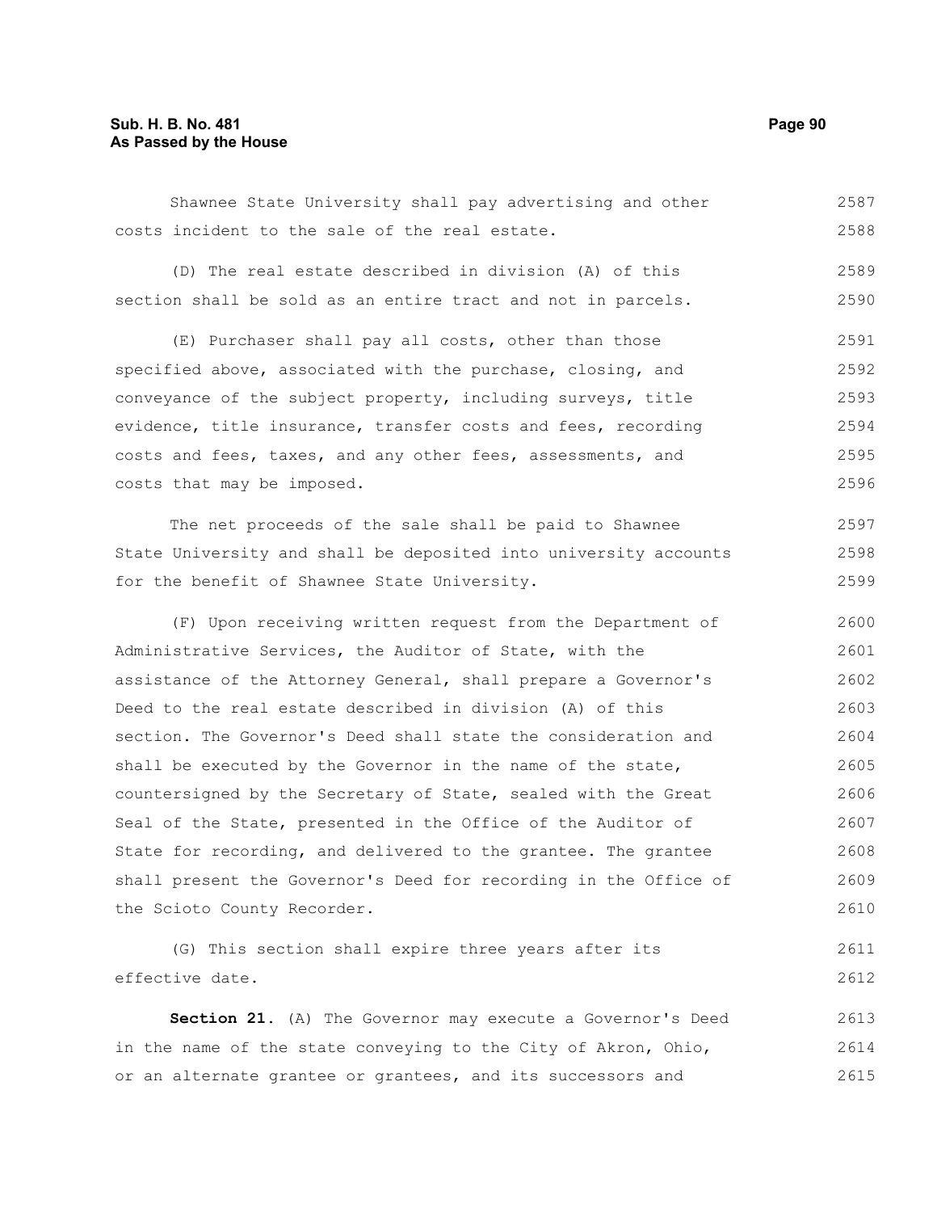Shawnee State University shall pay advertising and other costs incident to the sale of the real estate.

(D) The real estate described in division (A) of this section shall be sold as an entire tract and not in parcels.

(E) Purchaser shall pay all costs, other than those specified above, associated with the purchase, closing, and conveyance of the subject property, including surveys, title evidence, title insurance, transfer costs and fees, recording costs and fees, taxes, and any other fees, assessments, and costs that may be imposed.

The net proceeds of the sale shall be paid to Shawnee State University and shall be deposited into university accounts for the benefit of Shawnee State University.

(F) Upon receiving written request from the Department of Administrative Services, the Auditor of State, with the assistance of the Attorney General, shall prepare a Governor's Deed to the real estate described in division (A) of this section. The Governor's Deed shall state the consideration and shall be executed by the Governor in the name of the state, countersigned by the Secretary of State, sealed with the Great Seal of the State, presented in the Office of the Auditor of State for recording, and delivered to the grantee. The grantee shall present the Governor's Deed for recording in the Office of the Scioto County Recorder.

(G) This section shall expire three years after its effective date.

**Section 21.** (A) The Governor may execute a Governor's Deed in the name of the state conveying to the City of Akron, Ohio, or an alternate grantee or grantees, and its successors and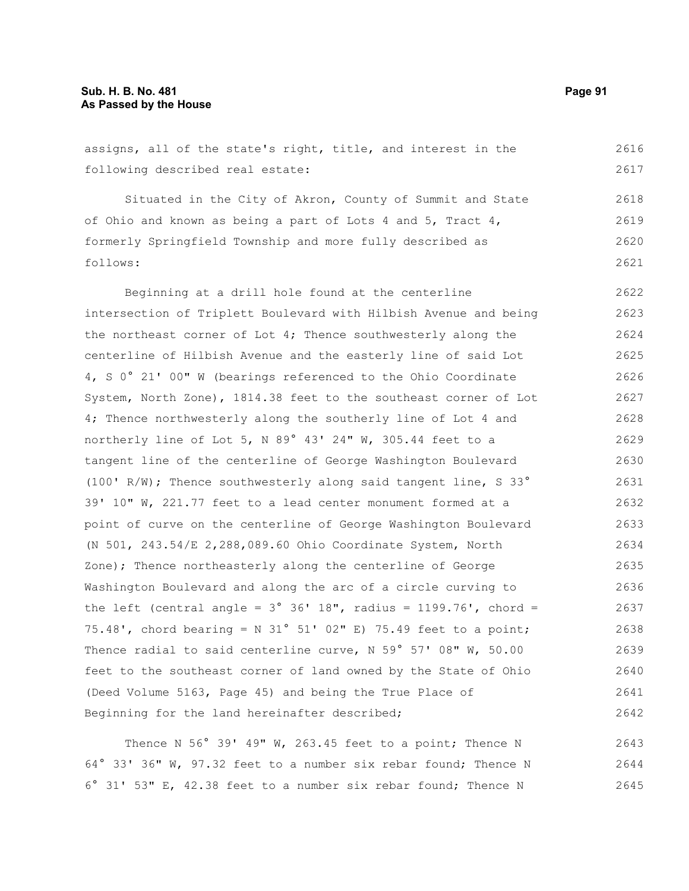assigns, all of the state's right, title, and interest in the following described real estate:

Situated in the City of Akron, County of Summit and State of Ohio and known as being a part of Lots 4 and 5, Tract 4, formerly Springfield Township and more fully described as follows:

Beginning at a drill hole found at the centerline intersection of Triplett Boulevard with Hilbish Avenue and being the northeast corner of Lot 4; Thence southwesterly along the centerline of Hilbish Avenue and the easterly line of said Lot 4, S 0° 21' 00" W (bearings referenced to the Ohio Coordinate System, North Zone), 1814.38 feet to the southeast corner of Lot 4; Thence northwesterly along the southerly line of Lot 4 and northerly line of Lot 5, N 89° 43' 24" W, 305.44 feet to a tangent line of the centerline of George Washington Boulevard (100' R/W); Thence southwesterly along said tangent line, S 33° 39' 10" W, 221.77 feet to a lead center monument formed at a point of curve on the centerline of George Washington Boulevard (N 501, 243.54/E 2,288,089.60 Ohio Coordinate System, North Zone); Thence northeasterly along the centerline of George Washington Boulevard and along the arc of a circle curving to the left (central angle = 3° 36' 18", radius = 1199.76', chord = 75.48', chord bearing = N 31° 51' 02" E) 75.49 feet to a point; Thence radial to said centerline curve, N 59° 57' 08" W, 50.00 feet to the southeast corner of land owned by the State of Ohio (Deed Volume 5163, Page 45) and being the True Place of Beginning for the land hereinafter described;

Thence N 56° 39' 49" W, 263.45 feet to a point; Thence N 64° 33' 36" W, 97.32 feet to a number six rebar found; Thence N 6° 31' 53" E, 42.38 feet to a number six rebar found; Thence N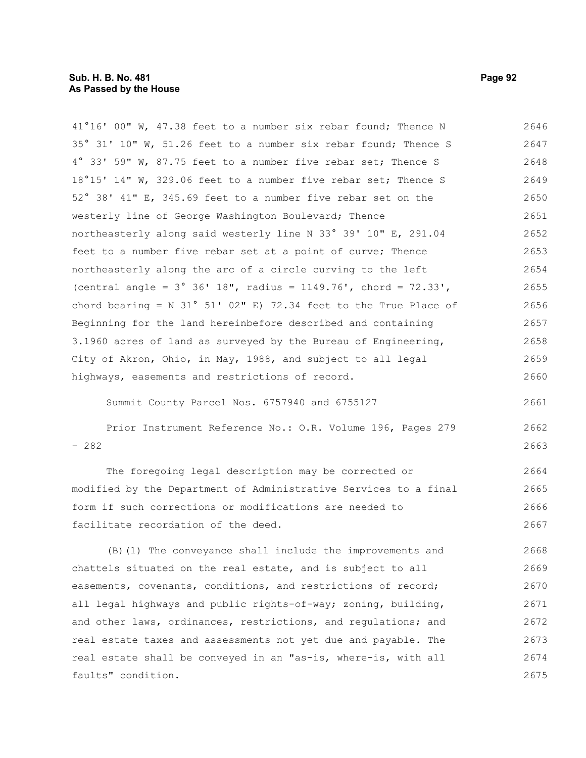41°16' 00" W, 47.38 feet to a number six rebar found; Thence N 35° 31' 10" W, 51.26 feet to a number six rebar found; Thence S 4° 33' 59" W, 87.75 feet to a number five rebar set; Thence S 18°15' 14" W, 329.06 feet to a number five rebar set; Thence S 52° 38' 41" E, 345.69 feet to a number five rebar set on the westerly line of George Washington Boulevard; Thence northeasterly along said westerly line N 33° 39' 10" E, 291.04 feet to a number five rebar set at a point of curve; Thence northeasterly along the arc of a circle curving to the left (central angle = 3° 36' 18", radius = 1149.76', chord = 72.33', chord bearing = N 31° 51' 02" E) 72.34 feet to the True Place of Beginning for the land hereinbefore described and containing 3.1960 acres of land as surveyed by the Bureau of Engineering, City of Akron, Ohio, in May, 1988, and subject to all legal highways, easements and restrictions of record.

Summit County Parcel Nos. 6757940 and 6755127

Prior Instrument Reference No.: O.R. Volume 196, Pages 279 - 282

The foregoing legal description may be corrected or modified by the Department of Administrative Services to a final form if such corrections or modifications are needed to facilitate recordation of the deed.

(B)(1) The conveyance shall include the improvements and chattels situated on the real estate, and is subject to all easements, covenants, conditions, and restrictions of record; all legal highways and public rights-of-way; zoning, building, and other laws, ordinances, restrictions, and regulations; and real estate taxes and assessments not yet due and payable. The real estate shall be conveyed in an "as-is, where-is, with all faults" condition.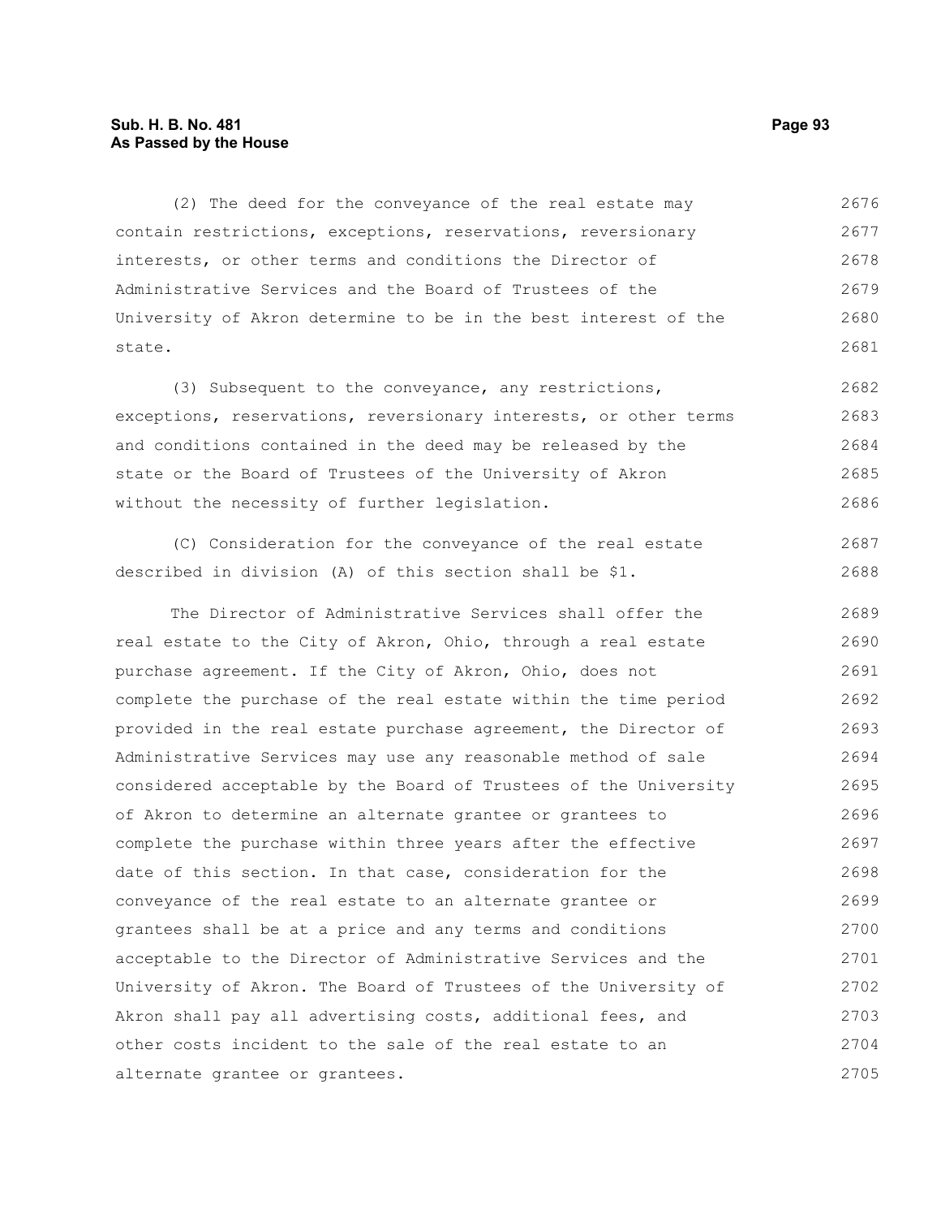(2) The deed for the conveyance of the real estate may contain restrictions, exceptions, reservations, reversionary interests, or other terms and conditions the Director of Administrative Services and the Board of Trustees of the University of Akron determine to be in the best interest of the state.

(3) Subsequent to the conveyance, any restrictions, exceptions, reservations, reversionary interests, or other terms and conditions contained in the deed may be released by the state or the Board of Trustees of the University of Akron without the necessity of further legislation.

(C) Consideration for the conveyance of the real estate described in division (A) of this section shall be $1.

The Director of Administrative Services shall offer the real estate to the City of Akron, Ohio, through a real estate purchase agreement. If the City of Akron, Ohio, does not complete the purchase of the real estate within the time period provided in the real estate purchase agreement, the Director of Administrative Services may use any reasonable method of sale considered acceptable by the Board of Trustees of the University of Akron to determine an alternate grantee or grantees to complete the purchase within three years after the effective date of this section. In that case, consideration for the conveyance of the real estate to an alternate grantee or grantees shall be at a price and any terms and conditions acceptable to the Director of Administrative Services and the University of Akron. The Board of Trustees of the University of Akron shall pay all advertising costs, additional fees, and other costs incident to the sale of the real estate to an alternate grantee or grantees.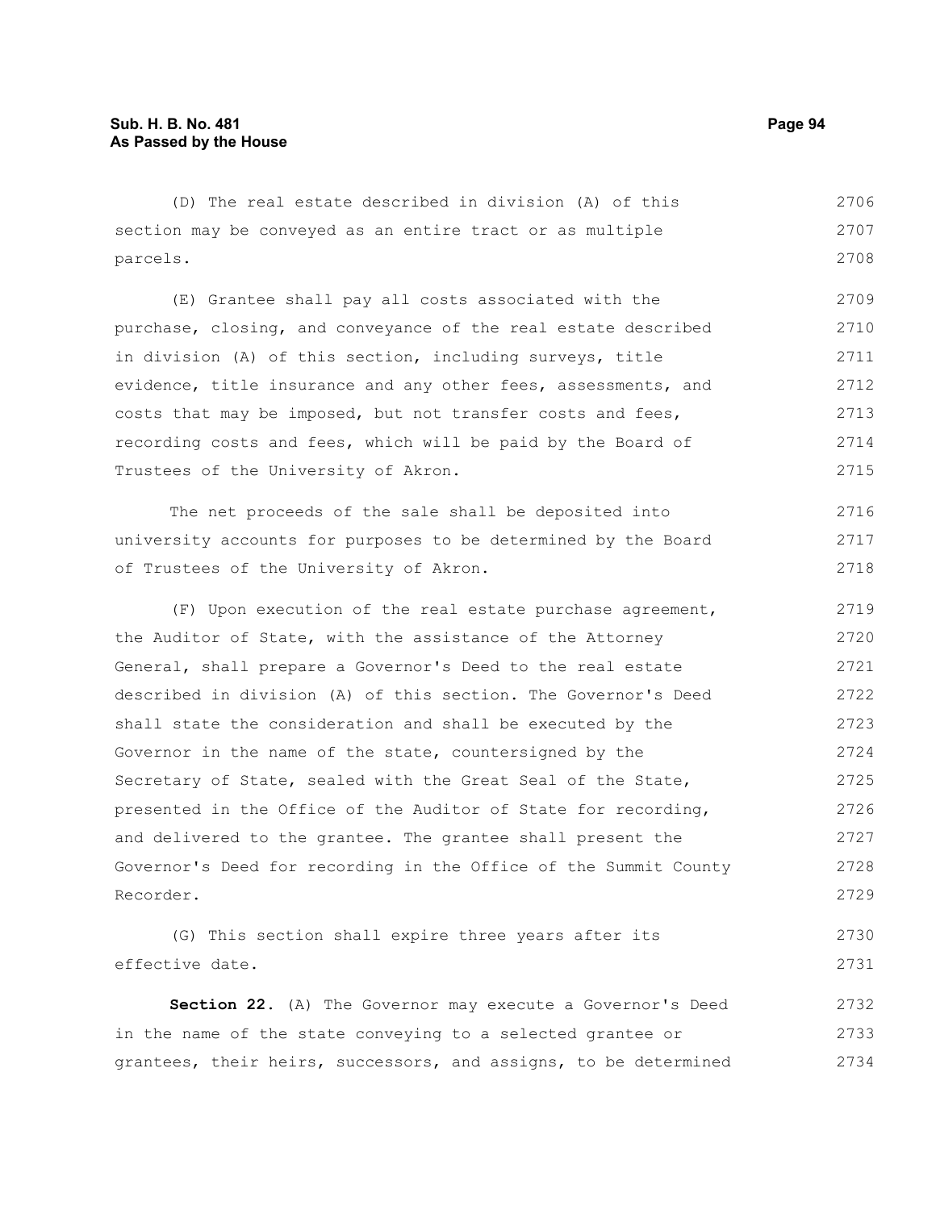(D) The real estate described in division (A) of this section may be conveyed as an entire tract or as multiple parcels.

(E) Grantee shall pay all costs associated with the purchase, closing, and conveyance of the real estate described in division (A) of this section, including surveys, title evidence, title insurance and any other fees, assessments, and costs that may be imposed, but not transfer costs and fees, recording costs and fees, which will be paid by the Board of Trustees of the University of Akron.

The net proceeds of the sale shall be deposited into university accounts for purposes to be determined by the Board of Trustees of the University of Akron.

(F) Upon execution of the real estate purchase agreement, the Auditor of State, with the assistance of the Attorney General, shall prepare a Governor's Deed to the real estate described in division (A) of this section. The Governor's Deed shall state the consideration and shall be executed by the Governor in the name of the state, countersigned by the Secretary of State, sealed with the Great Seal of the State, presented in the Office of the Auditor of State for recording, and delivered to the grantee. The grantee shall present the Governor's Deed for recording in the Office of the Summit County Recorder.

(G) This section shall expire three years after its effective date.

**Section 22.** (A) The Governor may execute a Governor's Deed in the name of the state conveying to a selected grantee or grantees, their heirs, successors, and assigns, to be determined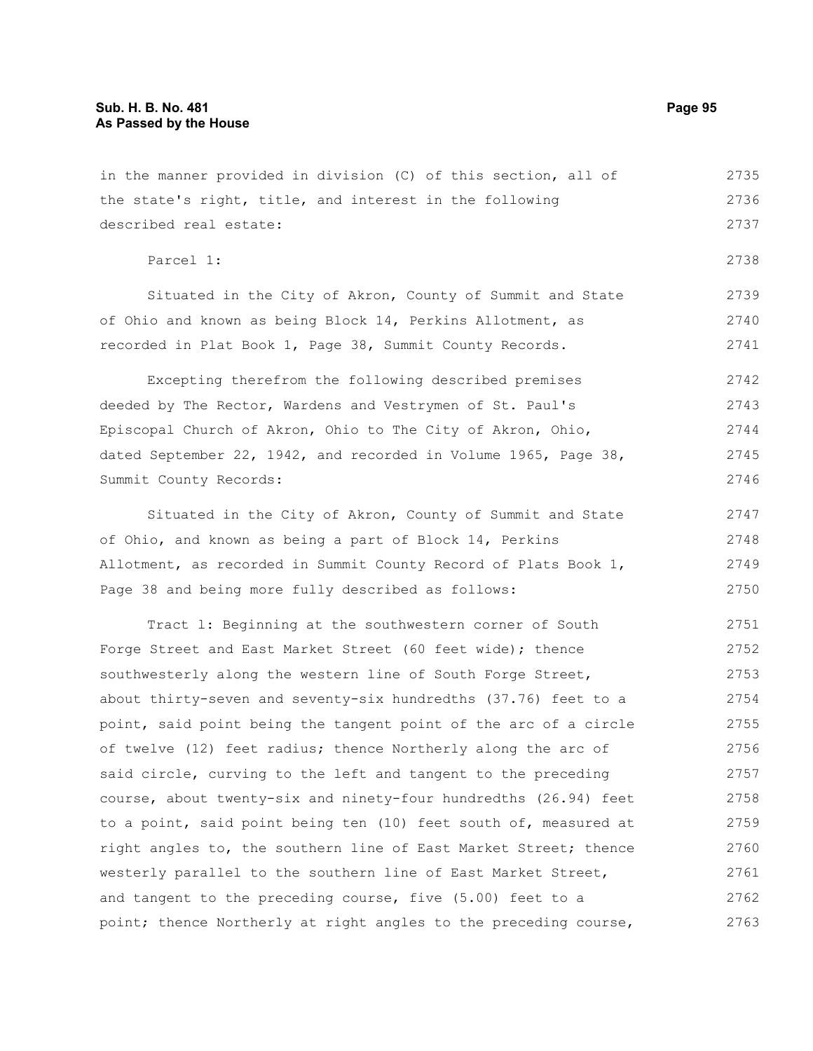in the manner provided in division (C) of this section, all of the state's right, title, and interest in the following described real estate:

Parcel 1:

Situated in the City of Akron, County of Summit and State of Ohio and known as being Block 14, Perkins Allotment, as recorded in Plat Book 1, Page 38, Summit County Records.

Excepting therefrom the following described premises deeded by The Rector, Wardens and Vestrymen of St. Paul's Episcopal Church of Akron, Ohio to The City of Akron, Ohio, dated September 22, 1942, and recorded in Volume 1965, Page 38, Summit County Records:

Situated in the City of Akron, County of Summit and State of Ohio, and known as being a part of Block 14, Perkins Allotment, as recorded in Summit County Record of Plats Book 1, Page 38 and being more fully described as follows:

Tract 1: Beginning at the southwestern corner of South Forge Street and East Market Street (60 feet wide); thence southwesterly along the western line of South Forge Street, about thirty-seven and seventy-six hundredths (37.76) feet to a point, said point being the tangent point of the arc of a circle of twelve (12) feet radius; thence Northerly along the arc of said circle, curving to the left and tangent to the preceding course, about twenty-six and ninety-four hundredths (26.94) feet to a point, said point being ten (10) feet south of, measured at right angles to, the southern line of East Market Street; thence westerly parallel to the southern line of East Market Street, and tangent to the preceding course, five (5.00) feet to a point; thence Northerly at right angles to the preceding course,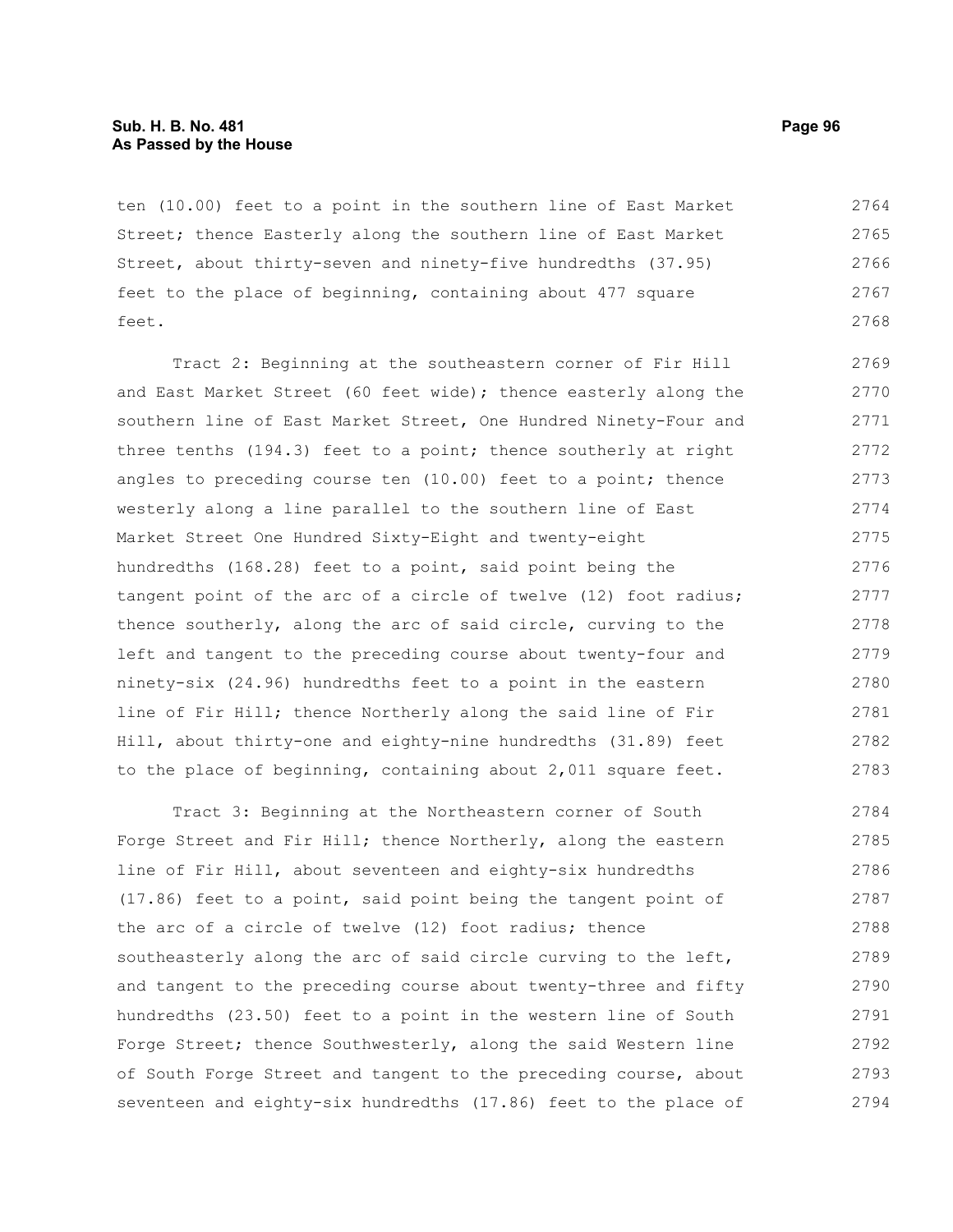ten (10.00) feet to a point in the southern line of East Market Street; thence Easterly along the southern line of East Market Street, about thirty-seven and ninety-five hundredths (37.95) feet to the place of beginning, containing about 477 square feet.

Tract 2: Beginning at the southeastern corner of Fir Hill and East Market Street (60 feet wide); thence easterly along the southern line of East Market Street, One Hundred Ninety-Four and three tenths (194.3) feet to a point; thence southerly at right angles to preceding course ten (10.00) feet to a point; thence westerly along a line parallel to the southern line of East Market Street One Hundred Sixty-Eight and twenty-eight hundredths (168.28) feet to a point, said point being the tangent point of the arc of a circle of twelve (12) foot radius; thence southerly, along the arc of said circle, curving to the left and tangent to the preceding course about twenty-four and ninety-six (24.96) hundredths feet to a point in the eastern line of Fir Hill; thence Northerly along the said line of Fir Hill, about thirty-one and eighty-nine hundredths (31.89) feet to the place of beginning, containing about 2,011 square feet.

Tract 3: Beginning at the Northeastern corner of South Forge Street and Fir Hill; thence Northerly, along the eastern line of Fir Hill, about seventeen and eighty-six hundredths (17.86) feet to a point, said point being the tangent point of the arc of a circle of twelve (12) foot radius; thence southeasterly along the arc of said circle curving to the left, and tangent to the preceding course about twenty-three and fifty hundredths (23.50) feet to a point in the western line of South Forge Street; thence Southwesterly, along the said Western line of South Forge Street and tangent to the preceding course, about seventeen and eighty-six hundredths (17.86) feet to the place of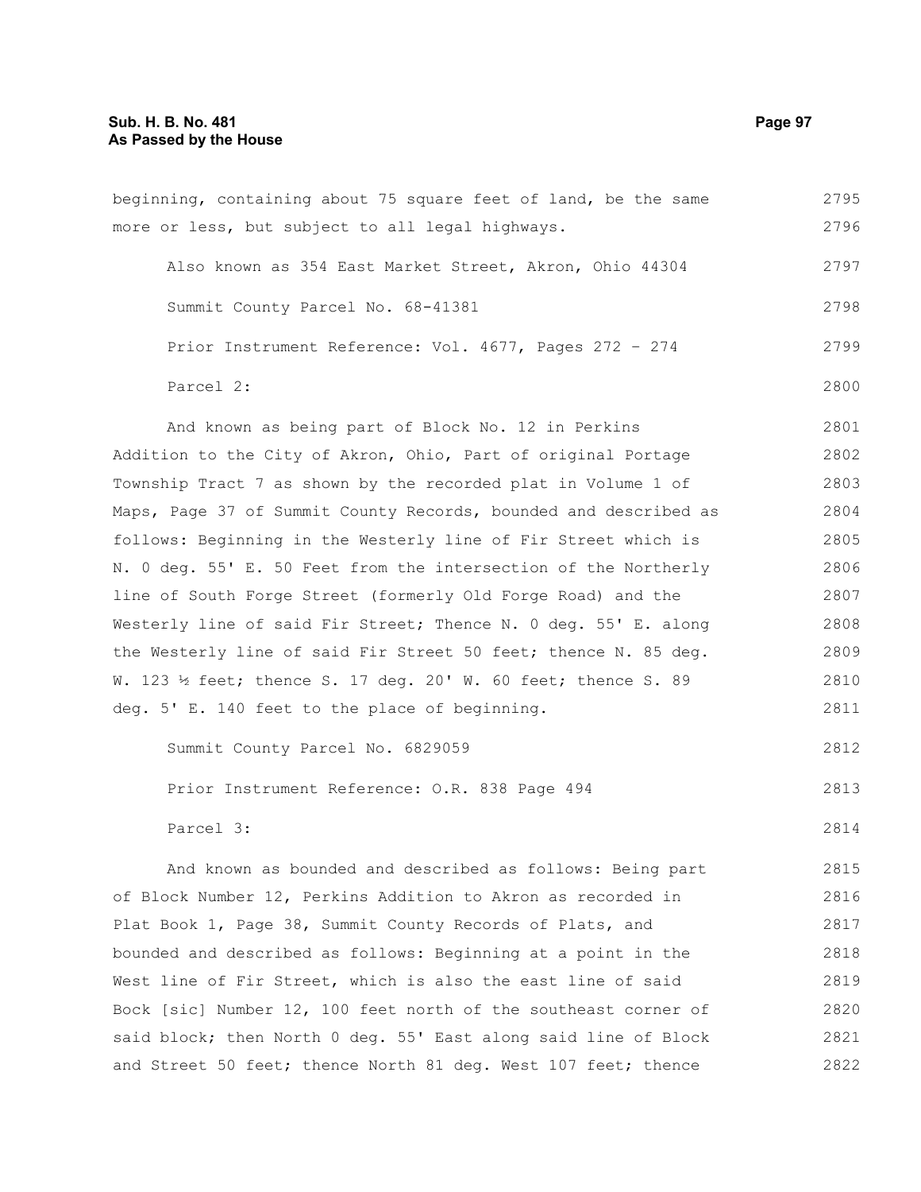beginning, containing about 75 square feet of land, be the same more or less, but subject to all legal highways.

Also known as 354 East Market Street, Akron, Ohio 44304

Summit County Parcel No. 68-41381

Prior Instrument Reference: Vol. 4677, Pages 272 – 274

Parcel 2:

And known as being part of Block No. 12 in Perkins Addition to the City of Akron, Ohio, Part of original Portage Township Tract 7 as shown by the recorded plat in Volume 1 of Maps, Page 37 of Summit County Records, bounded and described as follows: Beginning in the Westerly line of Fir Street which is N. 0 deg. 55' E. 50 Feet from the intersection of the Northerly line of South Forge Street (formerly Old Forge Road) and the Westerly line of said Fir Street; Thence N. 0 deg. 55' E. along the Westerly line of said Fir Street 50 feet; thence N. 85 deg. W. 123 ½ feet; thence S. 17 deg. 20' W. 60 feet; thence S. 89 deg. 5' E. 140 feet to the place of beginning.

Summit County Parcel No. 6829059

Prior Instrument Reference: O.R. 838 Page 494

Parcel 3:

And known as bounded and described as follows: Being part of Block Number 12, Perkins Addition to Akron as recorded in Plat Book 1, Page 38, Summit County Records of Plats, and bounded and described as follows: Beginning at a point in the West line of Fir Street, which is also the east line of said Bock [sic] Number 12, 100 feet north of the southeast corner of said block; then North 0 deg. 55' East along said line of Block and Street 50 feet; thence North 81 deg. West 107 feet; thence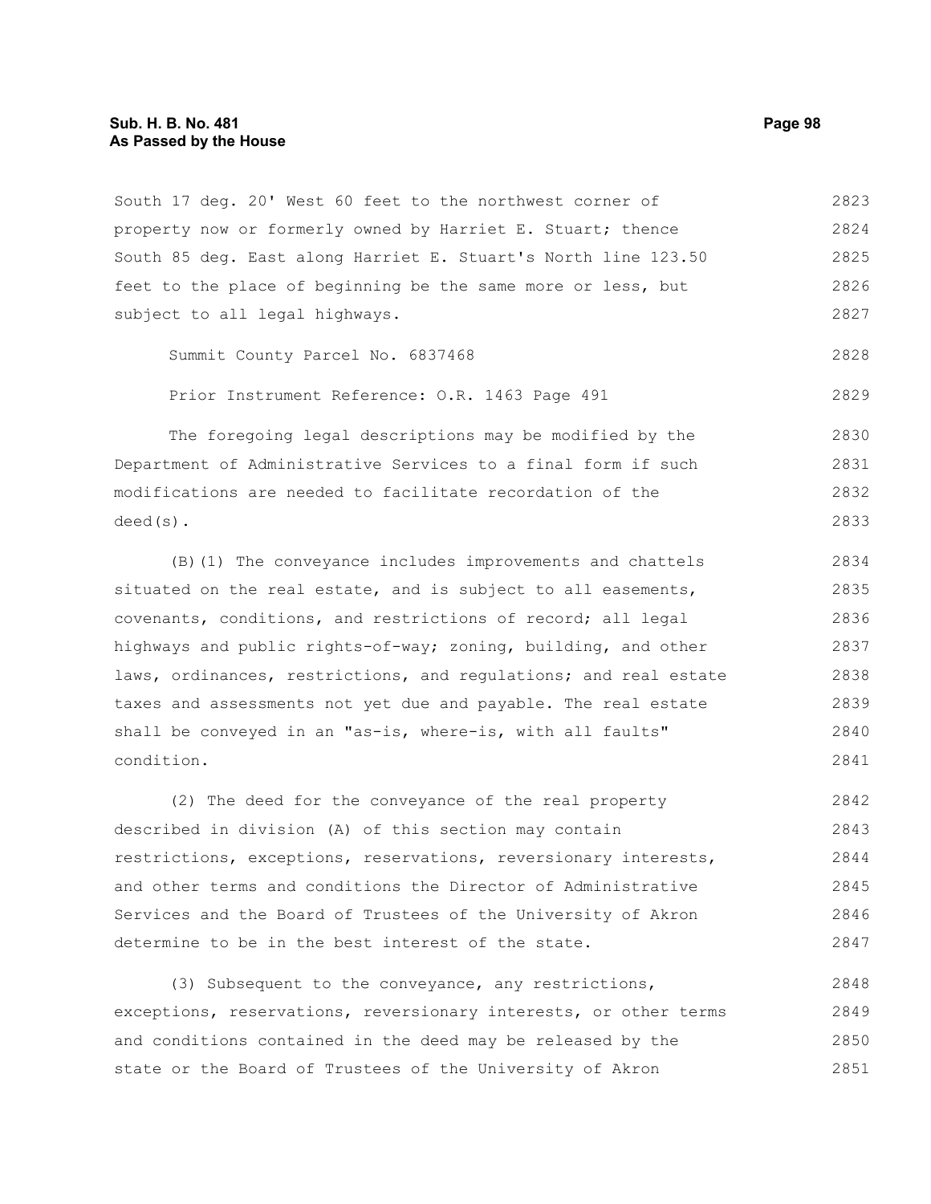South 17 deg. 20' West 60 feet to the northwest corner of property now or formerly owned by Harriet E. Stuart; thence South 85 deg. East along Harriet E. Stuart's North line 123.50 feet to the place of beginning be the same more or less, but subject to all legal highways.

Summit County Parcel No. 6837468

Prior Instrument Reference: O.R. 1463 Page 491

The foregoing legal descriptions may be modified by the Department of Administrative Services to a final form if such modifications are needed to facilitate recordation of the deed(s).

(B)(1) The conveyance includes improvements and chattels situated on the real estate, and is subject to all easements, covenants, conditions, and restrictions of record; all legal highways and public rights-of-way; zoning, building, and other laws, ordinances, restrictions, and regulations; and real estate taxes and assessments not yet due and payable. The real estate shall be conveyed in an "as-is, where-is, with all faults" condition.

(2) The deed for the conveyance of the real property described in division (A) of this section may contain restrictions, exceptions, reservations, reversionary interests, and other terms and conditions the Director of Administrative Services and the Board of Trustees of the University of Akron determine to be in the best interest of the state.

(3) Subsequent to the conveyance, any restrictions, exceptions, reservations, reversionary interests, or other terms and conditions contained in the deed may be released by the state or the Board of Trustees of the University of Akron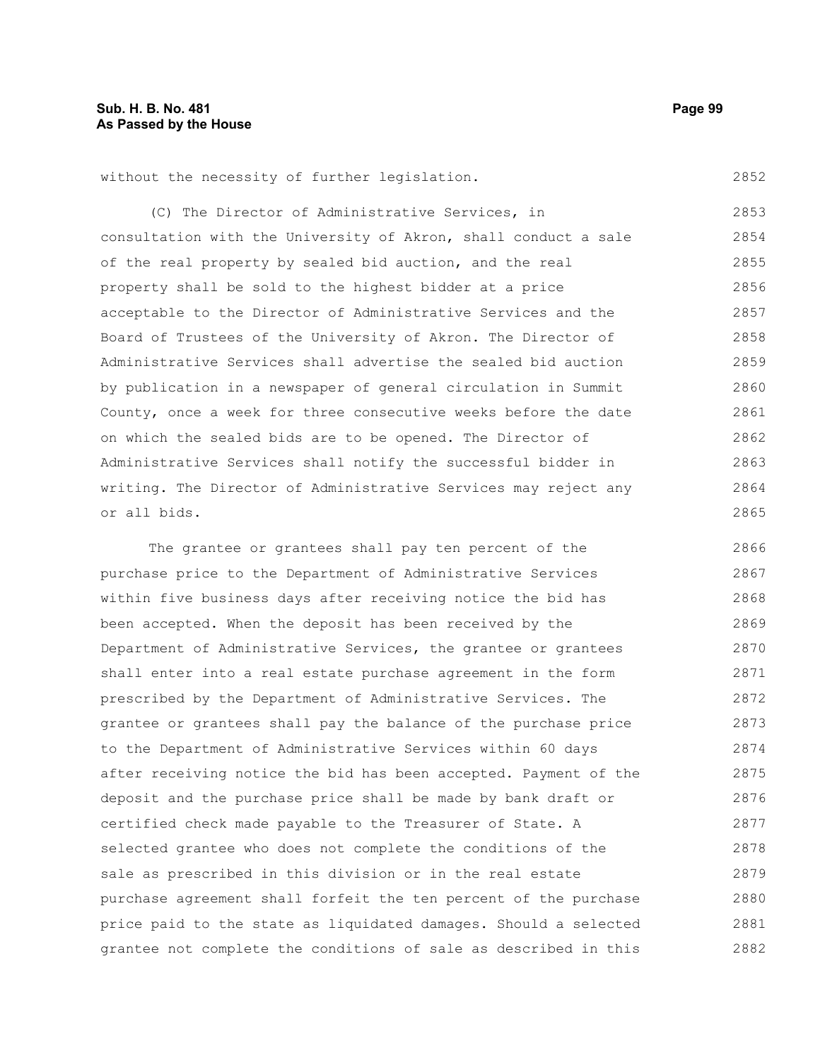without the necessity of further legislation.

(C) The Director of Administrative Services, in consultation with the University of Akron, shall conduct a sale of the real property by sealed bid auction, and the real property shall be sold to the highest bidder at a price acceptable to the Director of Administrative Services and the Board of Trustees of the University of Akron. The Director of Administrative Services shall advertise the sealed bid auction by publication in a newspaper of general circulation in Summit County, once a week for three consecutive weeks before the date on which the sealed bids are to be opened. The Director of Administrative Services shall notify the successful bidder in writing. The Director of Administrative Services may reject any or all bids.

The grantee or grantees shall pay ten percent of the purchase price to the Department of Administrative Services within five business days after receiving notice the bid has been accepted. When the deposit has been received by the Department of Administrative Services, the grantee or grantees shall enter into a real estate purchase agreement in the form prescribed by the Department of Administrative Services. The grantee or grantees shall pay the balance of the purchase price to the Department of Administrative Services within 60 days after receiving notice the bid has been accepted. Payment of the deposit and the purchase price shall be made by bank draft or certified check made payable to the Treasurer of State. A selected grantee who does not complete the conditions of the sale as prescribed in this division or in the real estate purchase agreement shall forfeit the ten percent of the purchase price paid to the state as liquidated damages. Should a selected grantee not complete the conditions of sale as described in this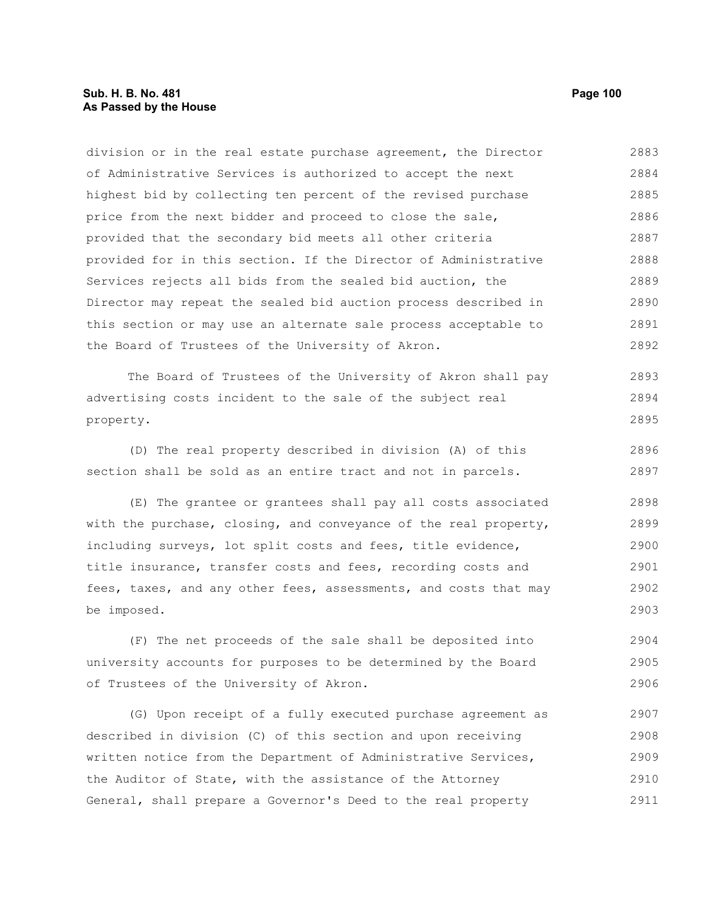division or in the real estate purchase agreement, the Director of Administrative Services is authorized to accept the next highest bid by collecting ten percent of the revised purchase price from the next bidder and proceed to close the sale, provided that the secondary bid meets all other criteria provided for in this section. If the Director of Administrative Services rejects all bids from the sealed bid auction, the Director may repeat the sealed bid auction process described in this section or may use an alternate sale process acceptable to the Board of Trustees of the University of Akron.

The Board of Trustees of the University of Akron shall pay advertising costs incident to the sale of the subject real property.

(D) The real property described in division (A) of this section shall be sold as an entire tract and not in parcels.

(E) The grantee or grantees shall pay all costs associated with the purchase, closing, and conveyance of the real property, including surveys, lot split costs and fees, title evidence, title insurance, transfer costs and fees, recording costs and fees, taxes, and any other fees, assessments, and costs that may be imposed.

(F) The net proceeds of the sale shall be deposited into university accounts for purposes to be determined by the Board of Trustees of the University of Akron.

(G) Upon receipt of a fully executed purchase agreement as described in division (C) of this section and upon receiving written notice from the Department of Administrative Services, the Auditor of State, with the assistance of the Attorney General, shall prepare a Governor's Deed to the real property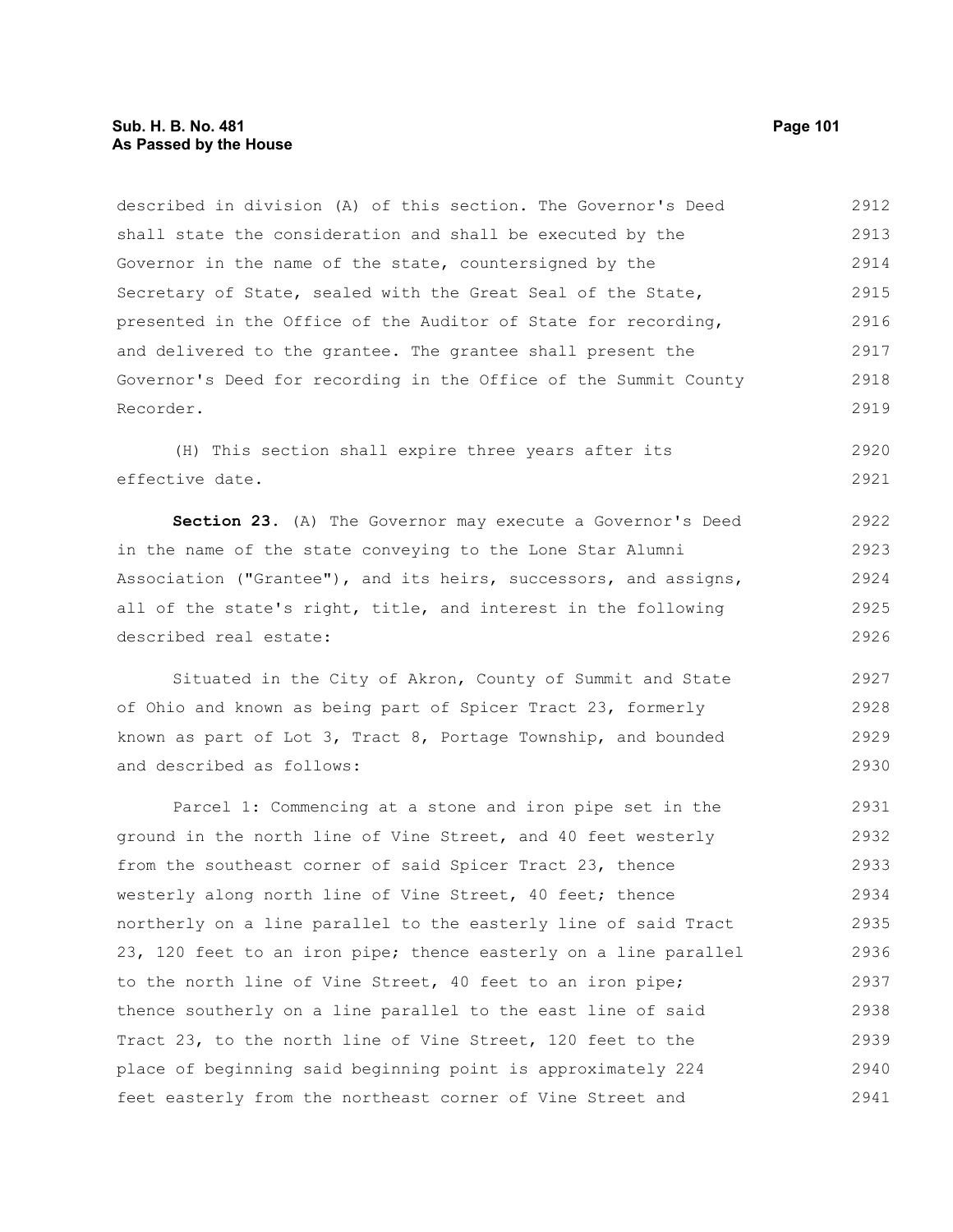described in division (A) of this section. The Governor's Deed shall state the consideration and shall be executed by the Governor in the name of the state, countersigned by the Secretary of State, sealed with the Great Seal of the State, presented in the Office of the Auditor of State for recording, and delivered to the grantee. The grantee shall present the Governor's Deed for recording in the Office of the Summit County Recorder.

(H) This section shall expire three years after its effective date.

**Section 23.** (A) The Governor may execute a Governor's Deed in the name of the state conveying to the Lone Star Alumni Association ("Grantee"), and its heirs, successors, and assigns, all of the state's right, title, and interest in the following described real estate:

Situated in the City of Akron, County of Summit and State of Ohio and known as being part of Spicer Tract 23, formerly known as part of Lot 3, Tract 8, Portage Township, and bounded and described as follows:

Parcel 1: Commencing at a stone and iron pipe set in the ground in the north line of Vine Street, and 40 feet westerly from the southeast corner of said Spicer Tract 23, thence westerly along north line of Vine Street, 40 feet; thence northerly on a line parallel to the easterly line of said Tract 23, 120 feet to an iron pipe; thence easterly on a line parallel to the north line of Vine Street, 40 feet to an iron pipe; thence southerly on a line parallel to the east line of said Tract 23, to the north line of Vine Street, 120 feet to the place of beginning said beginning point is approximately 224 feet easterly from the northeast corner of Vine Street and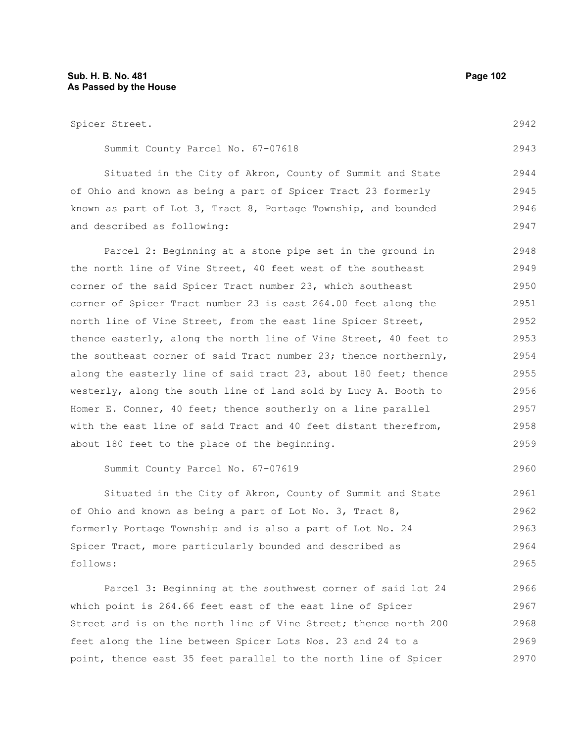Spicer Street.

Summit County Parcel No. 67-07618

Situated in the City of Akron, County of Summit and State of Ohio and known as being a part of Spicer Tract 23 formerly known as part of Lot 3, Tract 8, Portage Township, and bounded and described as following:

Parcel 2: Beginning at a stone pipe set in the ground in the north line of Vine Street, 40 feet west of the southeast corner of the said Spicer Tract number 23, which southeast corner of Spicer Tract number 23 is east 264.00 feet along the north line of Vine Street, from the east line Spicer Street, thence easterly, along the north line of Vine Street, 40 feet to the southeast corner of said Tract number 23; thence northernly, along the easterly line of said tract 23, about 180 feet; thence westerly, along the south line of land sold by Lucy A. Booth to Homer E. Conner, 40 feet; thence southerly on a line parallel with the east line of said Tract and 40 feet distant therefrom, about 180 feet to the place of the beginning.

Summit County Parcel No. 67-07619

Situated in the City of Akron, County of Summit and State of Ohio and known as being a part of Lot No. 3, Tract 8, formerly Portage Township and is also a part of Lot No. 24 Spicer Tract, more particularly bounded and described as follows:

Parcel 3: Beginning at the southwest corner of said lot 24 which point is 264.66 feet east of the east line of Spicer Street and is on the north line of Vine Street; thence north 200 feet along the line between Spicer Lots Nos. 23 and 24 to a point, thence east 35 feet parallel to the north line of Spicer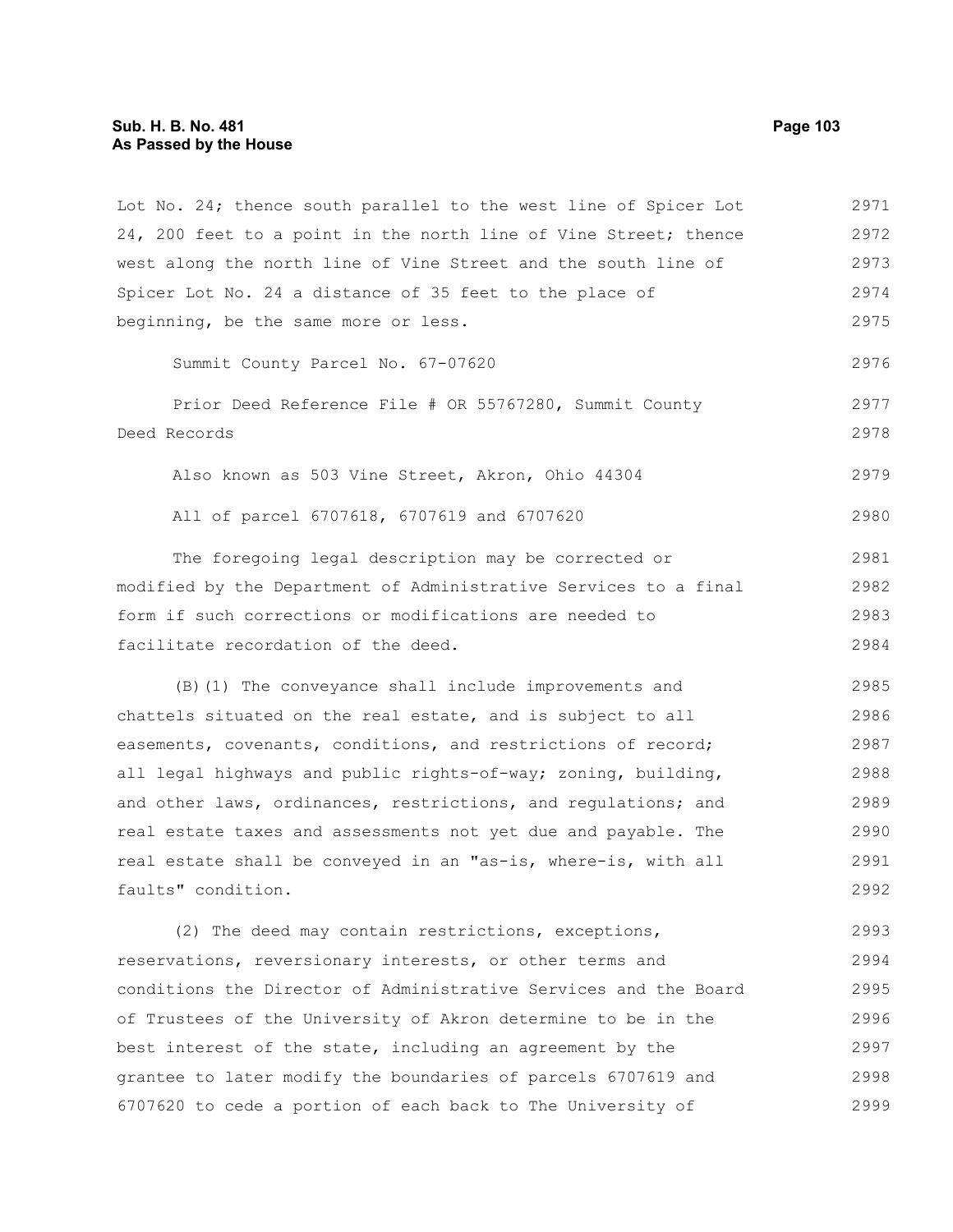Lot No. 24; thence south parallel to the west line of Spicer Lot 24, 200 feet to a point in the north line of Vine Street; thence west along the north line of Vine Street and the south line of Spicer Lot No. 24 a distance of 35 feet to the place of beginning, be the same more or less.

Summit County Parcel No. 67-07620

Prior Deed Reference File # OR 55767280, Summit County Deed Records

Also known as 503 Vine Street, Akron, Ohio 44304

All of parcel 6707618, 6707619 and 6707620

The foregoing legal description may be corrected or modified by the Department of Administrative Services to a final form if such corrections or modifications are needed to facilitate recordation of the deed.

(B)(1) The conveyance shall include improvements and chattels situated on the real estate, and is subject to all easements, covenants, conditions, and restrictions of record; all legal highways and public rights-of-way; zoning, building, and other laws, ordinances, restrictions, and regulations; and real estate taxes and assessments not yet due and payable. The real estate shall be conveyed in an "as-is, where-is, with all faults" condition.

(2) The deed may contain restrictions, exceptions, reservations, reversionary interests, or other terms and conditions the Director of Administrative Services and the Board of Trustees of the University of Akron determine to be in the best interest of the state, including an agreement by the grantee to later modify the boundaries of parcels 6707619 and 6707620 to cede a portion of each back to The University of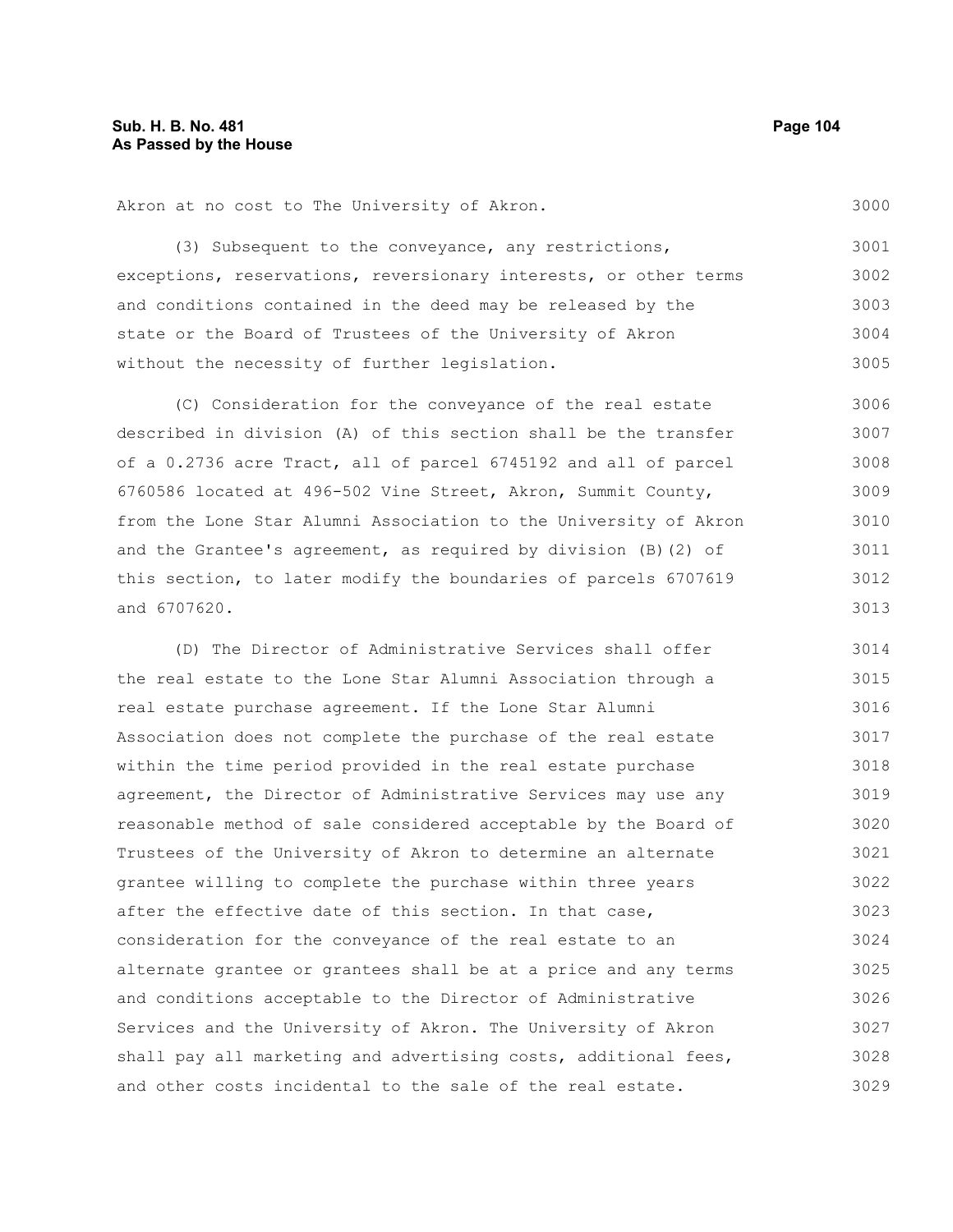Akron at no cost to The University of Akron.

(3) Subsequent to the conveyance, any restrictions, exceptions, reservations, reversionary interests, or other terms and conditions contained in the deed may be released by the state or the Board of Trustees of the University of Akron without the necessity of further legislation.

(C) Consideration for the conveyance of the real estate described in division (A) of this section shall be the transfer of a 0.2736 acre Tract, all of parcel 6745192 and all of parcel 6760586 located at 496-502 Vine Street, Akron, Summit County, from the Lone Star Alumni Association to the University of Akron and the Grantee's agreement, as required by division (B)(2) of this section, to later modify the boundaries of parcels 6707619 and 6707620.

(D) The Director of Administrative Services shall offer the real estate to the Lone Star Alumni Association through a real estate purchase agreement. If the Lone Star Alumni Association does not complete the purchase of the real estate within the time period provided in the real estate purchase agreement, the Director of Administrative Services may use any reasonable method of sale considered acceptable by the Board of Trustees of the University of Akron to determine an alternate grantee willing to complete the purchase within three years after the effective date of this section. In that case, consideration for the conveyance of the real estate to an alternate grantee or grantees shall be at a price and any terms and conditions acceptable to the Director of Administrative Services and the University of Akron. The University of Akron shall pay all marketing and advertising costs, additional fees, and other costs incidental to the sale of the real estate.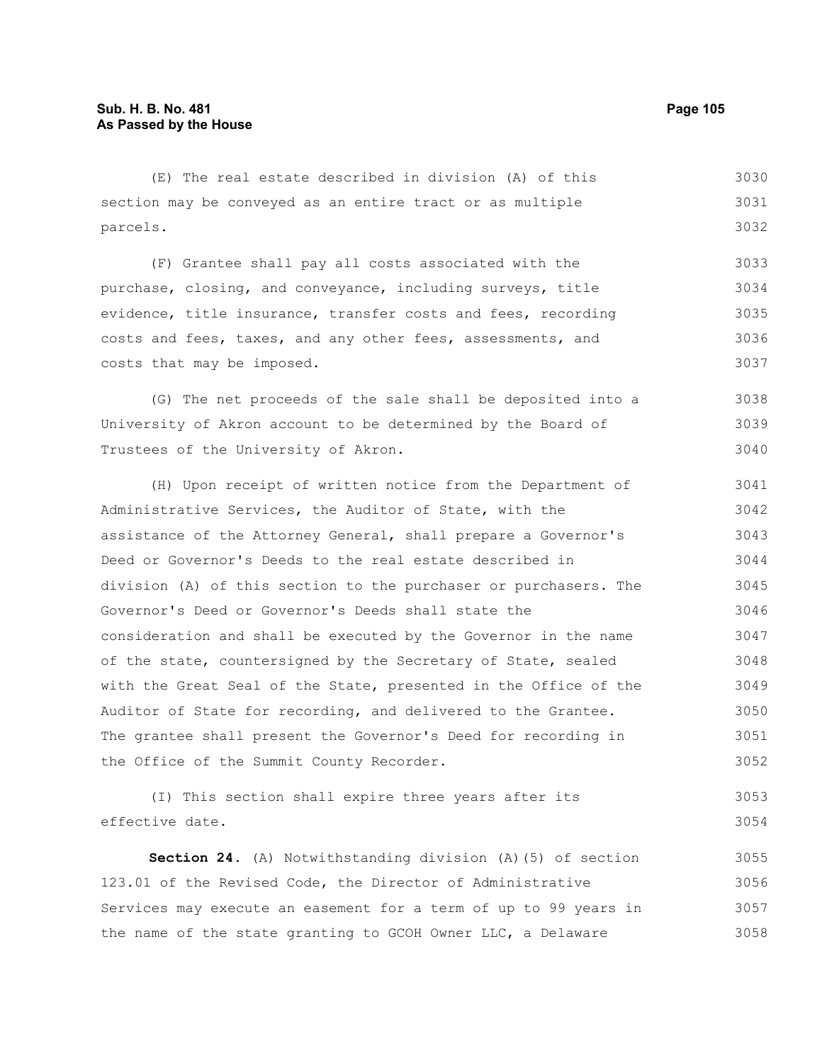(E) The real estate described in division (A) of this section may be conveyed as an entire tract or as multiple parcels.

(F) Grantee shall pay all costs associated with the purchase, closing, and conveyance, including surveys, title evidence, title insurance, transfer costs and fees, recording costs and fees, taxes, and any other fees, assessments, and costs that may be imposed.

(G) The net proceeds of the sale shall be deposited into a University of Akron account to be determined by the Board of Trustees of the University of Akron.

(H) Upon receipt of written notice from the Department of Administrative Services, the Auditor of State, with the assistance of the Attorney General, shall prepare a Governor's Deed or Governor's Deeds to the real estate described in division (A) of this section to the purchaser or purchasers. The Governor's Deed or Governor's Deeds shall state the consideration and shall be executed by the Governor in the name of the state, countersigned by the Secretary of State, sealed with the Great Seal of the State, presented in the Office of the Auditor of State for recording, and delivered to the Grantee. The grantee shall present the Governor's Deed for recording in the Office of the Summit County Recorder.

(I) This section shall expire three years after its effective date.

**Section 24.** (A) Notwithstanding division (A)(5) of section 123.01 of the Revised Code, the Director of Administrative Services may execute an easement for a term of up to 99 years in the name of the state granting to GCOH Owner LLC, a Delaware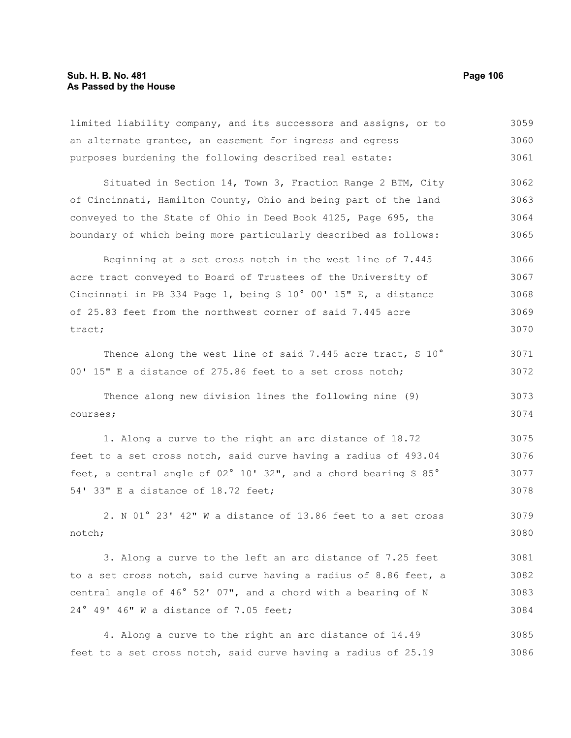limited liability company, and its successors and assigns, or to an alternate grantee, an easement for ingress and egress purposes burdening the following described real estate:

Situated in Section 14, Town 3, Fraction Range 2 BTM, City of Cincinnati, Hamilton County, Ohio and being part of the land conveyed to the State of Ohio in Deed Book 4125, Page 695, the boundary of which being more particularly described as follows:

Beginning at a set cross notch in the west line of 7.445 acre tract conveyed to Board of Trustees of the University of Cincinnati in PB 334 Page 1, being S 10° 00' 15" E, a distance of 25.83 feet from the northwest corner of said 7.445 acre tract;

Thence along the west line of said 7.445 acre tract, S 10° 00' 15" E a distance of 275.86 feet to a set cross notch;

Thence along new division lines the following nine (9) courses;

1. Along a curve to the right an arc distance of 18.72 feet to a set cross notch, said curve having a radius of 493.04 feet, a central angle of 02° 10' 32", and a chord bearing S 85° 54' 33" E a distance of 18.72 feet;

2. N 01° 23' 42" W a distance of 13.86 feet to a set cross notch;

3. Along a curve to the left an arc distance of 7.25 feet to a set cross notch, said curve having a radius of 8.86 feet, a central angle of 46° 52' 07", and a chord with a bearing of N 24° 49' 46" W a distance of 7.05 feet;

4. Along a curve to the right an arc distance of 14.49 feet to a set cross notch, said curve having a radius of 25.19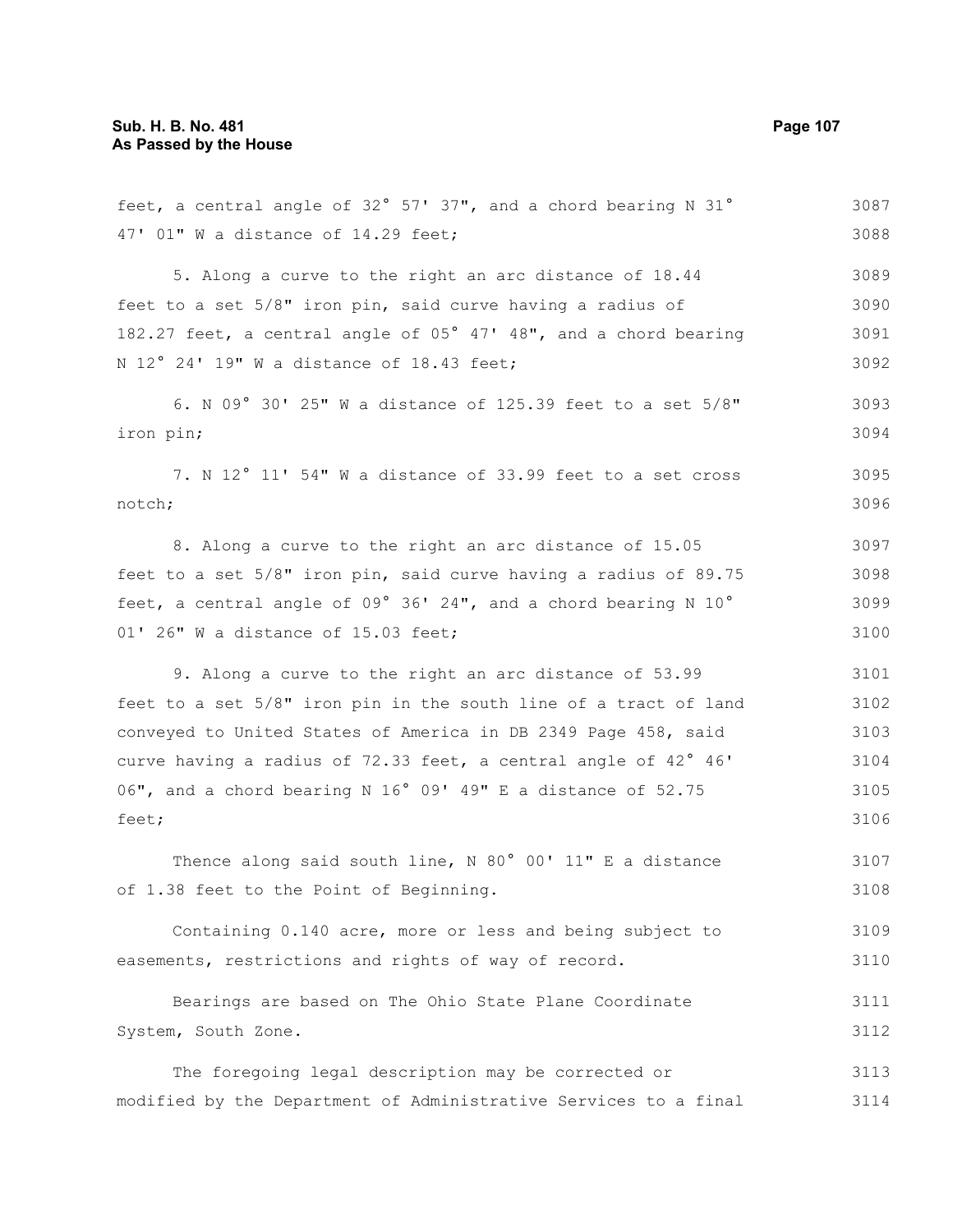feet, a central angle of 32° 57' 37", and a chord bearing N 31° 47' 01" W a distance of 14.29 feet;

5. Along a curve to the right an arc distance of 18.44 feet to a set 5/8" iron pin, said curve having a radius of 182.27 feet, a central angle of 05° 47' 48", and a chord bearing N 12° 24' 19" W a distance of 18.43 feet;

6. N 09° 30' 25" W a distance of 125.39 feet to a set 5/8" iron pin;

7. N 12° 11' 54" W a distance of 33.99 feet to a set cross notch;

8. Along a curve to the right an arc distance of 15.05 feet to a set 5/8" iron pin, said curve having a radius of 89.75 feet, a central angle of 09° 36' 24", and a chord bearing N 10° 01' 26" W a distance of 15.03 feet;

9. Along a curve to the right an arc distance of 53.99 feet to a set 5/8" iron pin in the south line of a tract of land conveyed to United States of America in DB 2349 Page 458, said curve having a radius of 72.33 feet, a central angle of 42° 46' 06", and a chord bearing N 16° 09' 49" E a distance of 52.75 feet;

Thence along said south line, N 80° 00' 11" E a distance of 1.38 feet to the Point of Beginning.

Containing 0.140 acre, more or less and being subject to easements, restrictions and rights of way of record.

Bearings are based on The Ohio State Plane Coordinate System, South Zone.

The foregoing legal description may be corrected or modified by the Department of Administrative Services to a final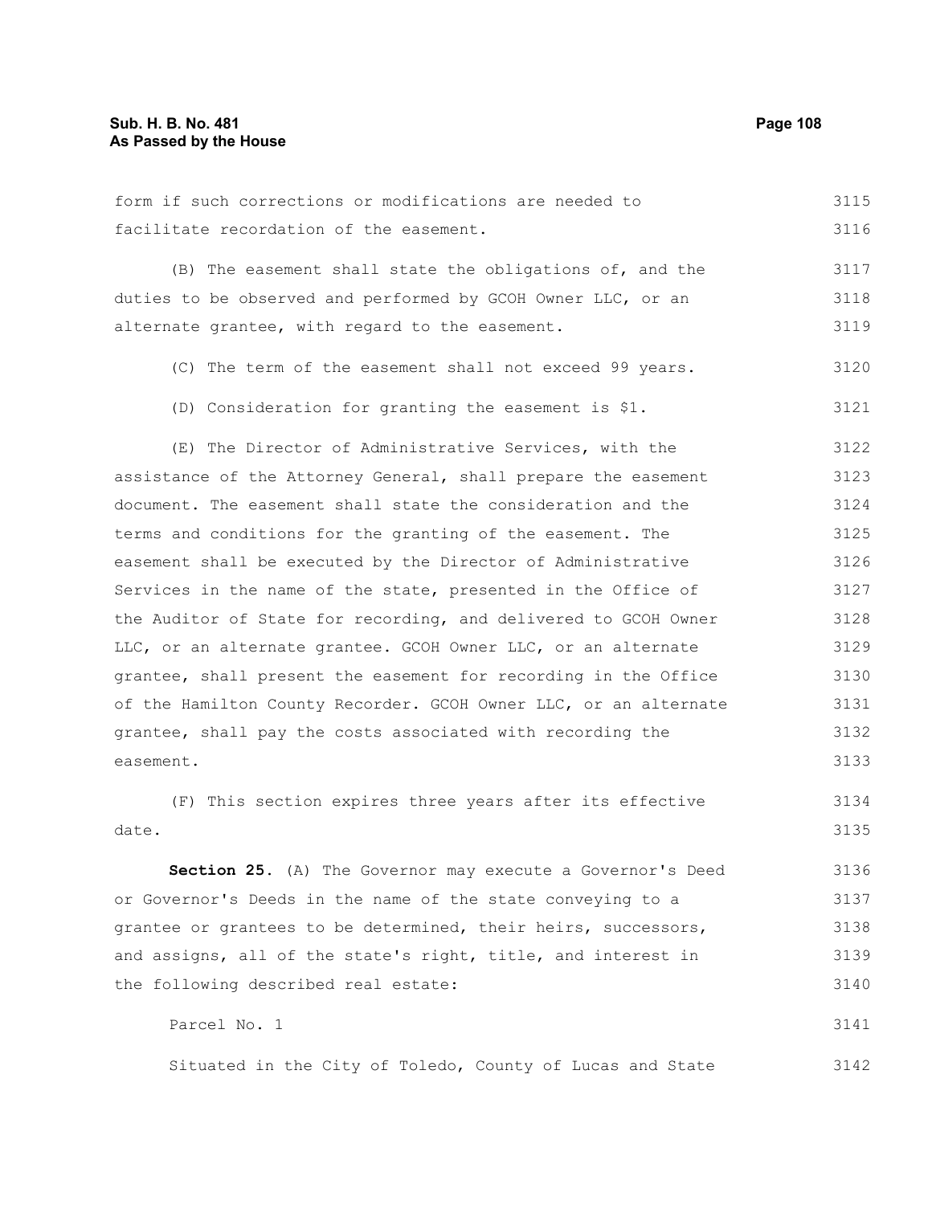form if such corrections or modifications are needed to facilitate recordation of the easement.

(B) The easement shall state the obligations of, and the duties to be observed and performed by GCOH Owner LLC, or an alternate grantee, with regard to the easement.

(C) The term of the easement shall not exceed 99 years.

(D) Consideration for granting the easement is $1.

(E) The Director of Administrative Services, with the assistance of the Attorney General, shall prepare the easement document. The easement shall state the consideration and the terms and conditions for the granting of the easement. The easement shall be executed by the Director of Administrative Services in the name of the state, presented in the Office of the Auditor of State for recording, and delivered to GCOH Owner LLC, or an alternate grantee. GCOH Owner LLC, or an alternate grantee, shall present the easement for recording in the Office of the Hamilton County Recorder. GCOH Owner LLC, or an alternate grantee, shall pay the costs associated with recording the easement.

(F) This section expires three years after its effective date.

**Section 25.** (A) The Governor may execute a Governor's Deed or Governor's Deeds in the name of the state conveying to a grantee or grantees to be determined, their heirs, successors, and assigns, all of the state's right, title, and interest in the following described real estate:

Parcel No. 1

Situated in the City of Toledo, County of Lucas and State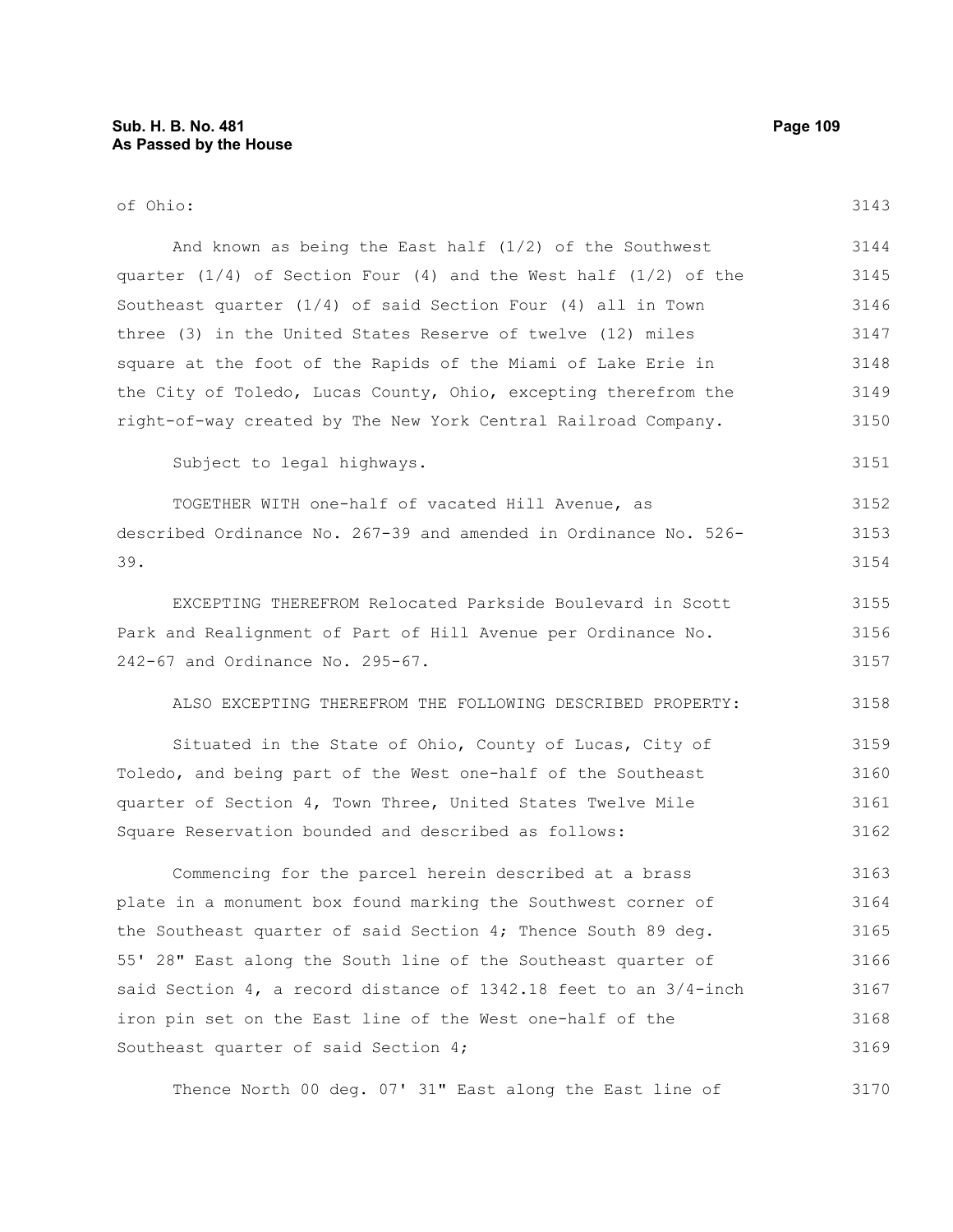of Ohio:

And known as being the East half (1/2) of the Southwest quarter (1/4) of Section Four (4) and the West half (1/2) of the Southeast quarter (1/4) of said Section Four (4) all in Town three (3) in the United States Reserve of twelve (12) miles square at the foot of the Rapids of the Miami of Lake Erie in the City of Toledo, Lucas County, Ohio, excepting therefrom the right-of-way created by The New York Central Railroad Company.

Subject to legal highways.

TOGETHER WITH one-half of vacated Hill Avenue, as described Ordinance No. 267-39 and amended in Ordinance No. 526-39.

EXCEPTING THEREFROM Relocated Parkside Boulevard in Scott Park and Realignment of Part of Hill Avenue per Ordinance No. 242-67 and Ordinance No. 295-67.

ALSO EXCEPTING THEREFROM THE FOLLOWING DESCRIBED PROPERTY:

Situated in the State of Ohio, County of Lucas, City of Toledo, and being part of the West one-half of the Southeast quarter of Section 4, Town Three, United States Twelve Mile Square Reservation bounded and described as follows:

Commencing for the parcel herein described at a brass plate in a monument box found marking the Southwest corner of the Southeast quarter of said Section 4; Thence South 89 deg. 55' 28" East along the South line of the Southeast quarter of said Section 4, a record distance of 1342.18 feet to an 3/4-inch iron pin set on the East line of the West one-half of the Southeast quarter of said Section 4;

Thence North 00 deg. 07' 31" East along the East line of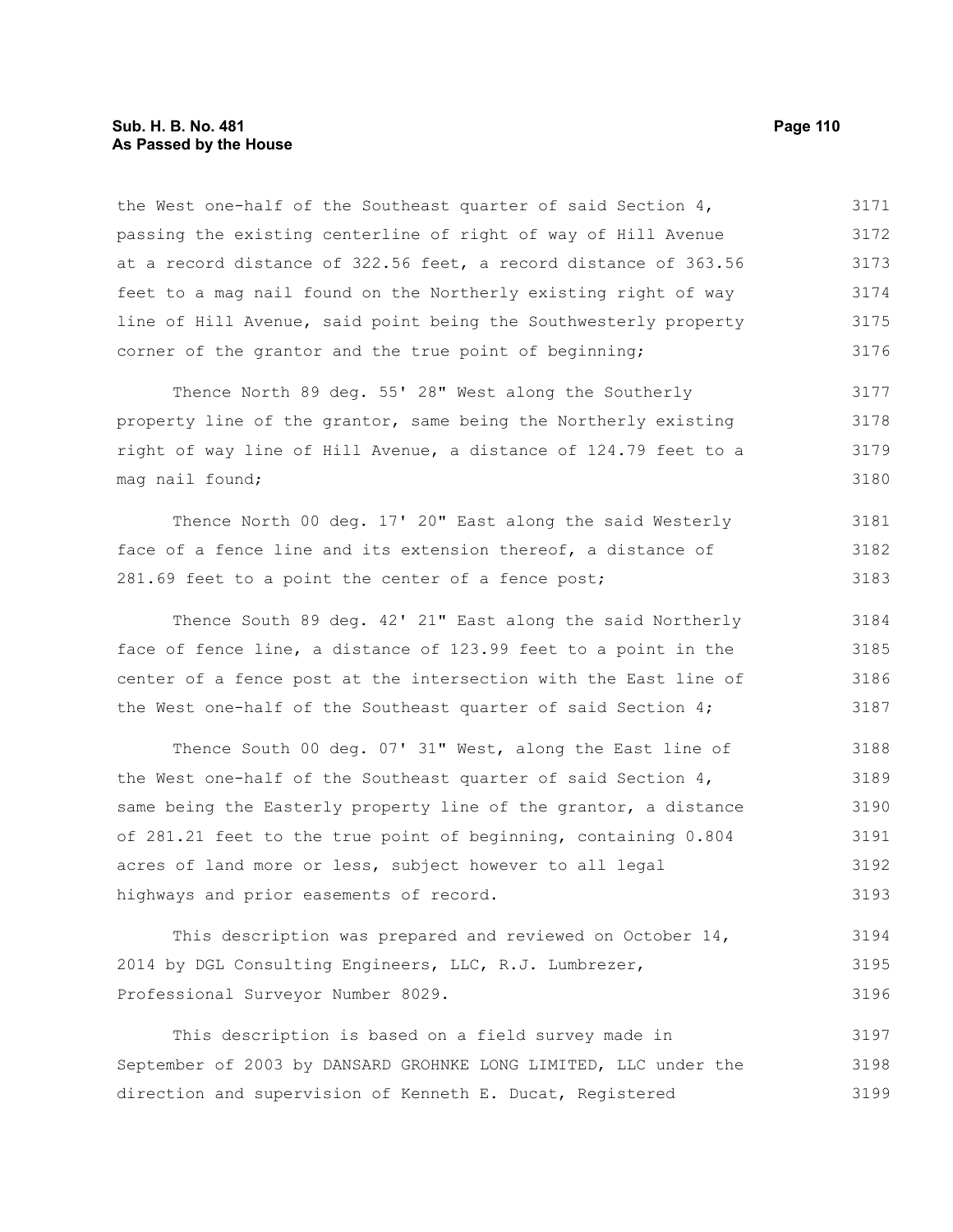the West one-half of the Southeast quarter of said Section 4, passing the existing centerline of right of way of Hill Avenue at a record distance of 322.56 feet, a record distance of 363.56 feet to a mag nail found on the Northerly existing right of way line of Hill Avenue, said point being the Southwesterly property corner of the grantor and the true point of beginning;

Thence North 89 deg. 55' 28" West along the Southerly property line of the grantor, same being the Northerly existing right of way line of Hill Avenue, a distance of 124.79 feet to a mag nail found;

Thence North 00 deg. 17' 20" East along the said Westerly face of a fence line and its extension thereof, a distance of 281.69 feet to a point the center of a fence post;

Thence South 89 deg. 42' 21" East along the said Northerly face of fence line, a distance of 123.99 feet to a point in the center of a fence post at the intersection with the East line of the West one-half of the Southeast quarter of said Section 4;

Thence South 00 deg. 07' 31" West, along the East line of the West one-half of the Southeast quarter of said Section 4, same being the Easterly property line of the grantor, a distance of 281.21 feet to the true point of beginning, containing 0.804 acres of land more or less, subject however to all legal highways and prior easements of record.

This description was prepared and reviewed on October 14, 2014 by DGL Consulting Engineers, LLC, R.J. Lumbrezer, Professional Surveyor Number 8029.

This description is based on a field survey made in September of 2003 by DANSARD GROHNKE LONG LIMITED, LLC under the direction and supervision of Kenneth E. Ducat, Registered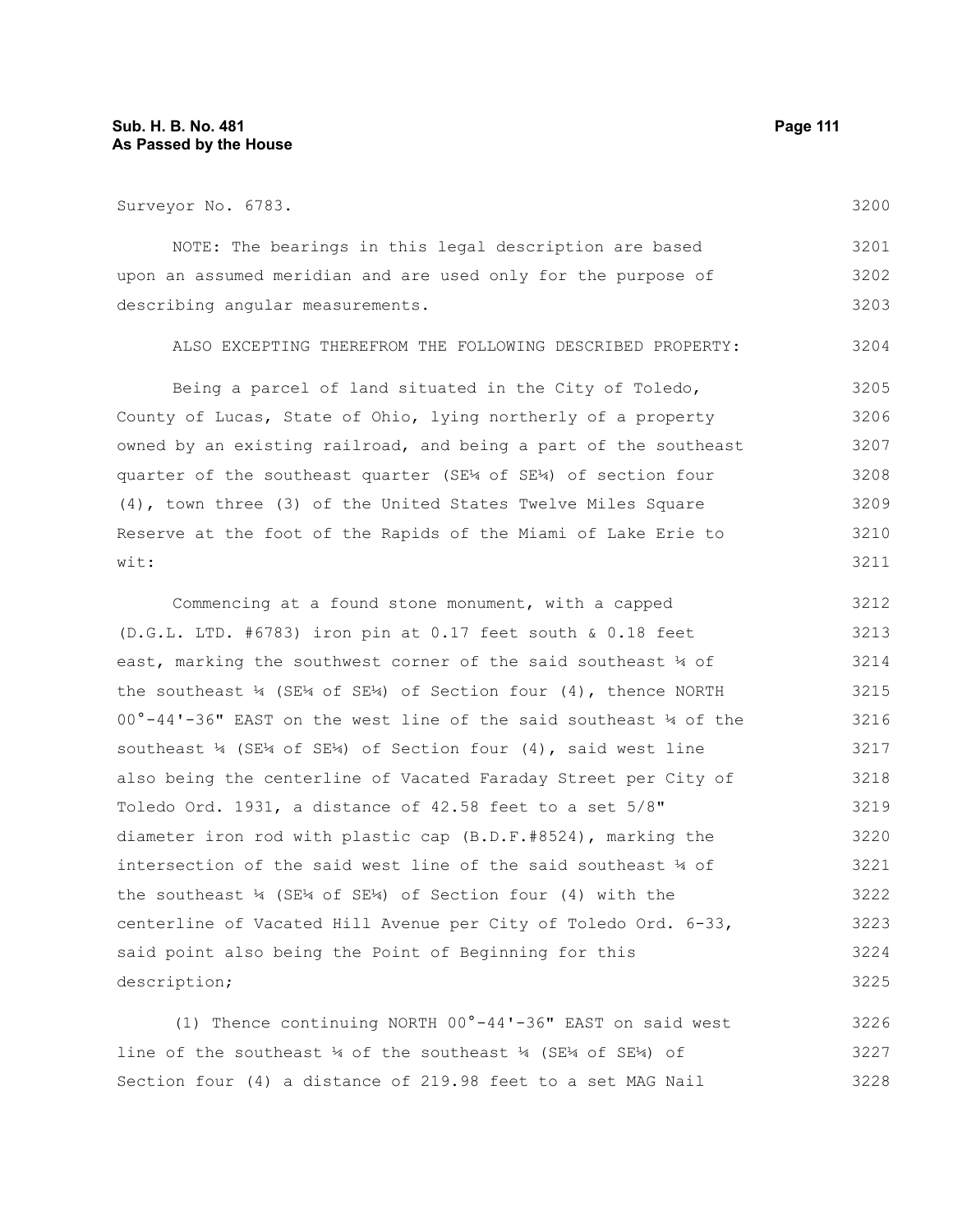Surveyor No. 6783.

NOTE: The bearings in this legal description are based upon an assumed meridian and are used only for the purpose of describing angular measurements.

ALSO EXCEPTING THEREFROM THE FOLLOWING DESCRIBED PROPERTY:

Being a parcel of land situated in the City of Toledo, County of Lucas, State of Ohio, lying northerly of a property owned by an existing railroad, and being a part of the southeast quarter of the southeast quarter (SE¼ of SE¼) of section four (4), town three (3) of the United States Twelve Miles Square Reserve at the foot of the Rapids of the Miami of Lake Erie to wit:

Commencing at a found stone monument, with a capped (D.G.L. LTD. #6783) iron pin at 0.17 feet south & 0.18 feet east, marking the southwest corner of the said southeast ¼ of the southeast ¼ (SE¼ of SE¼) of Section four (4), thence NORTH 00°-44'-36" EAST on the west line of the said southeast ¼ of the southeast ¼ (SE¼ of SE¼) of Section four (4), said west line also being the centerline of Vacated Faraday Street per City of Toledo Ord. 1931, a distance of 42.58 feet to a set 5/8" diameter iron rod with plastic cap (B.D.F.#8524), marking the intersection of the said west line of the said southeast ¼ of the southeast ¼ (SE¼ of SE¼) of Section four (4) with the centerline of Vacated Hill Avenue per City of Toledo Ord. 6-33, said point also being the Point of Beginning for this description;

(1) Thence continuing NORTH 00°-44'-36" EAST on said west line of the southeast ¼ of the southeast ¼ (SE¼ of SE¼) of Section four (4) a distance of 219.98 feet to a set MAG Nail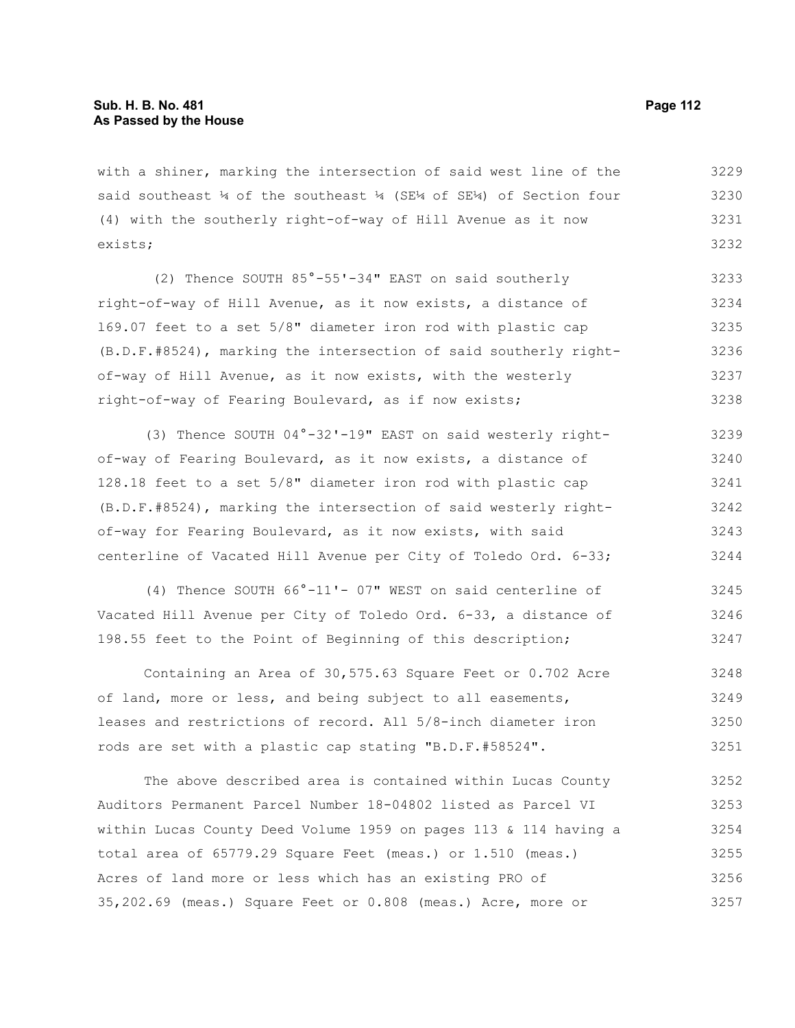with a shiner, marking the intersection of said west line of the said southeast ¼ of the southeast ¼ (SE¼ of SE¼) of Section four (4) with the southerly right-of-way of Hill Avenue as it now exists;

(2) Thence SOUTH 85°-55'-34" EAST on said southerly right-of-way of Hill Avenue, as it now exists, a distance of 169.07 feet to a set 5/8" diameter iron rod with plastic cap (B.D.F.#8524), marking the intersection of said southerly right-of-way of Hill Avenue, as it now exists, with the westerly right-of-way of Fearing Boulevard, as if now exists;

(3) Thence SOUTH 04°-32'-19" EAST on said westerly right-of-way of Fearing Boulevard, as it now exists, a distance of 128.18 feet to a set 5/8" diameter iron rod with plastic cap (B.D.F.#8524), marking the intersection of said westerly right-of-way for Fearing Boulevard, as it now exists, with said centerline of Vacated Hill Avenue per City of Toledo Ord. 6-33;

(4) Thence SOUTH 66°-11'- 07" WEST on said centerline of Vacated Hill Avenue per City of Toledo Ord. 6-33, a distance of 198.55 feet to the Point of Beginning of this description;

Containing an Area of 30,575.63 Square Feet or 0.702 Acre of land, more or less, and being subject to all easements, leases and restrictions of record. All 5/8-inch diameter iron rods are set with a plastic cap stating "B.D.F.#58524".

The above described area is contained within Lucas County Auditors Permanent Parcel Number 18-04802 listed as Parcel VI within Lucas County Deed Volume 1959 on pages 113 & 114 having a total area of 65779.29 Square Feet (meas.) or 1.510 (meas.) Acres of land more or less which has an existing PRO of 35,202.69 (meas.) Square Feet or 0.808 (meas.) Acre, more or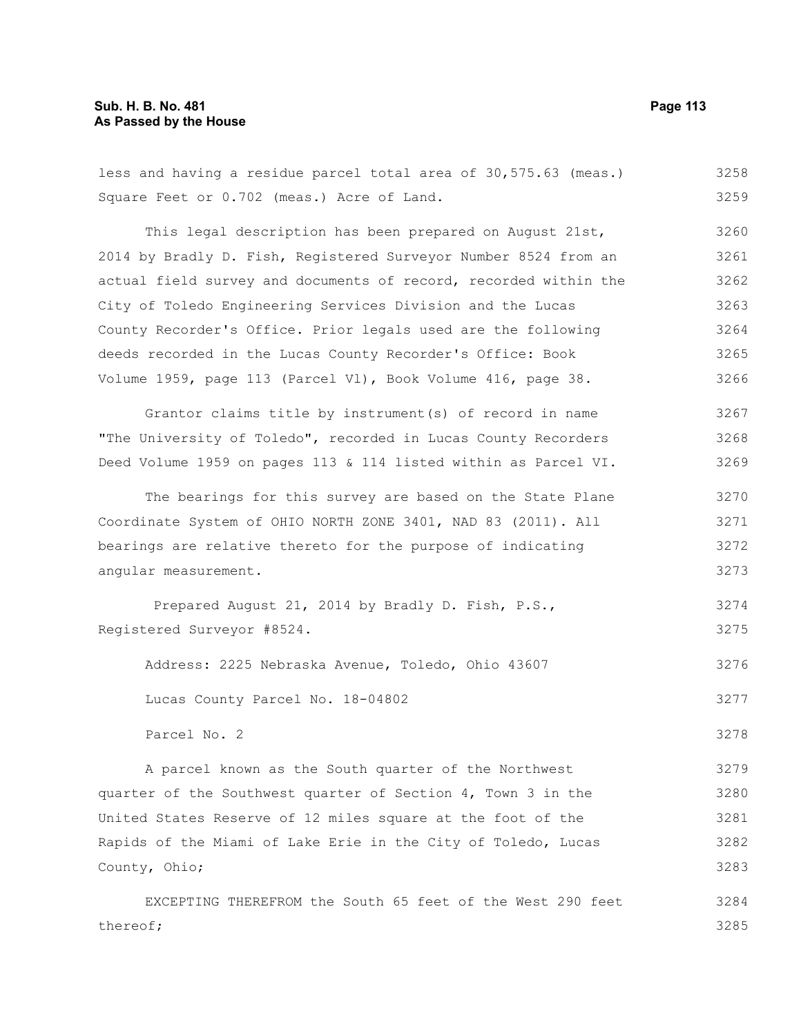less and having a residue parcel total area of 30,575.63 (meas.) Square Feet or 0.702 (meas.) Acre of Land.

This legal description has been prepared on August 21st, 2014 by Bradly D. Fish, Registered Surveyor Number 8524 from an actual field survey and documents of record, recorded within the City of Toledo Engineering Services Division and the Lucas County Recorder's Office. Prior legals used are the following deeds recorded in the Lucas County Recorder's Office: Book Volume 1959, page 113 (Parcel Vl), Book Volume 416, page 38.

Grantor claims title by instrument(s) of record in name "The University of Toledo", recorded in Lucas County Recorders Deed Volume 1959 on pages 113 & 114 listed within as Parcel VI.

The bearings for this survey are based on the State Plane Coordinate System of OHIO NORTH ZONE 3401, NAD 83 (2011). All bearings are relative thereto for the purpose of indicating angular measurement.

Prepared August 21, 2014 by Bradly D. Fish, P.S., Registered Surveyor #8524.

Address: 2225 Nebraska Avenue, Toledo, Ohio 43607

Lucas County Parcel No. 18-04802

Parcel No. 2

A parcel known as the South quarter of the Northwest quarter of the Southwest quarter of Section 4, Town 3 in the United States Reserve of 12 miles square at the foot of the Rapids of the Miami of Lake Erie in the City of Toledo, Lucas County, Ohio;

EXCEPTING THEREFROM the South 65 feet of the West 290 feet thereof;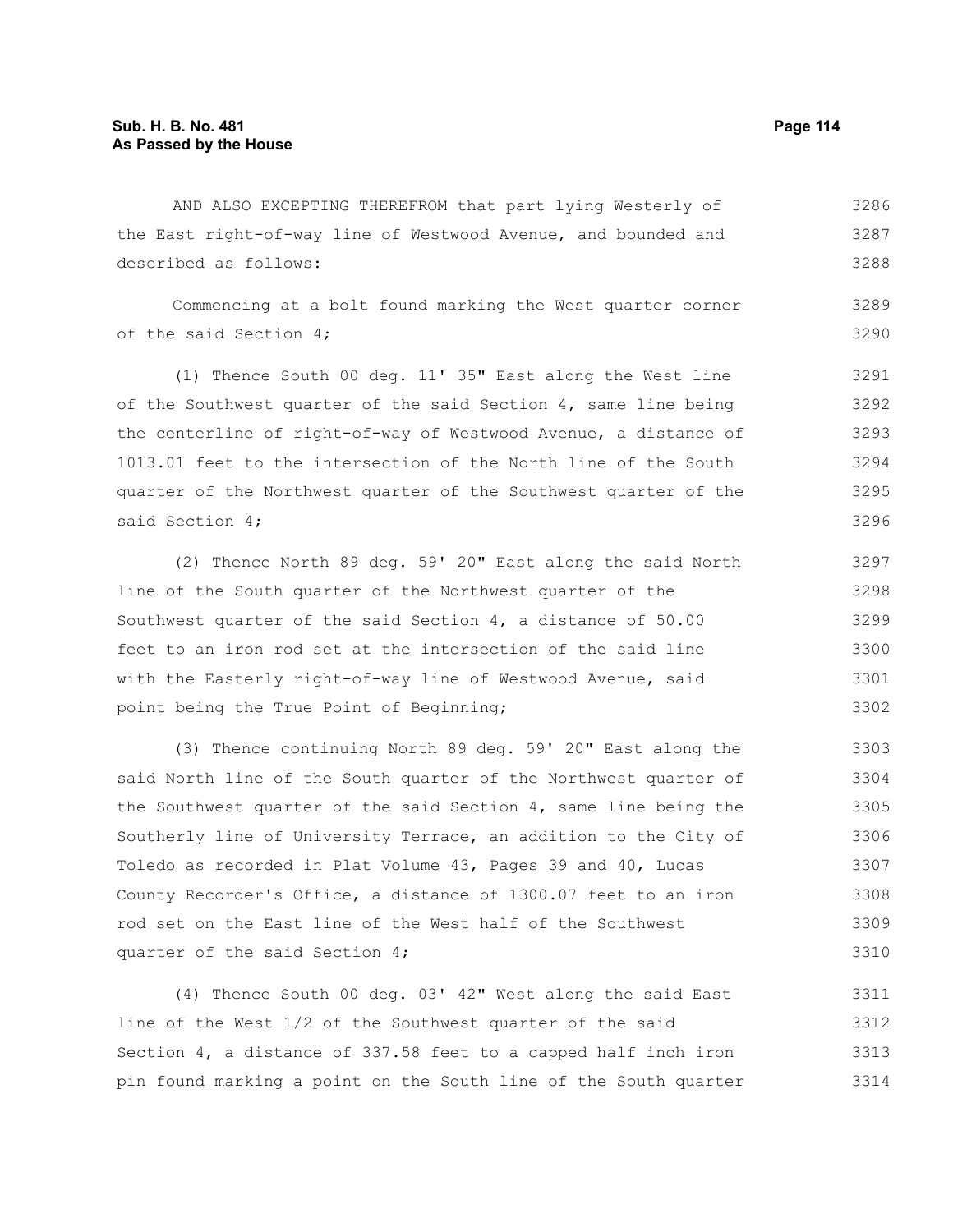AND ALSO EXCEPTING THEREFROM that part lying Westerly of the East right-of-way line of Westwood Avenue, and bounded and described as follows:

Commencing at a bolt found marking the West quarter corner of the said Section 4;

(1) Thence South 00 deg. 11' 35" East along the West line of the Southwest quarter of the said Section 4, same line being the centerline of right-of-way of Westwood Avenue, a distance of 1013.01 feet to the intersection of the North line of the South quarter of the Northwest quarter of the Southwest quarter of the said Section 4;

(2) Thence North 89 deg. 59' 20" East along the said North line of the South quarter of the Northwest quarter of the Southwest quarter of the said Section 4, a distance of 50.00 feet to an iron rod set at the intersection of the said line with the Easterly right-of-way line of Westwood Avenue, said point being the True Point of Beginning;

(3) Thence continuing North 89 deg. 59' 20" East along the said North line of the South quarter of the Northwest quarter of the Southwest quarter of the said Section 4, same line being the Southerly line of University Terrace, an addition to the City of Toledo as recorded in Plat Volume 43, Pages 39 and 40, Lucas County Recorder's Office, a distance of 1300.07 feet to an iron rod set on the East line of the West half of the Southwest quarter of the said Section 4;

(4) Thence South 00 deg. 03' 42" West along the said East line of the West 1/2 of the Southwest quarter of the said Section 4, a distance of 337.58 feet to a capped half inch iron pin found marking a point on the South line of the South quarter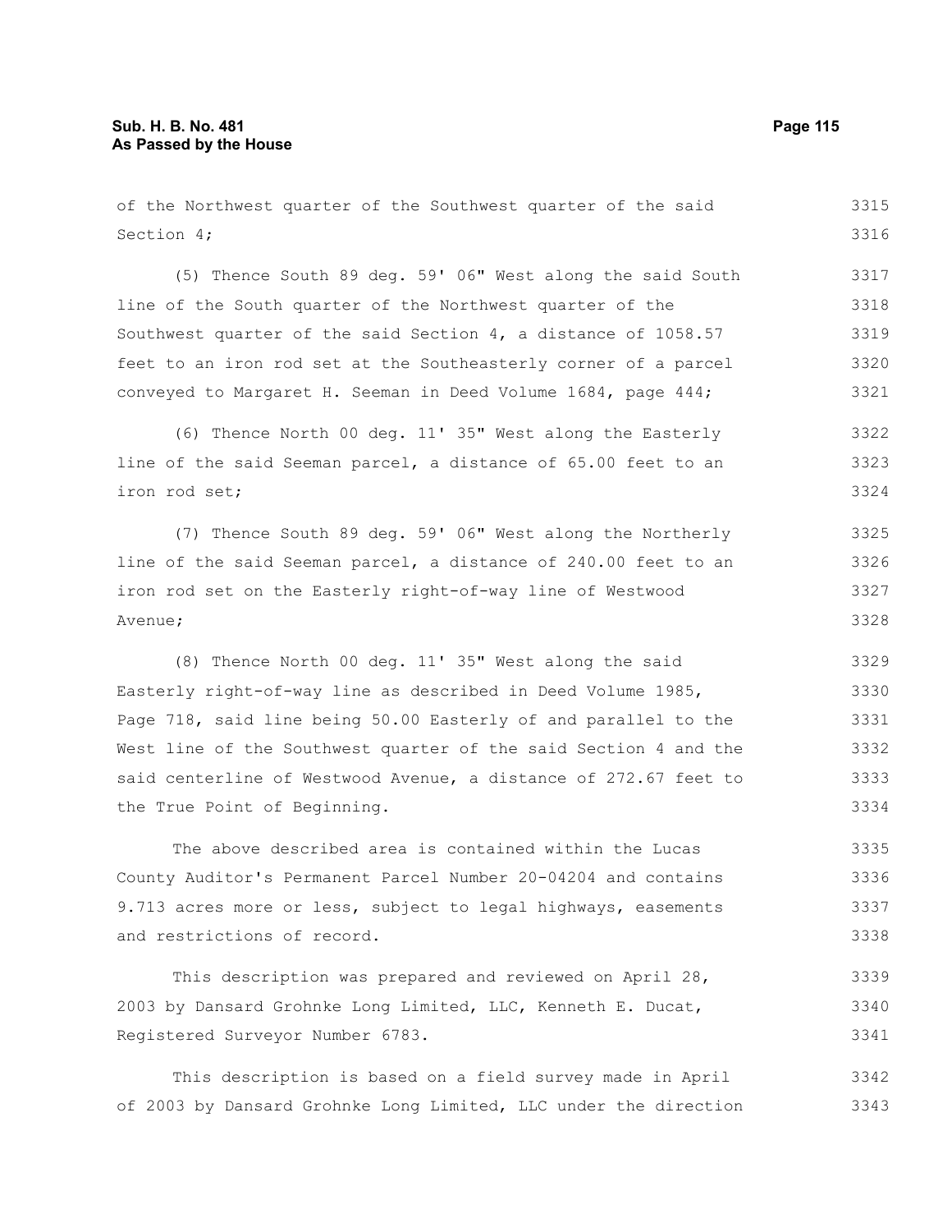of the Northwest quarter of the Southwest quarter of the said Section 4;

(5) Thence South 89 deg. 59' 06" West along the said South line of the South quarter of the Northwest quarter of the Southwest quarter of the said Section 4, a distance of 1058.57 feet to an iron rod set at the Southeasterly corner of a parcel conveyed to Margaret H. Seeman in Deed Volume 1684, page 444;

(6) Thence North 00 deg. 11' 35" West along the Easterly line of the said Seeman parcel, a distance of 65.00 feet to an iron rod set;

(7) Thence South 89 deg. 59' 06" West along the Northerly line of the said Seeman parcel, a distance of 240.00 feet to an iron rod set on the Easterly right-of-way line of Westwood Avenue;

(8) Thence North 00 deg. 11' 35" West along the said Easterly right-of-way line as described in Deed Volume 1985, Page 718, said line being 50.00 Easterly of and parallel to the West line of the Southwest quarter of the said Section 4 and the said centerline of Westwood Avenue, a distance of 272.67 feet to the True Point of Beginning.

The above described area is contained within the Lucas County Auditor's Permanent Parcel Number 20-04204 and contains 9.713 acres more or less, subject to legal highways, easements and restrictions of record.

This description was prepared and reviewed on April 28, 2003 by Dansard Grohnke Long Limited, LLC, Kenneth E. Ducat, Registered Surveyor Number 6783.

This description is based on a field survey made in April of 2003 by Dansard Grohnke Long Limited, LLC under the direction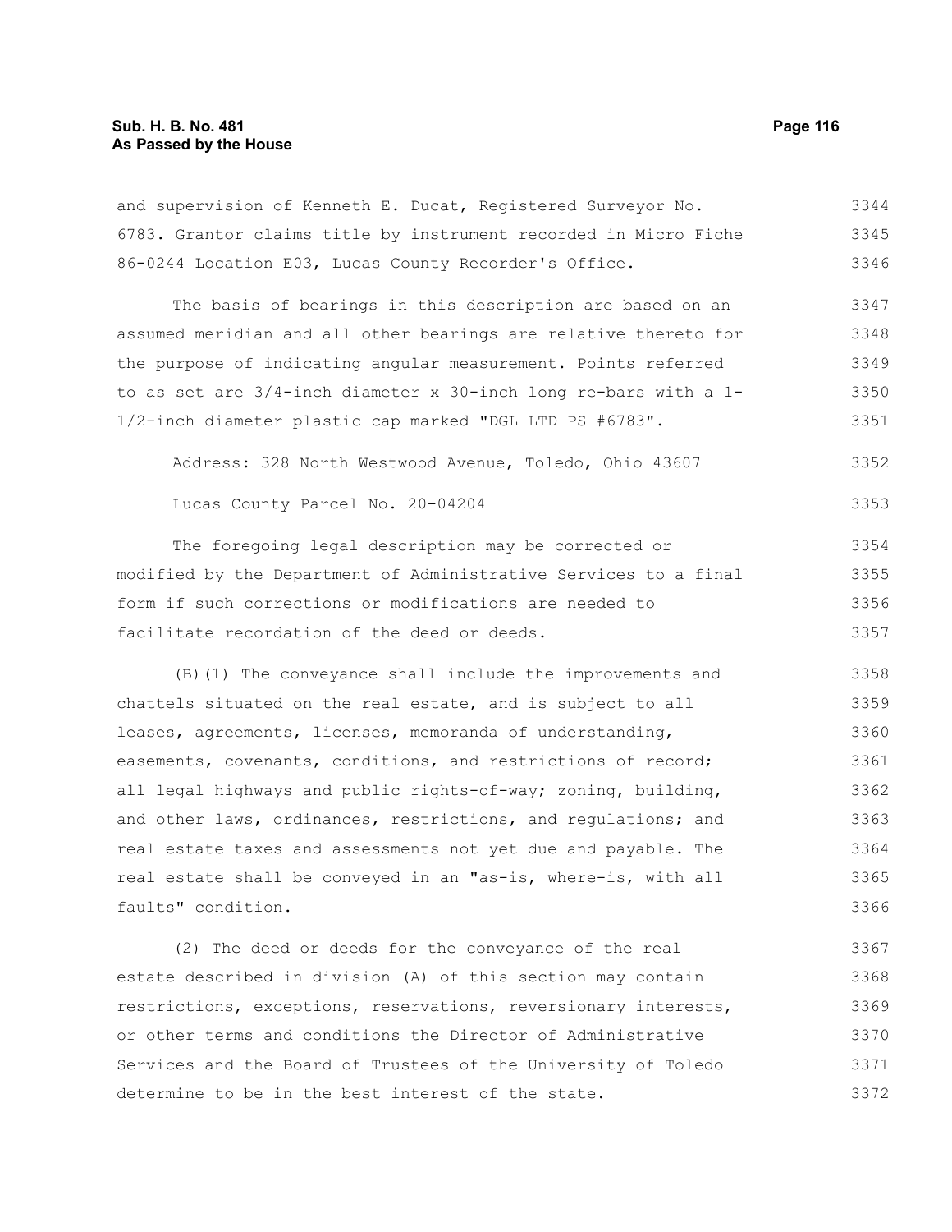and supervision of Kenneth E. Ducat, Registered Surveyor No. 6783. Grantor claims title by instrument recorded in Micro Fiche 86-0244 Location E03, Lucas County Recorder's Office.

The basis of bearings in this description are based on an assumed meridian and all other bearings are relative thereto for the purpose of indicating angular measurement. Points referred to as set are 3/4-inch diameter x 30-inch long re-bars with a 1-1/2-inch diameter plastic cap marked "DGL LTD PS #6783".

Address: 328 North Westwood Avenue, Toledo, Ohio 43607

Lucas County Parcel No. 20-04204

The foregoing legal description may be corrected or modified by the Department of Administrative Services to a final form if such corrections or modifications are needed to facilitate recordation of the deed or deeds.

(B)(1) The conveyance shall include the improvements and chattels situated on the real estate, and is subject to all leases, agreements, licenses, memoranda of understanding, easements, covenants, conditions, and restrictions of record; all legal highways and public rights-of-way; zoning, building, and other laws, ordinances, restrictions, and regulations; and real estate taxes and assessments not yet due and payable. The real estate shall be conveyed in an "as-is, where-is, with all faults" condition.

(2) The deed or deeds for the conveyance of the real estate described in division (A) of this section may contain restrictions, exceptions, reservations, reversionary interests, or other terms and conditions the Director of Administrative Services and the Board of Trustees of the University of Toledo determine to be in the best interest of the state.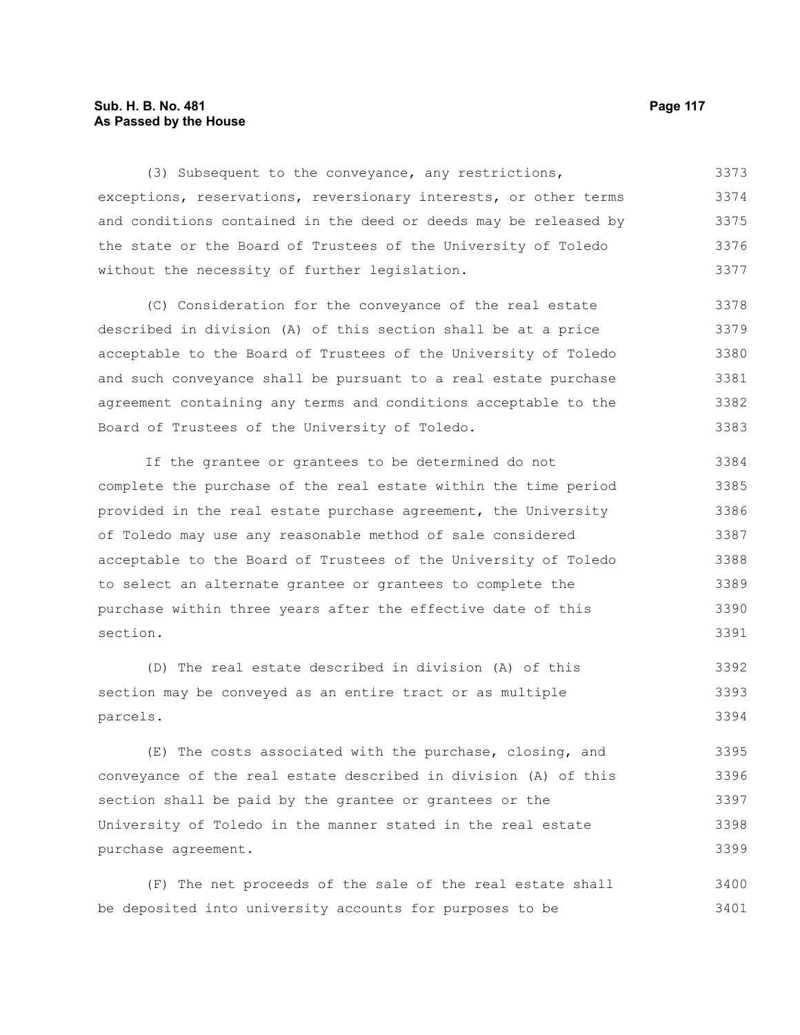(3) Subsequent to the conveyance, any restrictions, exceptions, reservations, reversionary interests, or other terms and conditions contained in the deed or deeds may be released by the state or the Board of Trustees of the University of Toledo without the necessity of further legislation.

(C) Consideration for the conveyance of the real estate described in division (A) of this section shall be at a price acceptable to the Board of Trustees of the University of Toledo and such conveyance shall be pursuant to a real estate purchase agreement containing any terms and conditions acceptable to the Board of Trustees of the University of Toledo.

If the grantee or grantees to be determined do not complete the purchase of the real estate within the time period provided in the real estate purchase agreement, the University of Toledo may use any reasonable method of sale considered acceptable to the Board of Trustees of the University of Toledo to select an alternate grantee or grantees to complete the purchase within three years after the effective date of this section.

(D) The real estate described in division (A) of this section may be conveyed as an entire tract or as multiple parcels.

(E) The costs associated with the purchase, closing, and conveyance of the real estate described in division (A) of this section shall be paid by the grantee or grantees or the University of Toledo in the manner stated in the real estate purchase agreement.

(F) The net proceeds of the sale of the real estate shall be deposited into university accounts for purposes to be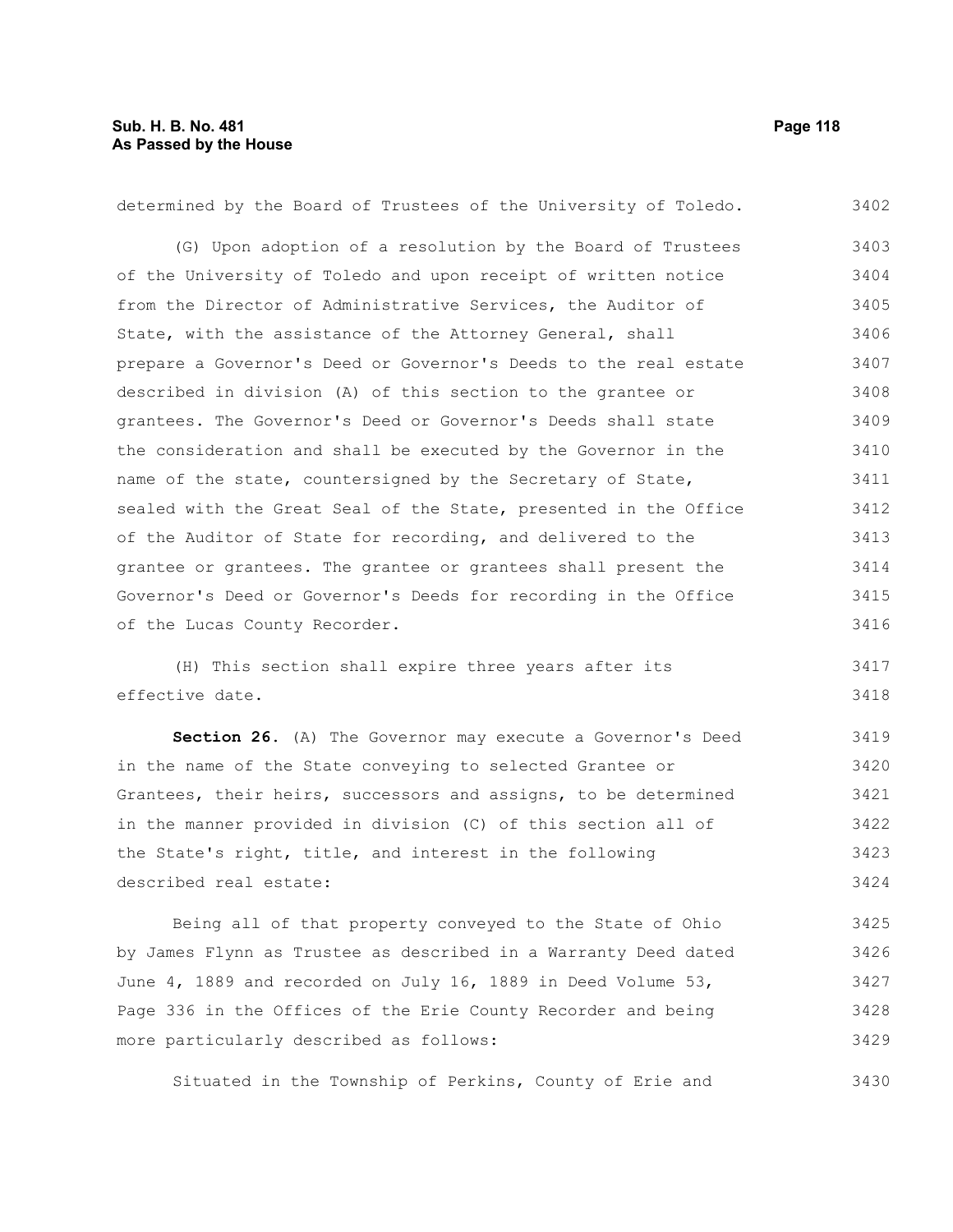determined by the Board of Trustees of the University of Toledo.

(G) Upon adoption of a resolution by the Board of Trustees of the University of Toledo and upon receipt of written notice from the Director of Administrative Services, the Auditor of State, with the assistance of the Attorney General, shall prepare a Governor's Deed or Governor's Deeds to the real estate described in division (A) of this section to the grantee or grantees. The Governor's Deed or Governor's Deeds shall state the consideration and shall be executed by the Governor in the name of the state, countersigned by the Secretary of State, sealed with the Great Seal of the State, presented in the Office of the Auditor of State for recording, and delivered to the grantee or grantees. The grantee or grantees shall present the Governor's Deed or Governor's Deeds for recording in the Office of the Lucas County Recorder.

(H) This section shall expire three years after its effective date.

**Section 26.** (A) The Governor may execute a Governor's Deed in the name of the State conveying to selected Grantee or Grantees, their heirs, successors and assigns, to be determined in the manner provided in division (C) of this section all of the State's right, title, and interest in the following described real estate:

Being all of that property conveyed to the State of Ohio by James Flynn as Trustee as described in a Warranty Deed dated June 4, 1889 and recorded on July 16, 1889 in Deed Volume 53, Page 336 in the Offices of the Erie County Recorder and being more particularly described as follows:

Situated in the Township of Perkins, County of Erie and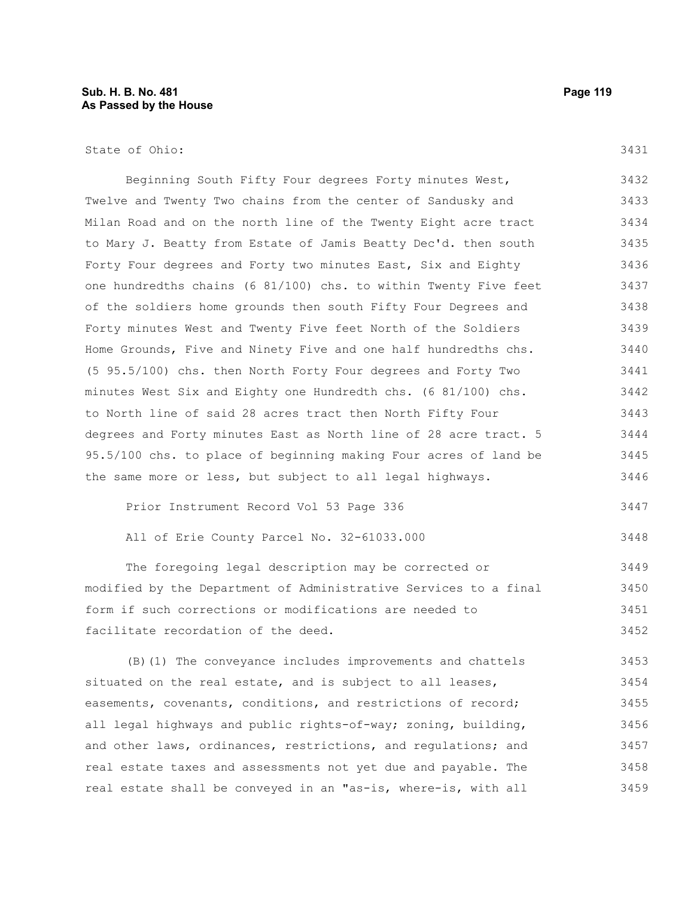State of Ohio:

Beginning South Fifty Four degrees Forty minutes West, Twelve and Twenty Two chains from the center of Sandusky and Milan Road and on the north line of the Twenty Eight acre tract to Mary J. Beatty from Estate of Jamis Beatty Dec'd. then south Forty Four degrees and Forty two minutes East, Six and Eighty one hundredths chains (6 81/100) chs. to within Twenty Five feet of the soldiers home grounds then south Fifty Four Degrees and Forty minutes West and Twenty Five feet North of the Soldiers Home Grounds, Five and Ninety Five and one half hundredths chs. (5 95.5/100) chs. then North Forty Four degrees and Forty Two minutes West Six and Eighty one Hundredth chs. (6 81/100) chs. to North line of said 28 acres tract then North Fifty Four degrees and Forty minutes East as North line of 28 acre tract. 5 95.5/100 chs. to place of beginning making Four acres of land be the same more or less, but subject to all legal highways.

Prior Instrument Record Vol 53 Page 336

All of Erie County Parcel No. 32-61033.000

The foregoing legal description may be corrected or modified by the Department of Administrative Services to a final form if such corrections or modifications are needed to facilitate recordation of the deed.

(B)(1) The conveyance includes improvements and chattels situated on the real estate, and is subject to all leases, easements, covenants, conditions, and restrictions of record; all legal highways and public rights-of-way; zoning, building, and other laws, ordinances, restrictions, and regulations; and real estate taxes and assessments not yet due and payable. The real estate shall be conveyed in an "as-is, where-is, with all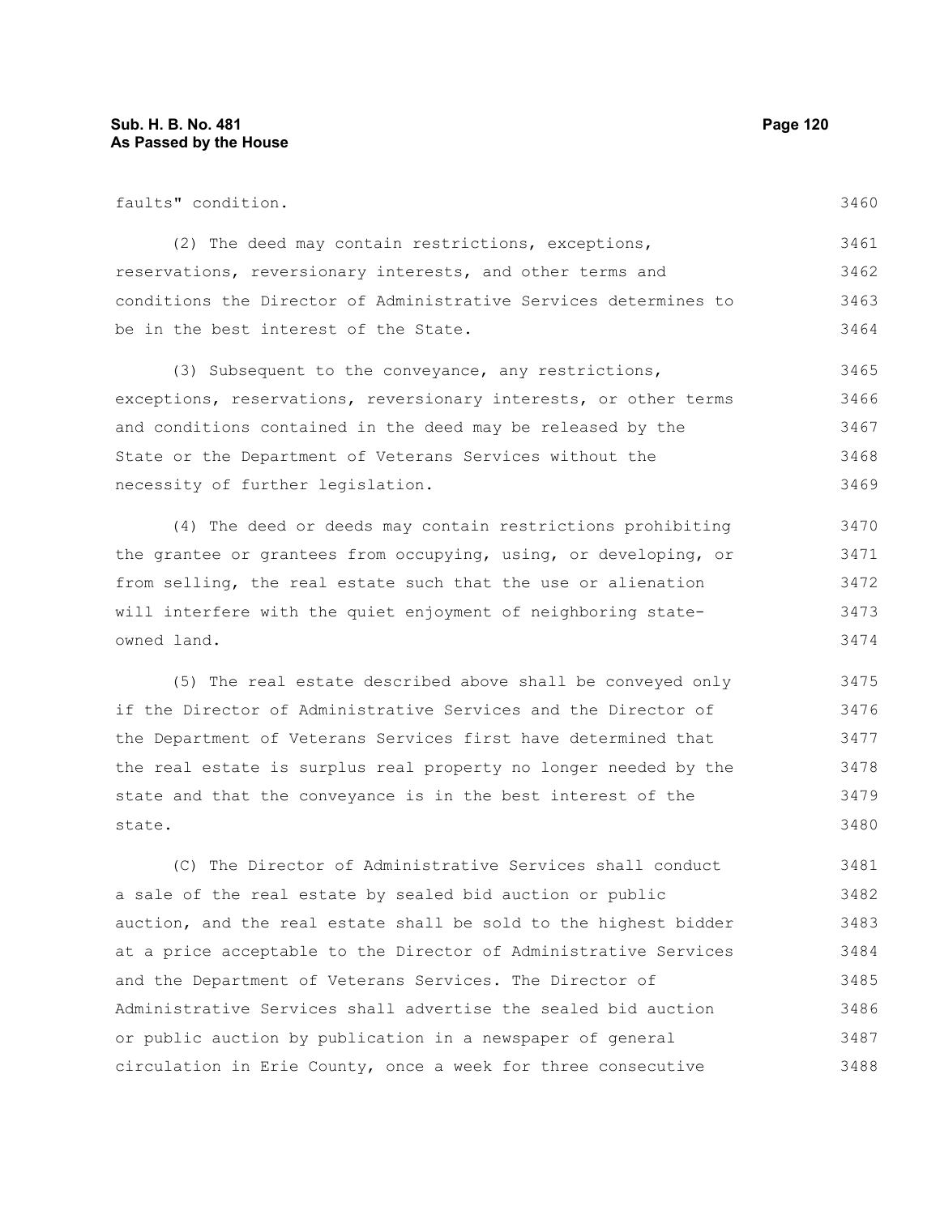faults" condition.

(2) The deed may contain restrictions, exceptions, reservations, reversionary interests, and other terms and conditions the Director of Administrative Services determines to be in the best interest of the State.

(3) Subsequent to the conveyance, any restrictions, exceptions, reservations, reversionary interests, or other terms and conditions contained in the deed may be released by the State or the Department of Veterans Services without the necessity of further legislation.

(4) The deed or deeds may contain restrictions prohibiting the grantee or grantees from occupying, using, or developing, or from selling, the real estate such that the use or alienation will interfere with the quiet enjoyment of neighboring state-owned land.

(5) The real estate described above shall be conveyed only if the Director of Administrative Services and the Director of the Department of Veterans Services first have determined that the real estate is surplus real property no longer needed by the state and that the conveyance is in the best interest of the state.

(C) The Director of Administrative Services shall conduct a sale of the real estate by sealed bid auction or public auction, and the real estate shall be sold to the highest bidder at a price acceptable to the Director of Administrative Services and the Department of Veterans Services. The Director of Administrative Services shall advertise the sealed bid auction or public auction by publication in a newspaper of general circulation in Erie County, once a week for three consecutive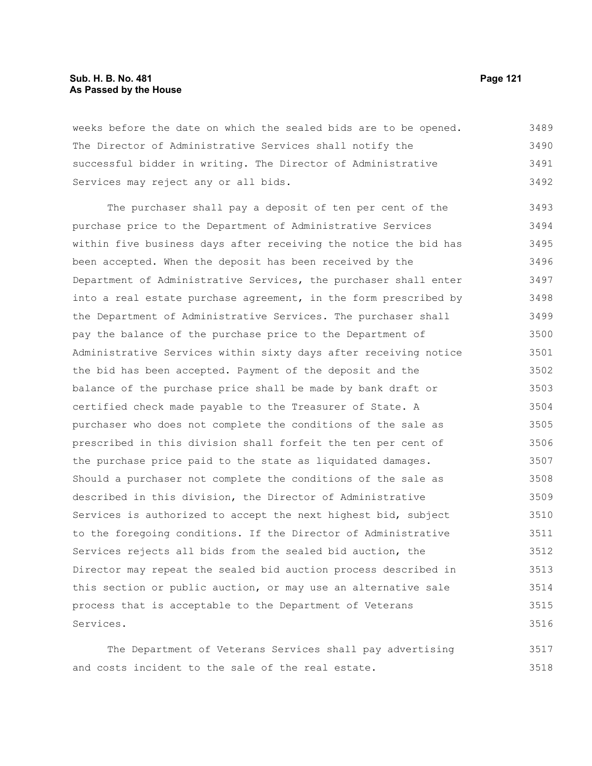weeks before the date on which the sealed bids are to be opened. The Director of Administrative Services shall notify the successful bidder in writing. The Director of Administrative Services may reject any or all bids.

The purchaser shall pay a deposit of ten per cent of the purchase price to the Department of Administrative Services within five business days after receiving the notice the bid has been accepted. When the deposit has been received by the Department of Administrative Services, the purchaser shall enter into a real estate purchase agreement, in the form prescribed by the Department of Administrative Services. The purchaser shall pay the balance of the purchase price to the Department of Administrative Services within sixty days after receiving notice the bid has been accepted. Payment of the deposit and the balance of the purchase price shall be made by bank draft or certified check made payable to the Treasurer of State. A purchaser who does not complete the conditions of the sale as prescribed in this division shall forfeit the ten per cent of the purchase price paid to the state as liquidated damages. Should a purchaser not complete the conditions of the sale as described in this division, the Director of Administrative Services is authorized to accept the next highest bid, subject to the foregoing conditions. If the Director of Administrative Services rejects all bids from the sealed bid auction, the Director may repeat the sealed bid auction process described in this section or public auction, or may use an alternative sale process that is acceptable to the Department of Veterans Services.

The Department of Veterans Services shall pay advertising and costs incident to the sale of the real estate.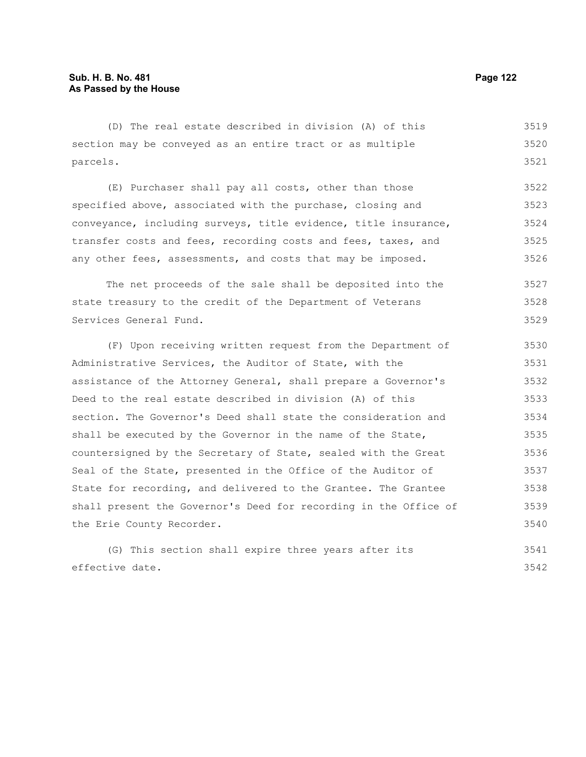(D) The real estate described in division (A) of this section may be conveyed as an entire tract or as multiple parcels.

(E) Purchaser shall pay all costs, other than those specified above, associated with the purchase, closing and conveyance, including surveys, title evidence, title insurance, transfer costs and fees, recording costs and fees, taxes, and any other fees, assessments, and costs that may be imposed.

The net proceeds of the sale shall be deposited into the state treasury to the credit of the Department of Veterans Services General Fund.

(F) Upon receiving written request from the Department of Administrative Services, the Auditor of State, with the assistance of the Attorney General, shall prepare a Governor's Deed to the real estate described in division (A) of this section. The Governor's Deed shall state the consideration and shall be executed by the Governor in the name of the State, countersigned by the Secretary of State, sealed with the Great Seal of the State, presented in the Office of the Auditor of State for recording, and delivered to the Grantee. The Grantee shall present the Governor's Deed for recording in the Office of the Erie County Recorder.

(G) This section shall expire three years after its effective date.